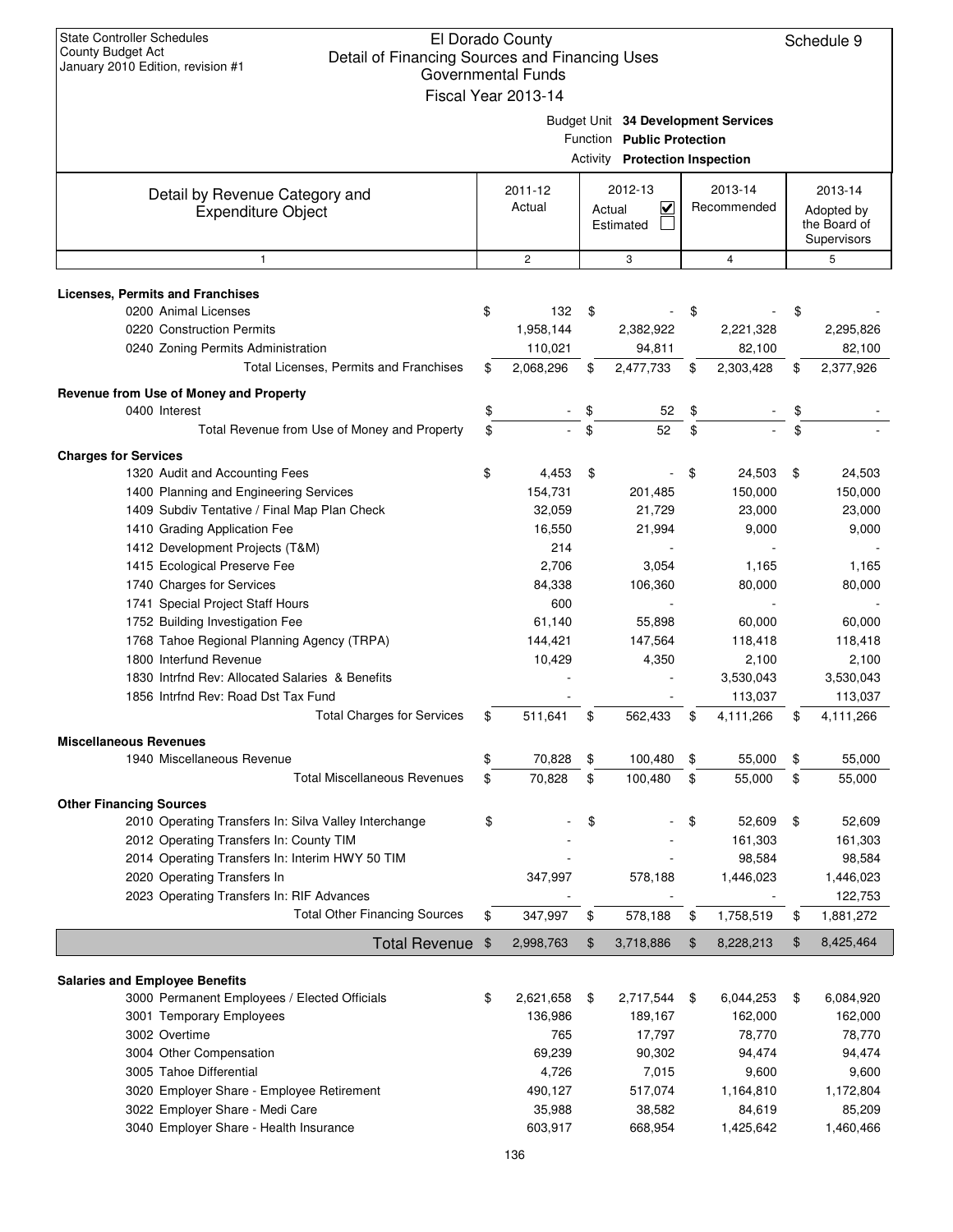State Controller Schedules
County Budget Act
January 2010 Edition, revision #1

# El Dorado County
## Detail of Financing Sources and Financing Uses
### Governmental Funds
### Fiscal Year 2013-14

Schedule 9

Budget Unit **34 Development Services**
Function **Public Protection**
Activity **Protection Inspection**

| Detail by Revenue Category and Expenditure Object | 2011-12 Actual | 2012-13 Actual ☑ Estimated ☐ | 2013-14 Recommended | 2013-14 Adopted by the Board of Supervisors |
|---|---|---|---|---|
| 1 | 2 | 3 | 4 | 5 |
| **Licenses, Permits and Franchises** | | | | |
| 0200 Animal Licenses | $ 132 | $ - | $ - | $ - |
| 0220 Construction Permits | 1,958,144 | 2,382,922 | 2,221,328 | 2,295,826 |
| 0240 Zoning Permits Administration | 110,021 | 94,811 | 82,100 | 82,100 |
| Total Licenses, Permits and Franchises | $ 2,068,296 | $ 2,477,733 | $ 2,303,428 | $ 2,377,926 |
| **Revenue from Use of Money and Property** | | | | |
| 0400 Interest | $ - | $ 52 | $ - | $ - |
| Total Revenue from Use of Money and Property | $ - | $ 52 | $ - | $ - |
| **Charges for Services** | | | | |
| 1320 Audit and Accounting Fees | $ 4,453 | $ - | $ 24,503 | $ 24,503 |
| 1400 Planning and Engineering Services | 154,731 | 201,485 | 150,000 | 150,000 |
| 1409 Subdiv Tentative / Final Map Plan Check | 32,059 | 21,729 | 23,000 | 23,000 |
| 1410 Grading Application Fee | 16,550 | 21,994 | 9,000 | 9,000 |
| 1412 Development Projects (T&M) | 214 | - | - | - |
| 1415 Ecological Preserve Fee | 2,706 | 3,054 | 1,165 | 1,165 |
| 1740 Charges for Services | 84,338 | 106,360 | 80,000 | 80,000 |
| 1741 Special Project Staff Hours | 600 | - | - | - |
| 1752 Building Investigation Fee | 61,140 | 55,898 | 60,000 | 60,000 |
| 1768 Tahoe Regional Planning Agency (TRPA) | 144,421 | 147,564 | 118,418 | 118,418 |
| 1800 Interfund Revenue | 10,429 | 4,350 | 2,100 | 2,100 |
| 1830 Intrfnd Rev: Allocated Salaries & Benefits | - | - | 3,530,043 | 3,530,043 |
| 1856 Intrfnd Rev: Road Dst Tax Fund | - | - | 113,037 | 113,037 |
| Total Charges for Services | $ 511,641 | $ 562,433 | $ 4,111,266 | $ 4,111,266 |
| **Miscellaneous Revenues** | | | | |
| 1940 Miscellaneous Revenue | $ 70,828 | $ 100,480 | $ 55,000 | $ 55,000 |
| Total Miscellaneous Revenues | $ 70,828 | $ 100,480 | $ 55,000 | $ 55,000 |
| **Other Financing Sources** | | | | |
| 2010 Operating Transfers In: Silva Valley Interchange | $ - | $ - | $ 52,609 | $ 52,609 |
| 2012 Operating Transfers In: County TIM | - | - | 161,303 | 161,303 |
| 2014 Operating Transfers In: Interim HWY 50 TIM | - | - | 98,584 | 98,584 |
| 2020 Operating Transfers In | 347,997 | 578,188 | 1,446,023 | 1,446,023 |
| 2023 Operating Transfers In: RIF Advances | - | - | - | 122,753 |
| Total Other Financing Sources | $ 347,997 | $ 578,188 | $ 1,758,519 | $ 1,881,272 |
| **Total Revenue** | $ 2,998,763 | $ 3,718,886 | $ 8,228,213 | $ 8,425,464 |
| **Salaries and Employee Benefits** | | | | |
| 3000 Permanent Employees / Elected Officials | $ 2,621,658 | $ 2,717,544 | $ 6,044,253 | $ 6,084,920 |
| 3001 Temporary Employees | 136,986 | 189,167 | 162,000 | 162,000 |
| 3002 Overtime | 765 | 17,797 | 78,770 | 78,770 |
| 3004 Other Compensation | 69,239 | 90,302 | 94,474 | 94,474 |
| 3005 Tahoe Differential | 4,726 | 7,015 | 9,600 | 9,600 |
| 3020 Employer Share - Employee Retirement | 490,127 | 517,074 | 1,164,810 | 1,172,804 |
| 3022 Employer Share - Medi Care | 35,988 | 38,582 | 84,619 | 85,209 |
| 3040 Employer Share - Health Insurance | 603,917 | 668,954 | 1,425,642 | 1,460,466 |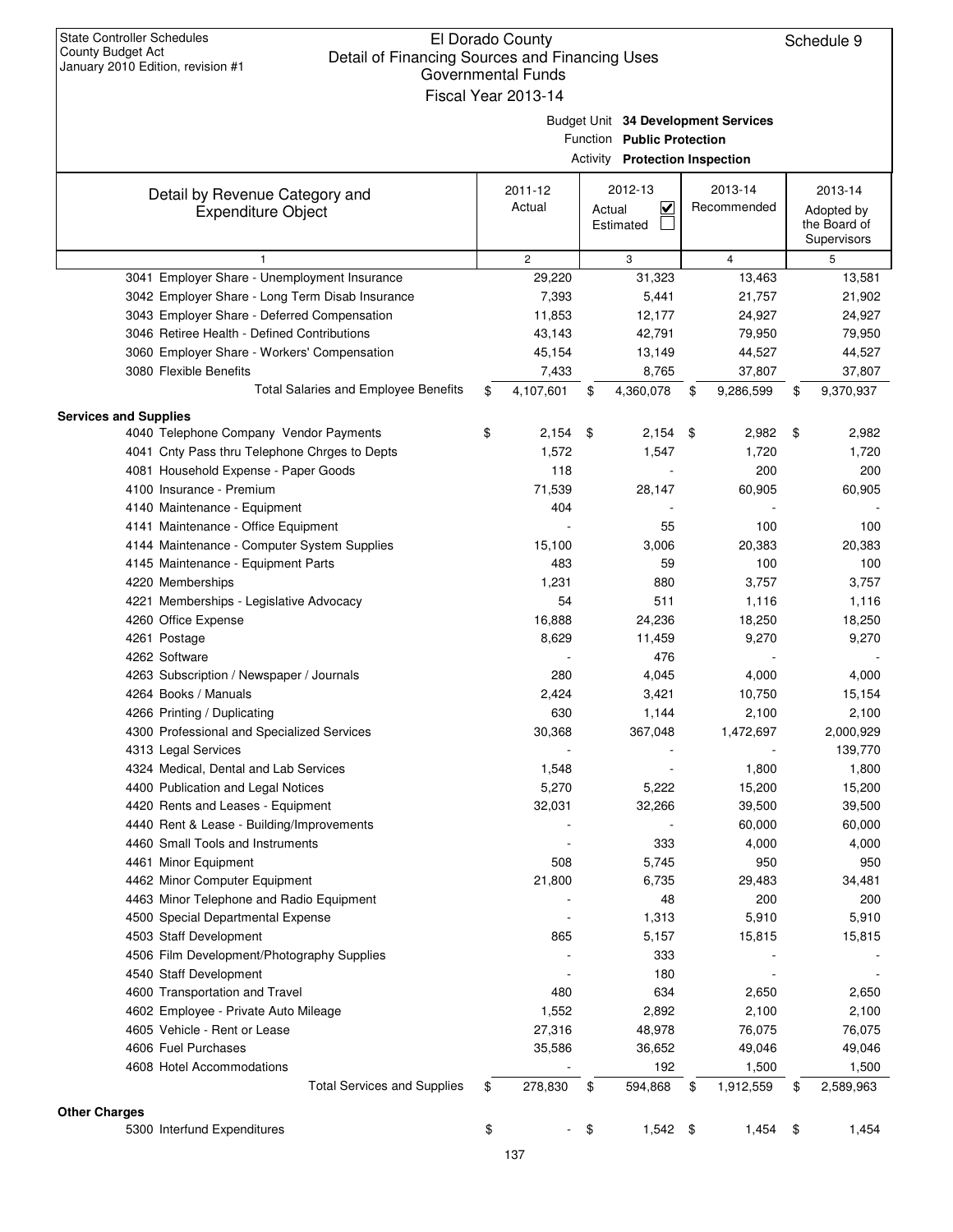State Controller Schedules
County Budget Act
January 2010 Edition, revision #1

# El Dorado County
## Detail of Financing Sources and Financing Uses
### Governmental Funds
### Fiscal Year 2013-14

Schedule 9

Budget Unit **34 Development Services**
Function **Public Protection**
Activity **Protection Inspection**

| Detail by Revenue Category and Expenditure Object | 2011-12 Actual | 2012-13 Actual ☑ Estimated ☐ | 2013-14 Recommended | 2013-14 Adopted by the Board of Supervisors |
|---|---|---|---|---|
| 1 | 2 | 3 | 4 | 5 |
| 3041 Employer Share - Unemployment Insurance | 29,220 | 31,323 | 13,463 | 13,581 |
| 3042 Employer Share - Long Term Disab Insurance | 7,393 | 5,441 | 21,757 | 21,902 |
| 3043 Employer Share - Deferred Compensation | 11,853 | 12,177 | 24,927 | 24,927 |
| 3046 Retiree Health - Defined Contributions | 43,143 | 42,791 | 79,950 | 79,950 |
| 3060 Employer Share - Workers' Compensation | 45,154 | 13,149 | 44,527 | 44,527 |
| 3080 Flexible Benefits | 7,433 | 8,765 | 37,807 | 37,807 |
| Total Salaries and Employee Benefits | $ 4,107,601 | $ 4,360,078 | $ 9,286,599 | $ 9,370,937 |
| **Services and Supplies** | | | | |
| 4040 Telephone Company Vendor Payments | $ 2,154 | $ 2,154 | $ 2,982 | $ 2,982 |
| 4041 Cnty Pass thru Telephone Chrges to Depts | 1,572 | 1,547 | 1,720 | 1,720 |
| 4081 Household Expense - Paper Goods | 118 | - | 200 | 200 |
| 4100 Insurance - Premium | 71,539 | 28,147 | 60,905 | 60,905 |
| 4140 Maintenance - Equipment | 404 | - | - | - |
| 4141 Maintenance - Office Equipment | - | 55 | 100 | 100 |
| 4144 Maintenance - Computer System Supplies | 15,100 | 3,006 | 20,383 | 20,383 |
| 4145 Maintenance - Equipment Parts | 483 | 59 | 100 | 100 |
| 4220 Memberships | 1,231 | 880 | 3,757 | 3,757 |
| 4221 Memberships - Legislative Advocacy | 54 | 511 | 1,116 | 1,116 |
| 4260 Office Expense | 16,888 | 24,236 | 18,250 | 18,250 |
| 4261 Postage | 8,629 | 11,459 | 9,270 | 9,270 |
| 4262 Software | - | 476 | - | - |
| 4263 Subscription / Newspaper / Journals | 280 | 4,045 | 4,000 | 4,000 |
| 4264 Books / Manuals | 2,424 | 3,421 | 10,750 | 15,154 |
| 4266 Printing / Duplicating | 630 | 1,144 | 2,100 | 2,100 |
| 4300 Professional and Specialized Services | 30,368 | 367,048 | 1,472,697 | 2,000,929 |
| 4313 Legal Services | - | - | - | 139,770 |
| 4324 Medical, Dental and Lab Services | 1,548 | - | 1,800 | 1,800 |
| 4400 Publication and Legal Notices | 5,270 | 5,222 | 15,200 | 15,200 |
| 4420 Rents and Leases - Equipment | 32,031 | 32,266 | 39,500 | 39,500 |
| 4440 Rent & Lease - Building/Improvements | - | - | 60,000 | 60,000 |
| 4460 Small Tools and Instruments | - | 333 | 4,000 | 4,000 |
| 4461 Minor Equipment | 508 | 5,745 | 950 | 950 |
| 4462 Minor Computer Equipment | 21,800 | 6,735 | 29,483 | 34,481 |
| 4463 Minor Telephone and Radio Equipment | - | 48 | 200 | 200 |
| 4500 Special Departmental Expense | - | 1,313 | 5,910 | 5,910 |
| 4503 Staff Development | 865 | 5,157 | 15,815 | 15,815 |
| 4506 Film Development/Photography Supplies | - | 333 | - | - |
| 4540 Staff Development | - | 180 | - | - |
| 4600 Transportation and Travel | 480 | 634 | 2,650 | 2,650 |
| 4602 Employee - Private Auto Mileage | 1,552 | 2,892 | 2,100 | 2,100 |
| 4605 Vehicle - Rent or Lease | 27,316 | 48,978 | 76,075 | 76,075 |
| 4606 Fuel Purchases | 35,586 | 36,652 | 49,046 | 49,046 |
| 4608 Hotel Accommodations | - | 192 | 1,500 | 1,500 |
| Total Services and Supplies | $ 278,830 | $ 594,868 | $ 1,912,559 | $ 2,589,963 |
| **Other Charges** | | | | |
| 5300 Interfund Expenditures | $ - | $ 1,542 | $ 1,454 | $ 1,454 |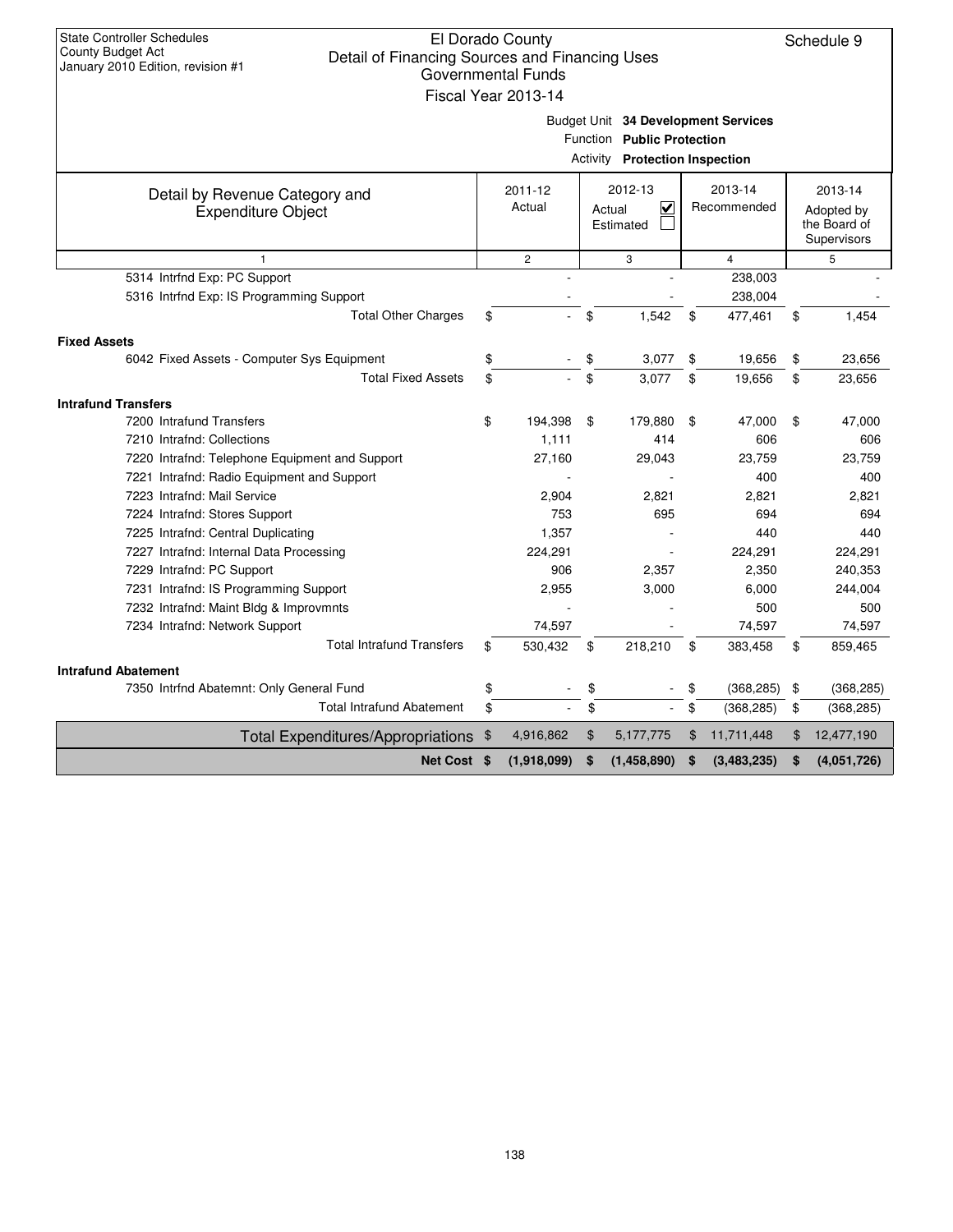State Controller Schedules
County Budget Act
January 2010 Edition, revision #1

# El Dorado County
## Detail of Financing Sources and Financing Uses
### Governmental Funds
### Fiscal Year 2013-14

Schedule 9

Budget Unit **34 Development Services**
Function **Public Protection**
Activity **Protection Inspection**

| Detail by Revenue Category and Expenditure Object | 2011-12 Actual | 2012-13 Actual ☑ Estimated ☐ | 2013-14 Recommended | 2013-14 Adopted by the Board of Supervisors |
|---|---|---|---|---|
| 1 | 2 | 3 | 4 | 5 |
| 5314 Intrfnd Exp: PC Support | - | - | 238,003 | - |
| 5316 Intrfnd Exp: IS Programming Support | - | - | 238,004 | - |
| Total Other Charges | $ - | $ 1,542 | $ 477,461 | $ 1,454 |
| **Fixed Assets** | | | | |
| 6042 Fixed Assets - Computer Sys Equipment | $ - | $ 3,077 | $ 19,656 | $ 23,656 |
| Total Fixed Assets | $ - | $ 3,077 | $ 19,656 | $ 23,656 |
| **Intrafund Transfers** | | | | |
| 7200 Intrafund Transfers | $ 194,398 | $ 179,880 | $ 47,000 | $ 47,000 |
| 7210 Intrafnd: Collections | 1,111 | 414 | 606 | 606 |
| 7220 Intrafnd: Telephone Equipment and Support | 27,160 | 29,043 | 23,759 | 23,759 |
| 7221 Intrafnd: Radio Equipment and Support | - | - | 400 | 400 |
| 7223 Intrafnd: Mail Service | 2,904 | 2,821 | 2,821 | 2,821 |
| 7224 Intrafnd: Stores Support | 753 | 695 | 694 | 694 |
| 7225 Intrafnd: Central Duplicating | 1,357 | - | 440 | 440 |
| 7227 Intrafnd: Internal Data Processing | 224,291 | - | 224,291 | 224,291 |
| 7229 Intrafnd: PC Support | 906 | 2,357 | 2,350 | 240,353 |
| 7231 Intrafnd: IS Programming Support | 2,955 | 3,000 | 6,000 | 244,004 |
| 7232 Intrafnd: Maint Bldg & Improvmnts | - | - | 500 | 500 |
| 7234 Intrafnd: Network Support | 74,597 | - | 74,597 | 74,597 |
| Total Intrafund Transfers | $ 530,432 | $ 218,210 | $ 383,458 | $ 859,465 |
| **Intrafund Abatement** | | | | |
| 7350 Intrfnd Abatemnt: Only General Fund | $ - | $ - | $ (368,285) | $ (368,285) |
| Total Intrafund Abatement | $ - | $ - | $ (368,285) | $ (368,285) |
| Total Expenditures/Appropriations | $ 4,916,862 | $ 5,177,775 | $ 11,711,448 | $ 12,477,190 |
| **Net Cost** | **$ (1,918,099)** | **$ (1,458,890)** | **$ (3,483,235)** | **$ (4,051,726)** |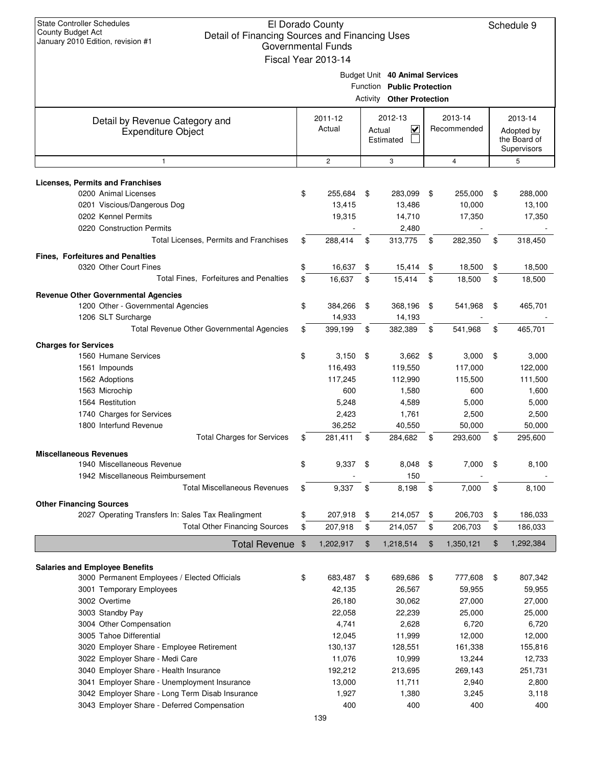State Controller Schedules
County Budget Act
January 2010 Edition, revision #1

# El Dorado County
## Detail of Financing Sources and Financing Uses
### Governmental Funds
### Fiscal Year 2013-14

Schedule 9

Budget Unit **40 Animal Services**
Function **Public Protection**
Activity **Other Protection**

| Detail by Revenue Category and Expenditure Object | 2011-12 Actual | 2012-13 Actual ☑ Estimated ☐ | 2013-14 Recommended | 2013-14 Adopted by the Board of Supervisors |
|---|---|---|---|---|
| 1 | 2 | 3 | 4 | 5 |
| **Licenses, Permits and Franchises** | | | | |
| 0200 Animal Licenses | $ 255,684 | $ 283,099 | $ 255,000 | $ 288,000 |
| 0201 Viscious/Dangerous Dog | 13,415 | 13,486 | 10,000 | 13,100 |
| 0202 Kennel Permits | 19,315 | 14,710 | 17,350 | 17,350 |
| 0220 Construction Permits | - | 2,480 | - | - |
| Total Licenses, Permits and Franchises | $ 288,414 | $ 313,775 | $ 282,350 | $ 318,450 |
| **Fines, Forfeitures and Penalties** | | | | |
| 0320 Other Court Fines | $ 16,637 | $ 15,414 | $ 18,500 | $ 18,500 |
| Total Fines, Forfeitures and Penalties | $ 16,637 | $ 15,414 | $ 18,500 | $ 18,500 |
| **Revenue Other Governmental Agencies** | | | | |
| 1200 Other - Governmental Agencies | $ 384,266 | $ 368,196 | $ 541,968 | $ 465,701 |
| 1206 SLT Surcharge | 14,933 | 14,193 | - | - |
| Total Revenue Other Governmental Agencies | $ 399,199 | $ 382,389 | $ 541,968 | $ 465,701 |
| **Charges for Services** | | | | |
| 1560 Humane Services | $ 3,150 | $ 3,662 | $ 3,000 | $ 3,000 |
| 1561 Impounds | 116,493 | 119,550 | 117,000 | 122,000 |
| 1562 Adoptions | 117,245 | 112,990 | 115,500 | 111,500 |
| 1563 Microchip | 600 | 1,580 | 600 | 1,600 |
| 1564 Restitution | 5,248 | 4,589 | 5,000 | 5,000 |
| 1740 Charges for Services | 2,423 | 1,761 | 2,500 | 2,500 |
| 1800 Interfund Revenue | 36,252 | 40,550 | 50,000 | 50,000 |
| Total Charges for Services | $ 281,411 | $ 284,682 | $ 293,600 | $ 295,600 |
| **Miscellaneous Revenues** | | | | |
| 1940 Miscellaneous Revenue | $ 9,337 | $ 8,048 | $ 7,000 | $ 8,100 |
| 1942 Miscellaneous Reimbursement | - | 150 | - | - |
| Total Miscellaneous Revenues | $ 9,337 | $ 8,198 | $ 7,000 | $ 8,100 |
| **Other Financing Sources** | | | | |
| 2027 Operating Transfers In: Sales Tax Realingment | $ 207,918 | $ 214,057 | $ 206,703 | $ 186,033 |
| Total Other Financing Sources | $ 207,918 | $ 214,057 | $ 206,703 | $ 186,033 |
| **Total Revenue** | $ 1,202,917 | $ 1,218,514 | $ 1,350,121 | $ 1,292,384 |
| **Salaries and Employee Benefits** | | | | |
| 3000 Permanent Employees / Elected Officials | $ 683,487 | $ 689,686 | $ 777,608 | $ 807,342 |
| 3001 Temporary Employees | 42,135 | 26,567 | 59,955 | 59,955 |
| 3002 Overtime | 26,180 | 30,062 | 27,000 | 27,000 |
| 3003 Standby Pay | 22,058 | 22,239 | 25,000 | 25,000 |
| 3004 Other Compensation | 4,741 | 2,628 | 6,720 | 6,720 |
| 3005 Tahoe Differential | 12,045 | 11,999 | 12,000 | 12,000 |
| 3020 Employer Share - Employee Retirement | 130,137 | 128,551 | 161,338 | 155,816 |
| 3022 Employer Share - Medi Care | 11,076 | 10,999 | 13,244 | 12,733 |
| 3040 Employer Share - Health Insurance | 192,212 | 213,695 | 269,143 | 251,731 |
| 3041 Employer Share - Unemployment Insurance | 13,000 | 11,711 | 2,940 | 2,800 |
| 3042 Employer Share - Long Term Disab Insurance | 1,927 | 1,380 | 3,245 | 3,118 |
| 3043 Employer Share - Deferred Compensation | 400 | 400 | 400 | 400 |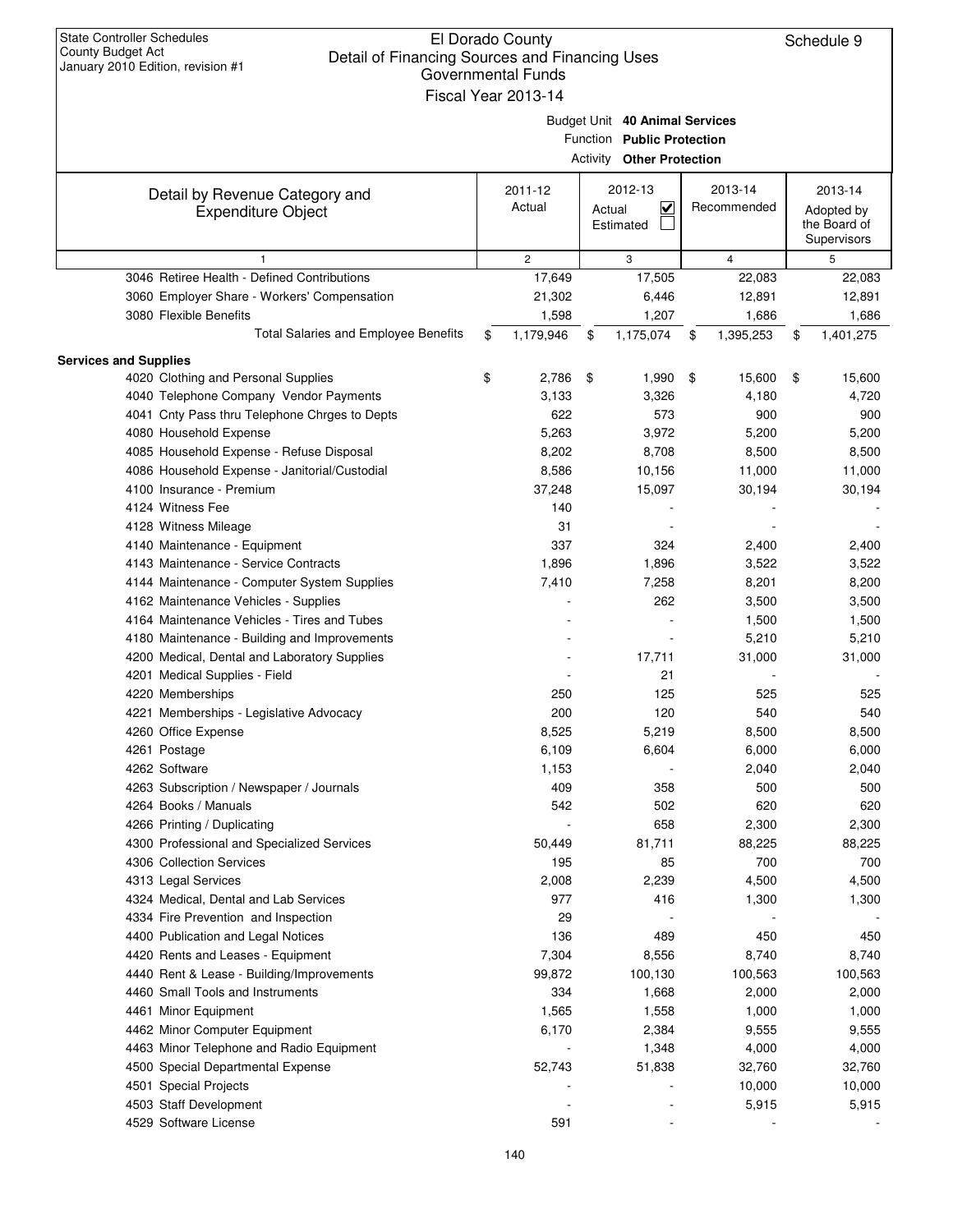State Controller Schedules
County Budget Act
January 2010 Edition, revision #1

# El Dorado County
## Detail of Financing Sources and Financing Uses
### Governmental Funds
### Fiscal Year 2013-14

Schedule 9

Budget Unit **40 Animal Services**
Function **Public Protection**
Activity **Other Protection**

| Detail by Revenue Category and Expenditure Object | 2011-12 Actual | 2012-13 Actual ☑ Estimated ☐ | 2013-14 Recommended | 2013-14 Adopted by the Board of Supervisors |
|---|---|---|---|---|
| 1 | 2 | 3 | 4 | 5 |
| 3046 Retiree Health - Defined Contributions | 17,649 | 17,505 | 22,083 | 22,083 |
| 3060 Employer Share - Workers' Compensation | 21,302 | 6,446 | 12,891 | 12,891 |
| 3080 Flexible Benefits | 1,598 | 1,207 | 1,686 | 1,686 |
| Total Salaries and Employee Benefits | $ 1,179,946 | $ 1,175,074 | $ 1,395,253 | $ 1,401,275 |
| **Services and Supplies** | | | | |
| 4020 Clothing and Personal Supplies | $ 2,786 | $ 1,990 | $ 15,600 | $ 15,600 |
| 4040 Telephone Company Vendor Payments | 3,133 | 3,326 | 4,180 | 4,720 |
| 4041 Cnty Pass thru Telephone Chrges to Depts | 622 | 573 | 900 | 900 |
| 4080 Household Expense | 5,263 | 3,972 | 5,200 | 5,200 |
| 4085 Household Expense - Refuse Disposal | 8,202 | 8,708 | 8,500 | 8,500 |
| 4086 Household Expense - Janitorial/Custodial | 8,586 | 10,156 | 11,000 | 11,000 |
| 4100 Insurance - Premium | 37,248 | 15,097 | 30,194 | 30,194 |
| 4124 Witness Fee | 140 | - | - | - |
| 4128 Witness Mileage | 31 | - | - | - |
| 4140 Maintenance - Equipment | 337 | 324 | 2,400 | 2,400 |
| 4143 Maintenance - Service Contracts | 1,896 | 1,896 | 3,522 | 3,522 |
| 4144 Maintenance - Computer System Supplies | 7,410 | 7,258 | 8,201 | 8,200 |
| 4162 Maintenance Vehicles - Supplies | - | 262 | 3,500 | 3,500 |
| 4164 Maintenance Vehicles - Tires and Tubes | - | - | 1,500 | 1,500 |
| 4180 Maintenance - Building and Improvements | - | - | 5,210 | 5,210 |
| 4200 Medical, Dental and Laboratory Supplies | - | 17,711 | 31,000 | 31,000 |
| 4201 Medical Supplies - Field | - | 21 | - | - |
| 4220 Memberships | 250 | 125 | 525 | 525 |
| 4221 Memberships - Legislative Advocacy | 200 | 120 | 540 | 540 |
| 4260 Office Expense | 8,525 | 5,219 | 8,500 | 8,500 |
| 4261 Postage | 6,109 | 6,604 | 6,000 | 6,000 |
| 4262 Software | 1,153 | - | 2,040 | 2,040 |
| 4263 Subscription / Newspaper / Journals | 409 | 358 | 500 | 500 |
| 4264 Books / Manuals | 542 | 502 | 620 | 620 |
| 4266 Printing / Duplicating | - | 658 | 2,300 | 2,300 |
| 4300 Professional and Specialized Services | 50,449 | 81,711 | 88,225 | 88,225 |
| 4306 Collection Services | 195 | 85 | 700 | 700 |
| 4313 Legal Services | 2,008 | 2,239 | 4,500 | 4,500 |
| 4324 Medical, Dental and Lab Services | 977 | 416 | 1,300 | 1,300 |
| 4334 Fire Prevention and Inspection | 29 | - | - | - |
| 4400 Publication and Legal Notices | 136 | 489 | 450 | 450 |
| 4420 Rents and Leases - Equipment | 7,304 | 8,556 | 8,740 | 8,740 |
| 4440 Rent & Lease - Building/Improvements | 99,872 | 100,130 | 100,563 | 100,563 |
| 4460 Small Tools and Instruments | 334 | 1,668 | 2,000 | 2,000 |
| 4461 Minor Equipment | 1,565 | 1,558 | 1,000 | 1,000 |
| 4462 Minor Computer Equipment | 6,170 | 2,384 | 9,555 | 9,555 |
| 4463 Minor Telephone and Radio Equipment | - | 1,348 | 4,000 | 4,000 |
| 4500 Special Departmental Expense | 52,743 | 51,838 | 32,760 | 32,760 |
| 4501 Special Projects | - | - | 10,000 | 10,000 |
| 4503 Staff Development | - | - | 5,915 | 5,915 |
| 4529 Software License | 591 | - | - | - |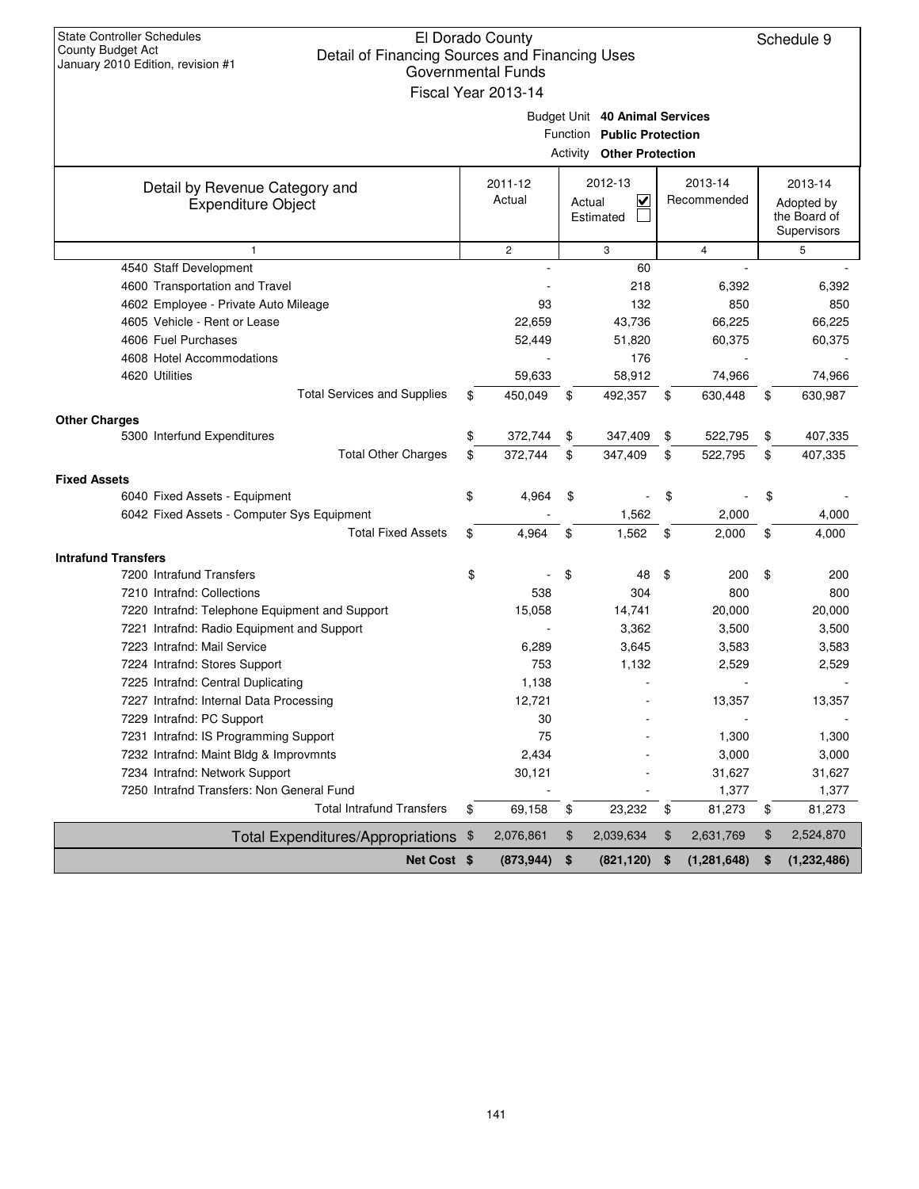State Controller Schedules
County Budget Act
January 2010 Edition, revision #1

# El Dorado County
## Detail of Financing Sources and Financing Uses
### Governmental Funds
### Fiscal Year 2013-14

Schedule 9

Budget Unit **40 Animal Services**
Function **Public Protection**
Activity **Other Protection**

| Detail by Revenue Category and Expenditure Object | 2011-12 Actual | 2012-13 Actual ☑ Estimated ☐ | 2013-14 Recommended | 2013-14 Adopted by the Board of Supervisors |
|---|---|---|---|---|
| 1 | 2 | 3 | 4 | 5 |
| 4540 Staff Development | - | 60 | - | - |
| 4600 Transportation and Travel | - | 218 | 6,392 | 6,392 |
| 4602 Employee - Private Auto Mileage | 93 | 132 | 850 | 850 |
| 4605 Vehicle - Rent or Lease | 22,659 | 43,736 | 66,225 | 66,225 |
| 4606 Fuel Purchases | 52,449 | 51,820 | 60,375 | 60,375 |
| 4608 Hotel Accommodations | - | 176 | - | - |
| 4620 Utilities | 59,633 | 58,912 | 74,966 | 74,966 |
| Total Services and Supplies | $ 450,049 | $ 492,357 | $ 630,448 | $ 630,987 |
| **Other Charges** | | | | |
| 5300 Interfund Expenditures | $ 372,744 | $ 347,409 | $ 522,795 | $ 407,335 |
| Total Other Charges | $ 372,744 | $ 347,409 | $ 522,795 | $ 407,335 |
| **Fixed Assets** | | | | |
| 6040 Fixed Assets - Equipment | $ 4,964 | $ - | $ - | $ - |
| 6042 Fixed Assets - Computer Sys Equipment | - | 1,562 | 2,000 | 4,000 |
| Total Fixed Assets | $ 4,964 | $ 1,562 | $ 2,000 | $ 4,000 |
| **Intrafund Transfers** | | | | |
| 7200 Intrafund Transfers | $ - | $ 48 | $ 200 | $ 200 |
| 7210 Intrafnd: Collections | 538 | 304 | 800 | 800 |
| 7220 Intrafnd: Telephone Equipment and Support | 15,058 | 14,741 | 20,000 | 20,000 |
| 7221 Intrafnd: Radio Equipment and Support | - | 3,362 | 3,500 | 3,500 |
| 7223 Intrafnd: Mail Service | 6,289 | 3,645 | 3,583 | 3,583 |
| 7224 Intrafnd: Stores Support | 753 | 1,132 | 2,529 | 2,529 |
| 7225 Intrafnd: Central Duplicating | 1,138 | - | - | - |
| 7227 Intrafnd: Internal Data Processing | 12,721 | - | 13,357 | 13,357 |
| 7229 Intrafnd: PC Support | 30 | - | - | - |
| 7231 Intrafnd: IS Programming Support | 75 | - | 1,300 | 1,300 |
| 7232 Intrafnd: Maint Bldg & Improvmnts | 2,434 | - | 3,000 | 3,000 |
| 7234 Intrafnd: Network Support | 30,121 | - | 31,627 | 31,627 |
| 7250 Intrafnd Transfers: Non General Fund | - | - | 1,377 | 1,377 |
| Total Intrafund Transfers | $ 69,158 | $ 23,232 | $ 81,273 | $ 81,273 |
| Total Expenditures/Appropriations | $ 2,076,861 | $ 2,039,634 | $ 2,631,769 | $ 2,524,870 |
| **Net Cost** | **$ (873,944)** | **$ (821,120)** | **$ (1,281,648)** | **$ (1,232,486)** |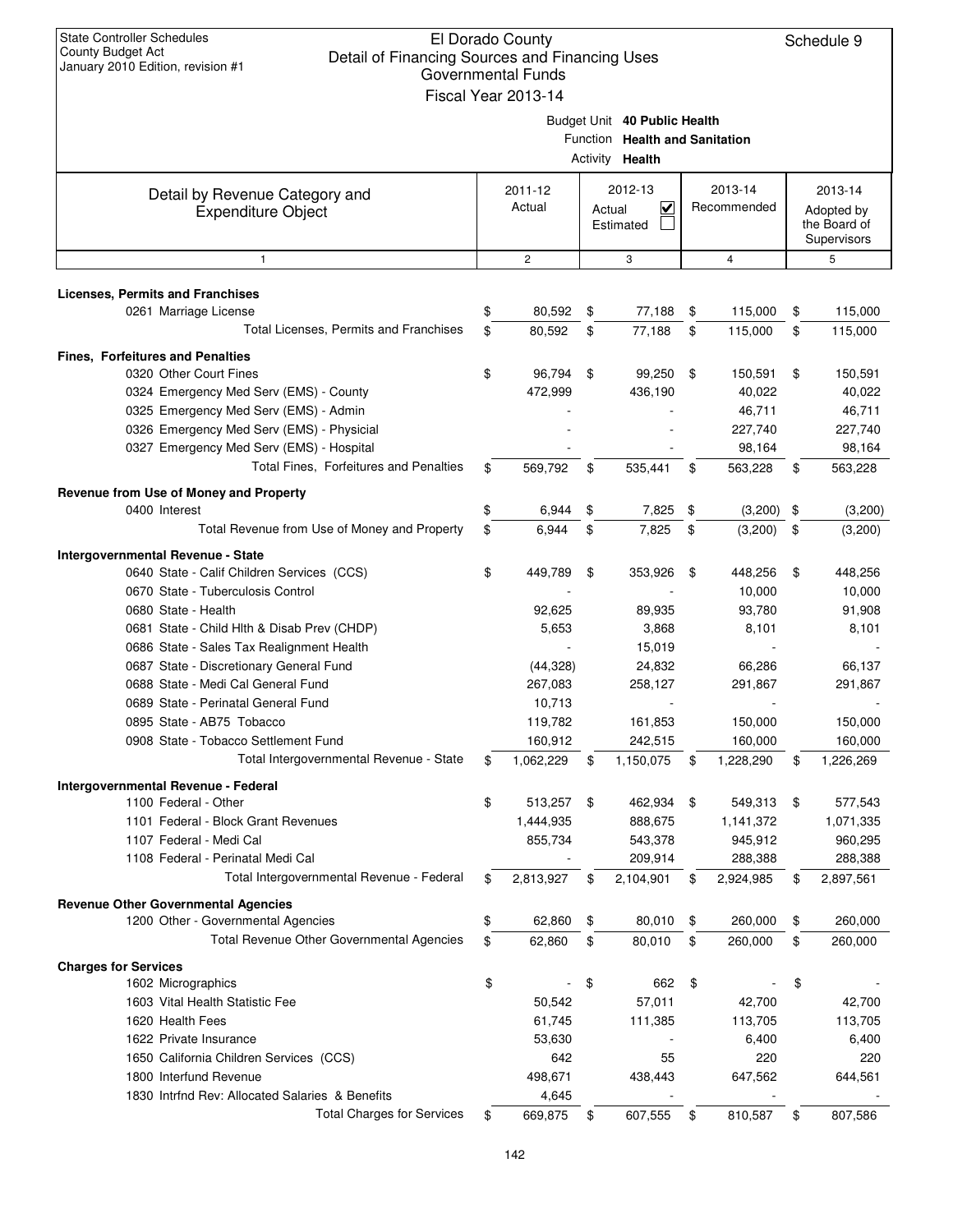State Controller Schedules
County Budget Act
January 2010 Edition, revision #1

# El Dorado County
## Detail of Financing Sources and Financing Uses
### Governmental Funds
### Fiscal Year 2013-14

Schedule 9

Budget Unit **40 Public Health**
Function **Health and Sanitation**
Activity **Health**

| Detail by Revenue Category and Expenditure Object | 2011-12 Actual | 2012-13 Actual ☑ Estimated ☐ | 2013-14 Recommended | 2013-14 Adopted by the Board of Supervisors |
|---|---|---|---|---|
| 1 | 2 | 3 | 4 | 5 |
| **Licenses, Permits and Franchises** | | | | |
| 0261 Marriage License | $ 80,592 | $ 77,188 | $ 115,000 | $ 115,000 |
| Total Licenses, Permits and Franchises | $ 80,592 | $ 77,188 | $ 115,000 | $ 115,000 |
| **Fines, Forfeitures and Penalties** | | | | |
| 0320 Other Court Fines | $ 96,794 | $ 99,250 | $ 150,591 | $ 150,591 |
| 0324 Emergency Med Serv (EMS) - County | 472,999 | 436,190 | 40,022 | 40,022 |
| 0325 Emergency Med Serv (EMS) - Admin | - | - | 46,711 | 46,711 |
| 0326 Emergency Med Serv (EMS) - Physicial | - | - | 227,740 | 227,740 |
| 0327 Emergency Med Serv (EMS) - Hospital | - | - | 98,164 | 98,164 |
| Total Fines, Forfeitures and Penalties | $ 569,792 | $ 535,441 | $ 563,228 | $ 563,228 |
| **Revenue from Use of Money and Property** | | | | |
| 0400 Interest | $ 6,944 | $ 7,825 | $ (3,200) | $ (3,200) |
| Total Revenue from Use of Money and Property | $ 6,944 | $ 7,825 | $ (3,200) | $ (3,200) |
| **Intergovernmental Revenue - State** | | | | |
| 0640 State - Calif Children Services (CCS) | $ 449,789 | $ 353,926 | $ 448,256 | $ 448,256 |
| 0670 State - Tuberculosis Control | - | - | 10,000 | 10,000 |
| 0680 State - Health | 92,625 | 89,935 | 93,780 | 91,908 |
| 0681 State - Child Hlth & Disab Prev (CHDP) | 5,653 | 3,868 | 8,101 | 8,101 |
| 0686 State - Sales Tax Realignment Health | - | 15,019 | - | - |
| 0687 State - Discretionary General Fund | (44,328) | 24,832 | 66,286 | 66,137 |
| 0688 State - Medi Cal General Fund | 267,083 | 258,127 | 291,867 | 291,867 |
| 0689 State - Perinatal General Fund | 10,713 | - | - | - |
| 0895 State - AB75 Tobacco | 119,782 | 161,853 | 150,000 | 150,000 |
| 0908 State - Tobacco Settlement Fund | 160,912 | 242,515 | 160,000 | 160,000 |
| Total Intergovernmental Revenue - State | $ 1,062,229 | $ 1,150,075 | $ 1,228,290 | $ 1,226,269 |
| **Intergovernmental Revenue - Federal** | | | | |
| 1100 Federal - Other | $ 513,257 | $ 462,934 | $ 549,313 | $ 577,543 |
| 1101 Federal - Block Grant Revenues | 1,444,935 | 888,675 | 1,141,372 | 1,071,335 |
| 1107 Federal - Medi Cal | 855,734 | 543,378 | 945,912 | 960,295 |
| 1108 Federal - Perinatal Medi Cal | - | 209,914 | 288,388 | 288,388 |
| Total Intergovernmental Revenue - Federal | $ 2,813,927 | $ 2,104,901 | $ 2,924,985 | $ 2,897,561 |
| **Revenue Other Governmental Agencies** | | | | |
| 1200 Other - Governmental Agencies | $ 62,860 | $ 80,010 | $ 260,000 | $ 260,000 |
| Total Revenue Other Governmental Agencies | $ 62,860 | $ 80,010 | $ 260,000 | $ 260,000 |
| **Charges for Services** | | | | |
| 1602 Micrographics | $ - | $ 662 | $ - | $ - |
| 1603 Vital Health Statistic Fee | 50,542 | 57,011 | 42,700 | 42,700 |
| 1620 Health Fees | 61,745 | 111,385 | 113,705 | 113,705 |
| 1622 Private Insurance | 53,630 | - | 6,400 | 6,400 |
| 1650 California Children Services (CCS) | 642 | 55 | 220 | 220 |
| 1800 Interfund Revenue | 498,671 | 438,443 | 647,562 | 644,561 |
| 1830 Intrfnd Rev: Allocated Salaries & Benefits | 4,645 | - | - | - |
| Total Charges for Services | $ 669,875 | $ 607,555 | $ 810,587 | $ 807,586 |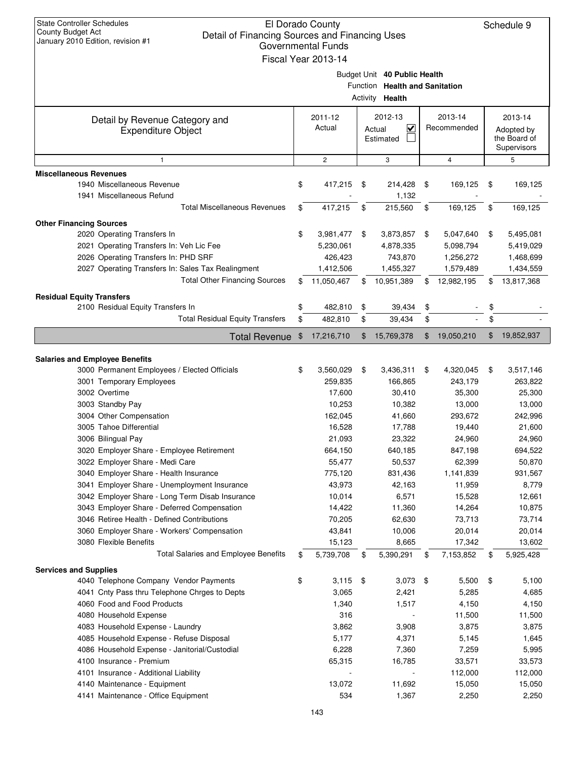State Controller Schedules
County Budget Act
January 2010 Edition, revision #1

# El Dorado County
## Detail of Financing Sources and Financing Uses
### Governmental Funds
### Fiscal Year 2013-14

Schedule 9

Budget Unit **40 Public Health**
Function **Health and Sanitation**
Activity **Health**

| Detail by Revenue Category and Expenditure Object | 2011-12 Actual | 2012-13 Actual ☑ Estimated ☐ | 2013-14 Recommended | 2013-14 Adopted by the Board of Supervisors |
|---|---|---|---|---|
| 1 | 2 | 3 | 4 | 5 |
| **Miscellaneous Revenues** | | | | |
| 1940 Miscellaneous Revenue | $ 417,215 | $ 214,428 | $ 169,125 | $ 169,125 |
| 1941 Miscellaneous Refund | - | 1,132 | - | - |
| Total Miscellaneous Revenues | $ 417,215 | $ 215,560 | $ 169,125 | $ 169,125 |
| **Other Financing Sources** | | | | |
| 2020 Operating Transfers In | $ 3,981,477 | $ 3,873,857 | $ 5,047,640 | $ 5,495,081 |
| 2021 Operating Transfers In: Veh Lic Fee | 5,230,061 | 4,878,335 | 5,098,794 | 5,419,029 |
| 2026 Operating Transfers In: PHD SRF | 426,423 | 743,870 | 1,256,272 | 1,468,699 |
| 2027 Operating Transfers In: Sales Tax Realingment | 1,412,506 | 1,455,327 | 1,579,489 | 1,434,559 |
| Total Other Financing Sources | $ 11,050,467 | $ 10,951,389 | $ 12,982,195 | $ 13,817,368 |
| **Residual Equity Transfers** | | | | |
| 2100 Residual Equity Transfers In | $ 482,810 | $ 39,434 | $ - | $ - |
| Total Residual Equity Transfers | $ 482,810 | $ 39,434 | $ - | $ - |
| **Total Revenue** | $ 17,216,710 | $ 15,769,378 | $ 19,050,210 | $ 19,852,937 |
| **Salaries and Employee Benefits** | | | | |
| 3000 Permanent Employees / Elected Officials | $ 3,560,029 | $ 3,436,311 | $ 4,320,045 | $ 3,517,146 |
| 3001 Temporary Employees | 259,835 | 166,865 | 243,179 | 263,822 |
| 3002 Overtime | 17,600 | 30,410 | 35,300 | 25,300 |
| 3003 Standby Pay | 10,253 | 10,382 | 13,000 | 13,000 |
| 3004 Other Compensation | 162,045 | 41,660 | 293,672 | 242,996 |
| 3005 Tahoe Differential | 16,528 | 17,788 | 19,440 | 21,600 |
| 3006 Bilingual Pay | 21,093 | 23,322 | 24,960 | 24,960 |
| 3020 Employer Share - Employee Retirement | 664,150 | 640,185 | 847,198 | 694,522 |
| 3022 Employer Share - Medi Care | 55,477 | 50,537 | 62,399 | 50,870 |
| 3040 Employer Share - Health Insurance | 775,120 | 831,436 | 1,141,839 | 931,567 |
| 3041 Employer Share - Unemployment Insurance | 43,973 | 42,163 | 11,959 | 8,779 |
| 3042 Employer Share - Long Term Disab Insurance | 10,014 | 6,571 | 15,528 | 12,661 |
| 3043 Employer Share - Deferred Compensation | 14,422 | 11,360 | 14,264 | 10,875 |
| 3046 Retiree Health - Defined Contributions | 70,205 | 62,630 | 73,713 | 73,714 |
| 3060 Employer Share - Workers' Compensation | 43,841 | 10,006 | 20,014 | 20,014 |
| 3080 Flexible Benefits | 15,123 | 8,665 | 17,342 | 13,602 |
| Total Salaries and Employee Benefits | $ 5,739,708 | $ 5,390,291 | $ 7,153,852 | $ 5,925,428 |
| **Services and Supplies** | | | | |
| 4040 Telephone Company Vendor Payments | $ 3,115 | $ 3,073 | $ 5,500 | $ 5,100 |
| 4041 Cnty Pass thru Telephone Chrges to Depts | 3,065 | 2,421 | 5,285 | 4,685 |
| 4060 Food and Food Products | 1,340 | 1,517 | 4,150 | 4,150 |
| 4080 Household Expense | 316 | - | 11,500 | 11,500 |
| 4083 Household Expense - Laundry | 3,862 | 3,908 | 3,875 | 3,875 |
| 4085 Household Expense - Refuse Disposal | 5,177 | 4,371 | 5,145 | 1,645 |
| 4086 Household Expense - Janitorial/Custodial | 6,228 | 7,360 | 7,259 | 5,995 |
| 4100 Insurance - Premium | 65,315 | 16,785 | 33,571 | 33,573 |
| 4101 Insurance - Additional Liability | - | - | 112,000 | 112,000 |
| 4140 Maintenance - Equipment | 13,072 | 11,692 | 15,050 | 15,050 |
| 4141 Maintenance - Office Equipment | 534 | 1,367 | 2,250 | 2,250 |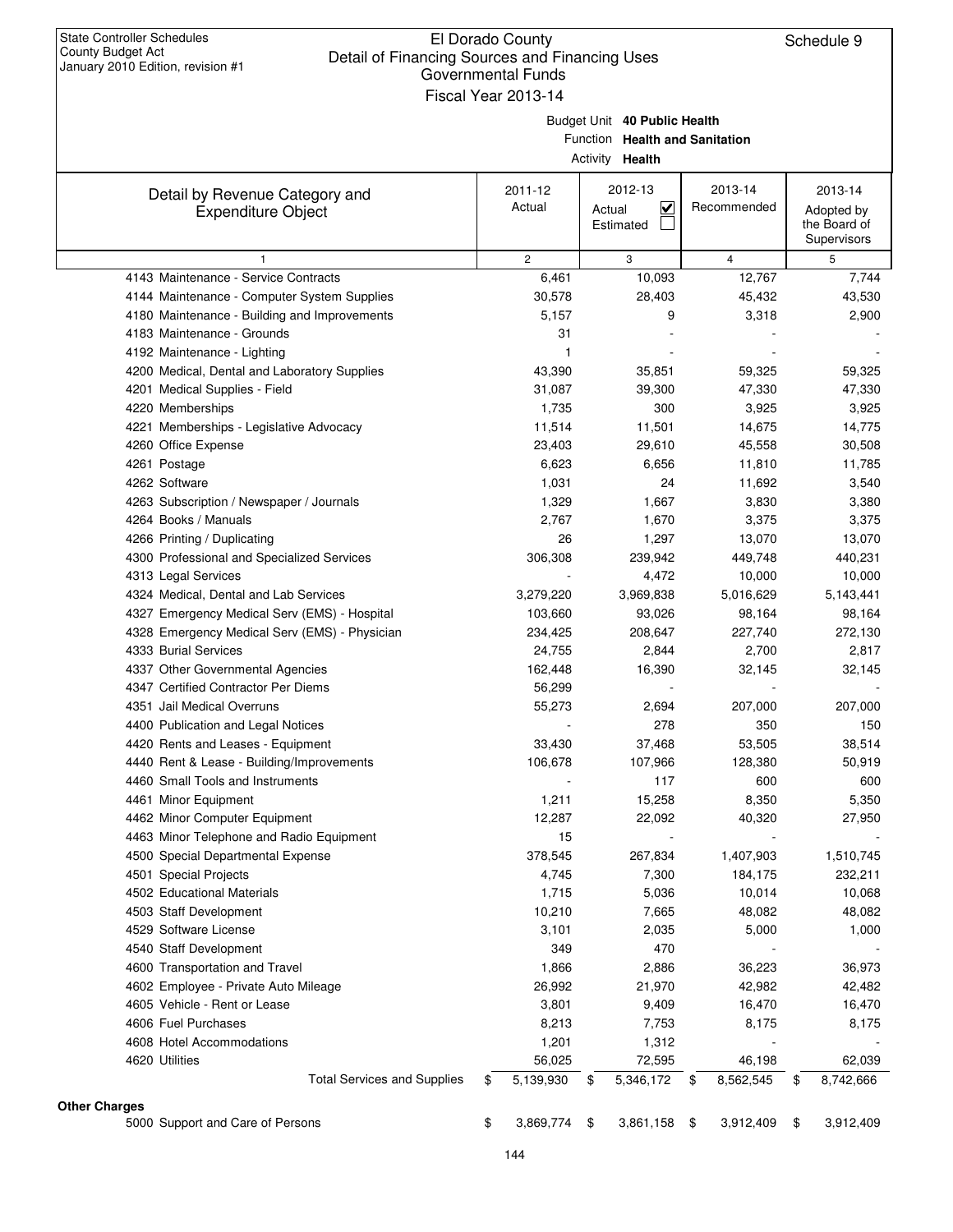State Controller Schedules
County Budget Act
January 2010 Edition, revision #1

# El Dorado County
## Detail of Financing Sources and Financing Uses
### Governmental Funds
### Fiscal Year 2013-14

Schedule 9

Budget Unit **40 Public Health**
Function **Health and Sanitation**
Activity **Health**

| Detail by Revenue Category and Expenditure Object | 2011-12 Actual | 2012-13 Actual ☑ Estimated ☐ | 2013-14 Recommended | 2013-14 Adopted by the Board of Supervisors |
|---|---|---|---|---|
| 1 | 2 | 3 | 4 | 5 |
| 4143 Maintenance - Service Contracts | 6,461 | 10,093 | 12,767 | 7,744 |
| 4144 Maintenance - Computer System Supplies | 30,578 | 28,403 | 45,432 | 43,530 |
| 4180 Maintenance - Building and Improvements | 5,157 | 9 | 3,318 | 2,900 |
| 4183 Maintenance - Grounds | 31 | - | - | - |
| 4192 Maintenance - Lighting | 1 | - | - | - |
| 4200 Medical, Dental and Laboratory Supplies | 43,390 | 35,851 | 59,325 | 59,325 |
| 4201 Medical Supplies - Field | 31,087 | 39,300 | 47,330 | 47,330 |
| 4220 Memberships | 1,735 | 300 | 3,925 | 3,925 |
| 4221 Memberships - Legislative Advocacy | 11,514 | 11,501 | 14,675 | 14,775 |
| 4260 Office Expense | 23,403 | 29,610 | 45,558 | 30,508 |
| 4261 Postage | 6,623 | 6,656 | 11,810 | 11,785 |
| 4262 Software | 1,031 | 24 | 11,692 | 3,540 |
| 4263 Subscription / Newspaper / Journals | 1,329 | 1,667 | 3,830 | 3,380 |
| 4264 Books / Manuals | 2,767 | 1,670 | 3,375 | 3,375 |
| 4266 Printing / Duplicating | 26 | 1,297 | 13,070 | 13,070 |
| 4300 Professional and Specialized Services | 306,308 | 239,942 | 449,748 | 440,231 |
| 4313 Legal Services | - | 4,472 | 10,000 | 10,000 |
| 4324 Medical, Dental and Lab Services | 3,279,220 | 3,969,838 | 5,016,629 | 5,143,441 |
| 4327 Emergency Medical Serv (EMS) - Hospital | 103,660 | 93,026 | 98,164 | 98,164 |
| 4328 Emergency Medical Serv (EMS) - Physician | 234,425 | 208,647 | 227,740 | 272,130 |
| 4333 Burial Services | 24,755 | 2,844 | 2,700 | 2,817 |
| 4337 Other Governmental Agencies | 162,448 | 16,390 | 32,145 | 32,145 |
| 4347 Certified Contractor Per Diems | 56,299 | - | - | - |
| 4351 Jail Medical Overruns | 55,273 | 2,694 | 207,000 | 207,000 |
| 4400 Publication and Legal Notices | - | 278 | 350 | 150 |
| 4420 Rents and Leases - Equipment | 33,430 | 37,468 | 53,505 | 38,514 |
| 4440 Rent & Lease - Building/Improvements | 106,678 | 107,966 | 128,380 | 50,919 |
| 4460 Small Tools and Instruments | - | 117 | 600 | 600 |
| 4461 Minor Equipment | 1,211 | 15,258 | 8,350 | 5,350 |
| 4462 Minor Computer Equipment | 12,287 | 22,092 | 40,320 | 27,950 |
| 4463 Minor Telephone and Radio Equipment | 15 | - | - | - |
| 4500 Special Departmental Expense | 378,545 | 267,834 | 1,407,903 | 1,510,745 |
| 4501 Special Projects | 4,745 | 7,300 | 184,175 | 232,211 |
| 4502 Educational Materials | 1,715 | 5,036 | 10,014 | 10,068 |
| 4503 Staff Development | 10,210 | 7,665 | 48,082 | 48,082 |
| 4529 Software License | 3,101 | 2,035 | 5,000 | 1,000 |
| 4540 Staff Development | 349 | 470 | - | - |
| 4600 Transportation and Travel | 1,866 | 2,886 | 36,223 | 36,973 |
| 4602 Employee - Private Auto Mileage | 26,992 | 21,970 | 42,982 | 42,482 |
| 4605 Vehicle - Rent or Lease | 3,801 | 9,409 | 16,470 | 16,470 |
| 4606 Fuel Purchases | 8,213 | 7,753 | 8,175 | 8,175 |
| 4608 Hotel Accommodations | 1,201 | 1,312 | - | - |
| 4620 Utilities | 56,025 | 72,595 | 46,198 | 62,039 |
| Total Services and Supplies | $ 5,139,930 | $ 5,346,172 | $ 8,562,545 | $ 8,742,666 |
| **Other Charges** | | | | |
| 5000 Support and Care of Persons | $ 3,869,774 | $ 3,861,158 | $ 3,912,409 | $ 3,912,409 |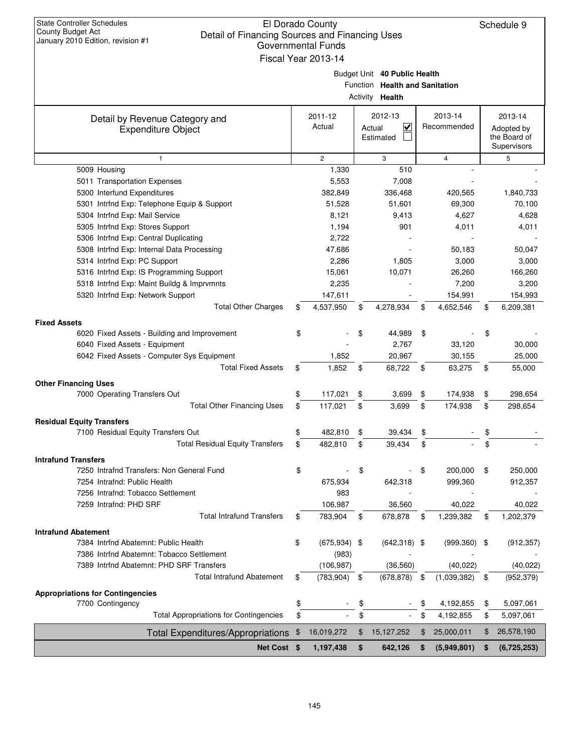State Controller Schedules
County Budget Act
January 2010 Edition, revision #1

# El Dorado County
## Detail of Financing Sources and Financing Uses
### Governmental Funds
### Fiscal Year 2013-14

Schedule 9

Budget Unit **40 Public Health**
Function **Health and Sanitation**
Activity **Health**

| Detail by Revenue Category and Expenditure Object | 2011-12 Actual | 2012-13 Actual ☑ Estimated ☐ | 2013-14 Recommended | 2013-14 Adopted by the Board of Supervisors |
|---|---|---|---|---|
| 1 | 2 | 3 | 4 | 5 |
| 5009 Housing | 1,330 | 510 | - | - |
| 5011 Transportation Expenses | 5,553 | 7,008 | - | - |
| 5300 Interfund Expenditures | 382,849 | 336,468 | 420,565 | 1,840,733 |
| 5301 Intrfnd Exp: Telephone Equip & Support | 51,528 | 51,601 | 69,300 | 70,100 |
| 5304 Intrfnd Exp: Mail Service | 8,121 | 9,413 | 4,627 | 4,628 |
| 5305 Intrfnd Exp: Stores Support | 1,194 | 901 | 4,011 | 4,011 |
| 5306 Intrfnd Exp: Central Duplicating | 2,722 | - | - | - |
| 5308 Intrfnd Exp: Internal Data Processing | 47,686 | - | 50,183 | 50,047 |
| 5314 Intrfnd Exp: PC Support | 2,286 | 1,805 | 3,000 | 3,000 |
| 5316 Intrfnd Exp: IS Programming Support | 15,061 | 10,071 | 26,260 | 166,260 |
| 5318 Intrfnd Exp: Maint Buildg & Imprvmnts | 2,235 | - | 7,200 | 3,200 |
| 5320 Intrfnd Exp: Network Support | 147,611 | - | 154,991 | 154,993 |
| Total Other Charges | $ 4,537,950 | $ 4,278,934 | $ 4,652,546 | $ 6,209,381 |
| **Fixed Assets** | | | | |
| 6020 Fixed Assets - Building and Improvement | $ - | $ 44,989 | $ - | $ - |
| 6040 Fixed Assets - Equipment | - | 2,767 | 33,120 | 30,000 |
| 6042 Fixed Assets - Computer Sys Equipment | 1,852 | 20,967 | 30,155 | 25,000 |
| Total Fixed Assets | $ 1,852 | $ 68,722 | $ 63,275 | $ 55,000 |
| **Other Financing Uses** | | | | |
| 7000 Operating Transfers Out | $ 117,021 | $ 3,699 | $ 174,938 | $ 298,654 |
| Total Other Financing Uses | $ 117,021 | $ 3,699 | $ 174,938 | $ 298,654 |
| **Residual Equity Transfers** | | | | |
| 7100 Residual Equity Transfers Out | $ 482,810 | $ 39,434 | $ - | $ - |
| Total Residual Equity Transfers | $ 482,810 | $ 39,434 | $ - | $ - |
| **Intrafund Transfers** | | | | |
| 7250 Intrafnd Transfers: Non General Fund | $ - | $ - | $ 200,000 | $ 250,000 |
| 7254 Intrafnd: Public Health | 675,934 | 642,318 | 999,360 | 912,357 |
| 7256 Intrafnd: Tobacco Settlement | 983 | - | - | - |
| 7259 Intrafnd: PHD SRF | 106,987 | 36,560 | 40,022 | 40,022 |
| Total Intrafund Transfers | $ 783,904 | $ 678,878 | $ 1,239,382 | $ 1,202,379 |
| **Intrafund Abatement** | | | | |
| 7384 Intrfnd Abatemnt: Public Health | $ (675,934) | $ (642,318) | $ (999,360) | $ (912,357) |
| 7386 Intrfnd Abatemnt: Tobacco Settlement | (983) | - | - | - |
| 7389 Intrfnd Abatemnt: PHD SRF Transfers | (106,987) | (36,560) | (40,022) | (40,022) |
| Total Intrafund Abatement | $ (783,904) | $ (678,878) | $ (1,039,382) | $ (952,379) |
| **Appropriations for Contingencies** | | | | |
| 7700 Contingency | $ - | $ - | $ 4,192,855 | $ 5,097,061 |
| Total Appropriations for Contingencies | $ - | $ - | $ 4,192,855 | $ 5,097,061 |
| Total Expenditures/Appropriations | $ 16,019,272 | $ 15,127,252 | $ 25,000,011 | $ 26,578,190 |
| **Net Cost** | **$ 1,197,438** | **$ 642,126** | **$ (5,949,801)** | **$ (6,725,253)** |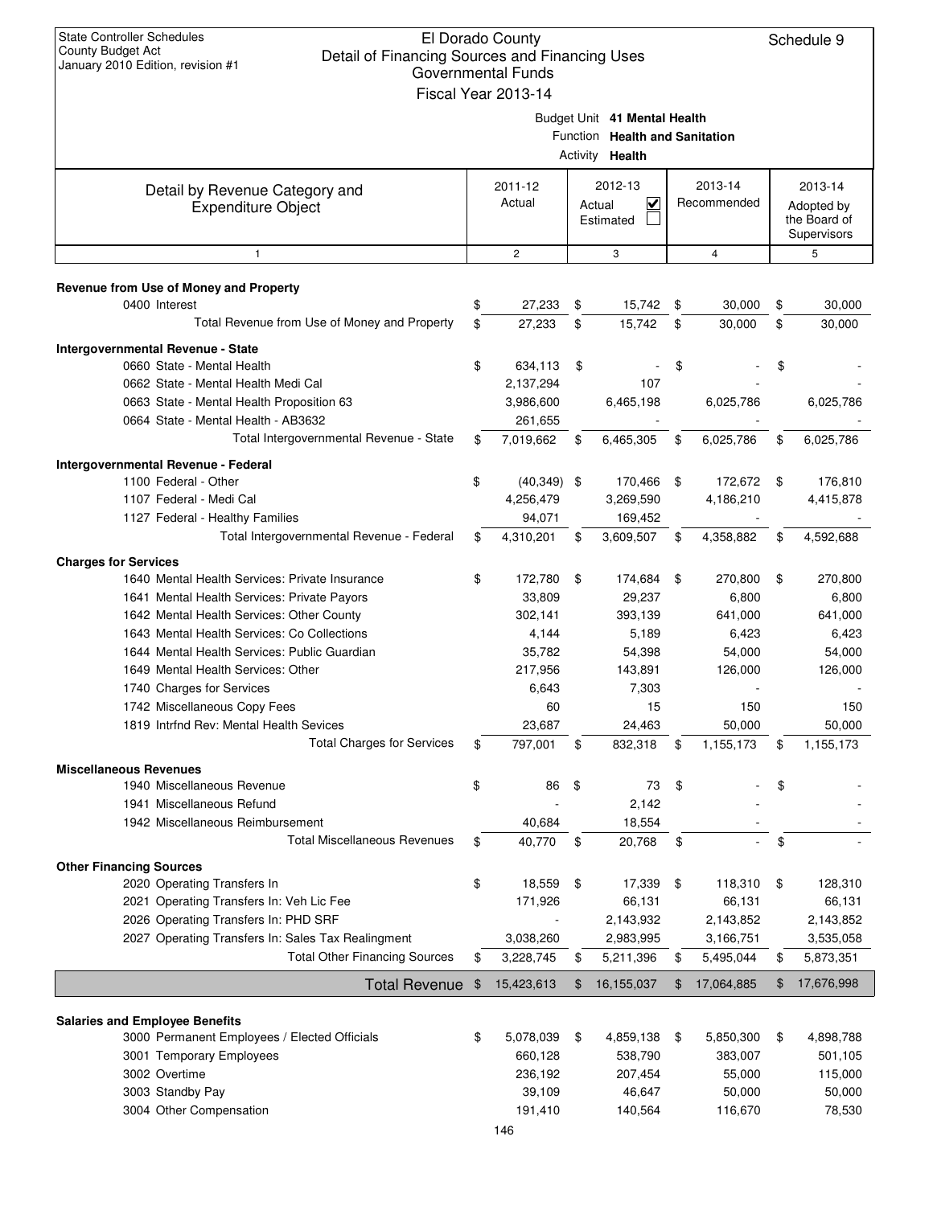State Controller Schedules
County Budget Act
January 2010 Edition, revision #1

# El Dorado County
## Detail of Financing Sources and Financing Uses
### Governmental Funds
### Fiscal Year 2013-14

Schedule 9

Budget Unit **41 Mental Health**
Function **Health and Sanitation**
Activity **Health**

| Detail by Revenue Category and Expenditure Object | 2011-12 Actual | 2012-13 Actual ☑ Estimated ☐ | 2013-14 Recommended | 2013-14 Adopted by the Board of Supervisors |
|---|---|---|---|---|
| 1 | 2 | 3 | 4 | 5 |
| **Revenue from Use of Money and Property** | | | | |
| 0400 Interest | $ 27,233 | $ 15,742 | $ 30,000 | $ 30,000 |
| Total Revenue from Use of Money and Property | $ 27,233 | $ 15,742 | $ 30,000 | $ 30,000 |
| **Intergovernmental Revenue - State** | | | | |
| 0660 State - Mental Health | $ 634,113 | $ - | $ - | $ - |
| 0662 State - Mental Health Medi Cal | 2,137,294 | 107 | - | - |
| 0663 State - Mental Health Proposition 63 | 3,986,600 | 6,465,198 | 6,025,786 | 6,025,786 |
| 0664 State - Mental Health - AB3632 | 261,655 | - | - | - |
| Total Intergovernmental Revenue - State | $ 7,019,662 | $ 6,465,305 | $ 6,025,786 | $ 6,025,786 |
| **Intergovernmental Revenue - Federal** | | | | |
| 1100 Federal - Other | $ (40,349) | $ 170,466 | $ 172,672 | $ 176,810 |
| 1107 Federal - Medi Cal | 4,256,479 | 3,269,590 | 4,186,210 | 4,415,878 |
| 1127 Federal - Healthy Families | 94,071 | 169,452 | - | - |
| Total Intergovernmental Revenue - Federal | $ 4,310,201 | $ 3,609,507 | $ 4,358,882 | $ 4,592,688 |
| **Charges for Services** | | | | |
| 1640 Mental Health Services: Private Insurance | $ 172,780 | $ 174,684 | $ 270,800 | $ 270,800 |
| 1641 Mental Health Services: Private Payors | 33,809 | 29,237 | 6,800 | 6,800 |
| 1642 Mental Health Services: Other County | 302,141 | 393,139 | 641,000 | 641,000 |
| 1643 Mental Health Services: Co Collections | 4,144 | 5,189 | 6,423 | 6,423 |
| 1644 Mental Health Services: Public Guardian | 35,782 | 54,398 | 54,000 | 54,000 |
| 1649 Mental Health Services: Other | 217,956 | 143,891 | 126,000 | 126,000 |
| 1740 Charges for Services | 6,643 | 7,303 | - | - |
| 1742 Miscellaneous Copy Fees | 60 | 15 | 150 | 150 |
| 1819 Intrfnd Rev: Mental Health Sevices | 23,687 | 24,463 | 50,000 | 50,000 |
| Total Charges for Services | $ 797,001 | $ 832,318 | $ 1,155,173 | $ 1,155,173 |
| **Miscellaneous Revenues** | | | | |
| 1940 Miscellaneous Revenue | $ 86 | $ 73 | $ - | $ - |
| 1941 Miscellaneous Refund | - | 2,142 | - | - |
| 1942 Miscellaneous Reimbursement | 40,684 | 18,554 | - | - |
| Total Miscellaneous Revenues | $ 40,770 | $ 20,768 | $ - | $ - |
| **Other Financing Sources** | | | | |
| 2020 Operating Transfers In | $ 18,559 | $ 17,339 | $ 118,310 | $ 128,310 |
| 2021 Operating Transfers In: Veh Lic Fee | 171,926 | 66,131 | 66,131 | 66,131 |
| 2026 Operating Transfers In: PHD SRF | - | 2,143,932 | 2,143,852 | 2,143,852 |
| 2027 Operating Transfers In: Sales Tax Realingment | 3,038,260 | 2,983,995 | 3,166,751 | 3,535,058 |
| Total Other Financing Sources | $ 3,228,745 | $ 5,211,396 | $ 5,495,044 | $ 5,873,351 |
| **Total Revenue** | $ 15,423,613 | $ 16,155,037 | $ 17,064,885 | $ 17,676,998 |
| **Salaries and Employee Benefits** | | | | |
| 3000 Permanent Employees / Elected Officials | $ 5,078,039 | $ 4,859,138 | $ 5,850,300 | $ 4,898,788 |
| 3001 Temporary Employees | 660,128 | 538,790 | 383,007 | 501,105 |
| 3002 Overtime | 236,192 | 207,454 | 55,000 | 115,000 |
| 3003 Standby Pay | 39,109 | 46,647 | 50,000 | 50,000 |
| 3004 Other Compensation | 191,410 | 140,564 | 116,670 | 78,530 |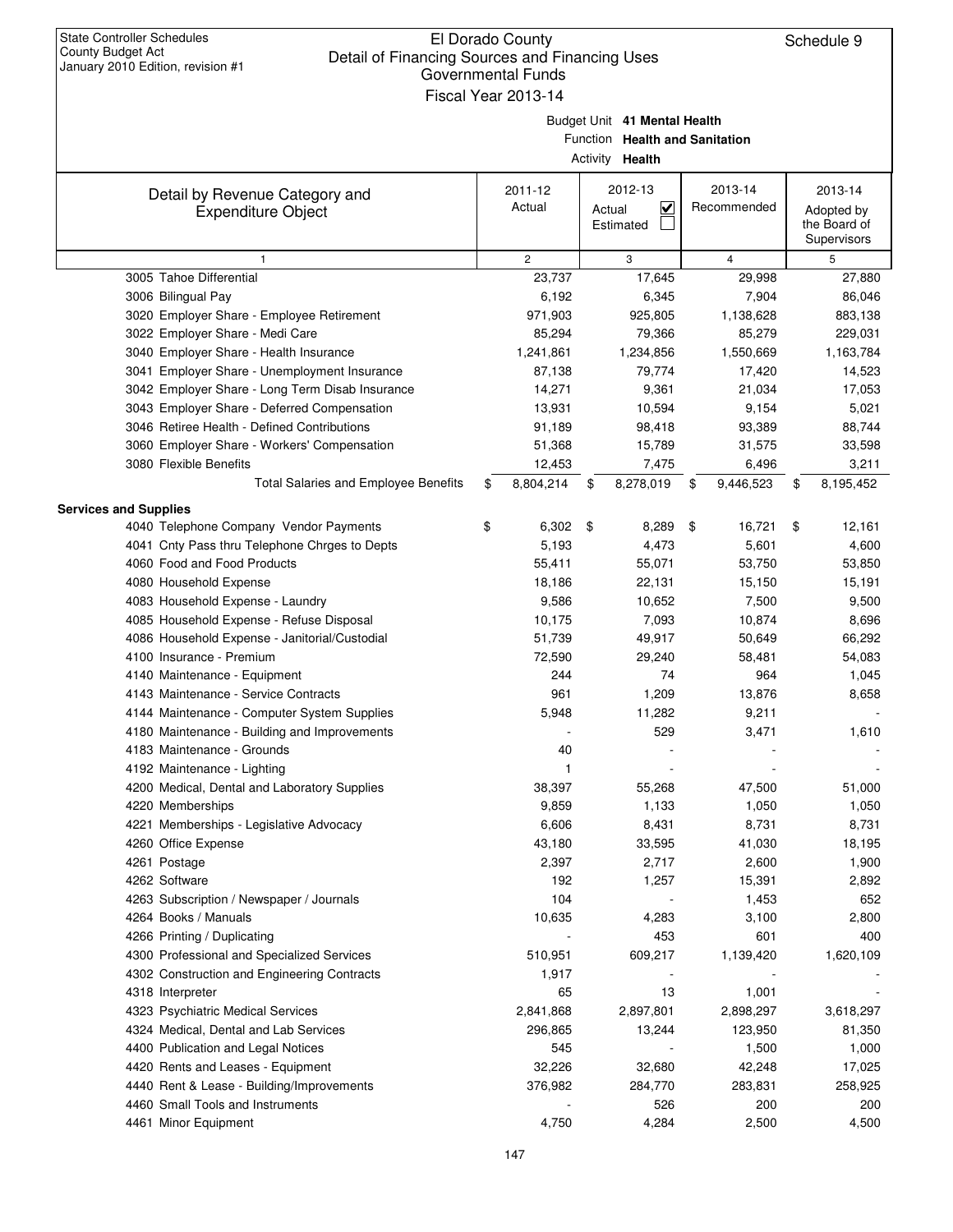State Controller Schedules
County Budget Act
January 2010 Edition, revision #1

# El Dorado County
## Detail of Financing Sources and Financing Uses
### Governmental Funds
### Fiscal Year 2013-14

Schedule 9

Budget Unit **41 Mental Health**
Function **Health and Sanitation**
Activity **Health**

| Detail by Revenue Category and Expenditure Object | 2011-12 Actual | 2012-13 Actual ☑ Estimated ☐ | 2013-14 Recommended | 2013-14 Adopted by the Board of Supervisors |
|---|---|---|---|---|
| 1 | 2 | 3 | 4 | 5 |
| 3005 Tahoe Differential | 23,737 | 17,645 | 29,998 | 27,880 |
| 3006 Bilingual Pay | 6,192 | 6,345 | 7,904 | 86,046 |
| 3020 Employer Share - Employee Retirement | 971,903 | 925,805 | 1,138,628 | 883,138 |
| 3022 Employer Share - Medi Care | 85,294 | 79,366 | 85,279 | 229,031 |
| 3040 Employer Share - Health Insurance | 1,241,861 | 1,234,856 | 1,550,669 | 1,163,784 |
| 3041 Employer Share - Unemployment Insurance | 87,138 | 79,774 | 17,420 | 14,523 |
| 3042 Employer Share - Long Term Disab Insurance | 14,271 | 9,361 | 21,034 | 17,053 |
| 3043 Employer Share - Deferred Compensation | 13,931 | 10,594 | 9,154 | 5,021 |
| 3046 Retiree Health - Defined Contributions | 91,189 | 98,418 | 93,389 | 88,744 |
| 3060 Employer Share - Workers' Compensation | 51,368 | 15,789 | 31,575 | 33,598 |
| 3080 Flexible Benefits | 12,453 | 7,475 | 6,496 | 3,211 |
| Total Salaries and Employee Benefits | $ 8,804,214 | $ 8,278,019 | $ 9,446,523 | $ 8,195,452 |
| **Services and Supplies** | | | | |
| 4040 Telephone Company Vendor Payments | $ 6,302 | $ 8,289 | $ 16,721 | $ 12,161 |
| 4041 Cnty Pass thru Telephone Chrges to Depts | 5,193 | 4,473 | 5,601 | 4,600 |
| 4060 Food and Food Products | 55,411 | 55,071 | 53,750 | 53,850 |
| 4080 Household Expense | 18,186 | 22,131 | 15,150 | 15,191 |
| 4083 Household Expense - Laundry | 9,586 | 10,652 | 7,500 | 9,500 |
| 4085 Household Expense - Refuse Disposal | 10,175 | 7,093 | 10,874 | 8,696 |
| 4086 Household Expense - Janitorial/Custodial | 51,739 | 49,917 | 50,649 | 66,292 |
| 4100 Insurance - Premium | 72,590 | 29,240 | 58,481 | 54,083 |
| 4140 Maintenance - Equipment | 244 | 74 | 964 | 1,045 |
| 4143 Maintenance - Service Contracts | 961 | 1,209 | 13,876 | 8,658 |
| 4144 Maintenance - Computer System Supplies | 5,948 | 11,282 | 9,211 | - |
| 4180 Maintenance - Building and Improvements | - | 529 | 3,471 | 1,610 |
| 4183 Maintenance - Grounds | 40 | - | - | - |
| 4192 Maintenance - Lighting | 1 | - | - | - |
| 4200 Medical, Dental and Laboratory Supplies | 38,397 | 55,268 | 47,500 | 51,000 |
| 4220 Memberships | 9,859 | 1,133 | 1,050 | 1,050 |
| 4221 Memberships - Legislative Advocacy | 6,606 | 8,431 | 8,731 | 8,731 |
| 4260 Office Expense | 43,180 | 33,595 | 41,030 | 18,195 |
| 4261 Postage | 2,397 | 2,717 | 2,600 | 1,900 |
| 4262 Software | 192 | 1,257 | 15,391 | 2,892 |
| 4263 Subscription / Newspaper / Journals | 104 | - | 1,453 | 652 |
| 4264 Books / Manuals | 10,635 | 4,283 | 3,100 | 2,800 |
| 4266 Printing / Duplicating | - | 453 | 601 | 400 |
| 4300 Professional and Specialized Services | 510,951 | 609,217 | 1,139,420 | 1,620,109 |
| 4302 Construction and Engineering Contracts | 1,917 | - | - | - |
| 4318 Interpreter | 65 | 13 | 1,001 | - |
| 4323 Psychiatric Medical Services | 2,841,868 | 2,897,801 | 2,898,297 | 3,618,297 |
| 4324 Medical, Dental and Lab Services | 296,865 | 13,244 | 123,950 | 81,350 |
| 4400 Publication and Legal Notices | 545 | - | 1,500 | 1,000 |
| 4420 Rents and Leases - Equipment | 32,226 | 32,680 | 42,248 | 17,025 |
| 4440 Rent & Lease - Building/Improvements | 376,982 | 284,770 | 283,831 | 258,925 |
| 4460 Small Tools and Instruments | - | 526 | 200 | 200 |
| 4461 Minor Equipment | 4,750 | 4,284 | 2,500 | 4,500 |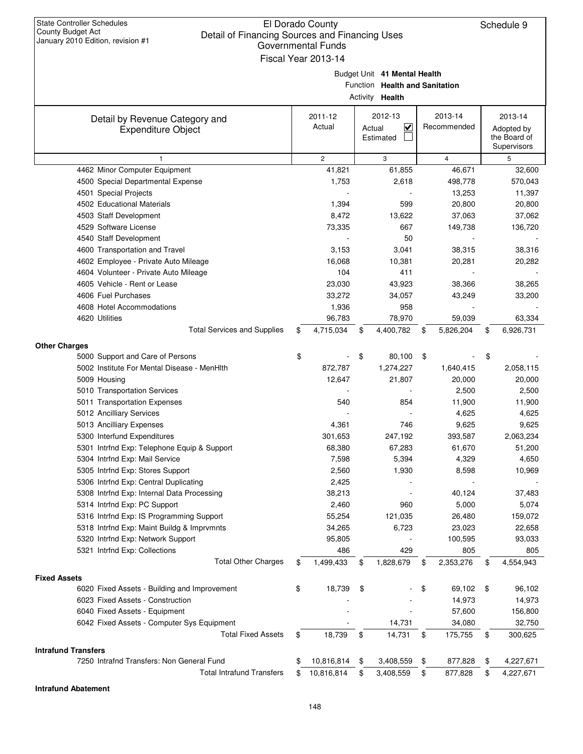State Controller Schedules
County Budget Act
January 2010 Edition, revision #1

# El Dorado County
## Detail of Financing Sources and Financing Uses
### Governmental Funds
### Fiscal Year 2013-14

Schedule 9

Budget Unit **41 Mental Health**
Function **Health and Sanitation**
Activity **Health**

| Detail by Revenue Category and Expenditure Object | 2011-12 Actual | 2012-13 Actual ☑ Estimated ☐ | 2013-14 Recommended | 2013-14 Adopted by the Board of Supervisors |
|---|---|---|---|---|
| 1 | 2 | 3 | 4 | 5 |
| 4462 Minor Computer Equipment | 41,821 | 61,855 | 46,671 | 32,600 |
| 4500 Special Departmental Expense | 1,753 | 2,618 | 498,778 | 570,043 |
| 4501 Special Projects | - | - | 13,253 | 11,397 |
| 4502 Educational Materials | 1,394 | 599 | 20,800 | 20,800 |
| 4503 Staff Development | 8,472 | 13,622 | 37,063 | 37,062 |
| 4529 Software License | 73,335 | 667 | 149,738 | 136,720 |
| 4540 Staff Development | - | 50 | - | - |
| 4600 Transportation and Travel | 3,153 | 3,041 | 38,315 | 38,316 |
| 4602 Employee - Private Auto Mileage | 16,068 | 10,381 | 20,281 | 20,282 |
| 4604 Volunteer - Private Auto Mileage | 104 | 411 | - | - |
| 4605 Vehicle - Rent or Lease | 23,030 | 43,923 | 38,366 | 38,265 |
| 4606 Fuel Purchases | 33,272 | 34,057 | 43,249 | 33,200 |
| 4608 Hotel Accommodations | 1,936 | 958 | - | - |
| 4620 Utilities | 96,783 | 78,970 | 59,039 | 63,334 |
| Total Services and Supplies | $ 4,715,034 | $ 4,400,782 | $ 5,826,204 | $ 6,926,731 |
| **Other Charges** | | | | |
| 5000 Support and Care of Persons | $ - | $ 80,100 | $ - | $ - |
| 5002 Institute For Mental Disease - MenHlth | 872,787 | 1,274,227 | 1,640,415 | 2,058,115 |
| 5009 Housing | 12,647 | 21,807 | 20,000 | 20,000 |
| 5010 Transportation Services | - | - | 2,500 | 2,500 |
| 5011 Transportation Expenses | 540 | 854 | 11,900 | 11,900 |
| 5012 Ancilliary Services | - | - | 4,625 | 4,625 |
| 5013 Ancilliary Expenses | 4,361 | 746 | 9,625 | 9,625 |
| 5300 Interfund Expenditures | 301,653 | 247,192 | 393,587 | 2,063,234 |
| 5301 Intrfnd Exp: Telephone Equip & Support | 68,380 | 67,283 | 61,670 | 51,200 |
| 5304 Intrfnd Exp: Mail Service | 7,598 | 5,394 | 4,329 | 4,650 |
| 5305 Intrfnd Exp: Stores Support | 2,560 | 1,930 | 8,598 | 10,969 |
| 5306 Intrfnd Exp: Central Duplicating | 2,425 | - | - | - |
| 5308 Intrfnd Exp: Internal Data Processing | 38,213 | - | 40,124 | 37,483 |
| 5314 Intrfnd Exp: PC Support | 2,460 | 960 | 5,000 | 5,074 |
| 5316 Intrfnd Exp: IS Programming Support | 55,254 | 121,035 | 26,480 | 159,072 |
| 5318 Intrfnd Exp: Maint Buildg & Imprvmnts | 34,265 | 6,723 | 23,023 | 22,658 |
| 5320 Intrfnd Exp: Network Support | 95,805 | - | 100,595 | 93,033 |
| 5321 Intrfnd Exp: Collections | 486 | 429 | 805 | 805 |
| Total Other Charges | $ 1,499,433 | $ 1,828,679 | $ 2,353,276 | $ 4,554,943 |
| **Fixed Assets** | | | | |
| 6020 Fixed Assets - Building and Improvement | $ 18,739 | $ - | $ 69,102 | $ 96,102 |
| 6023 Fixed Assets - Construction | - | - | 14,973 | 14,973 |
| 6040 Fixed Assets - Equipment | - | - | 57,600 | 156,800 |
| 6042 Fixed Assets - Computer Sys Equipment | - | 14,731 | 34,080 | 32,750 |
| Total Fixed Assets | $ 18,739 | $ 14,731 | $ 175,755 | $ 300,625 |
| **Intrafund Transfers** | | | | |
| 7250 Intrafnd Transfers: Non General Fund | $ 10,816,814 | $ 3,408,559 | $ 877,828 | $ 4,227,671 |
| Total Intrafund Transfers | $ 10,816,814 | $ 3,408,559 | $ 877,828 | $ 4,227,671 |
| **Intrafund Abatement** | | | | |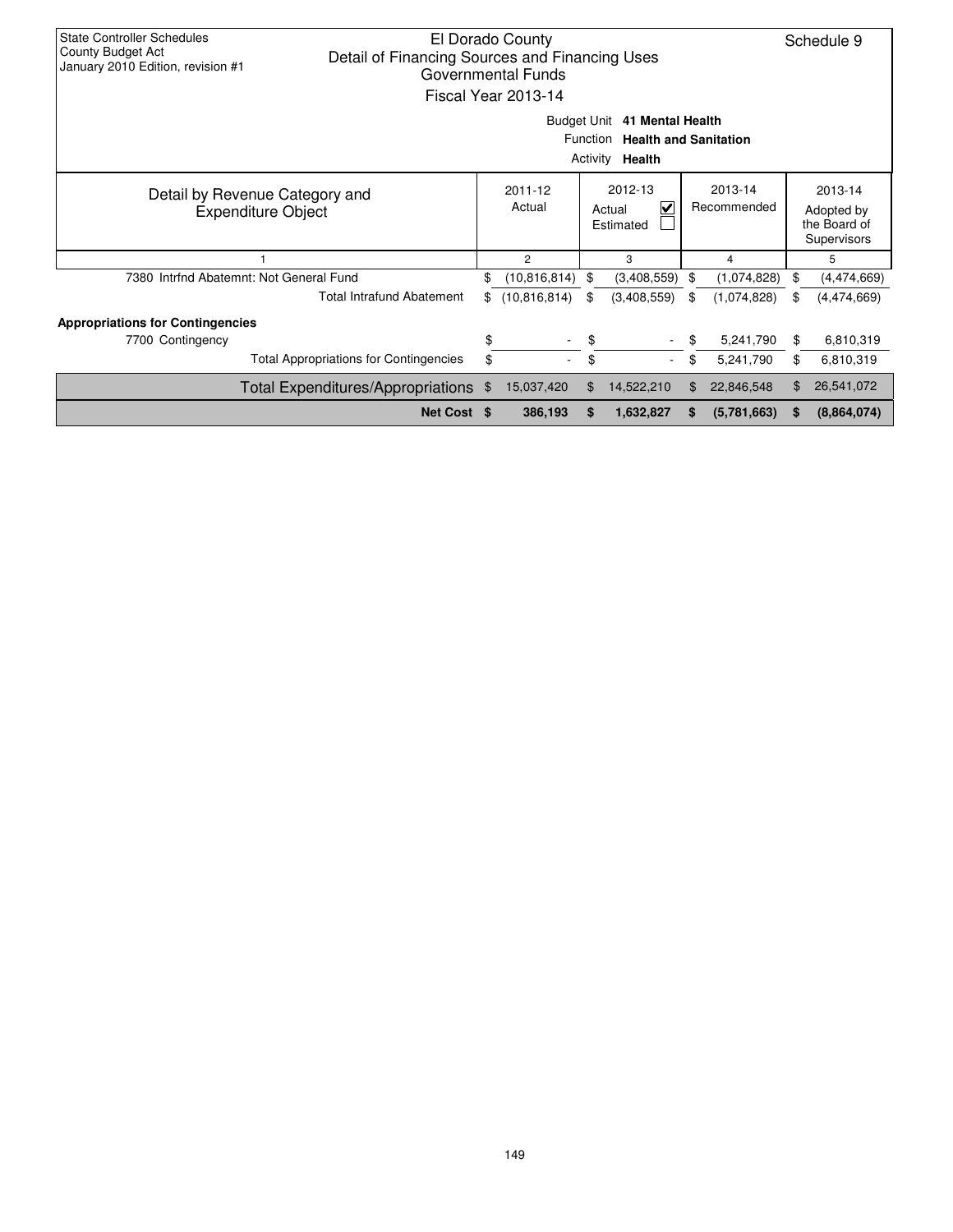State Controller Schedules
County Budget Act
January 2010 Edition, revision #1

# El Dorado County
## Detail of Financing Sources and Financing Uses
### Governmental Funds
### Fiscal Year 2013-14

Schedule 9

Budget Unit **41 Mental Health**
Function **Health and Sanitation**
Activity **Health**

| Detail by Revenue Category and Expenditure Object | 2011-12 Actual | 2012-13 Actual ☑ Estimated ☐ | 2013-14 Recommended | 2013-14 Adopted by the Board of Supervisors |
|---|---|---|---|---|
| 1 | 2 | 3 | 4 | 5 |
| 7380 Intrfnd Abatemnt: Not General Fund | $ (10,816,814) | $ (3,408,559) | $ (1,074,828) | $ (4,474,669) |
| Total Intrafund Abatement | $ (10,816,814) | $ (3,408,559) | $ (1,074,828) | $ (4,474,669) |
| **Appropriations for Contingencies** | | | | |
| 7700 Contingency | $ - | $ - | $ 5,241,790 | $ 6,810,319 |
| Total Appropriations for Contingencies | $ - | $ - | $ 5,241,790 | $ 6,810,319 |
| Total Expenditures/Appropriations | $ 15,037,420 | $ 14,522,210 | $ 22,846,548 | $ 26,541,072 |
| **Net Cost** | **$ 386,193** | **$ 1,632,827** | **$ (5,781,663)** | **$ (8,864,074)** |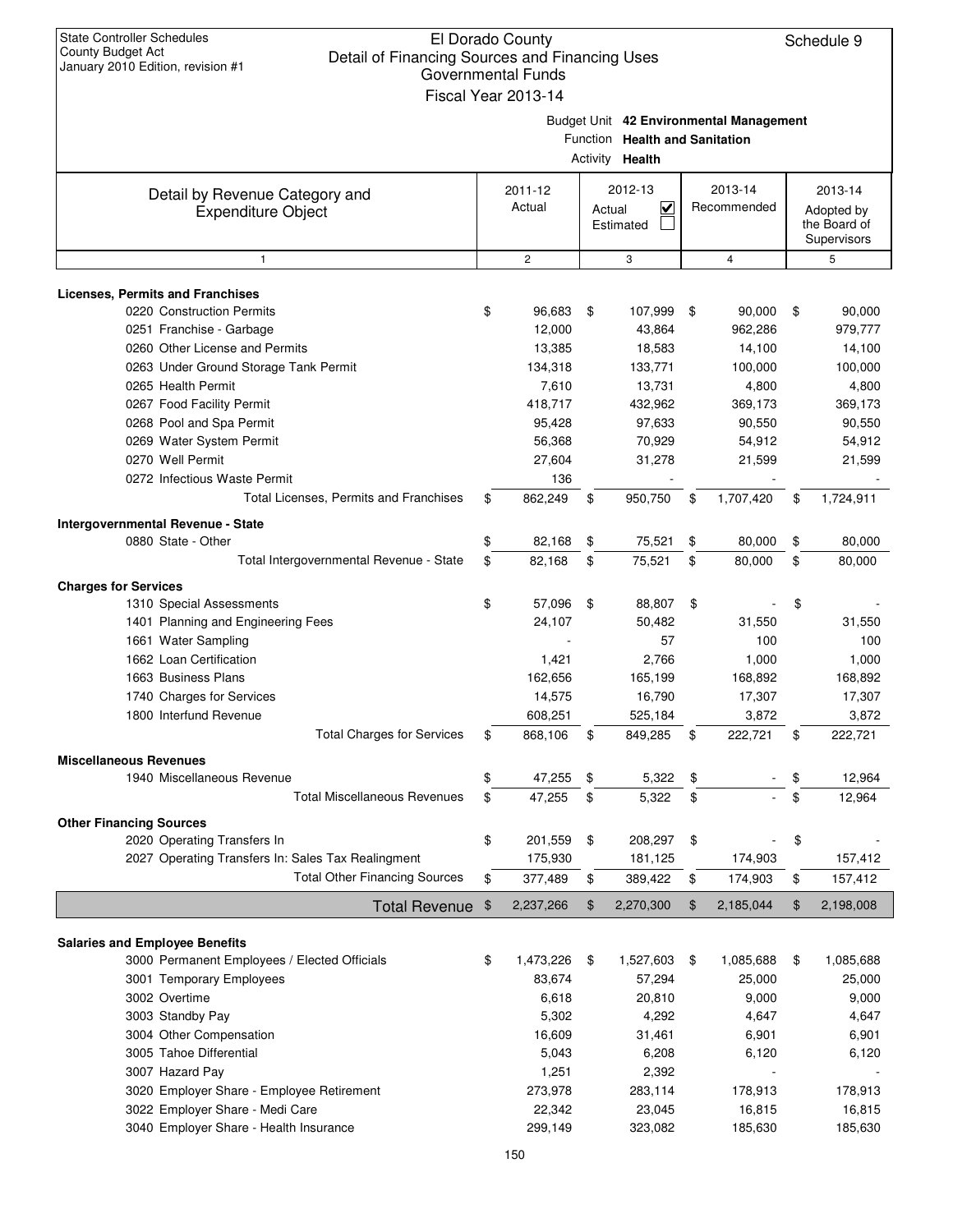State Controller Schedules
County Budget Act
January 2010 Edition, revision #1

# El Dorado County
## Detail of Financing Sources and Financing Uses
### Governmental Funds
### Fiscal Year 2013-14

Schedule 9

Budget Unit **42 Environmental Management**
Function **Health and Sanitation**
Activity **Health**

| Detail by Revenue Category and Expenditure Object | 2011-12 Actual | 2012-13 Actual ☑ Estimated ☐ | 2013-14 Recommended | 2013-14 Adopted by the Board of Supervisors |
|---|---|---|---|---|
| 1 | 2 | 3 | 4 | 5 |
| **Licenses, Permits and Franchises** | | | | |
| 0220 Construction Permits | $ 96,683 | $ 107,999 | $ 90,000 | $ 90,000 |
| 0251 Franchise - Garbage | 12,000 | 43,864 | 962,286 | 979,777 |
| 0260 Other License and Permits | 13,385 | 18,583 | 14,100 | 14,100 |
| 0263 Under Ground Storage Tank Permit | 134,318 | 133,771 | 100,000 | 100,000 |
| 0265 Health Permit | 7,610 | 13,731 | 4,800 | 4,800 |
| 0267 Food Facility Permit | 418,717 | 432,962 | 369,173 | 369,173 |
| 0268 Pool and Spa Permit | 95,428 | 97,633 | 90,550 | 90,550 |
| 0269 Water System Permit | 56,368 | 70,929 | 54,912 | 54,912 |
| 0270 Well Permit | 27,604 | 31,278 | 21,599 | 21,599 |
| 0272 Infectious Waste Permit | 136 | - | - | - |
| Total Licenses, Permits and Franchises | $ 862,249 | $ 950,750 | $ 1,707,420 | $ 1,724,911 |
| **Intergovernmental Revenue - State** | | | | |
| 0880 State - Other | $ 82,168 | $ 75,521 | $ 80,000 | $ 80,000 |
| Total Intergovernmental Revenue - State | $ 82,168 | $ 75,521 | $ 80,000 | $ 80,000 |
| **Charges for Services** | | | | |
| 1310 Special Assessments | $ 57,096 | $ 88,807 | $ - | $ - |
| 1401 Planning and Engineering Fees | 24,107 | 50,482 | 31,550 | 31,550 |
| 1661 Water Sampling | - | 57 | 100 | 100 |
| 1662 Loan Certification | 1,421 | 2,766 | 1,000 | 1,000 |
| 1663 Business Plans | 162,656 | 165,199 | 168,892 | 168,892 |
| 1740 Charges for Services | 14,575 | 16,790 | 17,307 | 17,307 |
| 1800 Interfund Revenue | 608,251 | 525,184 | 3,872 | 3,872 |
| Total Charges for Services | $ 868,106 | $ 849,285 | $ 222,721 | $ 222,721 |
| **Miscellaneous Revenues** | | | | |
| 1940 Miscellaneous Revenue | $ 47,255 | $ 5,322 | $ - | $ 12,964 |
| Total Miscellaneous Revenues | $ 47,255 | $ 5,322 | $ - | $ 12,964 |
| **Other Financing Sources** | | | | |
| 2020 Operating Transfers In | $ 201,559 | $ 208,297 | $ - | $ - |
| 2027 Operating Transfers In: Sales Tax Realingment | 175,930 | 181,125 | 174,903 | 157,412 |
| Total Other Financing Sources | $ 377,489 | $ 389,422 | $ 174,903 | $ 157,412 |
| **Total Revenue** | $ 2,237,266 | $ 2,270,300 | $ 2,185,044 | $ 2,198,008 |
| **Salaries and Employee Benefits** | | | | |
| 3000 Permanent Employees / Elected Officials | $ 1,473,226 | $ 1,527,603 | $ 1,085,688 | $ 1,085,688 |
| 3001 Temporary Employees | 83,674 | 57,294 | 25,000 | 25,000 |
| 3002 Overtime | 6,618 | 20,810 | 9,000 | 9,000 |
| 3003 Standby Pay | 5,302 | 4,292 | 4,647 | 4,647 |
| 3004 Other Compensation | 16,609 | 31,461 | 6,901 | 6,901 |
| 3005 Tahoe Differential | 5,043 | 6,208 | 6,120 | 6,120 |
| 3007 Hazard Pay | 1,251 | 2,392 | - | - |
| 3020 Employer Share - Employee Retirement | 273,978 | 283,114 | 178,913 | 178,913 |
| 3022 Employer Share - Medi Care | 22,342 | 23,045 | 16,815 | 16,815 |
| 3040 Employer Share - Health Insurance | 299,149 | 323,082 | 185,630 | 185,630 |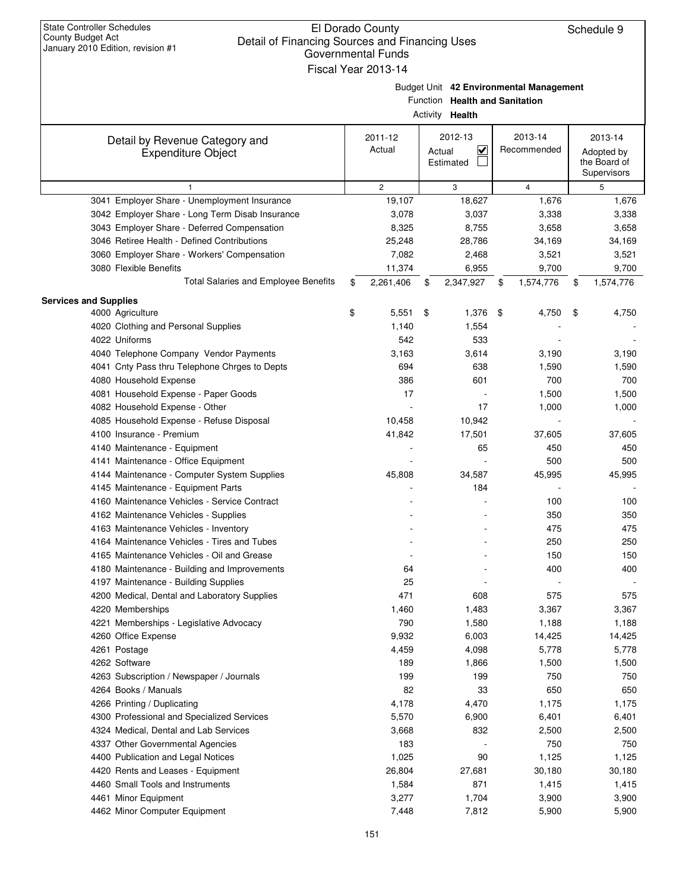State Controller Schedules
County Budget Act
January 2010 Edition, revision #1

# El Dorado County
## Detail of Financing Sources and Financing Uses
### Governmental Funds
### Fiscal Year 2013-14

Schedule 9

Budget Unit **42 Environmental Management**
Function **Health and Sanitation**
Activity **Health**

| Detail by Revenue Category and Expenditure Object | 2011-12 Actual | 2012-13 Actual ☑ Estimated ☐ | 2013-14 Recommended | 2013-14 Adopted by the Board of Supervisors |
|---|---|---|---|---|
| 1 | 2 | 3 | 4 | 5 |
| 3041 Employer Share - Unemployment Insurance | 19,107 | 18,627 | 1,676 | 1,676 |
| 3042 Employer Share - Long Term Disab Insurance | 3,078 | 3,037 | 3,338 | 3,338 |
| 3043 Employer Share - Deferred Compensation | 8,325 | 8,755 | 3,658 | 3,658 |
| 3046 Retiree Health - Defined Contributions | 25,248 | 28,786 | 34,169 | 34,169 |
| 3060 Employer Share - Workers' Compensation | 7,082 | 2,468 | 3,521 | 3,521 |
| 3080 Flexible Benefits | 11,374 | 6,955 | 9,700 | 9,700 |
| Total Salaries and Employee Benefits | $ 2,261,406 | $ 2,347,927 | $ 1,574,776 | $ 1,574,776 |
| **Services and Supplies** | | | | |
| 4000 Agriculture | $ 5,551 | $ 1,376 | $ 4,750 | $ 4,750 |
| 4020 Clothing and Personal Supplies | 1,140 | 1,554 | - | - |
| 4022 Uniforms | 542 | 533 | - | - |
| 4040 Telephone Company Vendor Payments | 3,163 | 3,614 | 3,190 | 3,190 |
| 4041 Cnty Pass thru Telephone Chrges to Depts | 694 | 638 | 1,590 | 1,590 |
| 4080 Household Expense | 386 | 601 | 700 | 700 |
| 4081 Household Expense - Paper Goods | 17 | - | 1,500 | 1,500 |
| 4082 Household Expense - Other | - | 17 | 1,000 | 1,000 |
| 4085 Household Expense - Refuse Disposal | 10,458 | 10,942 | - | - |
| 4100 Insurance - Premium | 41,842 | 17,501 | 37,605 | 37,605 |
| 4140 Maintenance - Equipment | - | 65 | 450 | 450 |
| 4141 Maintenance - Office Equipment | - | - | 500 | 500 |
| 4144 Maintenance - Computer System Supplies | 45,808 | 34,587 | 45,995 | 45,995 |
| 4145 Maintenance - Equipment Parts | - | 184 | - | - |
| 4160 Maintenance Vehicles - Service Contract | - | - | 100 | 100 |
| 4162 Maintenance Vehicles - Supplies | - | - | 350 | 350 |
| 4163 Maintenance Vehicles - Inventory | - | - | 475 | 475 |
| 4164 Maintenance Vehicles - Tires and Tubes | - | - | 250 | 250 |
| 4165 Maintenance Vehicles - Oil and Grease | - | - | 150 | 150 |
| 4180 Maintenance - Building and Improvements | 64 | - | 400 | 400 |
| 4197 Maintenance - Building Supplies | 25 | - | - | - |
| 4200 Medical, Dental and Laboratory Supplies | 471 | 608 | 575 | 575 |
| 4220 Memberships | 1,460 | 1,483 | 3,367 | 3,367 |
| 4221 Memberships - Legislative Advocacy | 790 | 1,580 | 1,188 | 1,188 |
| 4260 Office Expense | 9,932 | 6,003 | 14,425 | 14,425 |
| 4261 Postage | 4,459 | 4,098 | 5,778 | 5,778 |
| 4262 Software | 189 | 1,866 | 1,500 | 1,500 |
| 4263 Subscription / Newspaper / Journals | 199 | 199 | 750 | 750 |
| 4264 Books / Manuals | 82 | 33 | 650 | 650 |
| 4266 Printing / Duplicating | 4,178 | 4,470 | 1,175 | 1,175 |
| 4300 Professional and Specialized Services | 5,570 | 6,900 | 6,401 | 6,401 |
| 4324 Medical, Dental and Lab Services | 3,668 | 832 | 2,500 | 2,500 |
| 4337 Other Governmental Agencies | 183 | - | 750 | 750 |
| 4400 Publication and Legal Notices | 1,025 | 90 | 1,125 | 1,125 |
| 4420 Rents and Leases - Equipment | 26,804 | 27,681 | 30,180 | 30,180 |
| 4460 Small Tools and Instruments | 1,584 | 871 | 1,415 | 1,415 |
| 4461 Minor Equipment | 3,277 | 1,704 | 3,900 | 3,900 |
| 4462 Minor Computer Equipment | 7,448 | 7,812 | 5,900 | 5,900 |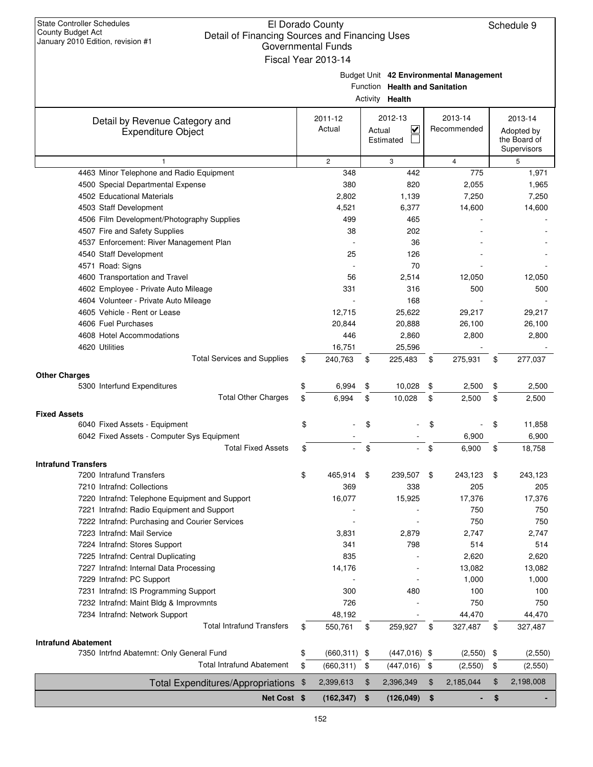State Controller Schedules
County Budget Act
January 2010 Edition, revision #1

# El Dorado County
## Detail of Financing Sources and Financing Uses
### Governmental Funds
### Fiscal Year 2013-14

Schedule 9

Budget Unit **42 Environmental Management**
Function **Health and Sanitation**
Activity **Health**

| Detail by Revenue Category and Expenditure Object | 2011-12 Actual | 2012-13 Actual ☑ Estimated ☐ | 2013-14 Recommended | 2013-14 Adopted by the Board of Supervisors |
|---|---|---|---|---|
| 1 | 2 | 3 | 4 | 5 |
| 4463 Minor Telephone and Radio Equipment | 348 | 442 | 775 | 1,971 |
| 4500 Special Departmental Expense | 380 | 820 | 2,055 | 1,965 |
| 4502 Educational Materials | 2,802 | 1,139 | 7,250 | 7,250 |
| 4503 Staff Development | 4,521 | 6,377 | 14,600 | 14,600 |
| 4506 Film Development/Photography Supplies | 499 | 465 | - | - |
| 4507 Fire and Safety Supplies | 38 | 202 | - | - |
| 4537 Enforcement: River Management Plan | - | 36 | - | - |
| 4540 Staff Development | 25 | 126 | - | - |
| 4571 Road: Signs | - | 70 | - | - |
| 4600 Transportation and Travel | 56 | 2,514 | 12,050 | 12,050 |
| 4602 Employee - Private Auto Mileage | 331 | 316 | 500 | 500 |
| 4604 Volunteer - Private Auto Mileage | - | 168 | - | - |
| 4605 Vehicle - Rent or Lease | 12,715 | 25,622 | 29,217 | 29,217 |
| 4606 Fuel Purchases | 20,844 | 20,888 | 26,100 | 26,100 |
| 4608 Hotel Accommodations | 446 | 2,860 | 2,800 | 2,800 |
| 4620 Utilities | 16,751 | 25,596 | - | - |
| Total Services and Supplies | $ 240,763 | $ 225,483 | $ 275,931 | $ 277,037 |
| **Other Charges** | | | | |
| 5300 Interfund Expenditures | $ 6,994 | $ 10,028 | $ 2,500 | $ 2,500 |
| Total Other Charges | $ 6,994 | $ 10,028 | $ 2,500 | $ 2,500 |
| **Fixed Assets** | | | | |
| 6040 Fixed Assets - Equipment | $ - | $ - | $ - | $ 11,858 |
| 6042 Fixed Assets - Computer Sys Equipment | - | - | 6,900 | 6,900 |
| Total Fixed Assets | $ - | $ - | $ 6,900 | $ 18,758 |
| **Intrafund Transfers** | | | | |
| 7200 Intrafund Transfers | $ 465,914 | $ 239,507 | $ 243,123 | $ 243,123 |
| 7210 Intrafnd: Collections | 369 | 338 | 205 | 205 |
| 7220 Intrafnd: Telephone Equipment and Support | 16,077 | 15,925 | 17,376 | 17,376 |
| 7221 Intrafnd: Radio Equipment and Support | - | - | 750 | 750 |
| 7222 Intrafnd: Purchasing and Courier Services | - | - | 750 | 750 |
| 7223 Intrafnd: Mail Service | 3,831 | 2,879 | 2,747 | 2,747 |
| 7224 Intrafnd: Stores Support | 341 | 798 | 514 | 514 |
| 7225 Intrafnd: Central Duplicating | 835 | - | 2,620 | 2,620 |
| 7227 Intrafnd: Internal Data Processing | 14,176 | - | 13,082 | 13,082 |
| 7229 Intrafnd: PC Support | - | - | 1,000 | 1,000 |
| 7231 Intrafnd: IS Programming Support | 300 | 480 | 100 | 100 |
| 7232 Intrafnd: Maint Bldg & Improvmnts | 726 | - | 750 | 750 |
| 7234 Intrafnd: Network Support | 48,192 | - | 44,470 | 44,470 |
| Total Intrafund Transfers | $ 550,761 | $ 259,927 | $ 327,487 | $ 327,487 |
| **Intrafund Abatement** | | | | |
| 7350 Intrfnd Abatemnt: Only General Fund | $ (660,311) | $ (447,016) | $ (2,550) | $ (2,550) |
| Total Intrafund Abatement | $ (660,311) | $ (447,016) | $ (2,550) | $ (2,550) |
| Total Expenditures/Appropriations | $ 2,399,613 | $ 2,396,349 | $ 2,185,044 | $ 2,198,008 |
| **Net Cost** | **$ (162,347)** | **$ (126,049)** | **$ -** | **$ -** |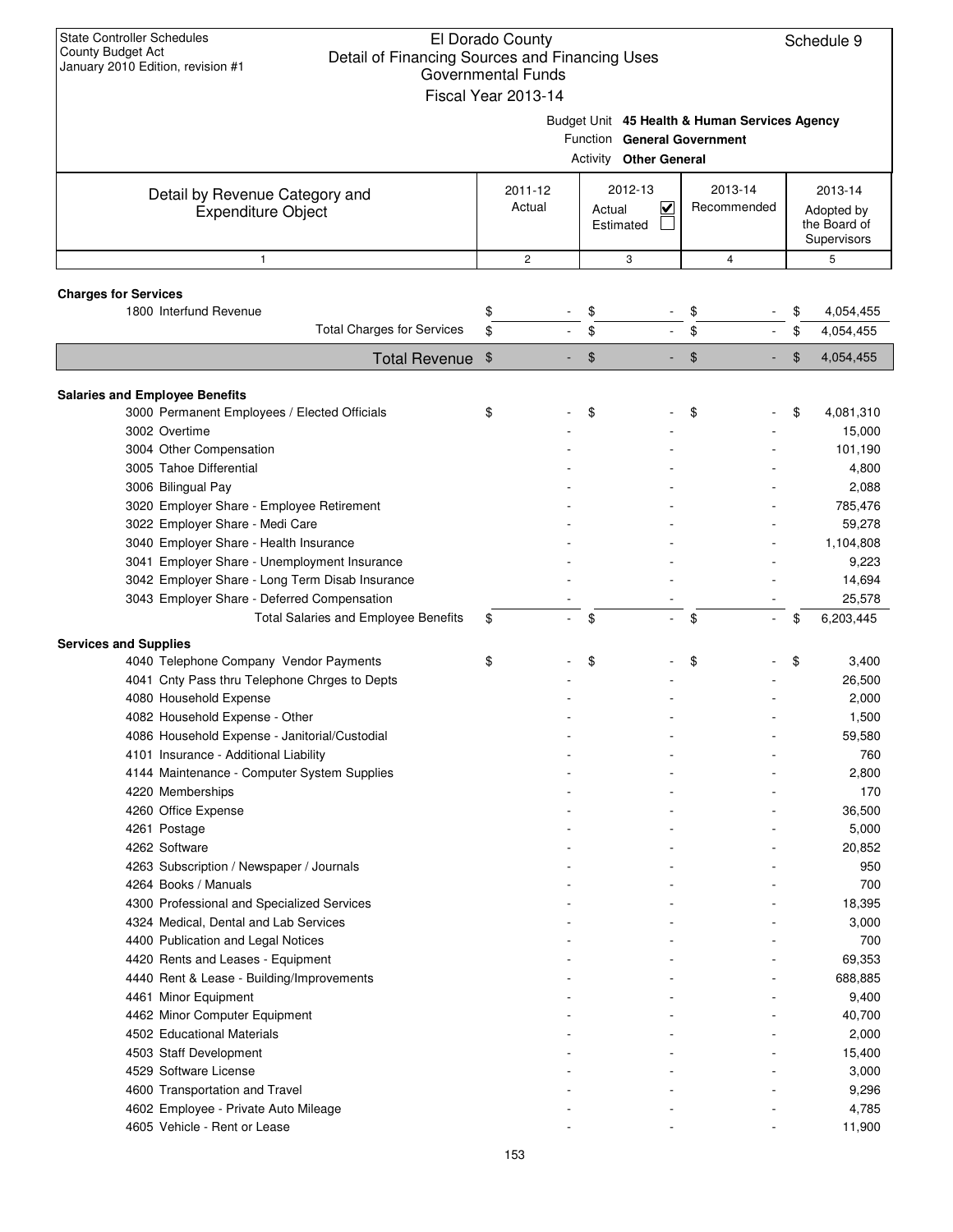State Controller Schedules
County Budget Act
January 2010 Edition, revision #1

# El Dorado County
## Detail of Financing Sources and Financing Uses
### Governmental Funds
### Fiscal Year 2013-14

Schedule 9

Budget Unit **45 Health & Human Services Agency**
Function **General Government**
Activity **Other General**

| Detail by Revenue Category and Expenditure Object | 2011-12 Actual | 2012-13 Actual ☑ Estimated ☐ | 2013-14 Recommended | 2013-14 Adopted by the Board of Supervisors |
|---|---|---|---|---|
| 1 | 2 | 3 | 4 | 5 |
| **Charges for Services** | | | | |
| 1800 Interfund Revenue | $ - | $ - | $ - | $ 4,054,455 |
| Total Charges for Services | $ - | $ - | $ - | $ 4,054,455 |
| **Total Revenue** | $ - | $ - | $ - | $ 4,054,455 |
| **Salaries and Employee Benefits** | | | | |
| 3000 Permanent Employees / Elected Officials | $ - | $ - | $ - | $ 4,081,310 |
| 3002 Overtime | - | - | - | 15,000 |
| 3004 Other Compensation | - | - | - | 101,190 |
| 3005 Tahoe Differential | - | - | - | 4,800 |
| 3006 Bilingual Pay | - | - | - | 2,088 |
| 3020 Employer Share - Employee Retirement | - | - | - | 785,476 |
| 3022 Employer Share - Medi Care | - | - | - | 59,278 |
| 3040 Employer Share - Health Insurance | - | - | - | 1,104,808 |
| 3041 Employer Share - Unemployment Insurance | - | - | - | 9,223 |
| 3042 Employer Share - Long Term Disab Insurance | - | - | - | 14,694 |
| 3043 Employer Share - Deferred Compensation | - | - | - | 25,578 |
| Total Salaries and Employee Benefits | $ - | $ - | $ - | $ 6,203,445 |
| **Services and Supplies** | | | | |
| 4040 Telephone Company Vendor Payments | $ - | $ - | $ - | $ 3,400 |
| 4041 Cnty Pass thru Telephone Chrges to Depts | - | - | - | 26,500 |
| 4080 Household Expense | - | - | - | 2,000 |
| 4082 Household Expense - Other | - | - | - | 1,500 |
| 4086 Household Expense - Janitorial/Custodial | - | - | - | 59,580 |
| 4101 Insurance - Additional Liability | - | - | - | 760 |
| 4144 Maintenance - Computer System Supplies | - | - | - | 2,800 |
| 4220 Memberships | - | - | - | 170 |
| 4260 Office Expense | - | - | - | 36,500 |
| 4261 Postage | - | - | - | 5,000 |
| 4262 Software | - | - | - | 20,852 |
| 4263 Subscription / Newspaper / Journals | - | - | - | 950 |
| 4264 Books / Manuals | - | - | - | 700 |
| 4300 Professional and Specialized Services | - | - | - | 18,395 |
| 4324 Medical, Dental and Lab Services | - | - | - | 3,000 |
| 4400 Publication and Legal Notices | - | - | - | 700 |
| 4420 Rents and Leases - Equipment | - | - | - | 69,353 |
| 4440 Rent & Lease - Building/Improvements | - | - | - | 688,885 |
| 4461 Minor Equipment | - | - | - | 9,400 |
| 4462 Minor Computer Equipment | - | - | - | 40,700 |
| 4502 Educational Materials | - | - | - | 2,000 |
| 4503 Staff Development | - | - | - | 15,400 |
| 4529 Software License | - | - | - | 3,000 |
| 4600 Transportation and Travel | - | - | - | 9,296 |
| 4602 Employee - Private Auto Mileage | - | - | - | 4,785 |
| 4605 Vehicle - Rent or Lease | - | - | - | 11,900 |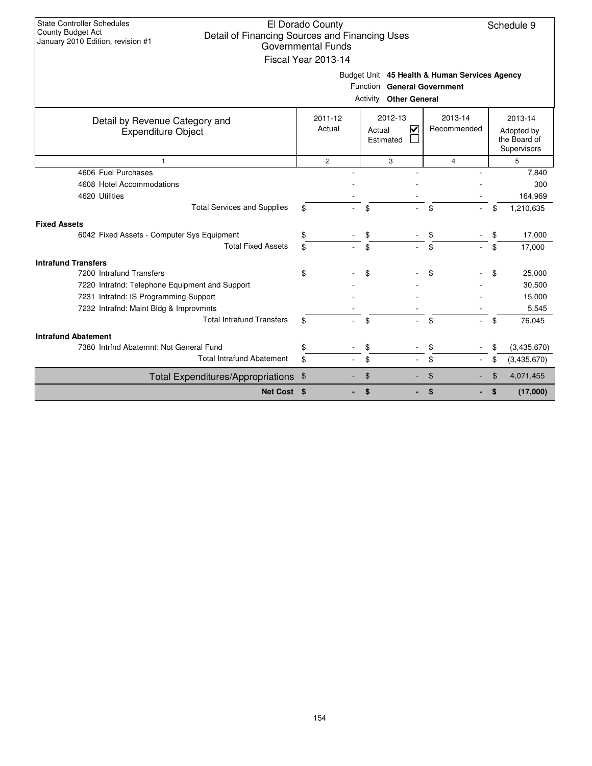State Controller Schedules
County Budget Act
January 2010 Edition, revision #1

# El Dorado County
## Detail of Financing Sources and Financing Uses
### Governmental Funds
### Fiscal Year 2013-14

Schedule 9

Budget Unit **45 Health & Human Services Agency**
Function **General Government**
Activity **Other General**

| Detail by Revenue Category and Expenditure Object | 2011-12 Actual | 2012-13 Actual ☑ Estimated ☐ | 2013-14 Recommended | 2013-14 Adopted by the Board of Supervisors |
|---|---|---|---|---|
| 1 | 2 | 3 | 4 | 5 |
| 4606 Fuel Purchases | - | - | - | 7,840 |
| 4608 Hotel Accommodations | - | - | - | 300 |
| 4620 Utilities | - | - | - | 164,969 |
| Total Services and Supplies | $ - | $ - | $ - | $ 1,210,635 |
| **Fixed Assets** | | | | |
| 6042 Fixed Assets - Computer Sys Equipment | $ - | $ - | $ - | $ 17,000 |
| Total Fixed Assets | $ - | $ - | $ - | $ 17,000 |
| **Intrafund Transfers** | | | | |
| 7200 Intrafund Transfers | $ - | $ - | $ - | $ 25,000 |
| 7220 Intrafnd: Telephone Equipment and Support | - | - | - | 30,500 |
| 7231 Intrafnd: IS Programming Support | - | - | - | 15,000 |
| 7232 Intrafnd: Maint Bldg & Improvmnts | - | - | - | 5,545 |
| Total Intrafund Transfers | $ - | $ - | $ - | $ 76,045 |
| **Intrafund Abatement** | | | | |
| 7380 Intrfnd Abatemnt: Not General Fund | $ - | $ - | $ - | $ (3,435,670) |
| Total Intrafund Abatement | $ - | $ - | $ - | $ (3,435,670) |
| Total Expenditures/Appropriations | $ - | $ - | $ - | $ 4,071,455 |
| **Net Cost** | **$ -** | **$ -** | **$ -** | **$ (17,000)** |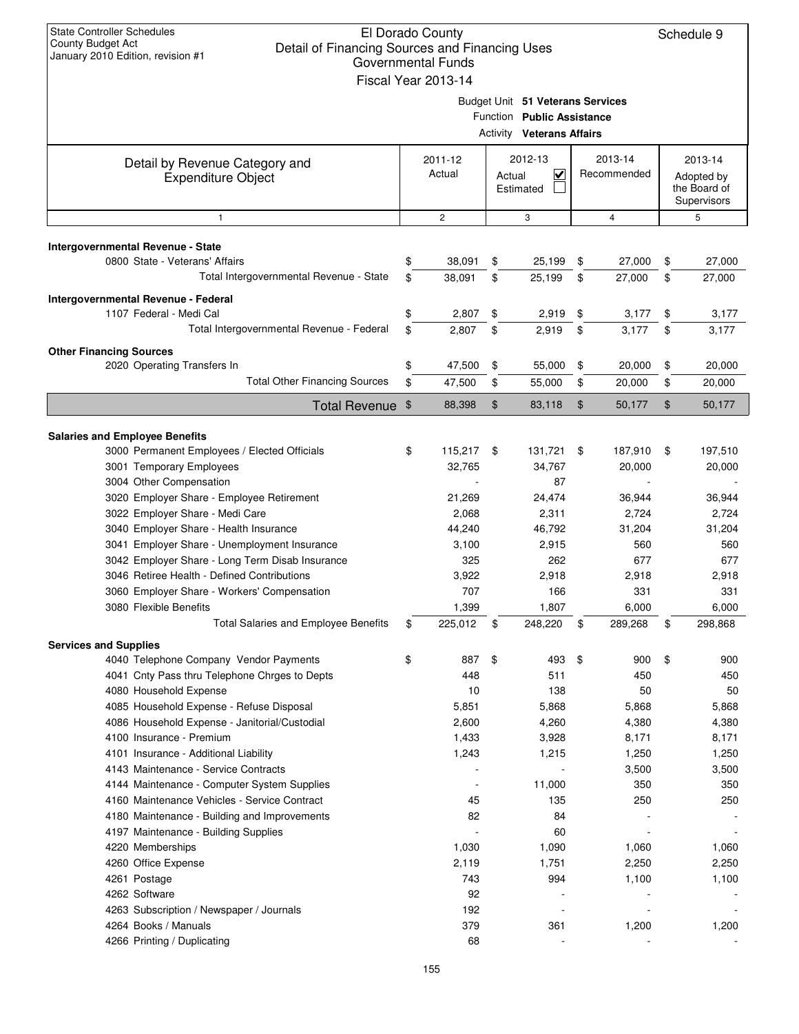State Controller Schedules
County Budget Act
January 2010 Edition, revision #1

# El Dorado County
## Detail of Financing Sources and Financing Uses
### Governmental Funds
### Fiscal Year 2013-14

Schedule 9

Budget Unit **51 Veterans Services**
Function **Public Assistance**
Activity **Veterans Affairs**

| Detail by Revenue Category and Expenditure Object | 2011-12 Actual | 2012-13 Actual ☑ Estimated ☐ | 2013-14 Recommended | 2013-14 Adopted by the Board of Supervisors |
|---|---|---|---|---|
| 1 | 2 | 3 | 4 | 5 |
| **Intergovernmental Revenue - State** | | | | |
| 0800 State - Veterans' Affairs | $ 38,091 | $ 25,199 | $ 27,000 | $ 27,000 |
| Total Intergovernmental Revenue - State | $ 38,091 | $ 25,199 | $ 27,000 | $ 27,000 |
| **Intergovernmental Revenue - Federal** | | | | |
| 1107 Federal - Medi Cal | $ 2,807 | $ 2,919 | $ 3,177 | $ 3,177 |
| Total Intergovernmental Revenue - Federal | $ 2,807 | $ 2,919 | $ 3,177 | $ 3,177 |
| **Other Financing Sources** | | | | |
| 2020 Operating Transfers In | $ 47,500 | $ 55,000 | $ 20,000 | $ 20,000 |
| Total Other Financing Sources | $ 47,500 | $ 55,000 | $ 20,000 | $ 20,000 |
| **Total Revenue** | $ 88,398 | $ 83,118 | $ 50,177 | $ 50,177 |
| **Salaries and Employee Benefits** | | | | |
| 3000 Permanent Employees / Elected Officials | $ 115,217 | $ 131,721 | $ 187,910 | $ 197,510 |
| 3001 Temporary Employees | 32,765 | 34,767 | 20,000 | 20,000 |
| 3004 Other Compensation | - | 87 | - | - |
| 3020 Employer Share - Employee Retirement | 21,269 | 24,474 | 36,944 | 36,944 |
| 3022 Employer Share - Medi Care | 2,068 | 2,311 | 2,724 | 2,724 |
| 3040 Employer Share - Health Insurance | 44,240 | 46,792 | 31,204 | 31,204 |
| 3041 Employer Share - Unemployment Insurance | 3,100 | 2,915 | 560 | 560 |
| 3042 Employer Share - Long Term Disab Insurance | 325 | 262 | 677 | 677 |
| 3046 Retiree Health - Defined Contributions | 3,922 | 2,918 | 2,918 | 2,918 |
| 3060 Employer Share - Workers' Compensation | 707 | 166 | 331 | 331 |
| 3080 Flexible Benefits | 1,399 | 1,807 | 6,000 | 6,000 |
| Total Salaries and Employee Benefits | $ 225,012 | $ 248,220 | $ 289,268 | $ 298,868 |
| **Services and Supplies** | | | | |
| 4040 Telephone Company Vendor Payments | $ 887 | $ 493 | $ 900 | $ 900 |
| 4041 Cnty Pass thru Telephone Chrges to Depts | 448 | 511 | 450 | 450 |
| 4080 Household Expense | 10 | 138 | 50 | 50 |
| 4085 Household Expense - Refuse Disposal | 5,851 | 5,868 | 5,868 | 5,868 |
| 4086 Household Expense - Janitorial/Custodial | 2,600 | 4,260 | 4,380 | 4,380 |
| 4100 Insurance - Premium | 1,433 | 3,928 | 8,171 | 8,171 |
| 4101 Insurance - Additional Liability | 1,243 | 1,215 | 1,250 | 1,250 |
| 4143 Maintenance - Service Contracts | - | - | 3,500 | 3,500 |
| 4144 Maintenance - Computer System Supplies | - | 11,000 | 350 | 350 |
| 4160 Maintenance Vehicles - Service Contract | 45 | 135 | 250 | 250 |
| 4180 Maintenance - Building and Improvements | 82 | 84 | - | - |
| 4197 Maintenance - Building Supplies | - | 60 | - | - |
| 4220 Memberships | 1,030 | 1,090 | 1,060 | 1,060 |
| 4260 Office Expense | 2,119 | 1,751 | 2,250 | 2,250 |
| 4261 Postage | 743 | 994 | 1,100 | 1,100 |
| 4262 Software | 92 | - | - | - |
| 4263 Subscription / Newspaper / Journals | 192 | - | - | - |
| 4264 Books / Manuals | 379 | 361 | 1,200 | 1,200 |
| 4266 Printing / Duplicating | 68 | - | - | - |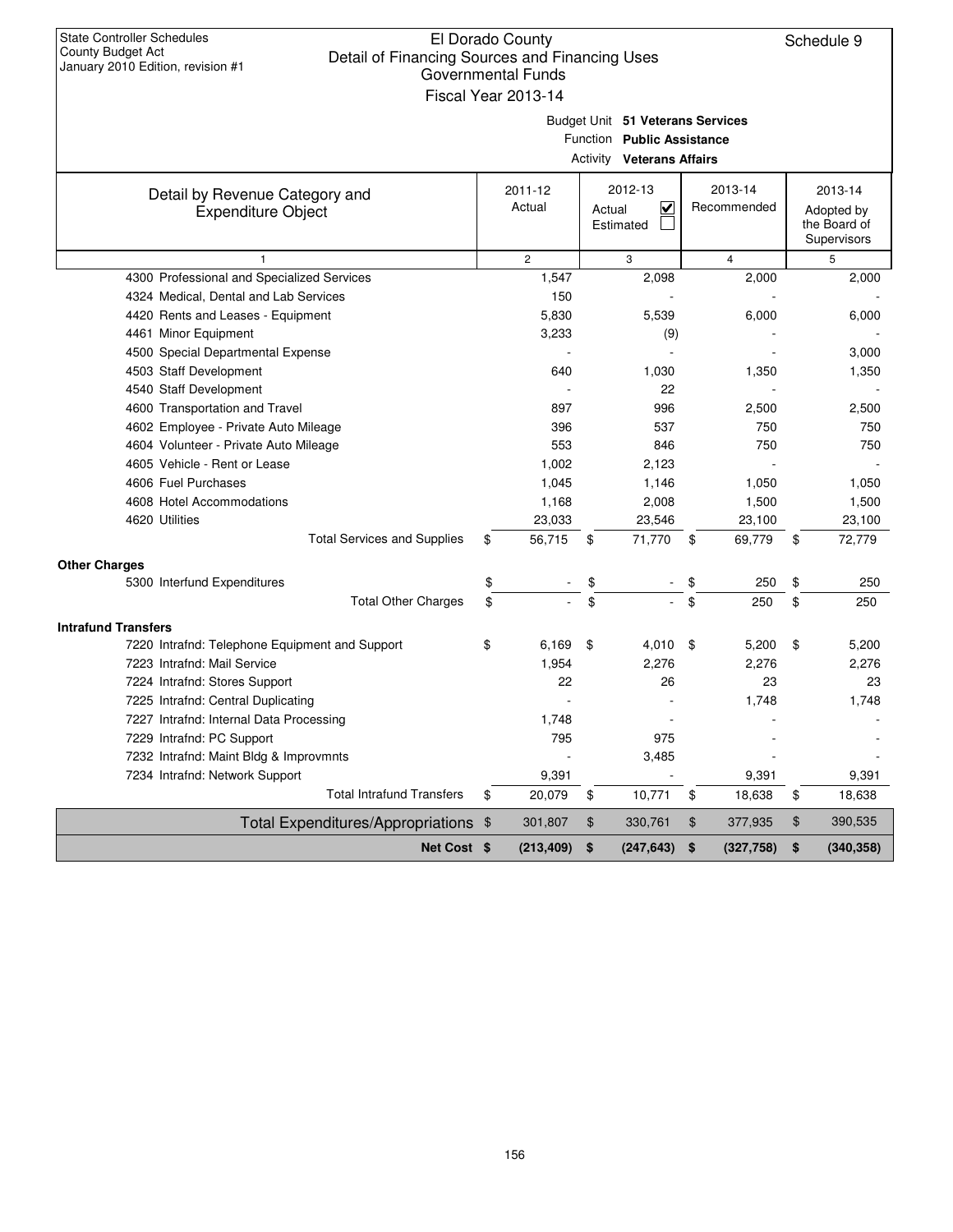State Controller Schedules
County Budget Act
January 2010 Edition, revision #1

# El Dorado County
## Detail of Financing Sources and Financing Uses
### Governmental Funds
### Fiscal Year 2013-14

Schedule 9

Budget Unit **51 Veterans Services**
Function **Public Assistance**
Activity **Veterans Affairs**

| Detail by Revenue Category and Expenditure Object | 2011-12 Actual | 2012-13 Actual ☑ Estimated ☐ | 2013-14 Recommended | 2013-14 Adopted by the Board of Supervisors |
|---|---|---|---|---|
| 1 | 2 | 3 | 4 | 5 |
| 4300 Professional and Specialized Services | 1,547 | 2,098 | 2,000 | 2,000 |
| 4324 Medical, Dental and Lab Services | 150 | - | - | - |
| 4420 Rents and Leases - Equipment | 5,830 | 5,539 | 6,000 | 6,000 |
| 4461 Minor Equipment | 3,233 | (9) | - | - |
| 4500 Special Departmental Expense | - | - | - | 3,000 |
| 4503 Staff Development | 640 | 1,030 | 1,350 | 1,350 |
| 4540 Staff Development | - | 22 | - | - |
| 4600 Transportation and Travel | 897 | 996 | 2,500 | 2,500 |
| 4602 Employee - Private Auto Mileage | 396 | 537 | 750 | 750 |
| 4604 Volunteer - Private Auto Mileage | 553 | 846 | 750 | 750 |
| 4605 Vehicle - Rent or Lease | 1,002 | 2,123 | - | - |
| 4606 Fuel Purchases | 1,045 | 1,146 | 1,050 | 1,050 |
| 4608 Hotel Accommodations | 1,168 | 2,008 | 1,500 | 1,500 |
| 4620 Utilities | 23,033 | 23,546 | 23,100 | 23,100 |
| Total Services and Supplies | $ 56,715 | $ 71,770 | $ 69,779 | $ 72,779 |
| **Other Charges** | | | | |
| 5300 Interfund Expenditures | $ - | $ - | $ 250 | $ 250 |
| Total Other Charges | $ - | $ - | $ 250 | $ 250 |
| **Intrafund Transfers** | | | | |
| 7220 Intrafnd: Telephone Equipment and Support | $ 6,169 | $ 4,010 | $ 5,200 | $ 5,200 |
| 7223 Intrafnd: Mail Service | 1,954 | 2,276 | 2,276 | 2,276 |
| 7224 Intrafnd: Stores Support | 22 | 26 | 23 | 23 |
| 7225 Intrafnd: Central Duplicating | - | - | 1,748 | 1,748 |
| 7227 Intrafnd: Internal Data Processing | 1,748 | - | - | - |
| 7229 Intrafnd: PC Support | 795 | 975 | - | - |
| 7232 Intrafnd: Maint Bldg & Improvmnts | - | 3,485 | - | - |
| 7234 Intrafnd: Network Support | 9,391 | - | 9,391 | 9,391 |
| Total Intrafund Transfers | $ 20,079 | $ 10,771 | $ 18,638 | $ 18,638 |
| Total Expenditures/Appropriations | $ 301,807 | $ 330,761 | $ 377,935 | $ 390,535 |
| **Net Cost** | **$ (213,409)** | **$ (247,643)** | **$ (327,758)** | **$ (340,358)** |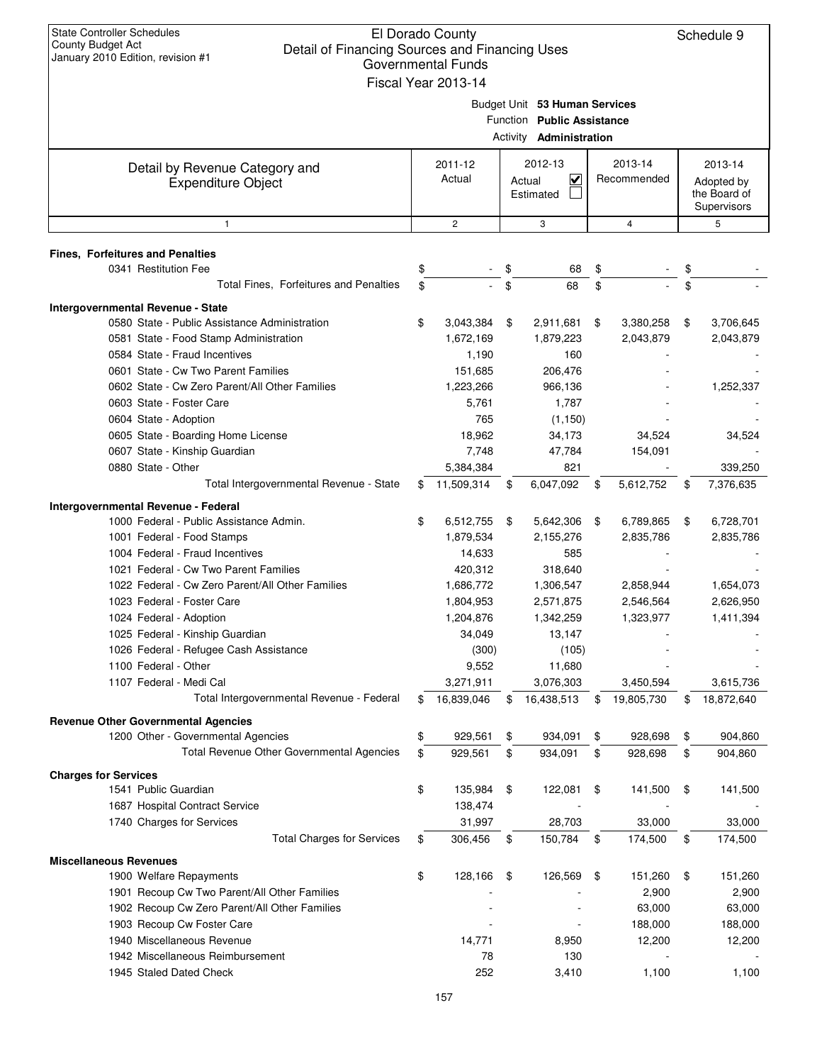State Controller Schedules
County Budget Act
January 2010 Edition, revision #1

# El Dorado County
## Detail of Financing Sources and Financing Uses
### Governmental Funds
### Fiscal Year 2013-14

Schedule 9

Budget Unit **53 Human Services**
Function **Public Assistance**
Activity **Administration**

| Detail by Revenue Category and Expenditure Object | 2011-12 Actual | 2012-13 Actual ☑ Estimated ☐ | 2013-14 Recommended | 2013-14 Adopted by the Board of Supervisors |
|---|---|---|---|---|
| 1 | 2 | 3 | 4 | 5 |
| **Fines, Forfeitures and Penalties** | | | | |
| 0341 Restitution Fee | $ - | $ 68 | $ - | $ - |
| Total Fines, Forfeitures and Penalties | $ - | $ 68 | $ - | $ - |
| **Intergovernmental Revenue - State** | | | | |
| 0580 State - Public Assistance Administration | $ 3,043,384 | $ 2,911,681 | $ 3,380,258 | $ 3,706,645 |
| 0581 State - Food Stamp Administration | 1,672,169 | 1,879,223 | 2,043,879 | 2,043,879 |
| 0584 State - Fraud Incentives | 1,190 | 160 | - | - |
| 0601 State - Cw Two Parent Families | 151,685 | 206,476 | - | - |
| 0602 State - Cw Zero Parent/All Other Families | 1,223,266 | 966,136 | - | 1,252,337 |
| 0603 State - Foster Care | 5,761 | 1,787 | - | - |
| 0604 State - Adoption | 765 | (1,150) | - | - |
| 0605 State - Boarding Home License | 18,962 | 34,173 | 34,524 | 34,524 |
| 0607 State - Kinship Guardian | 7,748 | 47,784 | 154,091 | - |
| 0880 State - Other | 5,384,384 | 821 | - | 339,250 |
| Total Intergovernmental Revenue - State | $ 11,509,314 | $ 6,047,092 | $ 5,612,752 | $ 7,376,635 |
| **Intergovernmental Revenue - Federal** | | | | |
| 1000 Federal - Public Assistance Admin. | $ 6,512,755 | $ 5,642,306 | $ 6,789,865 | $ 6,728,701 |
| 1001 Federal - Food Stamps | 1,879,534 | 2,155,276 | 2,835,786 | 2,835,786 |
| 1004 Federal - Fraud Incentives | 14,633 | 585 | - | - |
| 1021 Federal - Cw Two Parent Families | 420,312 | 318,640 | - | - |
| 1022 Federal - Cw Zero Parent/All Other Families | 1,686,772 | 1,306,547 | 2,858,944 | 1,654,073 |
| 1023 Federal - Foster Care | 1,804,953 | 2,571,875 | 2,546,564 | 2,626,950 |
| 1024 Federal - Adoption | 1,204,876 | 1,342,259 | 1,323,977 | 1,411,394 |
| 1025 Federal - Kinship Guardian | 34,049 | 13,147 | - | - |
| 1026 Federal - Refugee Cash Assistance | (300) | (105) | - | - |
| 1100 Federal - Other | 9,552 | 11,680 | - | - |
| 1107 Federal - Medi Cal | 3,271,911 | 3,076,303 | 3,450,594 | 3,615,736 |
| Total Intergovernmental Revenue - Federal | $ 16,839,046 | $ 16,438,513 | $ 19,805,730 | $ 18,872,640 |
| **Revenue Other Governmental Agencies** | | | | |
| 1200 Other - Governmental Agencies | $ 929,561 | $ 934,091 | $ 928,698 | $ 904,860 |
| Total Revenue Other Governmental Agencies | $ 929,561 | $ 934,091 | $ 928,698 | $ 904,860 |
| **Charges for Services** | | | | |
| 1541 Public Guardian | $ 135,984 | $ 122,081 | $ 141,500 | $ 141,500 |
| 1687 Hospital Contract Service | 138,474 | - | - | - |
| 1740 Charges for Services | 31,997 | 28,703 | 33,000 | 33,000 |
| Total Charges for Services | $ 306,456 | $ 150,784 | $ 174,500 | $ 174,500 |
| **Miscellaneous Revenues** | | | | |
| 1900 Welfare Repayments | $ 128,166 | $ 126,569 | $ 151,260 | $ 151,260 |
| 1901 Recoup Cw Two Parent/All Other Families | - | - | 2,900 | 2,900 |
| 1902 Recoup Cw Zero Parent/All Other Families | - | - | 63,000 | 63,000 |
| 1903 Recoup Cw Foster Care | - | - | 188,000 | 188,000 |
| 1940 Miscellaneous Revenue | 14,771 | 8,950 | 12,200 | 12,200 |
| 1942 Miscellaneous Reimbursement | 78 | 130 | - | - |
| 1945 Staled Dated Check | 252 | 3,410 | 1,100 | 1,100 |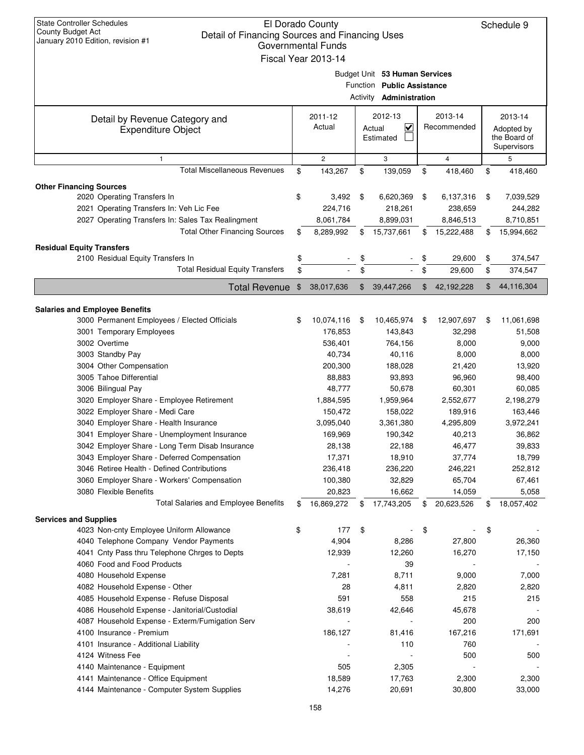State Controller Schedules
County Budget Act
January 2010 Edition, revision #1

# El Dorado County
## Detail of Financing Sources and Financing Uses
### Governmental Funds
### Fiscal Year 2013-14

Schedule 9

Budget Unit **53 Human Services**
Function **Public Assistance**
Activity **Administration**

| Detail by Revenue Category and Expenditure Object | 2011-12 Actual | 2012-13 Actual ☑ Estimated ☐ | 2013-14 Recommended | 2013-14 Adopted by the Board of Supervisors |
|---|---|---|---|---|
| 1 | 2 | 3 | 4 | 5 |
| Total Miscellaneous Revenues | $ 143,267 | $ 139,059 | $ 418,460 | $ 418,460 |
| **Other Financing Sources** | | | | |
| 2020 Operating Transfers In | $ 3,492 | $ 6,620,369 | $ 6,137,316 | $ 7,039,529 |
| 2021 Operating Transfers In: Veh Lic Fee | 224,716 | 218,261 | 238,659 | 244,282 |
| 2027 Operating Transfers In: Sales Tax Realingment | 8,061,784 | 8,899,031 | 8,846,513 | 8,710,851 |
| Total Other Financing Sources | $ 8,289,992 | $ 15,737,661 | $ 15,222,488 | $ 15,994,662 |
| **Residual Equity Transfers** | | | | |
| 2100 Residual Equity Transfers In | $ - | $ - | $ 29,600 | $ 374,547 |
| Total Residual Equity Transfers | $ - | $ - | $ 29,600 | $ 374,547 |
| **Total Revenue** | $ 38,017,636 | $ 39,447,266 | $ 42,192,228 | $ 44,116,304 |
| **Salaries and Employee Benefits** | | | | |
| 3000 Permanent Employees / Elected Officials | $ 10,074,116 | $ 10,465,974 | $ 12,907,697 | $ 11,061,698 |
| 3001 Temporary Employees | 176,853 | 143,843 | 32,298 | 51,508 |
| 3002 Overtime | 536,401 | 764,156 | 8,000 | 9,000 |
| 3003 Standby Pay | 40,734 | 40,116 | 8,000 | 8,000 |
| 3004 Other Compensation | 200,300 | 188,028 | 21,420 | 13,920 |
| 3005 Tahoe Differential | 88,883 | 93,893 | 96,960 | 98,400 |
| 3006 Bilingual Pay | 48,777 | 50,678 | 60,301 | 60,085 |
| 3020 Employer Share - Employee Retirement | 1,884,595 | 1,959,964 | 2,552,677 | 2,198,279 |
| 3022 Employer Share - Medi Care | 150,472 | 158,022 | 189,916 | 163,446 |
| 3040 Employer Share - Health Insurance | 3,095,040 | 3,361,380 | 4,295,809 | 3,972,241 |
| 3041 Employer Share - Unemployment Insurance | 169,969 | 190,342 | 40,213 | 36,862 |
| 3042 Employer Share - Long Term Disab Insurance | 28,138 | 22,188 | 46,477 | 39,833 |
| 3043 Employer Share - Deferred Compensation | 17,371 | 18,910 | 37,774 | 18,799 |
| 3046 Retiree Health - Defined Contributions | 236,418 | 236,220 | 246,221 | 252,812 |
| 3060 Employer Share - Workers' Compensation | 100,380 | 32,829 | 65,704 | 67,461 |
| 3080 Flexible Benefits | 20,823 | 16,662 | 14,059 | 5,058 |
| Total Salaries and Employee Benefits | $ 16,869,272 | $ 17,743,205 | $ 20,623,526 | $ 18,057,402 |
| **Services and Supplies** | | | | |
| 4023 Non-cnty Employee Uniform Allowance | $ 177 | $ - | $ - | $ - |
| 4040 Telephone Company Vendor Payments | 4,904 | 8,286 | 27,800 | 26,360 |
| 4041 Cnty Pass thru Telephone Chrges to Depts | 12,939 | 12,260 | 16,270 | 17,150 |
| 4060 Food and Food Products | - | 39 | - | - |
| 4080 Household Expense | 7,281 | 8,711 | 9,000 | 7,000 |
| 4082 Household Expense - Other | 28 | 4,811 | 2,820 | 2,820 |
| 4085 Household Expense - Refuse Disposal | 591 | 558 | 215 | 215 |
| 4086 Household Expense - Janitorial/Custodial | 38,619 | 42,646 | 45,678 | - |
| 4087 Household Expense - Exterm/Fumigation Serv | - | - | 200 | 200 |
| 4100 Insurance - Premium | 186,127 | 81,416 | 167,216 | 171,691 |
| 4101 Insurance - Additional Liability | - | 110 | 760 | - |
| 4124 Witness Fee | - | - | 500 | 500 |
| 4140 Maintenance - Equipment | 505 | 2,305 | - | - |
| 4141 Maintenance - Office Equipment | 18,589 | 17,763 | 2,300 | 2,300 |
| 4144 Maintenance - Computer System Supplies | 14,276 | 20,691 | 30,800 | 33,000 |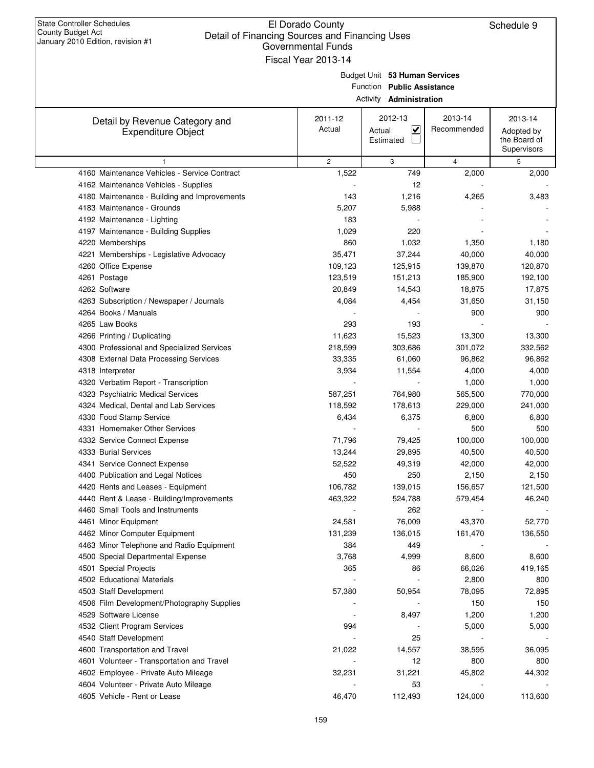State Controller Schedules
County Budget Act
January 2010 Edition, revision #1

# El Dorado County
## Detail of Financing Sources and Financing Uses
### Governmental Funds
### Fiscal Year 2013-14

Schedule 9

Budget Unit **53 Human Services**
Function **Public Assistance**
Activity **Administration**

| Detail by Revenue Category and Expenditure Object | 2011-12 Actual | 2012-13 Actual ☑ Estimated ☐ | 2013-14 Recommended | 2013-14 Adopted by the Board of Supervisors |
|---|---|---|---|---|
| 1 | 2 | 3 | 4 | 5 |
| 4160 Maintenance Vehicles - Service Contract | 1,522 | 749 | 2,000 | 2,000 |
| 4162 Maintenance Vehicles - Supplies | - | 12 | - | - |
| 4180 Maintenance - Building and Improvements | 143 | 1,216 | 4,265 | 3,483 |
| 4183 Maintenance - Grounds | 5,207 | 5,988 | - | - |
| 4192 Maintenance - Lighting | 183 | - | - | - |
| 4197 Maintenance - Building Supplies | 1,029 | 220 | - | - |
| 4220 Memberships | 860 | 1,032 | 1,350 | 1,180 |
| 4221 Memberships - Legislative Advocacy | 35,471 | 37,244 | 40,000 | 40,000 |
| 4260 Office Expense | 109,123 | 125,915 | 139,870 | 120,870 |
| 4261 Postage | 123,519 | 151,213 | 185,900 | 192,100 |
| 4262 Software | 20,849 | 14,543 | 18,875 | 17,875 |
| 4263 Subscription / Newspaper / Journals | 4,084 | 4,454 | 31,650 | 31,150 |
| 4264 Books / Manuals | - | - | 900 | 900 |
| 4265 Law Books | 293 | 193 | - | - |
| 4266 Printing / Duplicating | 11,623 | 15,523 | 13,300 | 13,300 |
| 4300 Professional and Specialized Services | 218,599 | 303,686 | 301,072 | 332,562 |
| 4308 External Data Processing Services | 33,335 | 61,060 | 96,862 | 96,862 |
| 4318 Interpreter | 3,934 | 11,554 | 4,000 | 4,000 |
| 4320 Verbatim Report - Transcription | - | - | 1,000 | 1,000 |
| 4323 Psychiatric Medical Services | 587,251 | 764,980 | 565,500 | 770,000 |
| 4324 Medical, Dental and Lab Services | 118,592 | 178,613 | 229,000 | 241,000 |
| 4330 Food Stamp Service | 6,434 | 6,375 | 6,800 | 6,800 |
| 4331 Homemaker Other Services | - | - | 500 | 500 |
| 4332 Service Connect Expense | 71,796 | 79,425 | 100,000 | 100,000 |
| 4333 Burial Services | 13,244 | 29,895 | 40,500 | 40,500 |
| 4341 Service Connect Expense | 52,522 | 49,319 | 42,000 | 42,000 |
| 4400 Publication and Legal Notices | 450 | 250 | 2,150 | 2,150 |
| 4420 Rents and Leases - Equipment | 106,782 | 139,015 | 156,657 | 121,500 |
| 4440 Rent & Lease - Building/Improvements | 463,322 | 524,788 | 579,454 | 46,240 |
| 4460 Small Tools and Instruments | - | 262 | - | - |
| 4461 Minor Equipment | 24,581 | 76,009 | 43,370 | 52,770 |
| 4462 Minor Computer Equipment | 131,239 | 136,015 | 161,470 | 136,550 |
| 4463 Minor Telephone and Radio Equipment | 384 | 449 | - | - |
| 4500 Special Departmental Expense | 3,768 | 4,999 | 8,600 | 8,600 |
| 4501 Special Projects | 365 | 86 | 66,026 | 419,165 |
| 4502 Educational Materials | - | - | 2,800 | 800 |
| 4503 Staff Development | 57,380 | 50,954 | 78,095 | 72,895 |
| 4506 Film Development/Photography Supplies | - | - | 150 | 150 |
| 4529 Software License | - | 8,497 | 1,200 | 1,200 |
| 4532 Client Program Services | 994 | - | 5,000 | 5,000 |
| 4540 Staff Development | - | 25 | - | - |
| 4600 Transportation and Travel | 21,022 | 14,557 | 38,595 | 36,095 |
| 4601 Volunteer - Transportation and Travel | - | 12 | 800 | 800 |
| 4602 Employee - Private Auto Mileage | 32,231 | 31,221 | 45,802 | 44,302 |
| 4604 Volunteer - Private Auto Mileage | - | 53 | - | - |
| 4605 Vehicle - Rent or Lease | 46,470 | 112,493 | 124,000 | 113,600 |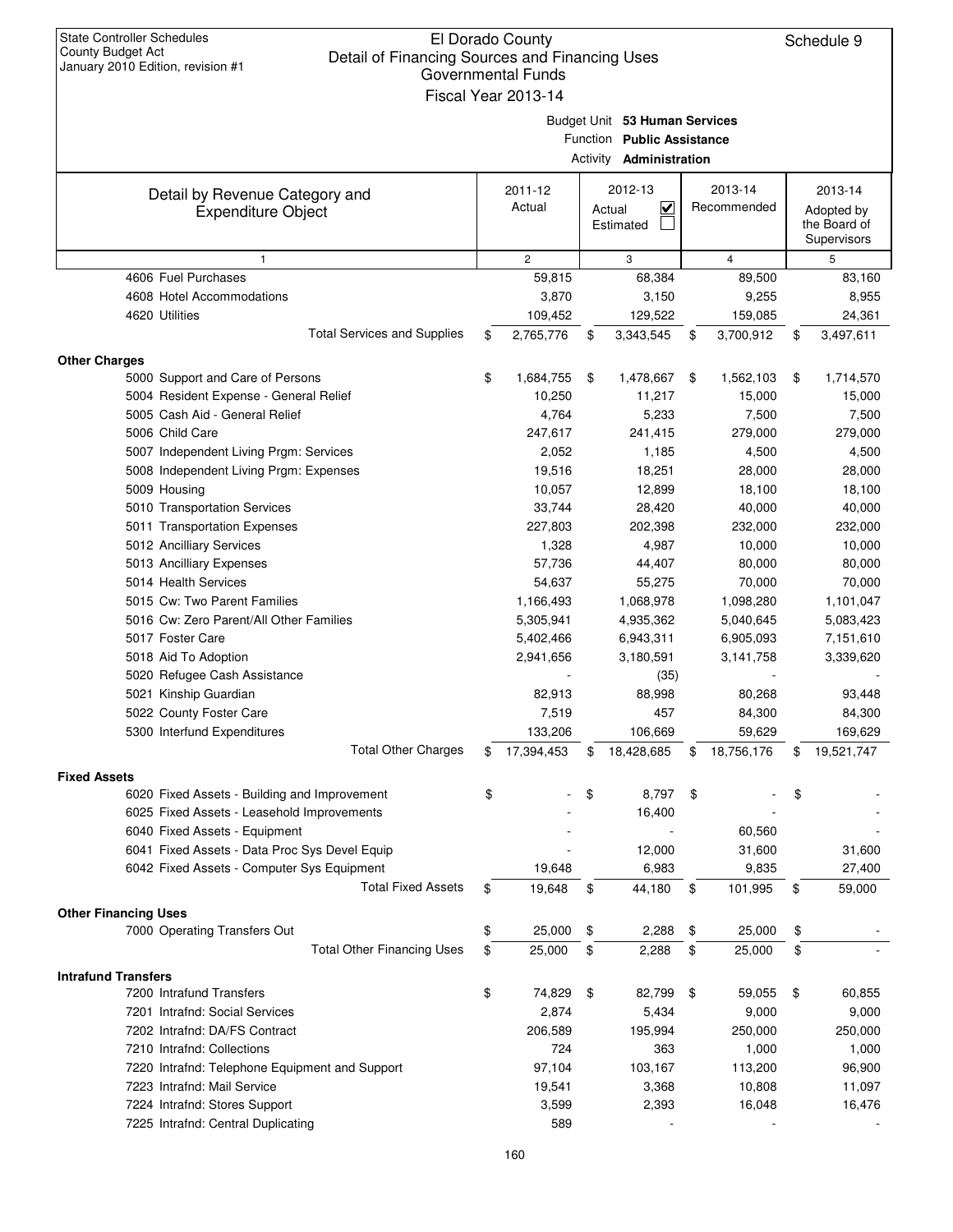State Controller Schedules
County Budget Act
January 2010 Edition, revision #1

# El Dorado County
## Detail of Financing Sources and Financing Uses
### Governmental Funds
### Fiscal Year 2013-14

Schedule 9

Budget Unit **53 Human Services**
Function **Public Assistance**
Activity **Administration**

| Detail by Revenue Category and Expenditure Object | 2011-12 Actual | 2012-13 Actual ☑ Estimated ☐ | 2013-14 Recommended | 2013-14 Adopted by the Board of Supervisors |
|---|---|---|---|---|
| 1 | 2 | 3 | 4 | 5 |
| 4606 Fuel Purchases | 59,815 | 68,384 | 89,500 | 83,160 |
| 4608 Hotel Accommodations | 3,870 | 3,150 | 9,255 | 8,955 |
| 4620 Utilities | 109,452 | 129,522 | 159,085 | 24,361 |
| Total Services and Supplies | $ 2,765,776 | $ 3,343,545 | $ 3,700,912 | $ 3,497,611 |
| **Other Charges** | | | | |
| 5000 Support and Care of Persons | $ 1,684,755 | $ 1,478,667 | $ 1,562,103 | $ 1,714,570 |
| 5004 Resident Expense - General Relief | 10,250 | 11,217 | 15,000 | 15,000 |
| 5005 Cash Aid - General Relief | 4,764 | 5,233 | 7,500 | 7,500 |
| 5006 Child Care | 247,617 | 241,415 | 279,000 | 279,000 |
| 5007 Independent Living Prgm: Services | 2,052 | 1,185 | 4,500 | 4,500 |
| 5008 Independent Living Prgm: Expenses | 19,516 | 18,251 | 28,000 | 28,000 |
| 5009 Housing | 10,057 | 12,899 | 18,100 | 18,100 |
| 5010 Transportation Services | 33,744 | 28,420 | 40,000 | 40,000 |
| 5011 Transportation Expenses | 227,803 | 202,398 | 232,000 | 232,000 |
| 5012 Ancilliary Services | 1,328 | 4,987 | 10,000 | 10,000 |
| 5013 Ancilliary Expenses | 57,736 | 44,407 | 80,000 | 80,000 |
| 5014 Health Services | 54,637 | 55,275 | 70,000 | 70,000 |
| 5015 Cw: Two Parent Families | 1,166,493 | 1,068,978 | 1,098,280 | 1,101,047 |
| 5016 Cw: Zero Parent/All Other Families | 5,305,941 | 4,935,362 | 5,040,645 | 5,083,423 |
| 5017 Foster Care | 5,402,466 | 6,943,311 | 6,905,093 | 7,151,610 |
| 5018 Aid To Adoption | 2,941,656 | 3,180,591 | 3,141,758 | 3,339,620 |
| 5020 Refugee Cash Assistance | - | (35) | - | - |
| 5021 Kinship Guardian | 82,913 | 88,998 | 80,268 | 93,448 |
| 5022 County Foster Care | 7,519 | 457 | 84,300 | 84,300 |
| 5300 Interfund Expenditures | 133,206 | 106,669 | 59,629 | 169,629 |
| Total Other Charges | $ 17,394,453 | $ 18,428,685 | $ 18,756,176 | $ 19,521,747 |
| **Fixed Assets** | | | | |
| 6020 Fixed Assets - Building and Improvement | $ - | $ 8,797 | $ - | $ - |
| 6025 Fixed Assets - Leasehold Improvements | - | 16,400 | - | - |
| 6040 Fixed Assets - Equipment | - | - | 60,560 | - |
| 6041 Fixed Assets - Data Proc Sys Devel Equip | - | 12,000 | 31,600 | 31,600 |
| 6042 Fixed Assets - Computer Sys Equipment | 19,648 | 6,983 | 9,835 | 27,400 |
| Total Fixed Assets | $ 19,648 | $ 44,180 | $ 101,995 | $ 59,000 |
| **Other Financing Uses** | | | | |
| 7000 Operating Transfers Out | $ 25,000 | $ 2,288 | $ 25,000 | $ - |
| Total Other Financing Uses | $ 25,000 | $ 2,288 | $ 25,000 | $ - |
| **Intrafund Transfers** | | | | |
| 7200 Intrafund Transfers | $ 74,829 | $ 82,799 | $ 59,055 | $ 60,855 |
| 7201 Intrafnd: Social Services | 2,874 | 5,434 | 9,000 | 9,000 |
| 7202 Intrafnd: DA/FS Contract | 206,589 | 195,994 | 250,000 | 250,000 |
| 7210 Intrafnd: Collections | 724 | 363 | 1,000 | 1,000 |
| 7220 Intrafnd: Telephone Equipment and Support | 97,104 | 103,167 | 113,200 | 96,900 |
| 7223 Intrafnd: Mail Service | 19,541 | 3,368 | 10,808 | 11,097 |
| 7224 Intrafnd: Stores Support | 3,599 | 2,393 | 16,048 | 16,476 |
| 7225 Intrafnd: Central Duplicating | 589 | - | - | - |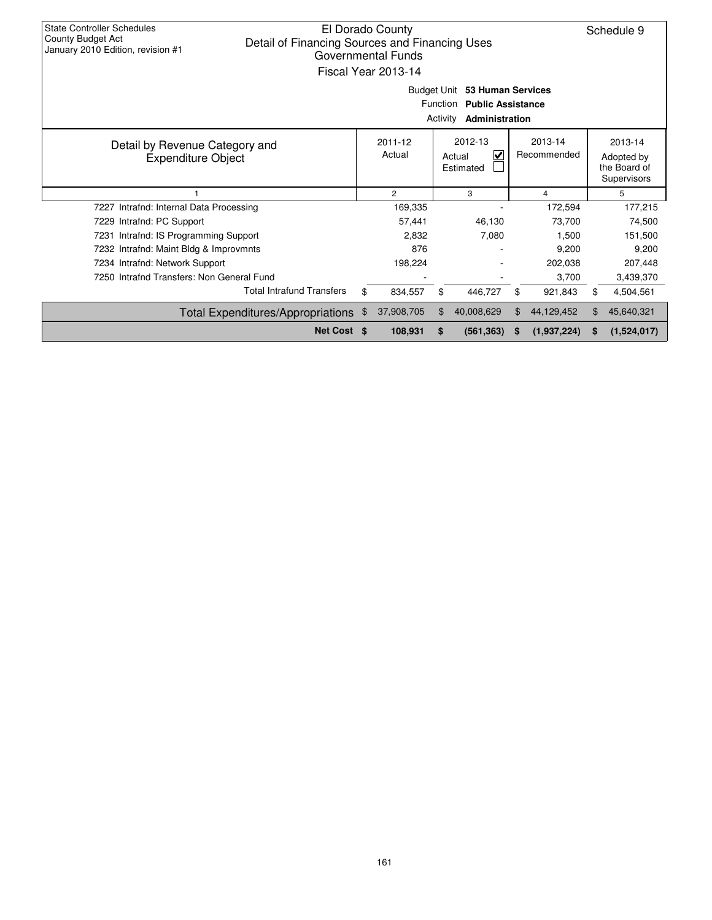State Controller Schedules
County Budget Act
January 2010 Edition, revision #1

# El Dorado County
## Detail of Financing Sources and Financing Uses
### Governmental Funds
### Fiscal Year 2013-14

Schedule 9

Budget Unit **53 Human Services**
Function **Public Assistance**
Activity **Administration**

| Detail by Revenue Category and Expenditure Object | 2011-12 Actual | 2012-13 Actual ☑ Estimated ☐ | 2013-14 Recommended | 2013-14 Adopted by the Board of Supervisors |
|---|---|---|---|---|
| 1 | 2 | 3 | 4 | 5 |
| 7227 Intrafnd: Internal Data Processing | 169,335 | - | 172,594 | 177,215 |
| 7229 Intrafnd: PC Support | 57,441 | 46,130 | 73,700 | 74,500 |
| 7231 Intrafnd: IS Programming Support | 2,832 | 7,080 | 1,500 | 151,500 |
| 7232 Intrafnd: Maint Bldg & Improvmnts | 876 | - | 9,200 | 9,200 |
| 7234 Intrafnd: Network Support | 198,224 | - | 202,038 | 207,448 |
| 7250 Intrafnd Transfers: Non General Fund | - | - | 3,700 | 3,439,370 |
| Total Intrafund Transfers | $ 834,557 | $ 446,727 | $ 921,843 | $ 4,504,561 |
| Total Expenditures/Appropriations | $ 37,908,705 | $ 40,008,629 | $ 44,129,452 | $ 45,640,321 |
| **Net Cost** | **$ 108,931** | **$ (561,363)** | **$ (1,937,224)** | **$ (1,524,017)** |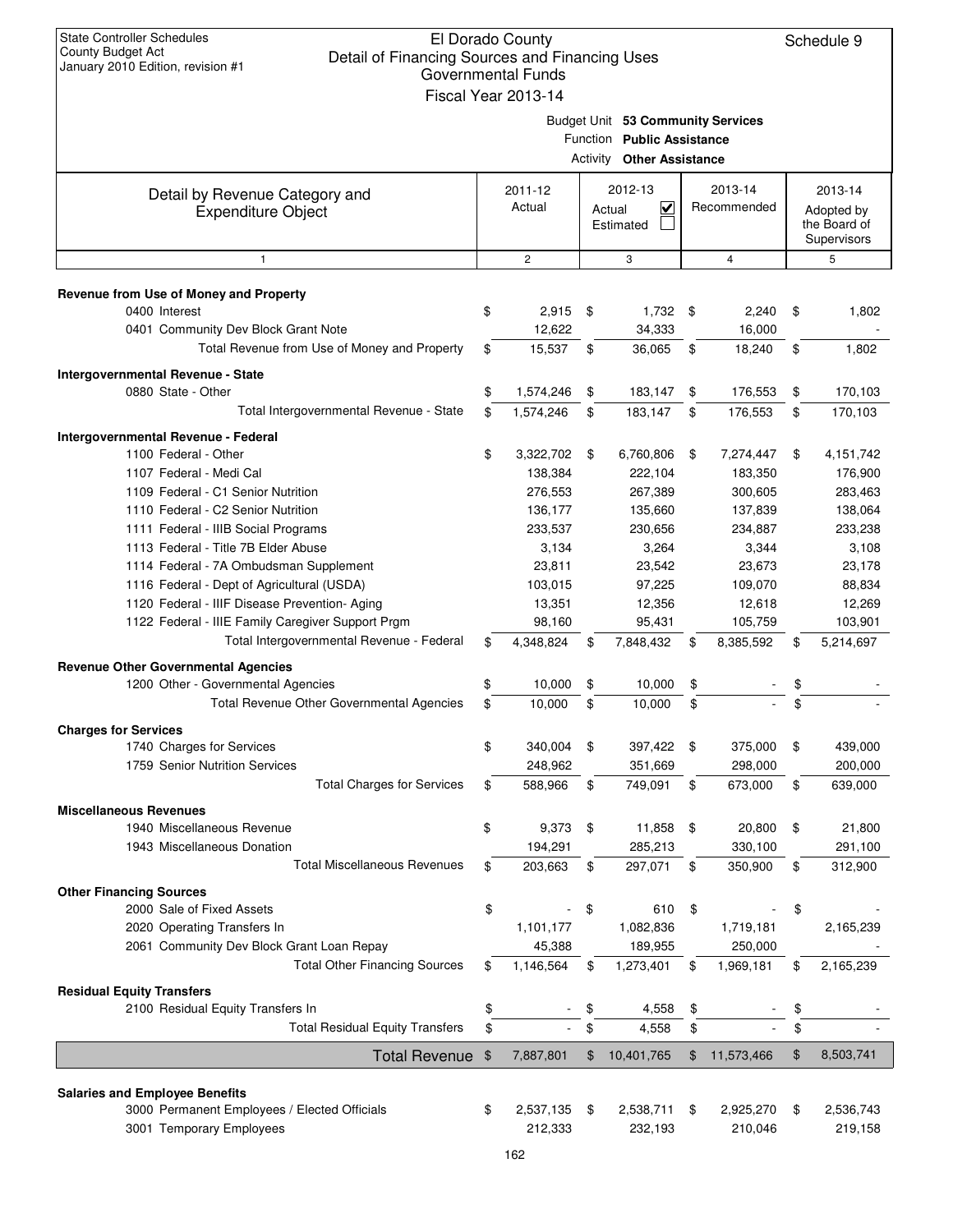State Controller Schedules
County Budget Act
January 2010 Edition, revision #1

# El Dorado County
## Detail of Financing Sources and Financing Uses
### Governmental Funds
### Fiscal Year 2013-14

Schedule 9

Budget Unit **53 Community Services**
Function **Public Assistance**
Activity **Other Assistance**

| Detail by Revenue Category and Expenditure Object | 2011-12 Actual | 2012-13 Actual ☑ Estimated ☐ | 2013-14 Recommended | 2013-14 Adopted by the Board of Supervisors |
|---|---|---|---|---|
| 1 | 2 | 3 | 4 | 5 |
| **Revenue from Use of Money and Property** | | | | |
| 0400 Interest | $ 2,915 | $ 1,732 | $ 2,240 | $ 1,802 |
| 0401 Community Dev Block Grant Note | 12,622 | 34,333 | 16,000 | - |
| Total Revenue from Use of Money and Property | $ 15,537 | $ 36,065 | $ 18,240 | $ 1,802 |
| **Intergovernmental Revenue - State** | | | | |
| 0880 State - Other | $ 1,574,246 | $ 183,147 | $ 176,553 | $ 170,103 |
| Total Intergovernmental Revenue - State | $ 1,574,246 | $ 183,147 | $ 176,553 | $ 170,103 |
| **Intergovernmental Revenue - Federal** | | | | |
| 1100 Federal - Other | $ 3,322,702 | $ 6,760,806 | $ 7,274,447 | $ 4,151,742 |
| 1107 Federal - Medi Cal | 138,384 | 222,104 | 183,350 | 176,900 |
| 1109 Federal - C1 Senior Nutrition | 276,553 | 267,389 | 300,605 | 283,463 |
| 1110 Federal - C2 Senior Nutrition | 136,177 | 135,660 | 137,839 | 138,064 |
| 1111 Federal - IIIB Social Programs | 233,537 | 230,656 | 234,887 | 233,238 |
| 1113 Federal - Title 7B Elder Abuse | 3,134 | 3,264 | 3,344 | 3,108 |
| 1114 Federal - 7A Ombudsman Supplement | 23,811 | 23,542 | 23,673 | 23,178 |
| 1116 Federal - Dept of Agricultural (USDA) | 103,015 | 97,225 | 109,070 | 88,834 |
| 1120 Federal - IIIF Disease Prevention- Aging | 13,351 | 12,356 | 12,618 | 12,269 |
| 1122 Federal - IIIE Family Caregiver Support Prgm | 98,160 | 95,431 | 105,759 | 103,901 |
| Total Intergovernmental Revenue - Federal | $ 4,348,824 | $ 7,848,432 | $ 8,385,592 | $ 5,214,697 |
| **Revenue Other Governmental Agencies** | | | | |
| 1200 Other - Governmental Agencies | $ 10,000 | $ 10,000 | $ - | $ - |
| Total Revenue Other Governmental Agencies | $ 10,000 | $ 10,000 | $ - | $ - |
| **Charges for Services** | | | | |
| 1740 Charges for Services | $ 340,004 | $ 397,422 | $ 375,000 | $ 439,000 |
| 1759 Senior Nutrition Services | 248,962 | 351,669 | 298,000 | 200,000 |
| Total Charges for Services | $ 588,966 | $ 749,091 | $ 673,000 | $ 639,000 |
| **Miscellaneous Revenues** | | | | |
| 1940 Miscellaneous Revenue | $ 9,373 | $ 11,858 | $ 20,800 | $ 21,800 |
| 1943 Miscellaneous Donation | 194,291 | 285,213 | 330,100 | 291,100 |
| Total Miscellaneous Revenues | $ 203,663 | $ 297,071 | $ 350,900 | $ 312,900 |
| **Other Financing Sources** | | | | |
| 2000 Sale of Fixed Assets | $ - | $ 610 | $ - | $ - |
| 2020 Operating Transfers In | 1,101,177 | 1,082,836 | 1,719,181 | 2,165,239 |
| 2061 Community Dev Block Grant Loan Repay | 45,388 | 189,955 | 250,000 | - |
| Total Other Financing Sources | $ 1,146,564 | $ 1,273,401 | $ 1,969,181 | $ 2,165,239 |
| **Residual Equity Transfers** | | | | |
| 2100 Residual Equity Transfers In | $ - | $ 4,558 | $ - | $ - |
| Total Residual Equity Transfers | $ - | $ 4,558 | $ - | $ - |
| **Total Revenue** | $ 7,887,801 | $ 10,401,765 | $ 11,573,466 | $ 8,503,741 |
| **Salaries and Employee Benefits** | | | | |
| 3000 Permanent Employees / Elected Officials | $ 2,537,135 | $ 2,538,711 | $ 2,925,270 | $ 2,536,743 |
| 3001 Temporary Employees | 212,333 | 232,193 | 210,046 | 219,158 |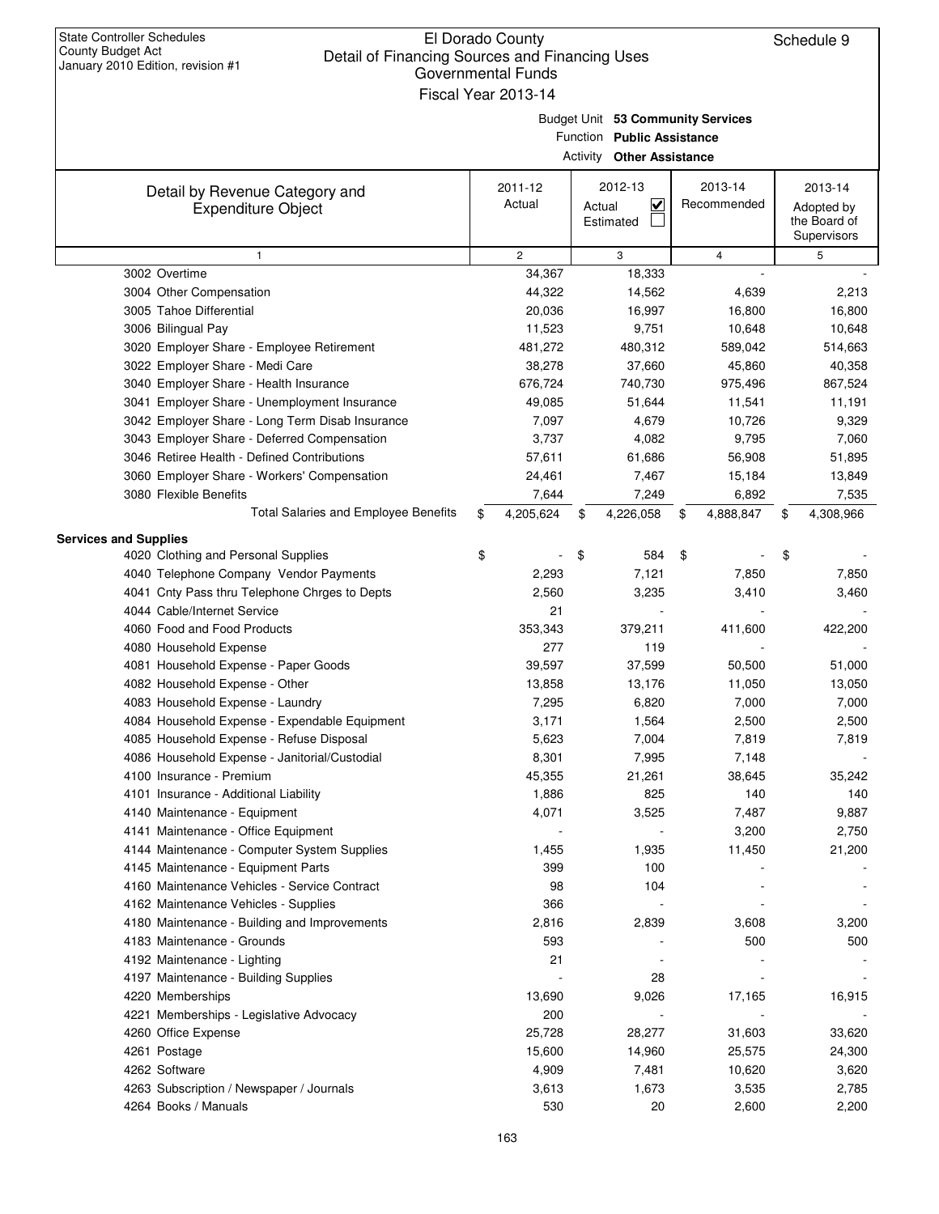State Controller Schedules
County Budget Act
January 2010 Edition, revision #1

# El Dorado County
## Detail of Financing Sources and Financing Uses
### Governmental Funds
### Fiscal Year 2013-14

Schedule 9

Budget Unit **53 Community Services**
Function **Public Assistance**
Activity **Other Assistance**

| Detail by Revenue Category and Expenditure Object | 2011-12 Actual | 2012-13 Actual ☑ Estimated ☐ | 2013-14 Recommended | 2013-14 Adopted by the Board of Supervisors |
|---|---|---|---|---|
| 1 | 2 | 3 | 4 | 5 |
| 3002 Overtime | 34,367 | 18,333 | - | - |
| 3004 Other Compensation | 44,322 | 14,562 | 4,639 | 2,213 |
| 3005 Tahoe Differential | 20,036 | 16,997 | 16,800 | 16,800 |
| 3006 Bilingual Pay | 11,523 | 9,751 | 10,648 | 10,648 |
| 3020 Employer Share - Employee Retirement | 481,272 | 480,312 | 589,042 | 514,663 |
| 3022 Employer Share - Medi Care | 38,278 | 37,660 | 45,860 | 40,358 |
| 3040 Employer Share - Health Insurance | 676,724 | 740,730 | 975,496 | 867,524 |
| 3041 Employer Share - Unemployment Insurance | 49,085 | 51,644 | 11,541 | 11,191 |
| 3042 Employer Share - Long Term Disab Insurance | 7,097 | 4,679 | 10,726 | 9,329 |
| 3043 Employer Share - Deferred Compensation | 3,737 | 4,082 | 9,795 | 7,060 |
| 3046 Retiree Health - Defined Contributions | 57,611 | 61,686 | 56,908 | 51,895 |
| 3060 Employer Share - Workers' Compensation | 24,461 | 7,467 | 15,184 | 13,849 |
| 3080 Flexible Benefits | 7,644 | 7,249 | 6,892 | 7,535 |
| Total Salaries and Employee Benefits | $ 4,205,624 | $ 4,226,058 | $ 4,888,847 | $ 4,308,966 |
| **Services and Supplies** | | | | |
| 4020 Clothing and Personal Supplies | $ - | $ 584 | $ - | $ - |
| 4040 Telephone Company Vendor Payments | 2,293 | 7,121 | 7,850 | 7,850 |
| 4041 Cnty Pass thru Telephone Chrges to Depts | 2,560 | 3,235 | 3,410 | 3,460 |
| 4044 Cable/Internet Service | 21 | - | - | - |
| 4060 Food and Food Products | 353,343 | 379,211 | 411,600 | 422,200 |
| 4080 Household Expense | 277 | 119 | - | - |
| 4081 Household Expense - Paper Goods | 39,597 | 37,599 | 50,500 | 51,000 |
| 4082 Household Expense - Other | 13,858 | 13,176 | 11,050 | 13,050 |
| 4083 Household Expense - Laundry | 7,295 | 6,820 | 7,000 | 7,000 |
| 4084 Household Expense - Expendable Equipment | 3,171 | 1,564 | 2,500 | 2,500 |
| 4085 Household Expense - Refuse Disposal | 5,623 | 7,004 | 7,819 | 7,819 |
| 4086 Household Expense - Janitorial/Custodial | 8,301 | 7,995 | 7,148 | - |
| 4100 Insurance - Premium | 45,355 | 21,261 | 38,645 | 35,242 |
| 4101 Insurance - Additional Liability | 1,886 | 825 | 140 | 140 |
| 4140 Maintenance - Equipment | 4,071 | 3,525 | 7,487 | 9,887 |
| 4141 Maintenance - Office Equipment | - | - | 3,200 | 2,750 |
| 4144 Maintenance - Computer System Supplies | 1,455 | 1,935 | 11,450 | 21,200 |
| 4145 Maintenance - Equipment Parts | 399 | 100 | - | - |
| 4160 Maintenance Vehicles - Service Contract | 98 | 104 | - | - |
| 4162 Maintenance Vehicles - Supplies | 366 | - | - | - |
| 4180 Maintenance - Building and Improvements | 2,816 | 2,839 | 3,608 | 3,200 |
| 4183 Maintenance - Grounds | 593 | - | 500 | 500 |
| 4192 Maintenance - Lighting | 21 | - | - | - |
| 4197 Maintenance - Building Supplies | - | 28 | - | - |
| 4220 Memberships | 13,690 | 9,026 | 17,165 | 16,915 |
| 4221 Memberships - Legislative Advocacy | 200 | - | - | - |
| 4260 Office Expense | 25,728 | 28,277 | 31,603 | 33,620 |
| 4261 Postage | 15,600 | 14,960 | 25,575 | 24,300 |
| 4262 Software | 4,909 | 7,481 | 10,620 | 3,620 |
| 4263 Subscription / Newspaper / Journals | 3,613 | 1,673 | 3,535 | 2,785 |
| 4264 Books / Manuals | 530 | 20 | 2,600 | 2,200 |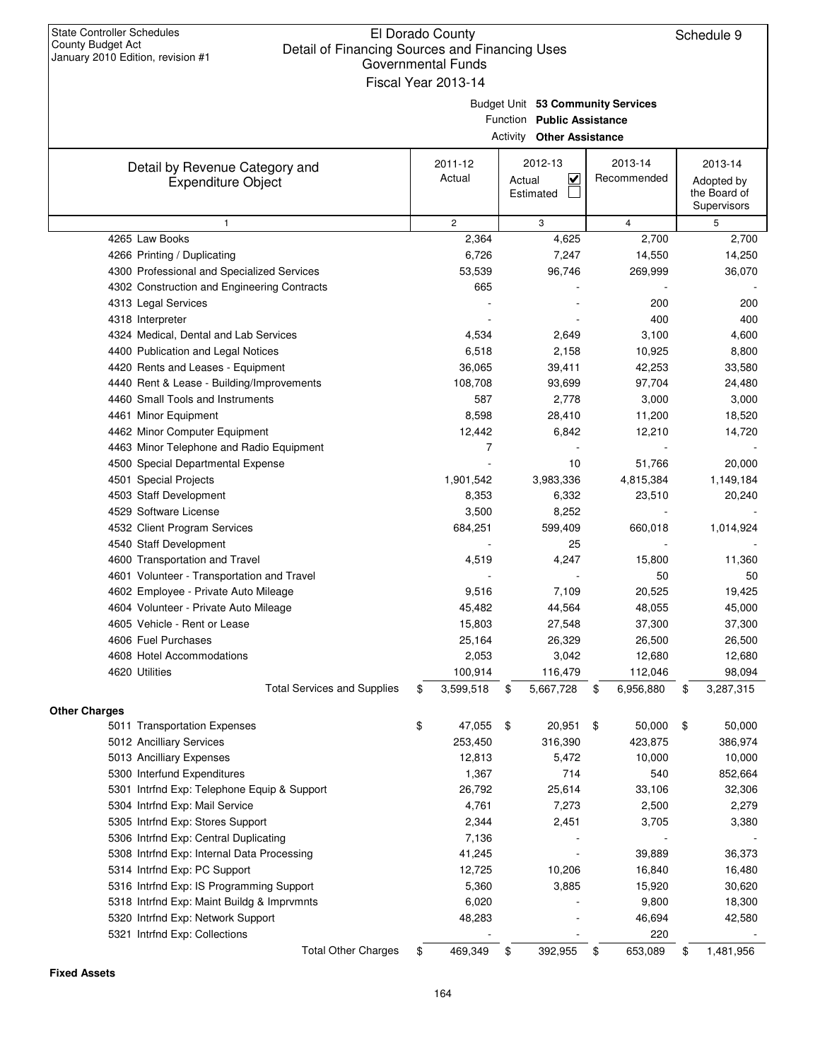State Controller Schedules
County Budget Act
January 2010 Edition, revision #1

# El Dorado County
## Detail of Financing Sources and Financing Uses
### Governmental Funds
### Fiscal Year 2013-14

Schedule 9

Budget Unit **53 Community Services**
Function **Public Assistance**
Activity **Other Assistance**

| Detail by Revenue Category and Expenditure Object | 2011-12 Actual | 2012-13 Actual ☑ Estimated ☐ | 2013-14 Recommended | 2013-14 Adopted by the Board of Supervisors |
|---|---|---|---|---|
| 1 | 2 | 3 | 4 | 5 |
| 4265 Law Books | 2,364 | 4,625 | 2,700 | 2,700 |
| 4266 Printing / Duplicating | 6,726 | 7,247 | 14,550 | 14,250 |
| 4300 Professional and Specialized Services | 53,539 | 96,746 | 269,999 | 36,070 |
| 4302 Construction and Engineering Contracts | 665 | - | - | - |
| 4313 Legal Services | - | - | 200 | 200 |
| 4318 Interpreter | - | - | 400 | 400 |
| 4324 Medical, Dental and Lab Services | 4,534 | 2,649 | 3,100 | 4,600 |
| 4400 Publication and Legal Notices | 6,518 | 2,158 | 10,925 | 8,800 |
| 4420 Rents and Leases - Equipment | 36,065 | 39,411 | 42,253 | 33,580 |
| 4440 Rent & Lease - Building/Improvements | 108,708 | 93,699 | 97,704 | 24,480 |
| 4460 Small Tools and Instruments | 587 | 2,778 | 3,000 | 3,000 |
| 4461 Minor Equipment | 8,598 | 28,410 | 11,200 | 18,520 |
| 4462 Minor Computer Equipment | 12,442 | 6,842 | 12,210 | 14,720 |
| 4463 Minor Telephone and Radio Equipment | 7 | - | - | - |
| 4500 Special Departmental Expense | - | 10 | 51,766 | 20,000 |
| 4501 Special Projects | 1,901,542 | 3,983,336 | 4,815,384 | 1,149,184 |
| 4503 Staff Development | 8,353 | 6,332 | 23,510 | 20,240 |
| 4529 Software License | 3,500 | 8,252 | - | - |
| 4532 Client Program Services | 684,251 | 599,409 | 660,018 | 1,014,924 |
| 4540 Staff Development | - | 25 | - | - |
| 4600 Transportation and Travel | 4,519 | 4,247 | 15,800 | 11,360 |
| 4601 Volunteer - Transportation and Travel | - | - | 50 | 50 |
| 4602 Employee - Private Auto Mileage | 9,516 | 7,109 | 20,525 | 19,425 |
| 4604 Volunteer - Private Auto Mileage | 45,482 | 44,564 | 48,055 | 45,000 |
| 4605 Vehicle - Rent or Lease | 15,803 | 27,548 | 37,300 | 37,300 |
| 4606 Fuel Purchases | 25,164 | 26,329 | 26,500 | 26,500 |
| 4608 Hotel Accommodations | 2,053 | 3,042 | 12,680 | 12,680 |
| 4620 Utilities | 100,914 | 116,479 | 112,046 | 98,094 |
| Total Services and Supplies | $ 3,599,518 | $ 5,667,728 | $ 6,956,880 | $ 3,287,315 |
| **Other Charges** | | | | |
| 5011 Transportation Expenses | $ 47,055 | $ 20,951 | $ 50,000 | $ 50,000 |
| 5012 Ancilliary Services | 253,450 | 316,390 | 423,875 | 386,974 |
| 5013 Ancilliary Expenses | 12,813 | 5,472 | 10,000 | 10,000 |
| 5300 Interfund Expenditures | 1,367 | 714 | 540 | 852,664 |
| 5301 Intrfnd Exp: Telephone Equip & Support | 26,792 | 25,614 | 33,106 | 32,306 |
| 5304 Intrfnd Exp: Mail Service | 4,761 | 7,273 | 2,500 | 2,279 |
| 5305 Intrfnd Exp: Stores Support | 2,344 | 2,451 | 3,705 | 3,380 |
| 5306 Intrfnd Exp: Central Duplicating | 7,136 | - | - | - |
| 5308 Intrfnd Exp: Internal Data Processing | 41,245 | - | 39,889 | 36,373 |
| 5314 Intrfnd Exp: PC Support | 12,725 | 10,206 | 16,840 | 16,480 |
| 5316 Intrfnd Exp: IS Programming Support | 5,360 | 3,885 | 15,920 | 30,620 |
| 5318 Intrfnd Exp: Maint Buildg & Imprvmnts | 6,020 | - | 9,800 | 18,300 |
| 5320 Intrfnd Exp: Network Support | 48,283 | - | 46,694 | 42,580 |
| 5321 Intrfnd Exp: Collections | - | - | 220 | - |
| Total Other Charges | $ 469,349 | $ 392,955 | $ 653,089 | $ 1,481,956 |
| **Fixed Assets** | | | | |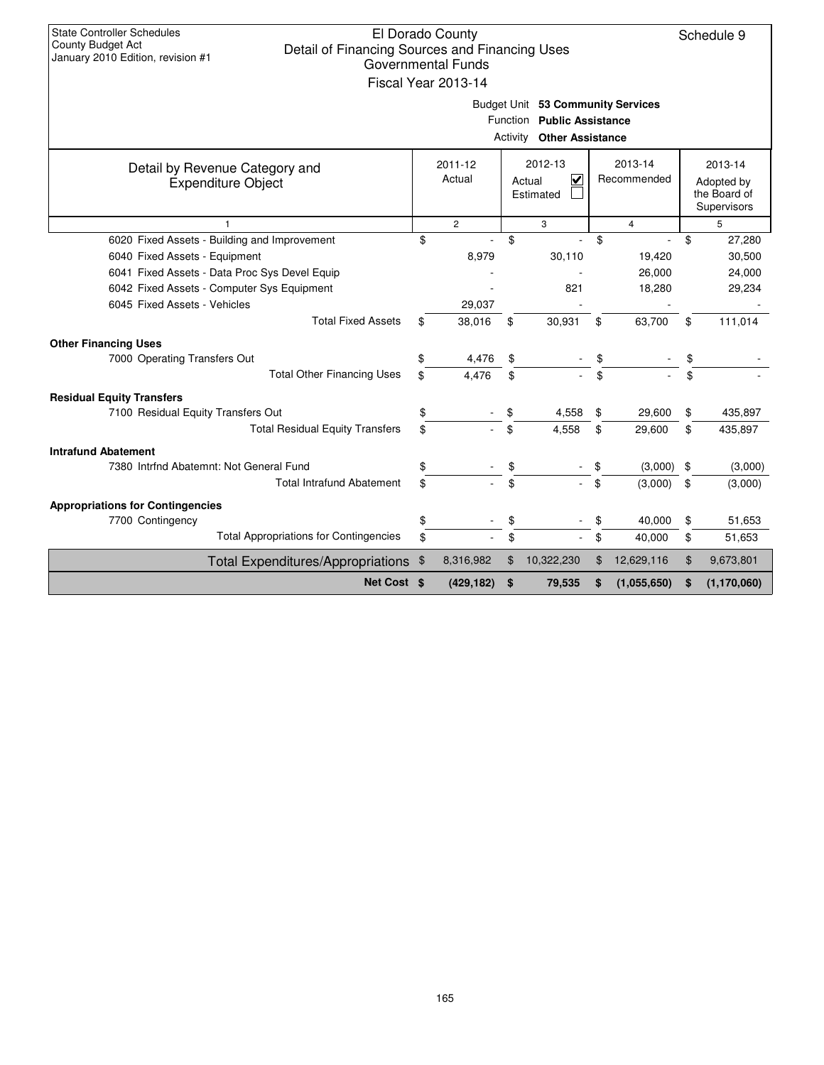State Controller Schedules
County Budget Act
January 2010 Edition, revision #1

# El Dorado County
## Detail of Financing Sources and Financing Uses
### Governmental Funds
### Fiscal Year 2013-14

Schedule 9

Budget Unit **53 Community Services**
Function **Public Assistance**
Activity **Other Assistance**

| Detail by Revenue Category and Expenditure Object | 2011-12 Actual | 2012-13 Actual ☑ Estimated ☐ | 2013-14 Recommended | 2013-14 Adopted by the Board of Supervisors |
|---|---|---|---|---|
| 1 | 2 | 3 | 4 | 5 |
| 6020 Fixed Assets - Building and Improvement | $ - | $ - | $ - | $ 27,280 |
| 6040 Fixed Assets - Equipment | 8,979 | 30,110 | 19,420 | 30,500 |
| 6041 Fixed Assets - Data Proc Sys Devel Equip | - | - | 26,000 | 24,000 |
| 6042 Fixed Assets - Computer Sys Equipment | - | 821 | 18,280 | 29,234 |
| 6045 Fixed Assets - Vehicles | 29,037 | - | - | - |
| Total Fixed Assets | $ 38,016 | $ 30,931 | $ 63,700 | $ 111,014 |
| **Other Financing Uses** | | | | |
| 7000 Operating Transfers Out | $ 4,476 | $ - | $ - | $ - |
| Total Other Financing Uses | $ 4,476 | $ - | $ - | $ - |
| **Residual Equity Transfers** | | | | |
| 7100 Residual Equity Transfers Out | $ - | $ 4,558 | $ 29,600 | $ 435,897 |
| Total Residual Equity Transfers | $ - | $ 4,558 | $ 29,600 | $ 435,897 |
| **Intrafund Abatement** | | | | |
| 7380 Intrfnd Abatemnt: Not General Fund | $ - | $ - | $ (3,000) | $ (3,000) |
| Total Intrafund Abatement | $ - | $ - | $ (3,000) | $ (3,000) |
| **Appropriations for Contingencies** | | | | |
| 7700 Contingency | $ - | $ - | $ 40,000 | $ 51,653 |
| Total Appropriations for Contingencies | $ - | $ - | $ 40,000 | $ 51,653 |
| Total Expenditures/Appropriations | $ 8,316,982 | $ 10,322,230 | $ 12,629,116 | $ 9,673,801 |
| **Net Cost** | **$ (429,182)** | **$ 79,535** | **$ (1,055,650)** | **$ (1,170,060)** |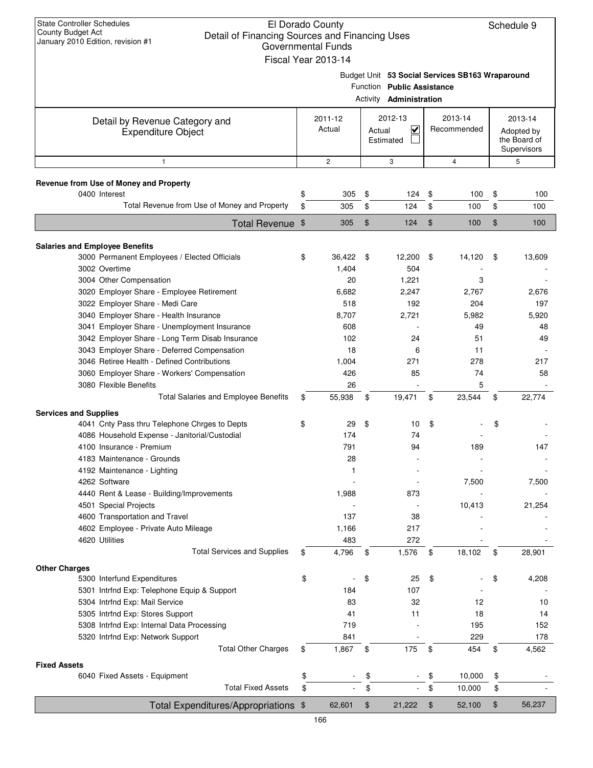State Controller Schedules
County Budget Act
January 2010 Edition, revision #1

# El Dorado County
## Detail of Financing Sources and Financing Uses
### Governmental Funds
### Fiscal Year 2013-14

Schedule 9

Budget Unit **53 Social Services SB163 Wraparound**
Function **Public Assistance**
Activity **Administration**

| Detail by Revenue Category and Expenditure Object | 2011-12 Actual | 2012-13 Actual ☑ Estimated ☐ | 2013-14 Recommended | 2013-14 Adopted by the Board of Supervisors |
|---|---|---|---|---|
| 1 | 2 | 3 | 4 | 5 |
| **Revenue from Use of Money and Property** | | | | |
| 0400 Interest | $ 305 | $ 124 | $ 100 | $ 100 |
| Total Revenue from Use of Money and Property | $ 305 | $ 124 | $ 100 | $ 100 |
| **Total Revenue** | $ 305 | $ 124 | $ 100 | $ 100 |
| **Salaries and Employee Benefits** | | | | |
| 3000 Permanent Employees / Elected Officials | $ 36,422 | $ 12,200 | $ 14,120 | $ 13,609 |
| 3002 Overtime | 1,404 | 504 | - | - |
| 3004 Other Compensation | 20 | 1,221 | 3 | - |
| 3020 Employer Share - Employee Retirement | 6,682 | 2,247 | 2,767 | 2,676 |
| 3022 Employer Share - Medi Care | 518 | 192 | 204 | 197 |
| 3040 Employer Share - Health Insurance | 8,707 | 2,721 | 5,982 | 5,920 |
| 3041 Employer Share - Unemployment Insurance | 608 | - | 49 | 48 |
| 3042 Employer Share - Long Term Disab Insurance | 102 | 24 | 51 | 49 |
| 3043 Employer Share - Deferred Compensation | 18 | 6 | 11 | - |
| 3046 Retiree Health - Defined Contributions | 1,004 | 271 | 278 | 217 |
| 3060 Employer Share - Workers' Compensation | 426 | 85 | 74 | 58 |
| 3080 Flexible Benefits | 26 | - | 5 | - |
| Total Salaries and Employee Benefits | $ 55,938 | $ 19,471 | $ 23,544 | $ 22,774 |
| **Services and Supplies** | | | | |
| 4041 Cnty Pass thru Telephone Chrges to Depts | $ 29 | $ 10 | $ - | $ - |
| 4086 Household Expense - Janitorial/Custodial | 174 | 74 | - | - |
| 4100 Insurance - Premium | 791 | 94 | 189 | 147 |
| 4183 Maintenance - Grounds | 28 | - | - | - |
| 4192 Maintenance - Lighting | 1 | - | - | - |
| 4262 Software | - | - | 7,500 | 7,500 |
| 4440 Rent & Lease - Building/Improvements | 1,988 | 873 | - | - |
| 4501 Special Projects | - | - | 10,413 | 21,254 |
| 4600 Transportation and Travel | 137 | 38 | - | - |
| 4602 Employee - Private Auto Mileage | 1,166 | 217 | - | - |
| 4620 Utilities | 483 | 272 | - | - |
| Total Services and Supplies | $ 4,796 | $ 1,576 | $ 18,102 | $ 28,901 |
| **Other Charges** | | | | |
| 5300 Interfund Expenditures | $ - | $ 25 | $ - | $ 4,208 |
| 5301 Intrfnd Exp: Telephone Equip & Support | 184 | 107 | - | - |
| 5304 Intrfnd Exp: Mail Service | 83 | 32 | 12 | 10 |
| 5305 Intrfnd Exp: Stores Support | 41 | 11 | 18 | 14 |
| 5308 Intrfnd Exp: Internal Data Processing | 719 | - | 195 | 152 |
| 5320 Intrfnd Exp: Network Support | 841 | - | 229 | 178 |
| Total Other Charges | $ 1,867 | $ 175 | $ 454 | $ 4,562 |
| **Fixed Assets** | | | | |
| 6040 Fixed Assets - Equipment | $ - | $ - | $ 10,000 | $ - |
| Total Fixed Assets | $ - | $ - | $ 10,000 | $ - |
| **Total Expenditures/Appropriations** | $ 62,601 | $ 21,222 | $ 52,100 | $ 56,237 |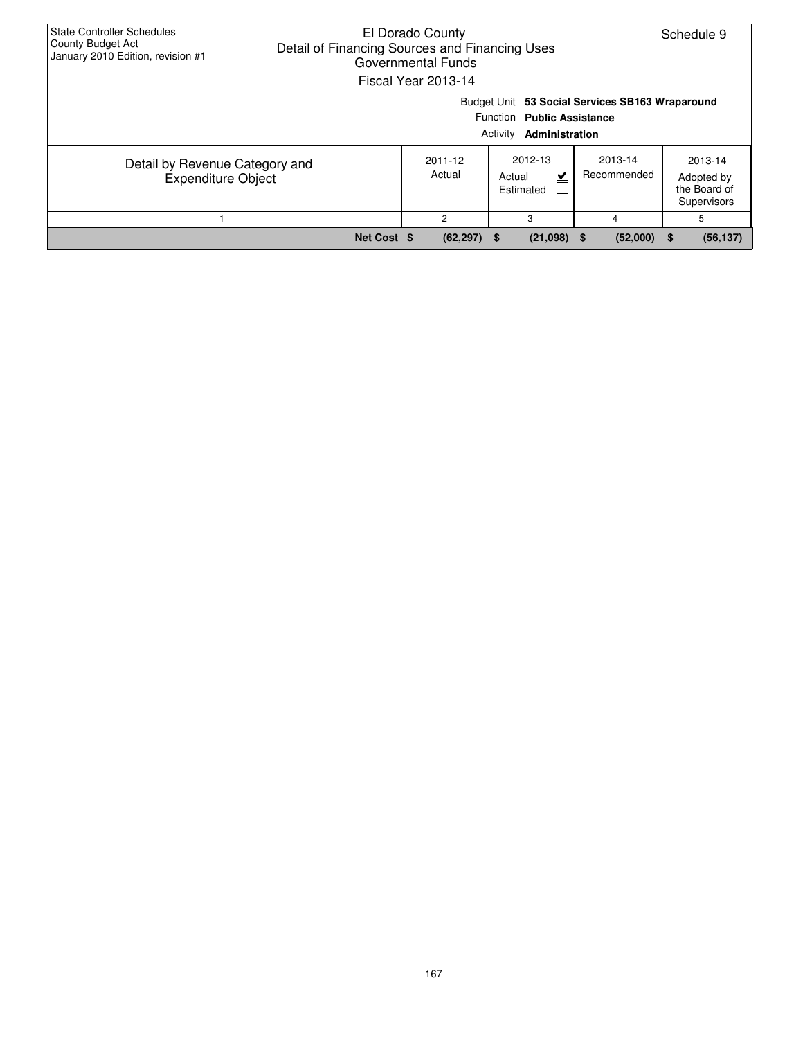State Controller Schedules
County Budget Act
January 2010 Edition, revision #1

# El Dorado County
## Detail of Financing Sources and Financing Uses
### Governmental Funds
### Fiscal Year 2013-14

Schedule 9

Budget Unit **53 Social Services SB163 Wraparound**
Function **Public Assistance**
Activity **Administration**

| Detail by Revenue Category and Expenditure Object | 2011-12 Actual | 2012-13 Actual ☑ Estimated ☐ | 2013-14 Recommended | 2013-14 Adopted by the Board of Supervisors |
|---|---|---|---|---|
| 1 | 2 | 3 | 4 | 5 |
| **Net Cost** | **$ (62,297)** | **$ (21,098)** | **$ (52,000)** | **$ (56,137)** |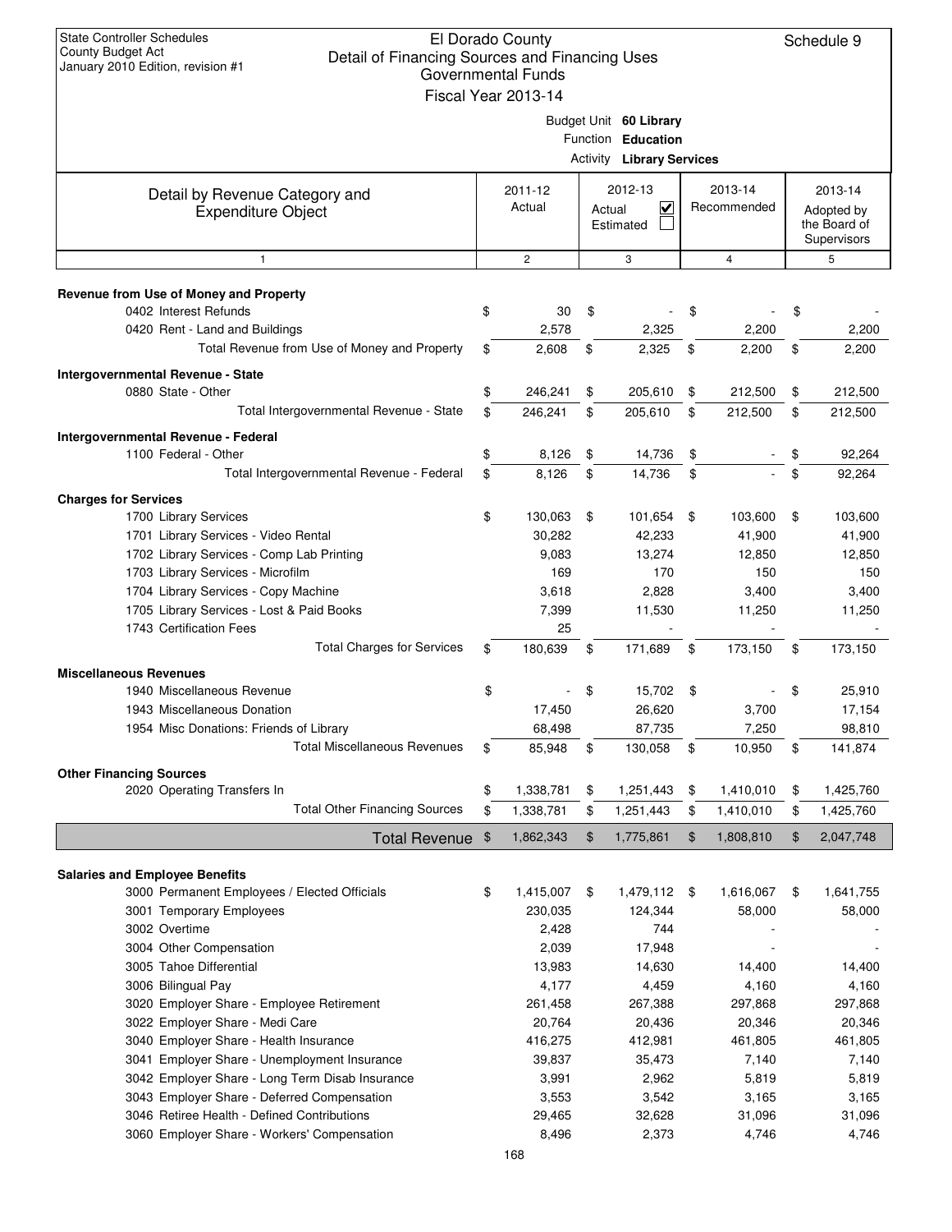State Controller Schedules
County Budget Act
January 2010 Edition, revision #1

# El Dorado County
## Detail of Financing Sources and Financing Uses
### Governmental Funds
### Fiscal Year 2013-14

Schedule 9

Budget Unit **60 Library**
Function **Education**
Activity **Library Services**

| Detail by Revenue Category and Expenditure Object | 2011-12 Actual | 2012-13 Actual ☑ Estimated ☐ | 2013-14 Recommended | 2013-14 Adopted by the Board of Supervisors |
|---|---|---|---|---|
| 1 | 2 | 3 | 4 | 5 |
| **Revenue from Use of Money and Property** | | | | |
| 0402 Interest Refunds | $ 30 | $ - | $ - | $ - |
| 0420 Rent - Land and Buildings | 2,578 | 2,325 | 2,200 | 2,200 |
| Total Revenue from Use of Money and Property | $ 2,608 | $ 2,325 | $ 2,200 | $ 2,200 |
| **Intergovernmental Revenue - State** | | | | |
| 0880 State - Other | $ 246,241 | $ 205,610 | $ 212,500 | $ 212,500 |
| Total Intergovernmental Revenue - State | $ 246,241 | $ 205,610 | $ 212,500 | $ 212,500 |
| **Intergovernmental Revenue - Federal** | | | | |
| 1100 Federal - Other | $ 8,126 | $ 14,736 | $ - | $ 92,264 |
| Total Intergovernmental Revenue - Federal | $ 8,126 | $ 14,736 | $ - | $ 92,264 |
| **Charges for Services** | | | | |
| 1700 Library Services | $ 130,063 | $ 101,654 | $ 103,600 | $ 103,600 |
| 1701 Library Services - Video Rental | 30,282 | 42,233 | 41,900 | 41,900 |
| 1702 Library Services - Comp Lab Printing | 9,083 | 13,274 | 12,850 | 12,850 |
| 1703 Library Services - Microfilm | 169 | 170 | 150 | 150 |
| 1704 Library Services - Copy Machine | 3,618 | 2,828 | 3,400 | 3,400 |
| 1705 Library Services - Lost & Paid Books | 7,399 | 11,530 | 11,250 | 11,250 |
| 1743 Certification Fees | 25 | - | - | - |
| Total Charges for Services | $ 180,639 | $ 171,689 | $ 173,150 | $ 173,150 |
| **Miscellaneous Revenues** | | | | |
| 1940 Miscellaneous Revenue | $ - | $ 15,702 | $ - | $ 25,910 |
| 1943 Miscellaneous Donation | 17,450 | 26,620 | 3,700 | 17,154 |
| 1954 Misc Donations: Friends of Library | 68,498 | 87,735 | 7,250 | 98,810 |
| Total Miscellaneous Revenues | $ 85,948 | $ 130,058 | $ 10,950 | $ 141,874 |
| **Other Financing Sources** | | | | |
| 2020 Operating Transfers In | $ 1,338,781 | $ 1,251,443 | $ 1,410,010 | $ 1,425,760 |
| Total Other Financing Sources | $ 1,338,781 | $ 1,251,443 | $ 1,410,010 | $ 1,425,760 |
| **Total Revenue** | $ 1,862,343 | $ 1,775,861 | $ 1,808,810 | $ 2,047,748 |
| **Salaries and Employee Benefits** | | | | |
| 3000 Permanent Employees / Elected Officials | $ 1,415,007 | $ 1,479,112 | $ 1,616,067 | $ 1,641,755 |
| 3001 Temporary Employees | 230,035 | 124,344 | 58,000 | 58,000 |
| 3002 Overtime | 2,428 | 744 | - | - |
| 3004 Other Compensation | 2,039 | 17,948 | - | - |
| 3005 Tahoe Differential | 13,983 | 14,630 | 14,400 | 14,400 |
| 3006 Bilingual Pay | 4,177 | 4,459 | 4,160 | 4,160 |
| 3020 Employer Share - Employee Retirement | 261,458 | 267,388 | 297,868 | 297,868 |
| 3022 Employer Share - Medi Care | 20,764 | 20,436 | 20,346 | 20,346 |
| 3040 Employer Share - Health Insurance | 416,275 | 412,981 | 461,805 | 461,805 |
| 3041 Employer Share - Unemployment Insurance | 39,837 | 35,473 | 7,140 | 7,140 |
| 3042 Employer Share - Long Term Disab Insurance | 3,991 | 2,962 | 5,819 | 5,819 |
| 3043 Employer Share - Deferred Compensation | 3,553 | 3,542 | 3,165 | 3,165 |
| 3046 Retiree Health - Defined Contributions | 29,465 | 32,628 | 31,096 | 31,096 |
| 3060 Employer Share - Workers' Compensation | 8,496 | 2,373 | 4,746 | 4,746 |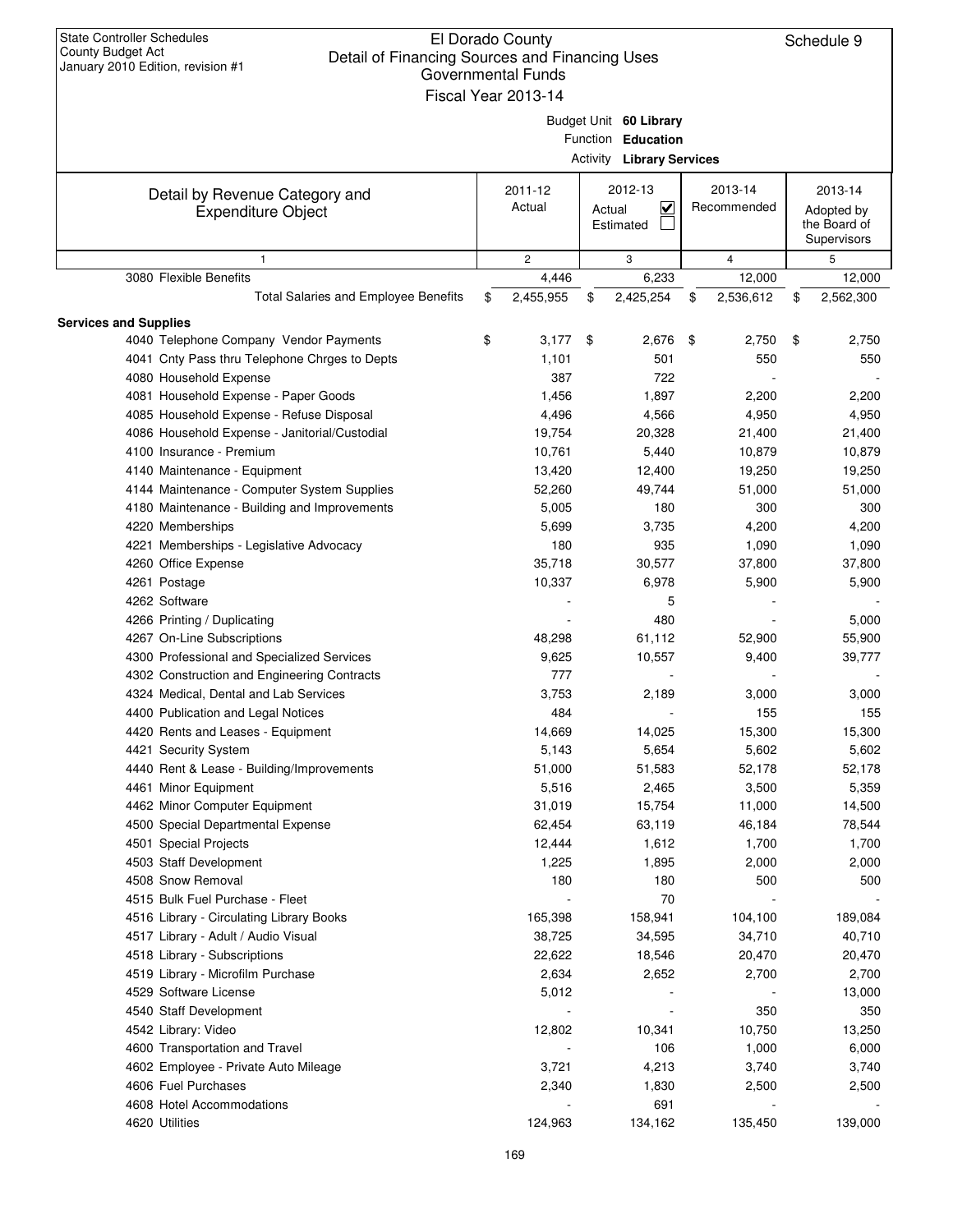State Controller Schedules
County Budget Act
January 2010 Edition, revision #1

# El Dorado County
## Detail of Financing Sources and Financing Uses
### Governmental Funds
### Fiscal Year 2013-14

Schedule 9

Budget Unit **60 Library**
Function **Education**
Activity **Library Services**

| Detail by Revenue Category and Expenditure Object | 2011-12 Actual | 2012-13 Actual ☑ Estimated ☐ | 2013-14 Recommended | 2013-14 Adopted by the Board of Supervisors |
|---|---|---|---|---|
| 1 | 2 | 3 | 4 | 5 |
| 3080 Flexible Benefits | 4,446 | 6,233 | 12,000 | 12,000 |
| Total Salaries and Employee Benefits | $ 2,455,955 | $ 2,425,254 | $ 2,536,612 | $ 2,562,300 |
| **Services and Supplies** | | | | |
| 4040 Telephone Company Vendor Payments | $ 3,177 | $ 2,676 | $ 2,750 | $ 2,750 |
| 4041 Cnty Pass thru Telephone Chrges to Depts | 1,101 | 501 | 550 | 550 |
| 4080 Household Expense | 387 | 722 | - | - |
| 4081 Household Expense - Paper Goods | 1,456 | 1,897 | 2,200 | 2,200 |
| 4085 Household Expense - Refuse Disposal | 4,496 | 4,566 | 4,950 | 4,950 |
| 4086 Household Expense - Janitorial/Custodial | 19,754 | 20,328 | 21,400 | 21,400 |
| 4100 Insurance - Premium | 10,761 | 5,440 | 10,879 | 10,879 |
| 4140 Maintenance - Equipment | 13,420 | 12,400 | 19,250 | 19,250 |
| 4144 Maintenance - Computer System Supplies | 52,260 | 49,744 | 51,000 | 51,000 |
| 4180 Maintenance - Building and Improvements | 5,005 | 180 | 300 | 300 |
| 4220 Memberships | 5,699 | 3,735 | 4,200 | 4,200 |
| 4221 Memberships - Legislative Advocacy | 180 | 935 | 1,090 | 1,090 |
| 4260 Office Expense | 35,718 | 30,577 | 37,800 | 37,800 |
| 4261 Postage | 10,337 | 6,978 | 5,900 | 5,900 |
| 4262 Software | - | 5 | - | - |
| 4266 Printing / Duplicating | - | 480 | - | 5,000 |
| 4267 On-Line Subscriptions | 48,298 | 61,112 | 52,900 | 55,900 |
| 4300 Professional and Specialized Services | 9,625 | 10,557 | 9,400 | 39,777 |
| 4302 Construction and Engineering Contracts | 777 | - | - | - |
| 4324 Medical, Dental and Lab Services | 3,753 | 2,189 | 3,000 | 3,000 |
| 4400 Publication and Legal Notices | 484 | - | 155 | 155 |
| 4420 Rents and Leases - Equipment | 14,669 | 14,025 | 15,300 | 15,300 |
| 4421 Security System | 5,143 | 5,654 | 5,602 | 5,602 |
| 4440 Rent & Lease - Building/Improvements | 51,000 | 51,583 | 52,178 | 52,178 |
| 4461 Minor Equipment | 5,516 | 2,465 | 3,500 | 5,359 |
| 4462 Minor Computer Equipment | 31,019 | 15,754 | 11,000 | 14,500 |
| 4500 Special Departmental Expense | 62,454 | 63,119 | 46,184 | 78,544 |
| 4501 Special Projects | 12,444 | 1,612 | 1,700 | 1,700 |
| 4503 Staff Development | 1,225 | 1,895 | 2,000 | 2,000 |
| 4508 Snow Removal | 180 | 180 | 500 | 500 |
| 4515 Bulk Fuel Purchase - Fleet | - | 70 | - | - |
| 4516 Library - Circulating Library Books | 165,398 | 158,941 | 104,100 | 189,084 |
| 4517 Library - Adult / Audio Visual | 38,725 | 34,595 | 34,710 | 40,710 |
| 4518 Library - Subscriptions | 22,622 | 18,546 | 20,470 | 20,470 |
| 4519 Library - Microfilm Purchase | 2,634 | 2,652 | 2,700 | 2,700 |
| 4529 Software License | 5,012 | - | - | 13,000 |
| 4540 Staff Development | - | - | 350 | 350 |
| 4542 Library: Video | 12,802 | 10,341 | 10,750 | 13,250 |
| 4600 Transportation and Travel | - | 106 | 1,000 | 6,000 |
| 4602 Employee - Private Auto Mileage | 3,721 | 4,213 | 3,740 | 3,740 |
| 4606 Fuel Purchases | 2,340 | 1,830 | 2,500 | 2,500 |
| 4608 Hotel Accommodations | - | 691 | - | - |
| 4620 Utilities | 124,963 | 134,162 | 135,450 | 139,000 |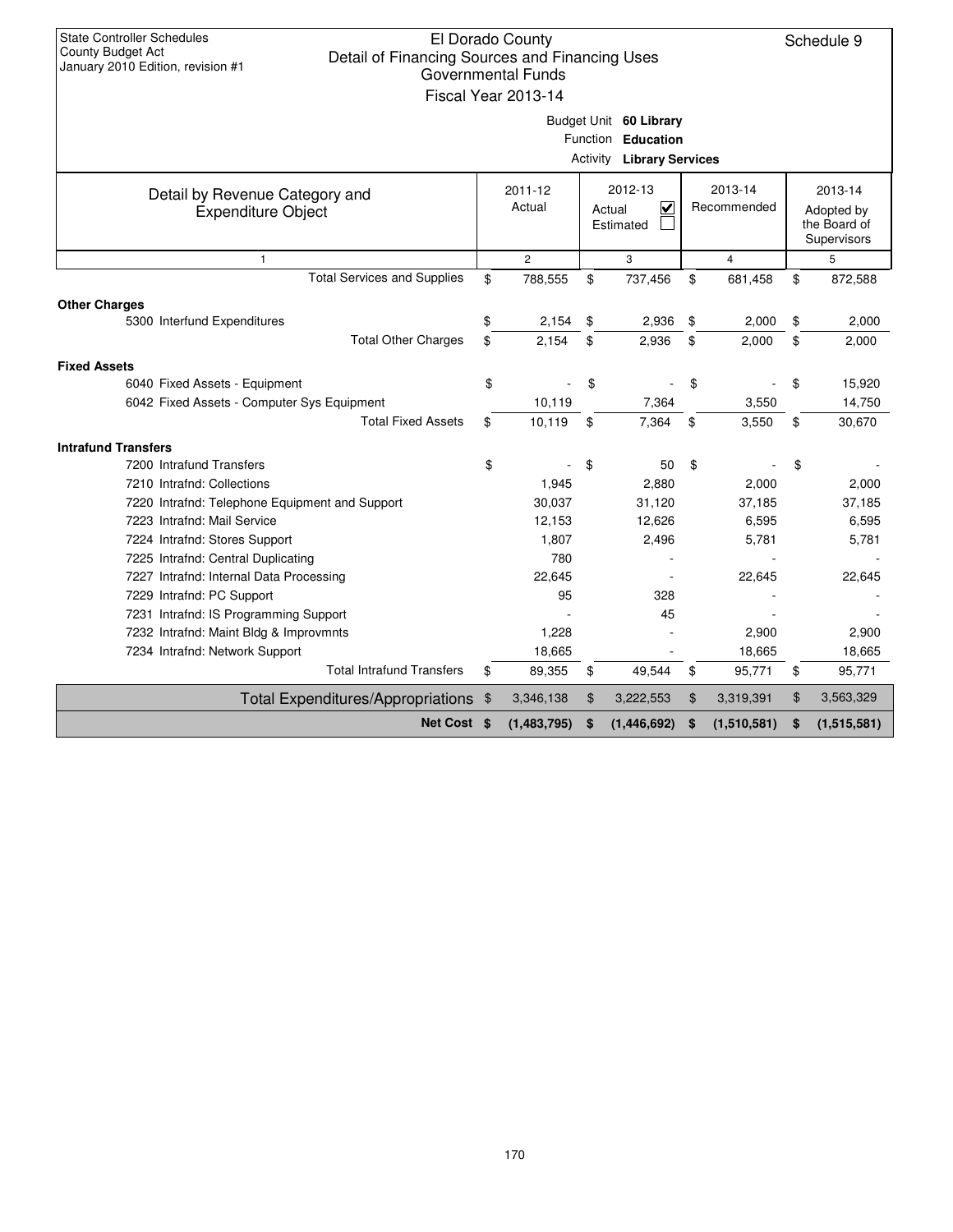State Controller Schedules
County Budget Act
January 2010 Edition, revision #1

# El Dorado County
## Detail of Financing Sources and Financing Uses
### Governmental Funds
### Fiscal Year 2013-14

Schedule 9

Budget Unit **60 Library**
Function **Education**
Activity **Library Services**

| Detail by Revenue Category and Expenditure Object | 2011-12 Actual | 2012-13 Actual ☑ Estimated ☐ | 2013-14 Recommended | 2013-14 Adopted by the Board of Supervisors |
|---|---|---|---|---|
| 1 | 2 | 3 | 4 | 5 |
| Total Services and Supplies | $ 788,555 | $ 737,456 | $ 681,458 | $ 872,588 |
| **Other Charges** | | | | |
| 5300 Interfund Expenditures | $ 2,154 | $ 2,936 | $ 2,000 | $ 2,000 |
| Total Other Charges | $ 2,154 | $ 2,936 | $ 2,000 | $ 2,000 |
| **Fixed Assets** | | | | |
| 6040 Fixed Assets - Equipment | $ - | $ - | $ - | $ 15,920 |
| 6042 Fixed Assets - Computer Sys Equipment | 10,119 | 7,364 | 3,550 | 14,750 |
| Total Fixed Assets | $ 10,119 | $ 7,364 | $ 3,550 | $ 30,670 |
| **Intrafund Transfers** | | | | |
| 7200 Intrafund Transfers | $ - | $ 50 | $ - | $ - |
| 7210 Intrafnd: Collections | 1,945 | 2,880 | 2,000 | 2,000 |
| 7220 Intrafnd: Telephone Equipment and Support | 30,037 | 31,120 | 37,185 | 37,185 |
| 7223 Intrafnd: Mail Service | 12,153 | 12,626 | 6,595 | 6,595 |
| 7224 Intrafnd: Stores Support | 1,807 | 2,496 | 5,781 | 5,781 |
| 7225 Intrafnd: Central Duplicating | 780 | - | - | - |
| 7227 Intrafnd: Internal Data Processing | 22,645 | - | 22,645 | 22,645 |
| 7229 Intrafnd: PC Support | 95 | 328 | - | - |
| 7231 Intrafnd: IS Programming Support | - | 45 | - | - |
| 7232 Intrafnd: Maint Bldg & Improvmnts | 1,228 | - | 2,900 | 2,900 |
| 7234 Intrafnd: Network Support | 18,665 | - | 18,665 | 18,665 |
| Total Intrafund Transfers | $ 89,355 | $ 49,544 | $ 95,771 | $ 95,771 |
| Total Expenditures/Appropriations | $ 3,346,138 | $ 3,222,553 | $ 3,319,391 | $ 3,563,329 |
| **Net Cost** | **$ (1,483,795)** | **$ (1,446,692)** | **$ (1,510,581)** | **$ (1,515,581)** |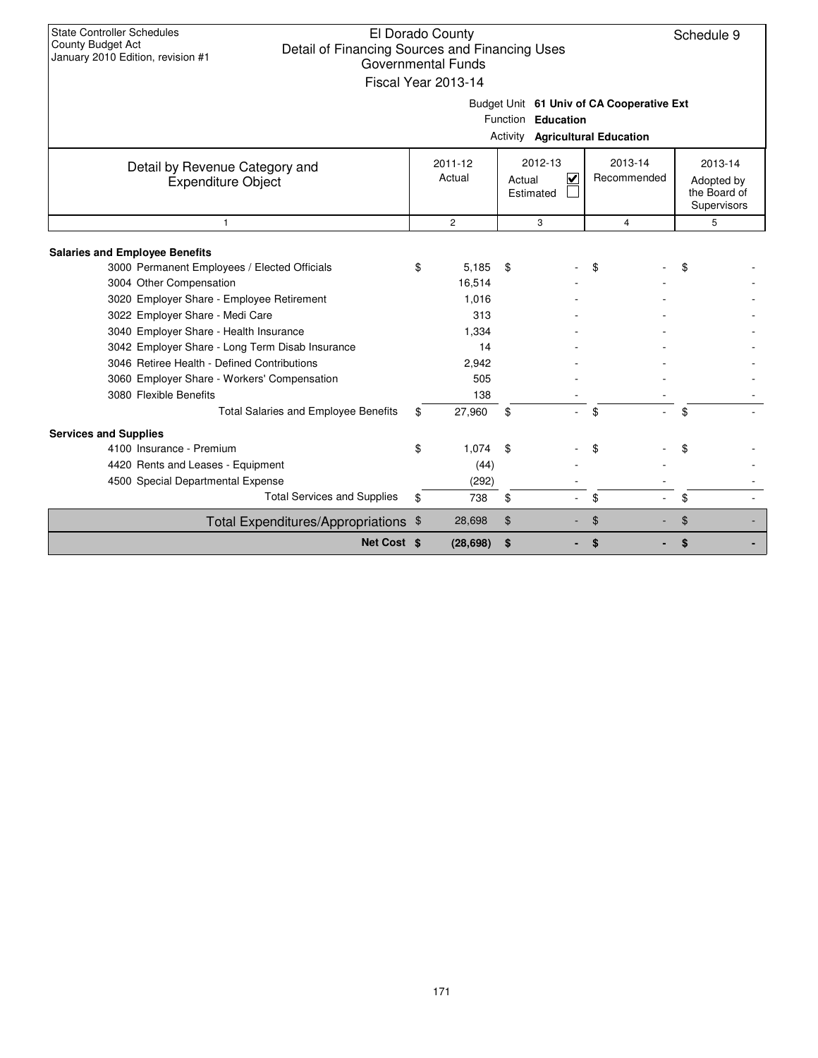State Controller Schedules
County Budget Act
January 2010 Edition, revision #1

# El Dorado County
## Detail of Financing Sources and Financing Uses
### Governmental Funds
### Fiscal Year 2013-14

Schedule 9

Budget Unit **61 Univ of CA Cooperative Ext**
Function **Education**
Activity **Agricultural Education**

| Detail by Revenue Category and Expenditure Object | 2011-12 Actual | 2012-13 Actual ☑ Estimated ☐ | 2013-14 Recommended | 2013-14 Adopted by the Board of Supervisors |
|---|---|---|---|---|
| 1 | 2 | 3 | 4 | 5 |
| **Salaries and Employee Benefits** | | | | |
| 3000 Permanent Employees / Elected Officials | $ 5,185 | $ - | $ - | $ - |
| 3004 Other Compensation | 16,514 | - | - | - |
| 3020 Employer Share - Employee Retirement | 1,016 | - | - | - |
| 3022 Employer Share - Medi Care | 313 | - | - | - |
| 3040 Employer Share - Health Insurance | 1,334 | - | - | - |
| 3042 Employer Share - Long Term Disab Insurance | 14 | - | - | - |
| 3046 Retiree Health - Defined Contributions | 2,942 | - | - | - |
| 3060 Employer Share - Workers' Compensation | 505 | - | - | - |
| 3080 Flexible Benefits | 138 | - | - | - |
| Total Salaries and Employee Benefits | $ 27,960 | $ - | $ - | $ - |
| **Services and Supplies** | | | | |
| 4100 Insurance - Premium | $ 1,074 | $ - | $ - | $ - |
| 4420 Rents and Leases - Equipment | (44) | - | - | - |
| 4500 Special Departmental Expense | (292) | - | - | - |
| Total Services and Supplies | $ 738 | $ - | $ - | $ - |
| Total Expenditures/Appropriations | $ 28,698 | $ - | $ - | $ - |
| **Net Cost** | **$ (28,698)** | **$ -** | **$ -** | **$ -** |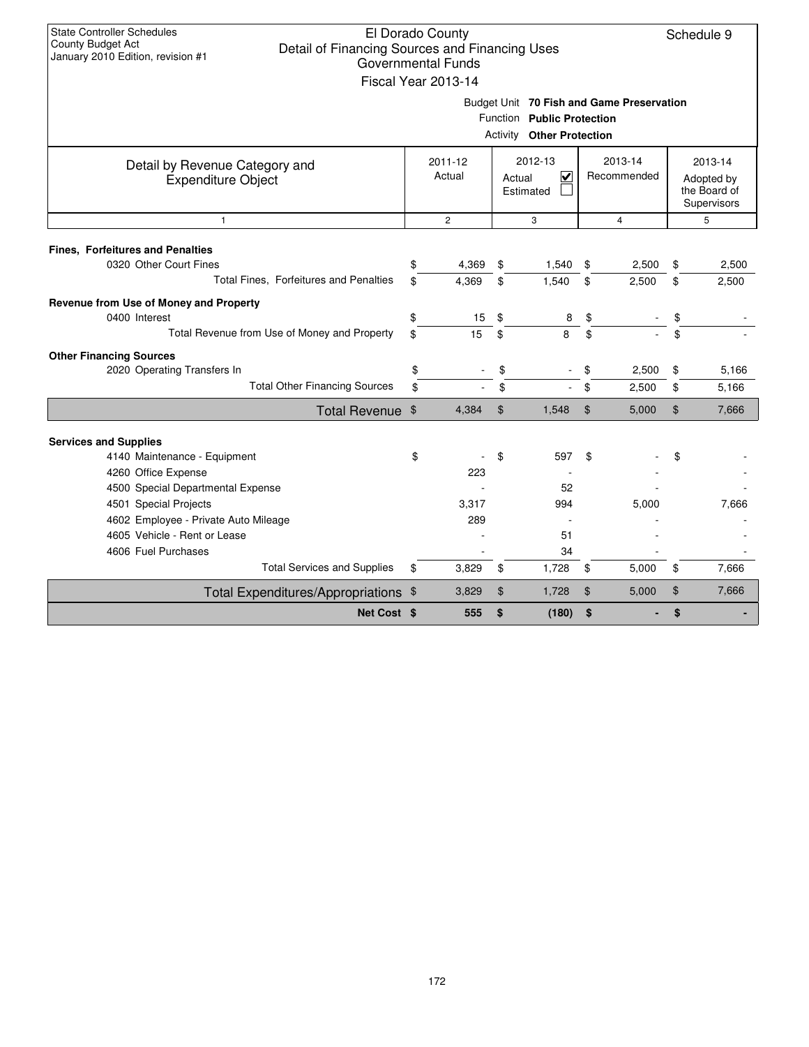State Controller Schedules
County Budget Act
January 2010 Edition, revision #1

# El Dorado County
## Detail of Financing Sources and Financing Uses
### Governmental Funds
### Fiscal Year 2013-14

Schedule 9

Budget Unit **70 Fish and Game Preservation**
Function **Public Protection**
Activity **Other Protection**

| Detail by Revenue Category and Expenditure Object | 2011-12 Actual | 2012-13 Actual ☑ Estimated ☐ | 2013-14 Recommended | 2013-14 Adopted by the Board of Supervisors |
|---|---|---|---|---|
| 1 | 2 | 3 | 4 | 5 |
| **Fines, Forfeitures and Penalties** | | | | |
| 0320 Other Court Fines | $ 4,369 | $ 1,540 | $ 2,500 | $ 2,500 |
| Total Fines, Forfeitures and Penalties | $ 4,369 | $ 1,540 | $ 2,500 | $ 2,500 |
| **Revenue from Use of Money and Property** | | | | |
| 0400 Interest | $ 15 | $ 8 | $ - | $ - |
| Total Revenue from Use of Money and Property | $ 15 | $ 8 | $ - | $ - |
| **Other Financing Sources** | | | | |
| 2020 Operating Transfers In | $ - | $ - | $ 2,500 | $ 5,166 |
| Total Other Financing Sources | $ - | $ - | $ 2,500 | $ 5,166 |
| **Total Revenue** | $ 4,384 | $ 1,548 | $ 5,000 | $ 7,666 |
| **Services and Supplies** | | | | |
| 4140 Maintenance - Equipment | $ - | $ 597 | $ - | $ - |
| 4260 Office Expense | 223 | - | - | - |
| 4500 Special Departmental Expense | - | 52 | - | - |
| 4501 Special Projects | 3,317 | 994 | 5,000 | 7,666 |
| 4602 Employee - Private Auto Mileage | 289 | - | - | - |
| 4605 Vehicle - Rent or Lease | - | 51 | - | - |
| 4606 Fuel Purchases | - | 34 | - | - |
| Total Services and Supplies | $ 3,829 | $ 1,728 | $ 5,000 | $ 7,666 |
| **Total Expenditures/Appropriations** | $ 3,829 | $ 1,728 | $ 5,000 | $ 7,666 |
| **Net Cost** | **$ 555** | **$ (180)** | **$ -** | **$ -** |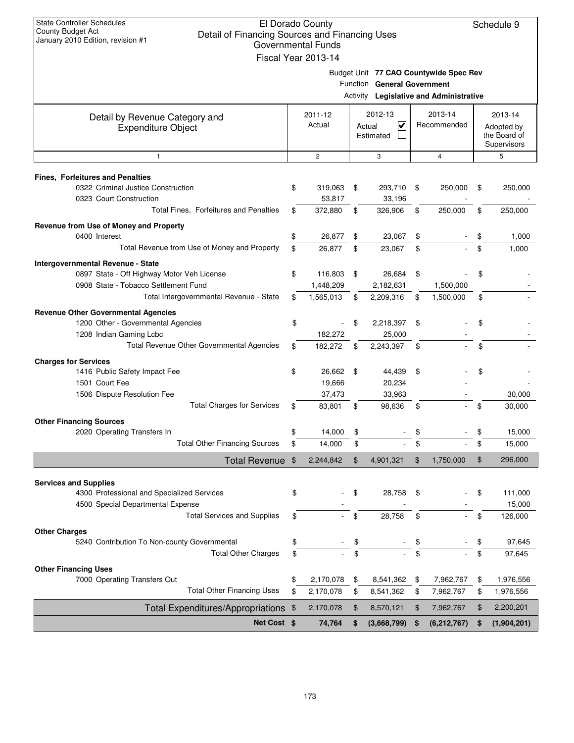State Controller Schedules
County Budget Act
January 2010 Edition, revision #1

# El Dorado County
## Detail of Financing Sources and Financing Uses
### Governmental Funds
### Fiscal Year 2013-14

Schedule 9

Budget Unit **77 CAO Countywide Spec Rev**
Function **General Government**
Activity **Legislative and Administrative**

| Detail by Revenue Category and Expenditure Object | 2011-12 Actual | 2012-13 Actual ☑ Estimated ☐ | 2013-14 Recommended | 2013-14 Adopted by the Board of Supervisors |
|---|---|---|---|---|
| 1 | 2 | 3 | 4 | 5 |
| **Fines, Forfeitures and Penalties** | | | | |
| 0322 Criminal Justice Construction | $ 319,063 | $ 293,710 | $ 250,000 | $ 250,000 |
| 0323 Court Construction | 53,817 | 33,196 | - | - |
| Total Fines, Forfeitures and Penalties | $ 372,880 | $ 326,906 | $ 250,000 | $ 250,000 |
| **Revenue from Use of Money and Property** | | | | |
| 0400 Interest | $ 26,877 | $ 23,067 | $ - | $ 1,000 |
| Total Revenue from Use of Money and Property | $ 26,877 | $ 23,067 | $ - | $ 1,000 |
| **Intergovernmental Revenue - State** | | | | |
| 0897 State - Off Highway Motor Veh License | $ 116,803 | $ 26,684 | $ - | $ - |
| 0908 State - Tobacco Settlement Fund | 1,448,209 | 2,182,631 | 1,500,000 | - |
| Total Intergovernmental Revenue - State | $ 1,565,013 | $ 2,209,316 | $ 1,500,000 | $ - |
| **Revenue Other Governmental Agencies** | | | | |
| 1200 Other - Governmental Agencies | $ - | $ 2,218,397 | $ - | $ - |
| 1208 Indian Gaming Lcbc | 182,272 | 25,000 | - | - |
| Total Revenue Other Governmental Agencies | $ 182,272 | $ 2,243,397 | $ - | $ - |
| **Charges for Services** | | | | |
| 1416 Public Safety Impact Fee | $ 26,662 | $ 44,439 | $ - | $ - |
| 1501 Court Fee | 19,666 | 20,234 | - | - |
| 1506 Dispute Resolution Fee | 37,473 | 33,963 | - | 30,000 |
| Total Charges for Services | $ 83,801 | $ 98,636 | $ - | $ 30,000 |
| **Other Financing Sources** | | | | |
| 2020 Operating Transfers In | $ 14,000 | $ - | $ - | $ 15,000 |
| Total Other Financing Sources | $ 14,000 | $ - | $ - | $ 15,000 |
| **Total Revenue** | $ 2,244,842 | $ 4,901,321 | $ 1,750,000 | $ 296,000 |
| **Services and Supplies** | | | | |
| 4300 Professional and Specialized Services | $ - | $ 28,758 | $ - | $ 111,000 |
| 4500 Special Departmental Expense | - | - | - | 15,000 |
| Total Services and Supplies | $ - | $ 28,758 | $ - | $ 126,000 |
| **Other Charges** | | | | |
| 5240 Contribution To Non-county Governmental | $ - | $ - | $ - | $ 97,645 |
| Total Other Charges | $ - | $ - | $ - | $ 97,645 |
| **Other Financing Uses** | | | | |
| 7000 Operating Transfers Out | $ 2,170,078 | $ 8,541,362 | $ 7,962,767 | $ 1,976,556 |
| Total Other Financing Uses | $ 2,170,078 | $ 8,541,362 | $ 7,962,767 | $ 1,976,556 |
| **Total Expenditures/Appropriations** | $ 2,170,078 | $ 8,570,121 | $ 7,962,767 | $ 2,200,201 |
| **Net Cost** | **$ 74,764** | **$ (3,668,799)** | **$ (6,212,767)** | **$ (1,904,201)** |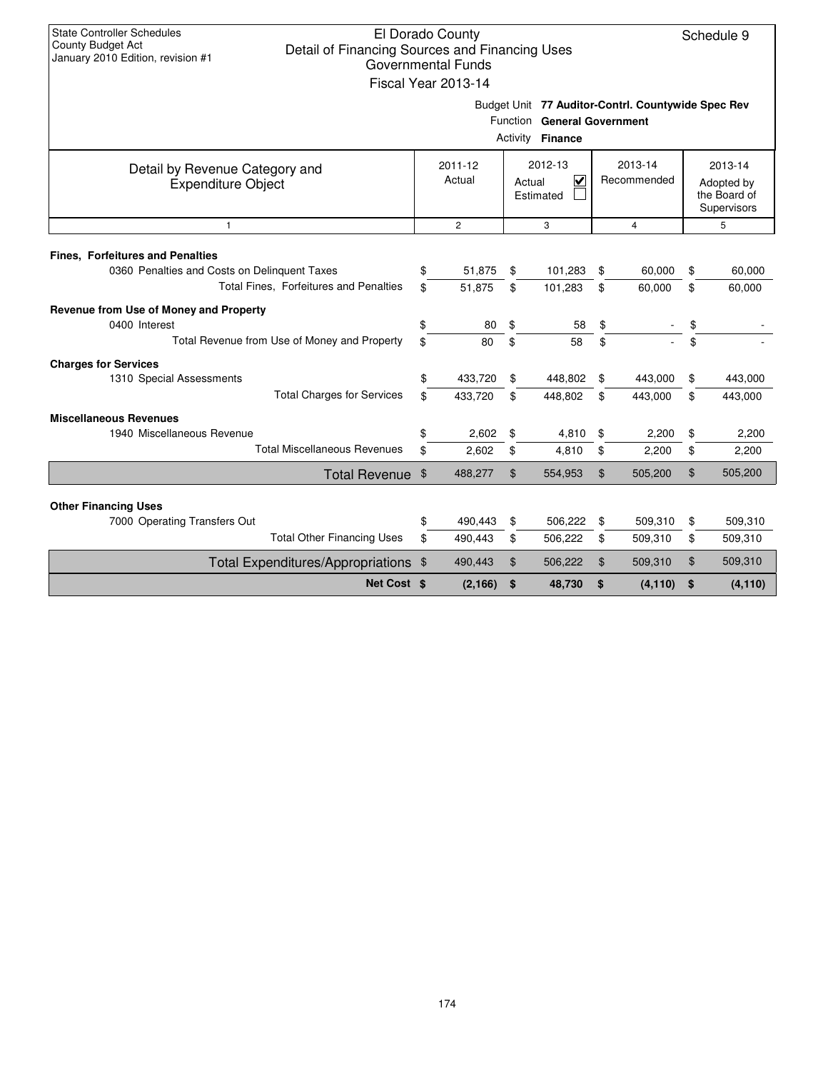State Controller Schedules
County Budget Act
January 2010 Edition, revision #1

# El Dorado County
## Detail of Financing Sources and Financing Uses
### Governmental Funds
### Fiscal Year 2013-14

Schedule 9

Budget Unit **77 Auditor-Contrl. Countywide Spec Rev**
Function **General Government**
Activity **Finance**

| Detail by Revenue Category and Expenditure Object | 2011-12 Actual | 2012-13 Actual ☑ Estimated ☐ | 2013-14 Recommended | 2013-14 Adopted by the Board of Supervisors |
|---|---|---|---|---|
| 1 | 2 | 3 | 4 | 5 |
| **Fines, Forfeitures and Penalties** | | | | |
| 0360 Penalties and Costs on Delinquent Taxes | $ 51,875 | $ 101,283 | $ 60,000 | $ 60,000 |
| Total Fines, Forfeitures and Penalties | $ 51,875 | $ 101,283 | $ 60,000 | $ 60,000 |
| **Revenue from Use of Money and Property** | | | | |
| 0400 Interest | $ 80 | $ 58 | $ - | $ - |
| Total Revenue from Use of Money and Property | $ 80 | $ 58 | $ - | $ - |
| **Charges for Services** | | | | |
| 1310 Special Assessments | $ 433,720 | $ 448,802 | $ 443,000 | $ 443,000 |
| Total Charges for Services | $ 433,720 | $ 448,802 | $ 443,000 | $ 443,000 |
| **Miscellaneous Revenues** | | | | |
| 1940 Miscellaneous Revenue | $ 2,602 | $ 4,810 | $ 2,200 | $ 2,200 |
| Total Miscellaneous Revenues | $ 2,602 | $ 4,810 | $ 2,200 | $ 2,200 |
| Total Revenue | $ 488,277 | $ 554,953 | $ 505,200 | $ 505,200 |
| **Other Financing Uses** | | | | |
| 7000 Operating Transfers Out | $ 490,443 | $ 506,222 | $ 509,310 | $ 509,310 |
| Total Other Financing Uses | $ 490,443 | $ 506,222 | $ 509,310 | $ 509,310 |
| Total Expenditures/Appropriations | $ 490,443 | $ 506,222 | $ 509,310 | $ 509,310 |
| **Net Cost** | **$ (2,166)** | **$ 48,730** | **$ (4,110)** | **$ (4,110)** |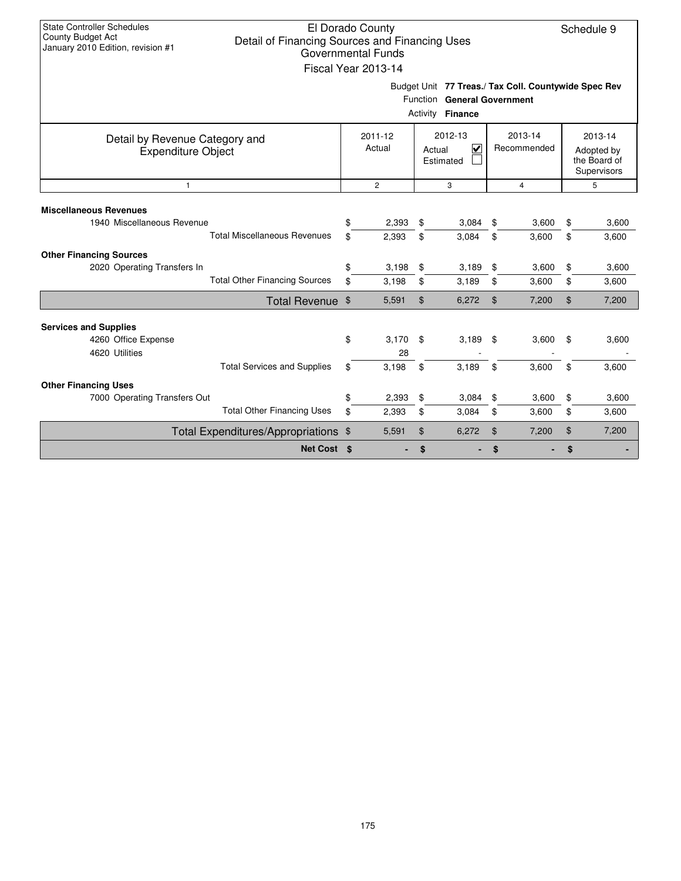State Controller Schedules
County Budget Act
January 2010 Edition, revision #1

# El Dorado County
## Detail of Financing Sources and Financing Uses
### Governmental Funds
### Fiscal Year 2013-14

Schedule 9

Budget Unit **77 Treas./ Tax Coll. Countywide Spec Rev**
Function **General Government**
Activity **Finance**

| Detail by Revenue Category and Expenditure Object | 2011-12 Actual | 2012-13 Actual ☑ Estimated ☐ | 2013-14 Recommended | 2013-14 Adopted by the Board of Supervisors |
|---|---|---|---|---|
| 1 | 2 | 3 | 4 | 5 |
| **Miscellaneous Revenues** | | | | |
| 1940 Miscellaneous Revenue | $ 2,393 | $ 3,084 | $ 3,600 | $ 3,600 |
| Total Miscellaneous Revenues | $ 2,393 | $ 3,084 | $ 3,600 | $ 3,600 |
| **Other Financing Sources** | | | | |
| 2020 Operating Transfers In | $ 3,198 | $ 3,189 | $ 3,600 | $ 3,600 |
| Total Other Financing Sources | $ 3,198 | $ 3,189 | $ 3,600 | $ 3,600 |
| Total Revenue | $ 5,591 | $ 6,272 | $ 7,200 | $ 7,200 |
| **Services and Supplies** | | | | |
| 4260 Office Expense | $ 3,170 | $ 3,189 | $ 3,600 | $ 3,600 |
| 4620 Utilities | 28 | - | - | - |
| Total Services and Supplies | $ 3,198 | $ 3,189 | $ 3,600 | $ 3,600 |
| **Other Financing Uses** | | | | |
| 7000 Operating Transfers Out | $ 2,393 | $ 3,084 | $ 3,600 | $ 3,600 |
| Total Other Financing Uses | $ 2,393 | $ 3,084 | $ 3,600 | $ 3,600 |
| Total Expenditures/Appropriations | $ 5,591 | $ 6,272 | $ 7,200 | $ 7,200 |
| **Net Cost** | **$ -** | **$ -** | **$ -** | **$ -** |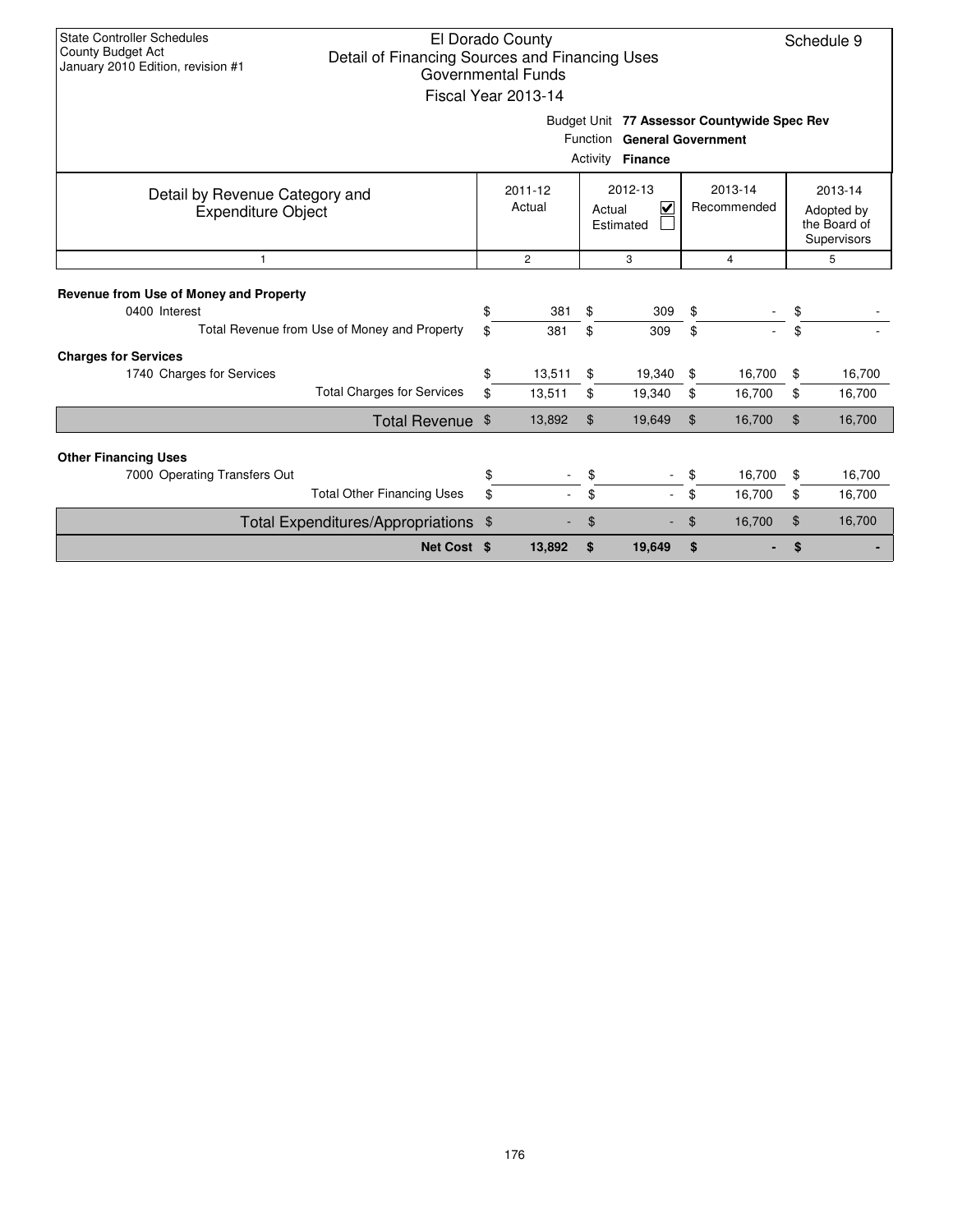State Controller Schedules
County Budget Act
January 2010 Edition, revision #1

# El Dorado County
## Detail of Financing Sources and Financing Uses
### Governmental Funds
### Fiscal Year 2013-14

Schedule 9

Budget Unit **77 Assessor Countywide Spec Rev**
Function **General Government**
Activity **Finance**

| Detail by Revenue Category and Expenditure Object | 2011-12 Actual | 2012-13 Actual ☑ Estimated ☐ | 2013-14 Recommended | 2013-14 Adopted by the Board of Supervisors |
|---|---|---|---|---|
| 1 | 2 | 3 | 4 | 5 |
| **Revenue from Use of Money and Property** | | | | |
| 0400 Interest | $ 381 | $ 309 | $ - | $ - |
| Total Revenue from Use of Money and Property | $ 381 | $ 309 | $ - | $ - |
| **Charges for Services** | | | | |
| 1740 Charges for Services | $ 13,511 | $ 19,340 | $ 16,700 | $ 16,700 |
| Total Charges for Services | $ 13,511 | $ 19,340 | $ 16,700 | $ 16,700 |
| Total Revenue | $ 13,892 | $ 19,649 | $ 16,700 | $ 16,700 |
| **Other Financing Uses** | | | | |
| 7000 Operating Transfers Out | $ - | $ - | $ 16,700 | $ 16,700 |
| Total Other Financing Uses | $ - | $ - | $ 16,700 | $ 16,700 |
| Total Expenditures/Appropriations | $ - | $ - | $ 16,700 | $ 16,700 |
| **Net Cost** | **$ 13,892** | **$ 19,649** | **$ -** | **$ -** |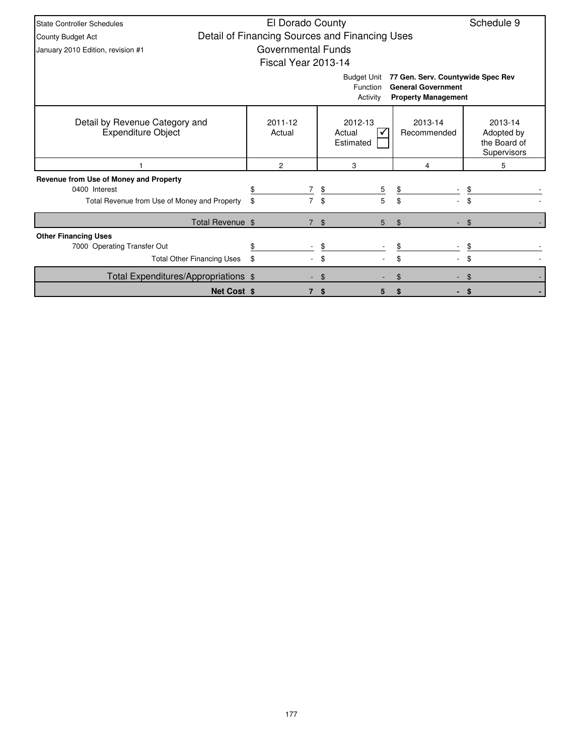State Controller Schedules
County Budget Act
January 2010 Edition, revision #1

# El Dorado County
## Detail of Financing Sources and Financing Uses
### Governmental Funds
### Fiscal Year 2013-14

Schedule 9

Budget Unit **77 Gen. Serv. Countywide Spec Rev**
Function **General Government**
Activity **Property Management**

| Detail by Revenue Category and Expenditure Object | 2011-12 Actual | 2012-13 Actual ☑ Estimated ☐ | 2013-14 Recommended | 2013-14 Adopted by the Board of Supervisors |
|---|---|---|---|---|
| 1 | 2 | 3 | 4 | 5 |
| **Revenue from Use of Money and Property** | | | | |
| 0400 Interest | $ 7 | $ 5 | $ - | $ - |
| Total Revenue from Use of Money and Property | $ 7 | $ 5 | $ - | $ - |
| Total Revenue | $ 7 | $ 5 | $ - | $ - |
| **Other Financing Uses** | | | | |
| 7000 Operating Transfer Out | $ - | $ - | $ - | $ - |
| Total Other Financing Uses | $ - | $ - | $ - | $ - |
| Total Expenditures/Appropriations | $ - | $ - | $ - | $ - |
| **Net Cost** | **$ 7** | **$ 5** | **$ -** | **$ -** |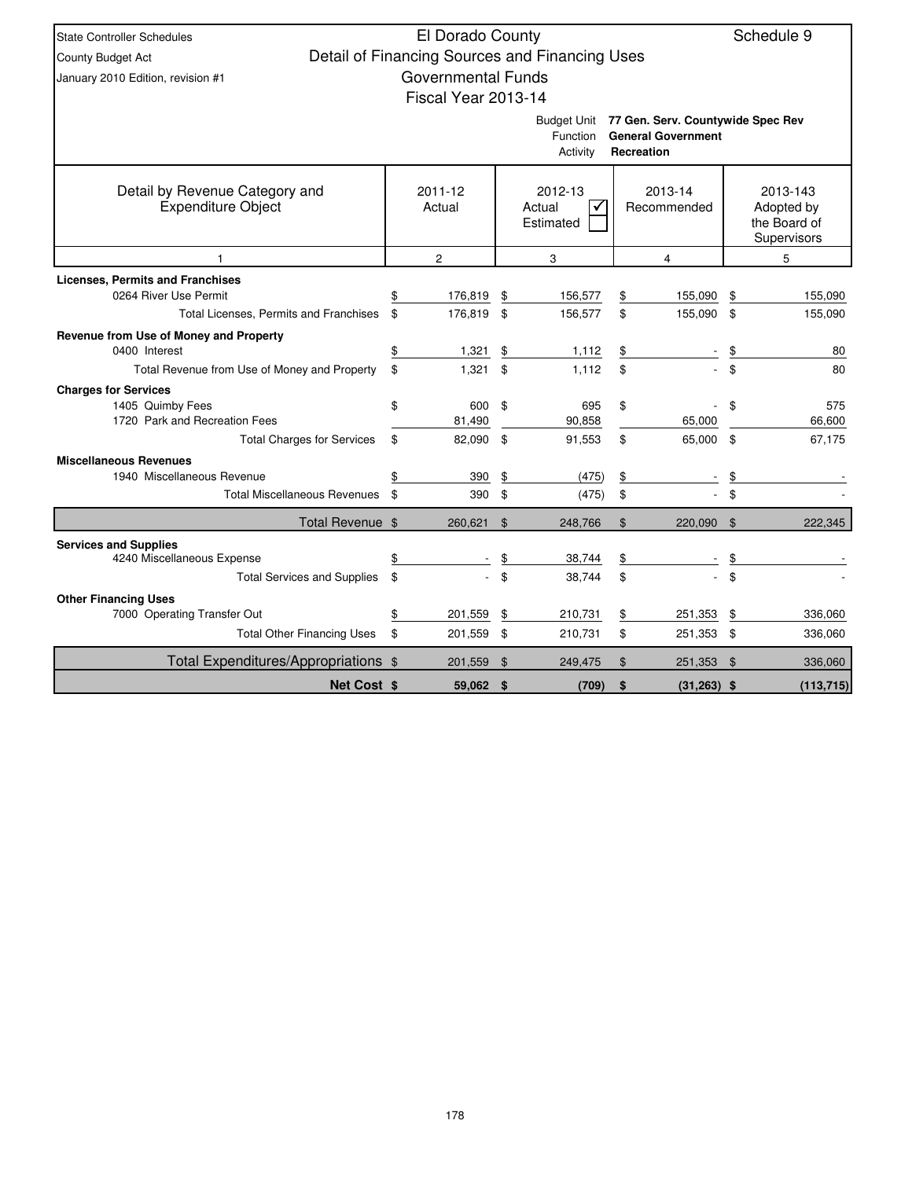State Controller Schedules
County Budget Act
January 2010 Edition, revision #1

# El Dorado County
## Detail of Financing Sources and Financing Uses
## Governmental Funds
## Fiscal Year 2013-14

Schedule 9

Budget Unit: **77 Gen. Serv. Countywide Spec Rev**
Function: **General Government**
Activity: **Recreation**

| Detail by Revenue Category and Expenditure Object | 2011-12 Actual | 2012-13 Actual ☑ Estimated ☐ | 2013-14 Recommended | 2013-143 Adopted by the Board of Supervisors |
|---|---|---|---|---|
| 1 | 2 | 3 | 4 | 5 |
| **Licenses, Permits and Franchises** | | | | |
| 0264 River Use Permit | $ 176,819 | $ 156,577 | $ 155,090 | $ 155,090 |
| Total Licenses, Permits and Franchises | $ 176,819 | $ 156,577 | $ 155,090 | $ 155,090 |
| **Revenue from Use of Money and Property** | | | | |
| 0400 Interest | $ 1,321 | $ 1,112 | $ - | $ 80 |
| Total Revenue from Use of Money and Property | $ 1,321 | $ 1,112 | $ - | $ 80 |
| **Charges for Services** | | | | |
| 1405 Quimby Fees | $ 600 | $ 695 | $ - | $ 575 |
| 1720 Park and Recreation Fees | 81,490 | 90,858 | 65,000 | 66,600 |
| Total Charges for Services | $ 82,090 | $ 91,553 | $ 65,000 | $ 67,175 |
| **Miscellaneous Revenues** | | | | |
| 1940 Miscellaneous Revenue | $ 390 | $ (475) | $ - | $ - |
| Total Miscellaneous Revenues | $ 390 | $ (475) | $ - | $ - |
| Total Revenue | $ 260,621 | $ 248,766 | $ 220,090 | $ 222,345 |
| **Services and Supplies** | | | | |
| 4240 Miscellaneous Expense | $ - | $ 38,744 | $ - | $ - |
| Total Services and Supplies | $ - | $ 38,744 | $ - | $ - |
| **Other Financing Uses** | | | | |
| 7000 Operating Transfer Out | $ 201,559 | $ 210,731 | $ 251,353 | $ 336,060 |
| Total Other Financing Uses | $ 201,559 | $ 210,731 | $ 251,353 | $ 336,060 |
| Total Expenditures/Appropriations | $ 201,559 | $ 249,475 | $ 251,353 | $ 336,060 |
| **Net Cost** | **$ 59,062** | **$ (709)** | **$ (31,263)** | **$ (113,715)** |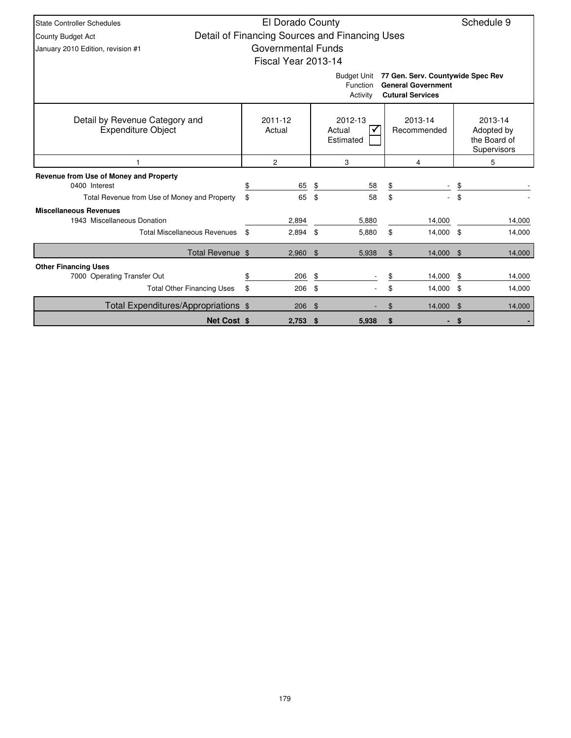State Controller Schedules
County Budget Act
January 2010 Edition, revision #1

# El Dorado County

## Detail of Financing Sources and Financing Uses

## Governmental Funds

## Fiscal Year 2013-14

Schedule 9

Budget Unit: **77 Gen. Serv. Countywide Spec Rev**
Function: **General Government**
Activity: **Cutural Services**

| Detail by Revenue Category and Expenditure Object | 2011-12 Actual | 2012-13 Actual ☑ Estimated ☐ | 2013-14 Recommended | 2013-14 Adopted by the Board of Supervisors |
|---|---|---|---|---|
| 1 | 2 | 3 | 4 | 5 |
| **Revenue from Use of Money and Property** | | | | |
| 0400 Interest | $ 65 | $ 58 | $ - | $ - |
| Total Revenue from Use of Money and Property | $ 65 | $ 58 | $ - | $ - |
| **Miscellaneous Revenues** | | | | |
| 1943 Miscellaneous Donation | 2,894 | 5,880 | 14,000 | 14,000 |
| Total Miscellaneous Revenues | $ 2,894 | $ 5,880 | $ 14,000 | $ 14,000 |
| Total Revenue | $ 2,960 | $ 5,938 | $ 14,000 | $ 14,000 |
| **Other Financing Uses** | | | | |
| 7000 Operating Transfer Out | $ 206 | $ - | $ 14,000 | $ 14,000 |
| Total Other Financing Uses | $ 206 | $ - | $ 14,000 | $ 14,000 |
| Total Expenditures/Appropriations | $ 206 | $ - | $ 14,000 | $ 14,000 |
| **Net Cost** | **$ 2,753** | **$ 5,938** | **$ -** | **$ -** |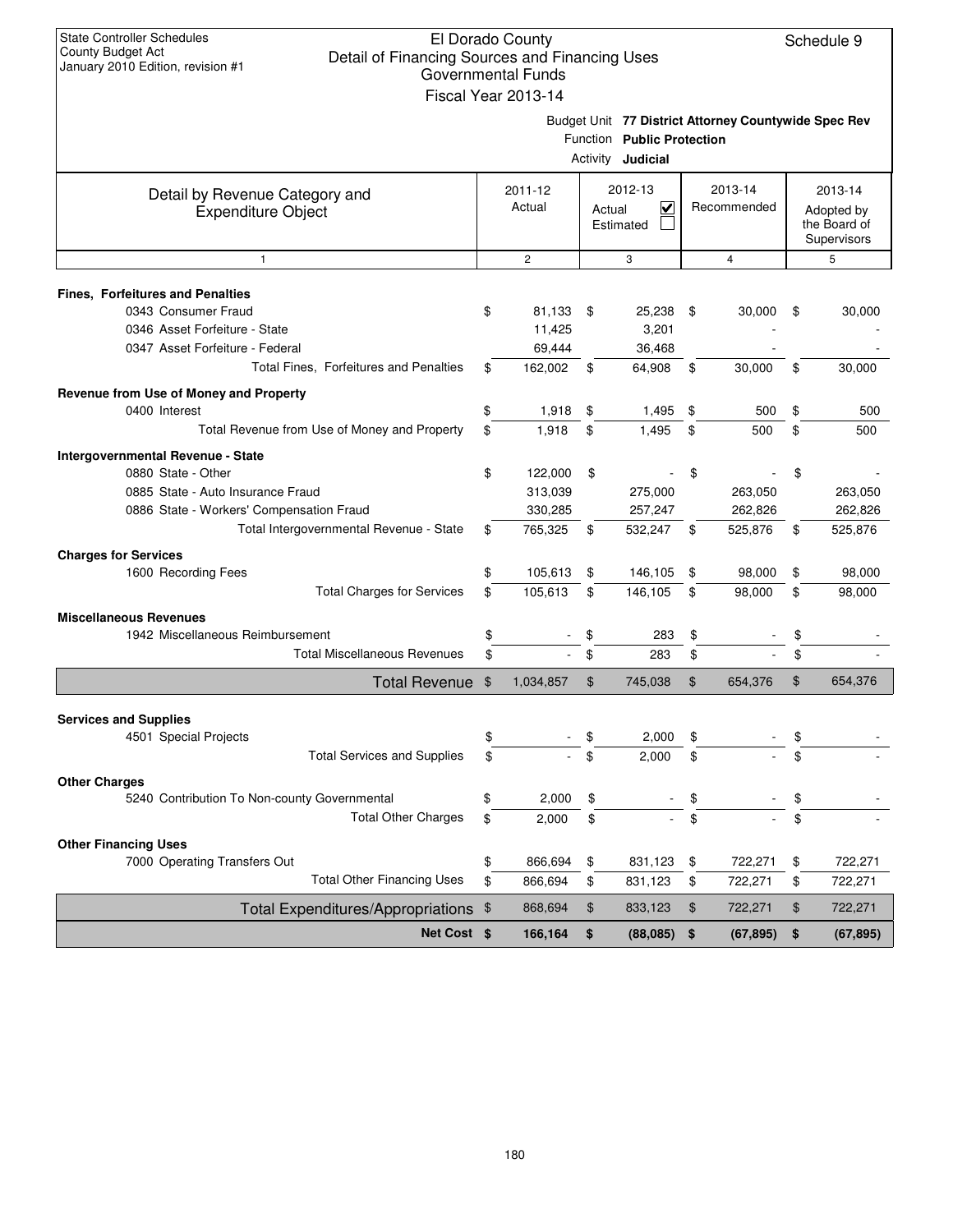State Controller Schedules
County Budget Act
January 2010 Edition, revision #1

# El Dorado County
## Detail of Financing Sources and Financing Uses
### Governmental Funds
### Fiscal Year 2013-14

Schedule 9

Budget Unit **77 District Attorney Countywide Spec Rev**
Function **Public Protection**
Activity **Judicial**

| Detail by Revenue Category and Expenditure Object | 2011-12 Actual | 2012-13 Actual ☑ Estimated ☐ | 2013-14 Recommended | 2013-14 Adopted by the Board of Supervisors |
|---|---|---|---|---|
| 1 | 2 | 3 | 4 | 5 |
| **Fines, Forfeitures and Penalties** | | | | |
| 0343 Consumer Fraud | $ 81,133 | $ 25,238 | $ 30,000 | $ 30,000 |
| 0346 Asset Forfeiture - State | 11,425 | 3,201 | - | - |
| 0347 Asset Forfeiture - Federal | 69,444 | 36,468 | - | - |
| Total Fines, Forfeitures and Penalties | $ 162,002 | $ 64,908 | $ 30,000 | $ 30,000 |
| **Revenue from Use of Money and Property** | | | | |
| 0400 Interest | $ 1,918 | $ 1,495 | $ 500 | $ 500 |
| Total Revenue from Use of Money and Property | $ 1,918 | $ 1,495 | $ 500 | $ 500 |
| **Intergovernmental Revenue - State** | | | | |
| 0880 State - Other | $ 122,000 | $ - | $ - | $ - |
| 0885 State - Auto Insurance Fraud | 313,039 | 275,000 | 263,050 | 263,050 |
| 0886 State - Workers' Compensation Fraud | 330,285 | 257,247 | 262,826 | 262,826 |
| Total Intergovernmental Revenue - State | $ 765,325 | $ 532,247 | $ 525,876 | $ 525,876 |
| **Charges for Services** | | | | |
| 1600 Recording Fees | $ 105,613 | $ 146,105 | $ 98,000 | $ 98,000 |
| Total Charges for Services | $ 105,613 | $ 146,105 | $ 98,000 | $ 98,000 |
| **Miscellaneous Revenues** | | | | |
| 1942 Miscellaneous Reimbursement | $ - | $ 283 | $ - | $ - |
| Total Miscellaneous Revenues | $ - | $ 283 | $ - | $ - |
| **Total Revenue** | $ 1,034,857 | $ 745,038 | $ 654,376 | $ 654,376 |
| **Services and Supplies** | | | | |
| 4501 Special Projects | $ - | $ 2,000 | $ - | $ - |
| Total Services and Supplies | $ - | $ 2,000 | $ - | $ - |
| **Other Charges** | | | | |
| 5240 Contribution To Non-county Governmental | $ 2,000 | $ - | $ - | $ - |
| Total Other Charges | $ 2,000 | $ - | $ - | $ - |
| **Other Financing Uses** | | | | |
| 7000 Operating Transfers Out | $ 866,694 | $ 831,123 | $ 722,271 | $ 722,271 |
| Total Other Financing Uses | $ 866,694 | $ 831,123 | $ 722,271 | $ 722,271 |
| **Total Expenditures/Appropriations** | $ 868,694 | $ 833,123 | $ 722,271 | $ 722,271 |
| **Net Cost** | **$ 166,164** | **$ (88,085)** | **$ (67,895)** | **$ (67,895)** |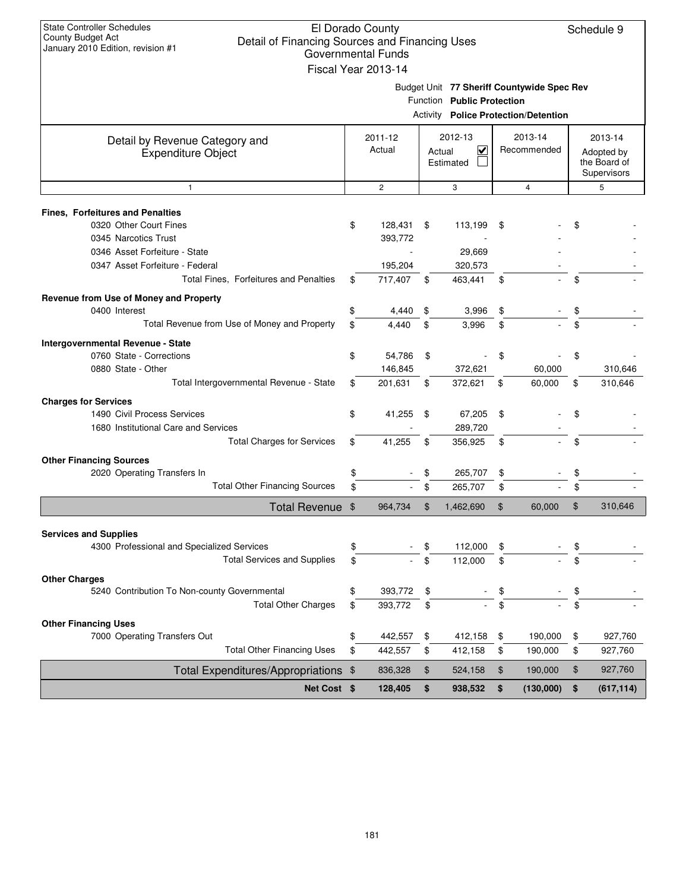State Controller Schedules
County Budget Act
January 2010 Edition, revision #1

# El Dorado County
## Detail of Financing Sources and Financing Uses
### Governmental Funds
### Fiscal Year 2013-14

Schedule 9

Budget Unit **77 Sheriff Countywide Spec Rev**
Function **Public Protection**
Activity **Police Protection/Detention**

| Detail by Revenue Category and Expenditure Object | 2011-12 Actual | 2012-13 Actual ☑ Estimated ☐ | 2013-14 Recommended | 2013-14 Adopted by the Board of Supervisors |
|---|---|---|---|---|
| 1 | 2 | 3 | 4 | 5 |
| **Fines, Forfeitures and Penalties** | | | | |
| 0320 Other Court Fines | $ 128,431 | $ 113,199 | $ - | $ - |
| 0345 Narcotics Trust | 393,772 | - | - | - |
| 0346 Asset Forfeiture - State | - | 29,669 | - | - |
| 0347 Asset Forfeiture - Federal | 195,204 | 320,573 | - | - |
| Total Fines, Forfeitures and Penalties | $ 717,407 | $ 463,441 | $ - | $ - |
| **Revenue from Use of Money and Property** | | | | |
| 0400 Interest | $ 4,440 | $ 3,996 | $ - | $ - |
| Total Revenue from Use of Money and Property | $ 4,440 | $ 3,996 | $ - | $ - |
| **Intergovernmental Revenue - State** | | | | |
| 0760 State - Corrections | $ 54,786 | $ - | $ - | $ - |
| 0880 State - Other | 146,845 | 372,621 | 60,000 | 310,646 |
| Total Intergovernmental Revenue - State | $ 201,631 | $ 372,621 | $ 60,000 | $ 310,646 |
| **Charges for Services** | | | | |
| 1490 Civil Process Services | $ 41,255 | $ 67,205 | $ - | $ - |
| 1680 Institutional Care and Services | - | 289,720 | - | - |
| Total Charges for Services | $ 41,255 | $ 356,925 | $ - | $ - |
| **Other Financing Sources** | | | | |
| 2020 Operating Transfers In | $ - | $ 265,707 | $ - | $ - |
| Total Other Financing Sources | $ - | $ 265,707 | $ - | $ - |
| **Total Revenue** | $ 964,734 | $ 1,462,690 | $ 60,000 | $ 310,646 |
| **Services and Supplies** | | | | |
| 4300 Professional and Specialized Services | $ - | $ 112,000 | $ - | $ - |
| Total Services and Supplies | $ - | $ 112,000 | $ - | $ - |
| **Other Charges** | | | | |
| 5240 Contribution To Non-county Governmental | $ 393,772 | $ - | $ - | $ - |
| Total Other Charges | $ 393,772 | $ - | $ - | $ - |
| **Other Financing Uses** | | | | |
| 7000 Operating Transfers Out | $ 442,557 | $ 412,158 | $ 190,000 | $ 927,760 |
| Total Other Financing Uses | $ 442,557 | $ 412,158 | $ 190,000 | $ 927,760 |
| **Total Expenditures/Appropriations** | $ 836,328 | $ 524,158 | $ 190,000 | $ 927,760 |
| **Net Cost** | **$ 128,405** | **$ 938,532** | **$ (130,000)** | **$ (617,114)** |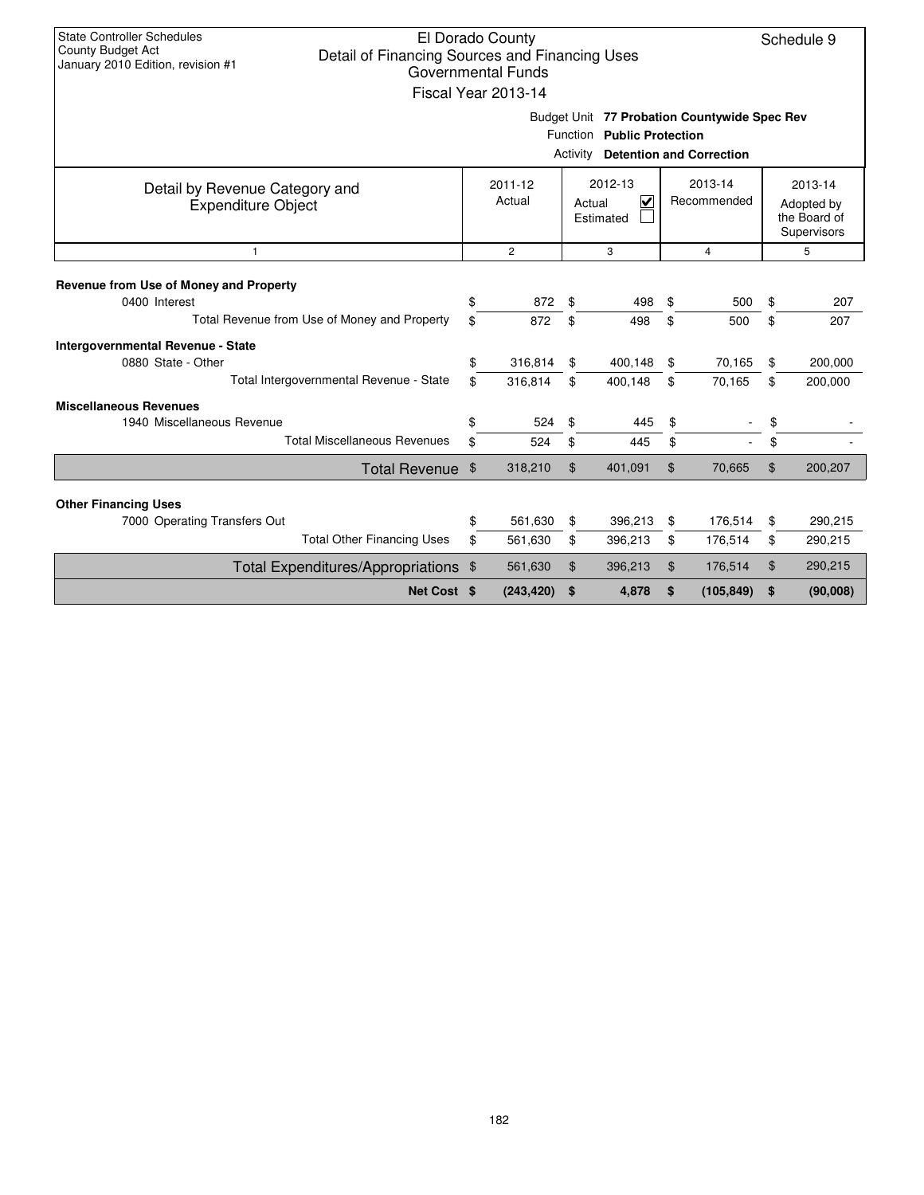State Controller Schedules
County Budget Act
January 2010 Edition, revision #1

# El Dorado County
## Detail of Financing Sources and Financing Uses
### Governmental Funds
### Fiscal Year 2013-14

Schedule 9

Budget Unit **77 Probation Countywide Spec Rev**
Function **Public Protection**
Activity **Detention and Correction**

| Detail by Revenue Category and Expenditure Object | 2011-12 Actual | 2012-13 Actual ☑ Estimated ☐ | 2013-14 Recommended | 2013-14 Adopted by the Board of Supervisors |
|---|---|---|---|---|
| 1 | 2 | 3 | 4 | 5 |
| **Revenue from Use of Money and Property** | | | | |
| 0400 Interest | $ 872 | $ 498 | $ 500 | $ 207 |
| Total Revenue from Use of Money and Property | $ 872 | $ 498 | $ 500 | $ 207 |
| **Intergovernmental Revenue - State** | | | | |
| 0880 State - Other | $ 316,814 | $ 400,148 | $ 70,165 | $ 200,000 |
| Total Intergovernmental Revenue - State | $ 316,814 | $ 400,148 | $ 70,165 | $ 200,000 |
| **Miscellaneous Revenues** | | | | |
| 1940 Miscellaneous Revenue | $ 524 | $ 445 | $ - | $ - |
| Total Miscellaneous Revenues | $ 524 | $ 445 | $ - | $ - |
| Total Revenue | $ 318,210 | $ 401,091 | $ 70,665 | $ 200,207 |
| **Other Financing Uses** | | | | |
| 7000 Operating Transfers Out | $ 561,630 | $ 396,213 | $ 176,514 | $ 290,215 |
| Total Other Financing Uses | $ 561,630 | $ 396,213 | $ 176,514 | $ 290,215 |
| Total Expenditures/Appropriations | $ 561,630 | $ 396,213 | $ 176,514 | $ 290,215 |
| **Net Cost** | **$ (243,420)** | **$ 4,878** | **$ (105,849)** | **$ (90,008)** |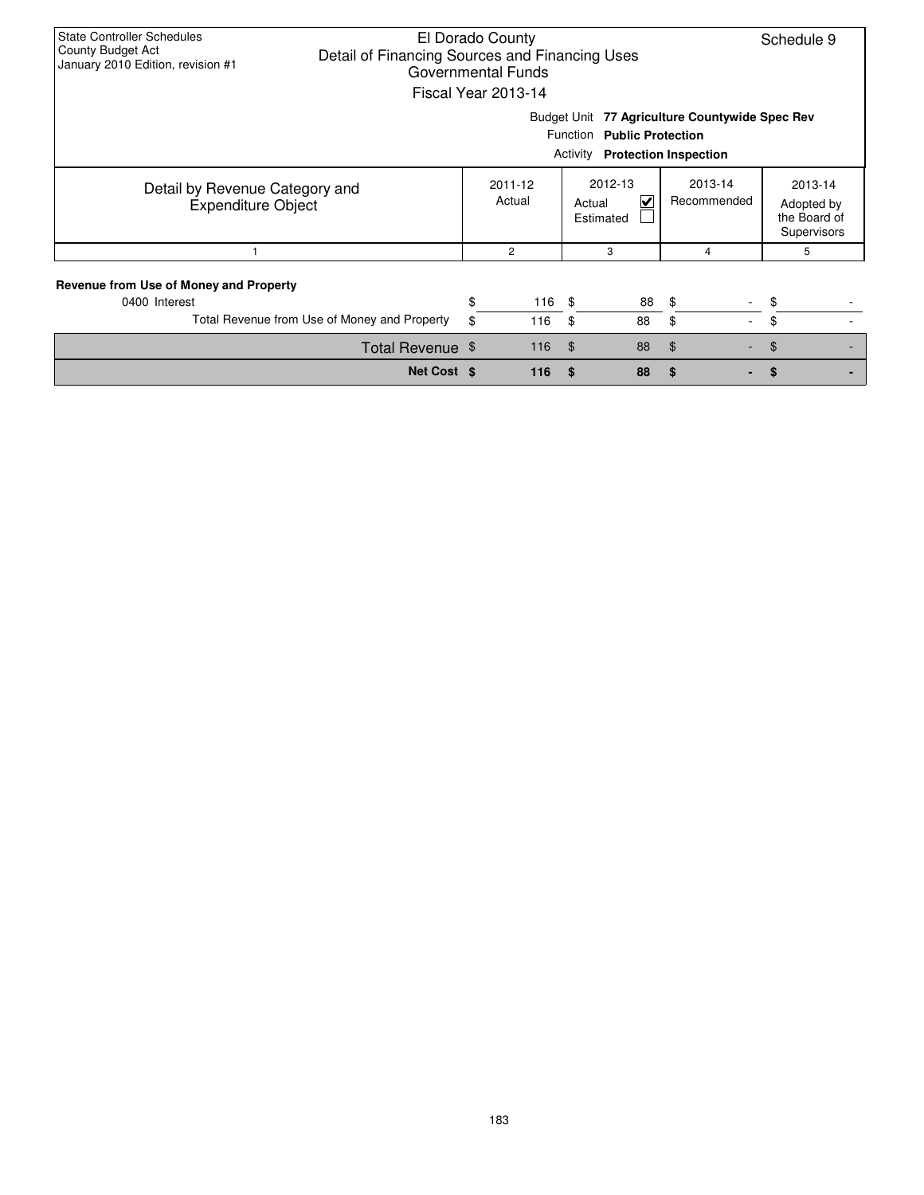State Controller Schedules
County Budget Act
January 2010 Edition, revision #1

# El Dorado County
## Detail of Financing Sources and Financing Uses
### Governmental Funds
### Fiscal Year 2013-14

Schedule 9

Budget Unit **77 Agriculture Countywide Spec Rev**
Function **Public Protection**
Activity **Protection Inspection**

| Detail by Revenue Category and Expenditure Object | 2011-12 Actual | 2012-13 Actual ☑ Estimated ☐ | 2013-14 Recommended | 2013-14 Adopted by the Board of Supervisors |
|---|---|---|---|---|
| 1 | 2 | 3 | 4 | 5 |
| **Revenue from Use of Money and Property** | | | | |
| 0400 Interest | $ 116 | $ 88 | $ - | $ - |
| Total Revenue from Use of Money and Property | $ 116 | $ 88 | $ - | $ - |
| Total Revenue | $ 116 | $ 88 | $ - | $ - |
| **Net Cost** | **$ 116** | **$ 88** | **$ -** | **$ -** |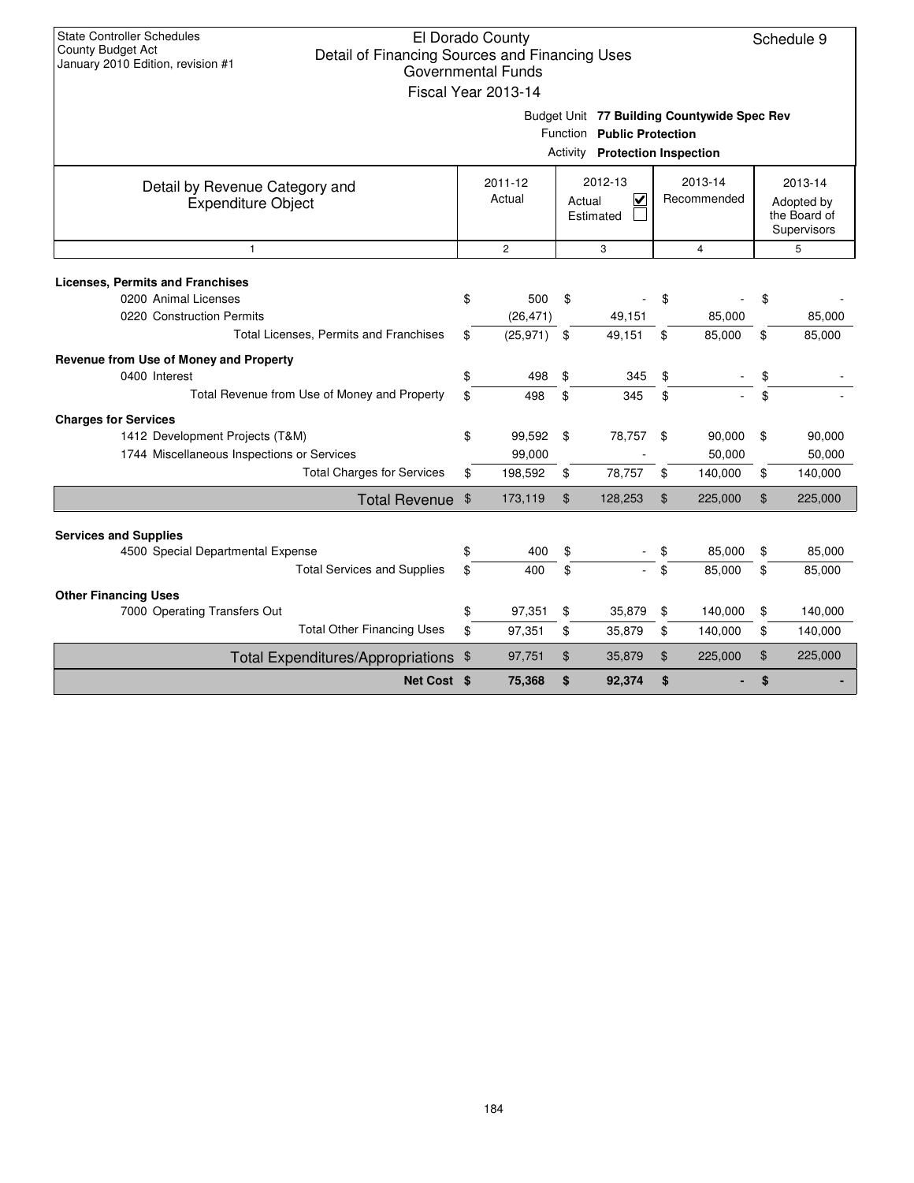State Controller Schedules
County Budget Act
January 2010 Edition, revision #1

# El Dorado County
## Detail of Financing Sources and Financing Uses
### Governmental Funds
### Fiscal Year 2013-14

Schedule 9

Budget Unit **77 Building Countywide Spec Rev**
Function **Public Protection**
Activity **Protection Inspection**

| Detail by Revenue Category and Expenditure Object | 2011-12 Actual | 2012-13 Actual ☑ Estimated ☐ | 2013-14 Recommended | 2013-14 Adopted by the Board of Supervisors |
|---|---|---|---|---|
| 1 | 2 | 3 | 4 | 5 |
| **Licenses, Permits and Franchises** | | | | |
| 0200 Animal Licenses | $ 500 | $ - | $ - | $ - |
| 0220 Construction Permits | (26,471) | 49,151 | 85,000 | 85,000 |
| Total Licenses, Permits and Franchises | $ (25,971) | $ 49,151 | $ 85,000 | $ 85,000 |
| **Revenue from Use of Money and Property** | | | | |
| 0400 Interest | $ 498 | $ 345 | $ - | $ - |
| Total Revenue from Use of Money and Property | $ 498 | $ 345 | $ - | $ - |
| **Charges for Services** | | | | |
| 1412 Development Projects (T&M) | $ 99,592 | $ 78,757 | $ 90,000 | $ 90,000 |
| 1744 Miscellaneous Inspections or Services | 99,000 | - | 50,000 | 50,000 |
| Total Charges for Services | $ 198,592 | $ 78,757 | $ 140,000 | $ 140,000 |
| **Total Revenue** | $ 173,119 | $ 128,253 | $ 225,000 | $ 225,000 |
| **Services and Supplies** | | | | |
| 4500 Special Departmental Expense | $ 400 | $ - | $ 85,000 | $ 85,000 |
| Total Services and Supplies | $ 400 | $ - | $ 85,000 | $ 85,000 |
| **Other Financing Uses** | | | | |
| 7000 Operating Transfers Out | $ 97,351 | $ 35,879 | $ 140,000 | $ 140,000 |
| Total Other Financing Uses | $ 97,351 | $ 35,879 | $ 140,000 | $ 140,000 |
| **Total Expenditures/Appropriations** | $ 97,751 | $ 35,879 | $ 225,000 | $ 225,000 |
| **Net Cost** | **$ 75,368** | **$ 92,374** | **$ -** | **$ -** |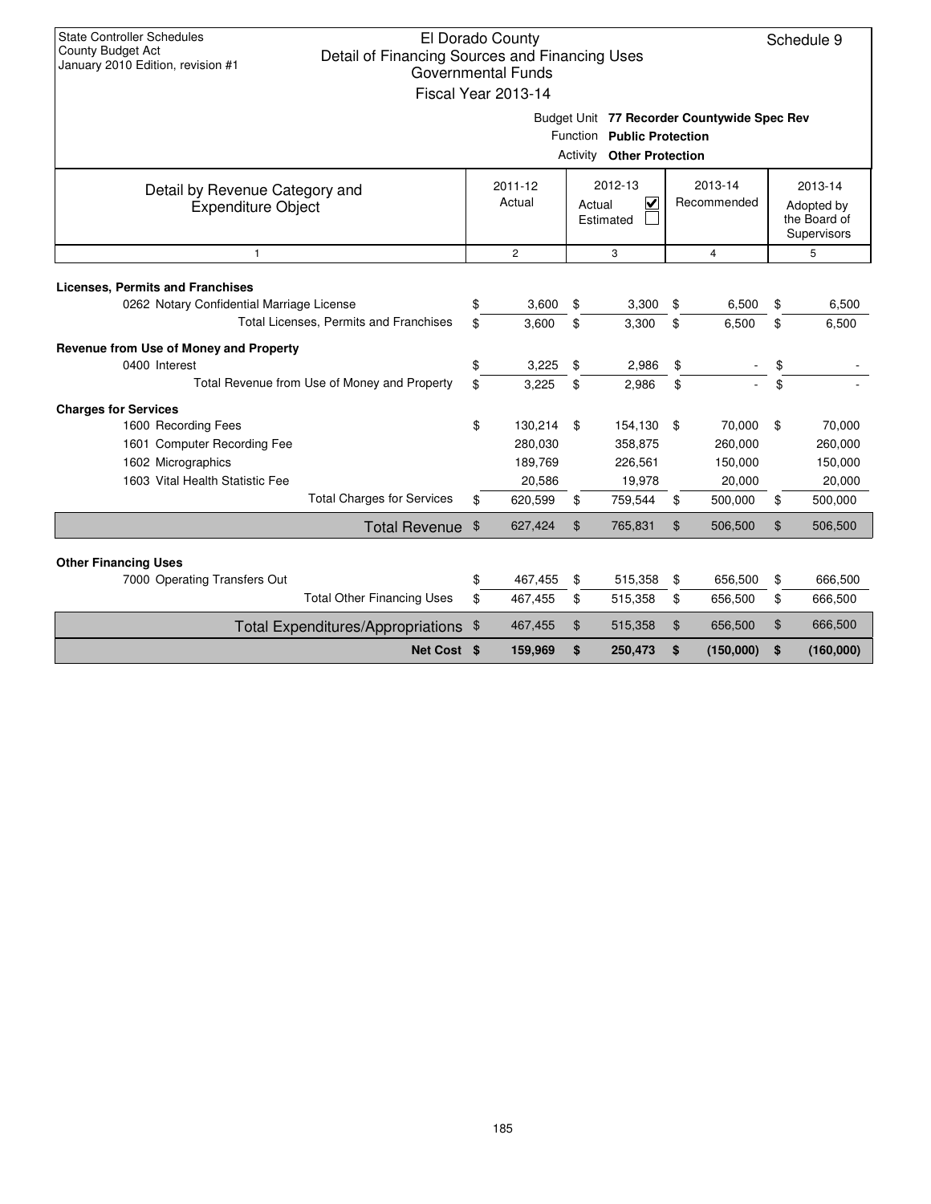State Controller Schedules
County Budget Act
January 2010 Edition, revision #1

# El Dorado County
## Detail of Financing Sources and Financing Uses
### Governmental Funds
### Fiscal Year 2013-14

Schedule 9

Budget Unit **77 Recorder Countywide Spec Rev**
Function **Public Protection**
Activity **Other Protection**

| Detail by Revenue Category and Expenditure Object | 2011-12 Actual | 2012-13 Actual ☑ Estimated ☐ | 2013-14 Recommended | 2013-14 Adopted by the Board of Supervisors |
|---|---|---|---|---|
| 1 | 2 | 3 | 4 | 5 |
| **Licenses, Permits and Franchises** | | | | |
| 0262 Notary Confidential Marriage License | $ 3,600 | $ 3,300 | $ 6,500 | $ 6,500 |
| Total Licenses, Permits and Franchises | $ 3,600 | $ 3,300 | $ 6,500 | $ 6,500 |
| **Revenue from Use of Money and Property** | | | | |
| 0400 Interest | $ 3,225 | $ 2,986 | $ - | $ - |
| Total Revenue from Use of Money and Property | $ 3,225 | $ 2,986 | $ - | $ - |
| **Charges for Services** | | | | |
| 1600 Recording Fees | $ 130,214 | $ 154,130 | $ 70,000 | $ 70,000 |
| 1601 Computer Recording Fee | 280,030 | 358,875 | 260,000 | 260,000 |
| 1602 Micrographics | 189,769 | 226,561 | 150,000 | 150,000 |
| 1603 Vital Health Statistic Fee | 20,586 | 19,978 | 20,000 | 20,000 |
| Total Charges for Services | $ 620,599 | $ 759,544 | $ 500,000 | $ 500,000 |
| **Total Revenue** | $ 627,424 | $ 765,831 | $ 506,500 | $ 506,500 |
| **Other Financing Uses** | | | | |
| 7000 Operating Transfers Out | $ 467,455 | $ 515,358 | $ 656,500 | $ 666,500 |
| Total Other Financing Uses | $ 467,455 | $ 515,358 | $ 656,500 | $ 666,500 |
| **Total Expenditures/Appropriations** | $ 467,455 | $ 515,358 | $ 656,500 | $ 666,500 |
| **Net Cost** | **$ 159,969** | **$ 250,473** | **$ (150,000)** | **$ (160,000)** |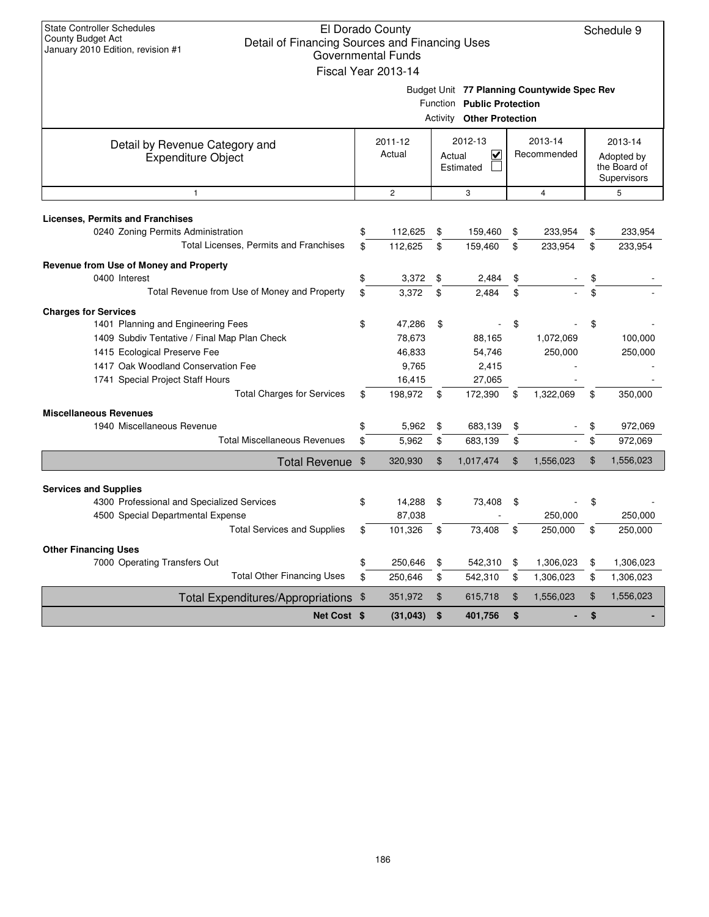State Controller Schedules
County Budget Act
January 2010 Edition, revision #1

# El Dorado County
## Detail of Financing Sources and Financing Uses
### Governmental Funds
### Fiscal Year 2013-14

Schedule 9

Budget Unit **77 Planning Countywide Spec Rev**
Function **Public Protection**
Activity **Other Protection**

| Detail by Revenue Category and Expenditure Object | 2011-12 Actual | 2012-13 Actual ☑ Estimated ☐ | 2013-14 Recommended | 2013-14 Adopted by the Board of Supervisors |
|---|---|---|---|---|
| 1 | 2 | 3 | 4 | 5 |
| **Licenses, Permits and Franchises** | | | | |
| 0240 Zoning Permits Administration | $ 112,625 | $ 159,460 | $ 233,954 | $ 233,954 |
| Total Licenses, Permits and Franchises | $ 112,625 | $ 159,460 | $ 233,954 | $ 233,954 |
| **Revenue from Use of Money and Property** | | | | |
| 0400 Interest | $ 3,372 | $ 2,484 | $ - | $ - |
| Total Revenue from Use of Money and Property | $ 3,372 | $ 2,484 | $ - | $ - |
| **Charges for Services** | | | | |
| 1401 Planning and Engineering Fees | $ 47,286 | $ - | $ - | $ - |
| 1409 Subdiv Tentative / Final Map Plan Check | 78,673 | 88,165 | 1,072,069 | 100,000 |
| 1415 Ecological Preserve Fee | 46,833 | 54,746 | 250,000 | 250,000 |
| 1417 Oak Woodland Conservation Fee | 9,765 | 2,415 | - | - |
| 1741 Special Project Staff Hours | 16,415 | 27,065 | - | - |
| Total Charges for Services | $ 198,972 | $ 172,390 | $ 1,322,069 | $ 350,000 |
| **Miscellaneous Revenues** | | | | |
| 1940 Miscellaneous Revenue | $ 5,962 | $ 683,139 | $ - | $ 972,069 |
| Total Miscellaneous Revenues | $ 5,962 | $ 683,139 | $ - | $ 972,069 |
| **Total Revenue** | $ 320,930 | $ 1,017,474 | $ 1,556,023 | $ 1,556,023 |
| **Services and Supplies** | | | | |
| 4300 Professional and Specialized Services | $ 14,288 | $ 73,408 | $ - | $ - |
| 4500 Special Departmental Expense | 87,038 | - | 250,000 | 250,000 |
| Total Services and Supplies | $ 101,326 | $ 73,408 | $ 250,000 | $ 250,000 |
| **Other Financing Uses** | | | | |
| 7000 Operating Transfers Out | $ 250,646 | $ 542,310 | $ 1,306,023 | $ 1,306,023 |
| Total Other Financing Uses | $ 250,646 | $ 542,310 | $ 1,306,023 | $ 1,306,023 |
| **Total Expenditures/Appropriations** | $ 351,972 | $ 615,718 | $ 1,556,023 | $ 1,556,023 |
| **Net Cost** | **$ (31,043)** | **$ 401,756** | **$ -** | **$ -** |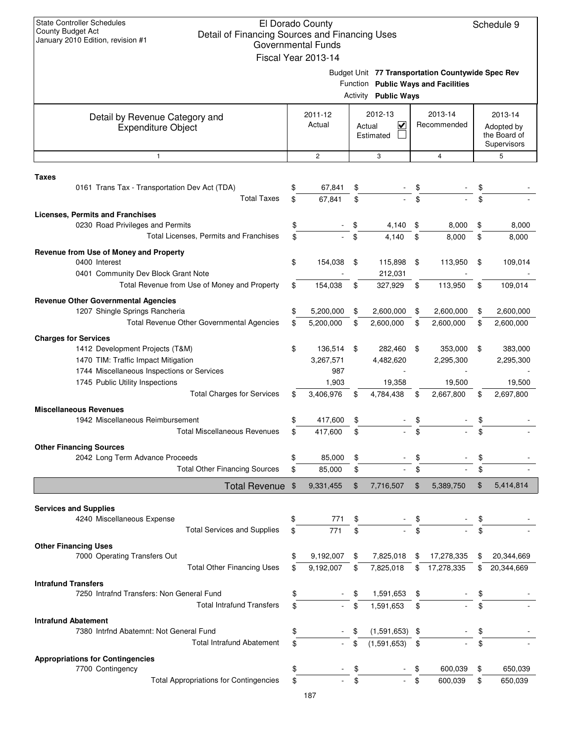State Controller Schedules
County Budget Act
January 2010 Edition, revision #1

# El Dorado County
## Detail of Financing Sources and Financing Uses
### Governmental Funds
### Fiscal Year 2013-14

Schedule 9

Budget Unit **77 Transportation Countywide Spec Rev**
Function **Public Ways and Facilities**
Activity **Public Ways**

| Detail by Revenue Category and Expenditure Object | 2011-12 Actual | 2012-13 Actual ☑ Estimated ☐ | 2013-14 Recommended | 2013-14 Adopted by the Board of Supervisors |
|---|---|---|---|---|
| 1 | 2 | 3 | 4 | 5 |
| **Taxes** | | | | |
| 0161 Trans Tax - Transportation Dev Act (TDA) | $ 67,841 | $ - | $ - | $ - |
| Total Taxes | $ 67,841 | $ - | $ - | $ - |
| **Licenses, Permits and Franchises** | | | | |
| 0230 Road Privileges and Permits | $ - | $ 4,140 | $ 8,000 | $ 8,000 |
| Total Licenses, Permits and Franchises | $ - | $ 4,140 | $ 8,000 | $ 8,000 |
| **Revenue from Use of Money and Property** | | | | |
| 0400 Interest | $ 154,038 | $ 115,898 | $ 113,950 | $ 109,014 |
| 0401 Community Dev Block Grant Note | - | 212,031 | - | - |
| Total Revenue from Use of Money and Property | $ 154,038 | $ 327,929 | $ 113,950 | $ 109,014 |
| **Revenue Other Governmental Agencies** | | | | |
| 1207 Shingle Springs Rancheria | $ 5,200,000 | $ 2,600,000 | $ 2,600,000 | $ 2,600,000 |
| Total Revenue Other Governmental Agencies | $ 5,200,000 | $ 2,600,000 | $ 2,600,000 | $ 2,600,000 |
| **Charges for Services** | | | | |
| 1412 Development Projects (T&M) | $ 136,514 | $ 282,460 | $ 353,000 | $ 383,000 |
| 1470 TIM: Traffic Impact Mitigation | 3,267,571 | 4,482,620 | 2,295,300 | 2,295,300 |
| 1744 Miscellaneous Inspections or Services | 987 | - | - | - |
| 1745 Public Utility Inspections | 1,903 | 19,358 | 19,500 | 19,500 |
| Total Charges for Services | $ 3,406,976 | $ 4,784,438 | $ 2,667,800 | $ 2,697,800 |
| **Miscellaneous Revenues** | | | | |
| 1942 Miscellaneous Reimbursement | $ 417,600 | $ - | $ - | $ - |
| Total Miscellaneous Revenues | $ 417,600 | $ - | $ - | $ - |
| **Other Financing Sources** | | | | |
| 2042 Long Term Advance Proceeds | $ 85,000 | $ - | $ - | $ - |
| Total Other Financing Sources | $ 85,000 | $ - | $ - | $ - |
| **Total Revenue** | $ 9,331,455 | $ 7,716,507 | $ 5,389,750 | $ 5,414,814 |
| **Services and Supplies** | | | | |
| 4240 Miscellaneous Expense | $ 771 | $ - | $ - | $ - |
| Total Services and Supplies | $ 771 | $ - | $ - | $ - |
| **Other Financing Uses** | | | | |
| 7000 Operating Transfers Out | $ 9,192,007 | $ 7,825,018 | $ 17,278,335 | $ 20,344,669 |
| Total Other Financing Uses | $ 9,192,007 | $ 7,825,018 | $ 17,278,335 | $ 20,344,669 |
| **Intrafund Transfers** | | | | |
| 7250 Intrafnd Transfers: Non General Fund | $ - | $ 1,591,653 | $ - | $ - |
| Total Intrafund Transfers | $ - | $ 1,591,653 | $ - | $ - |
| **Intrafund Abatement** | | | | |
| 7380 Intrfnd Abatemnt: Not General Fund | $ - | $ (1,591,653) | $ - | $ - |
| Total Intrafund Abatement | $ - | $ (1,591,653) | $ - | $ - |
| **Appropriations for Contingencies** | | | | |
| 7700 Contingency | $ - | $ - | $ 600,039 | $ 650,039 |
| Total Appropriations for Contingencies | $ - | $ - | $ 600,039 | $ 650,039 |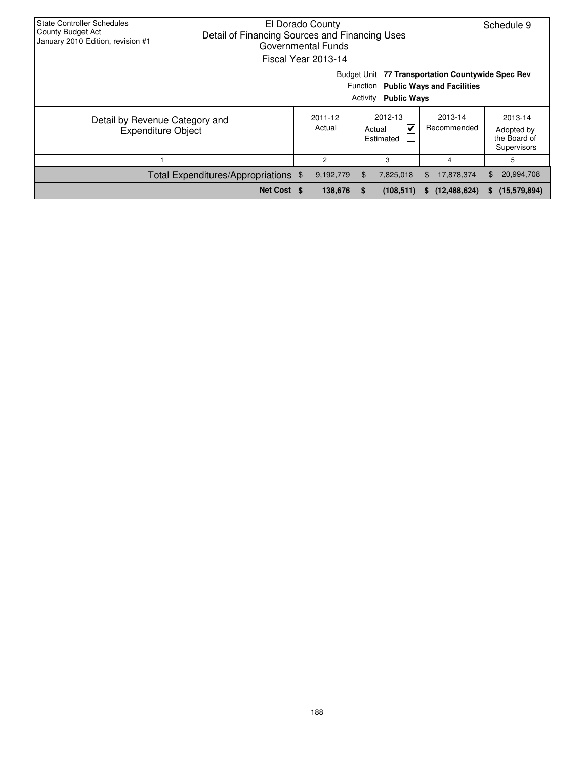State Controller Schedules
County Budget Act
January 2010 Edition, revision #1

# El Dorado County
## Detail of Financing Sources and Financing Uses
### Governmental Funds
### Fiscal Year 2013-14

Schedule 9

Budget Unit **77 Transportation Countywide Spec Rev**
Function **Public Ways and Facilities**
Activity **Public Ways**

| Detail by Revenue Category and Expenditure Object | 2011-12 Actual | 2012-13 Actual ☑ Estimated ☐ | 2013-14 Recommended | 2013-14 Adopted by the Board of Supervisors |
|---|---|---|---|---|
| 1 | 2 | 3 | 4 | 5 |
| Total Expenditures/Appropriations | $ 9,192,779 | $ 7,825,018 | $ 17,878,374 | $ 20,994,708 |
| **Net Cost** | **$ 138,676** | **$ (108,511)** | **$ (12,488,624)** | **$ (15,579,894)** |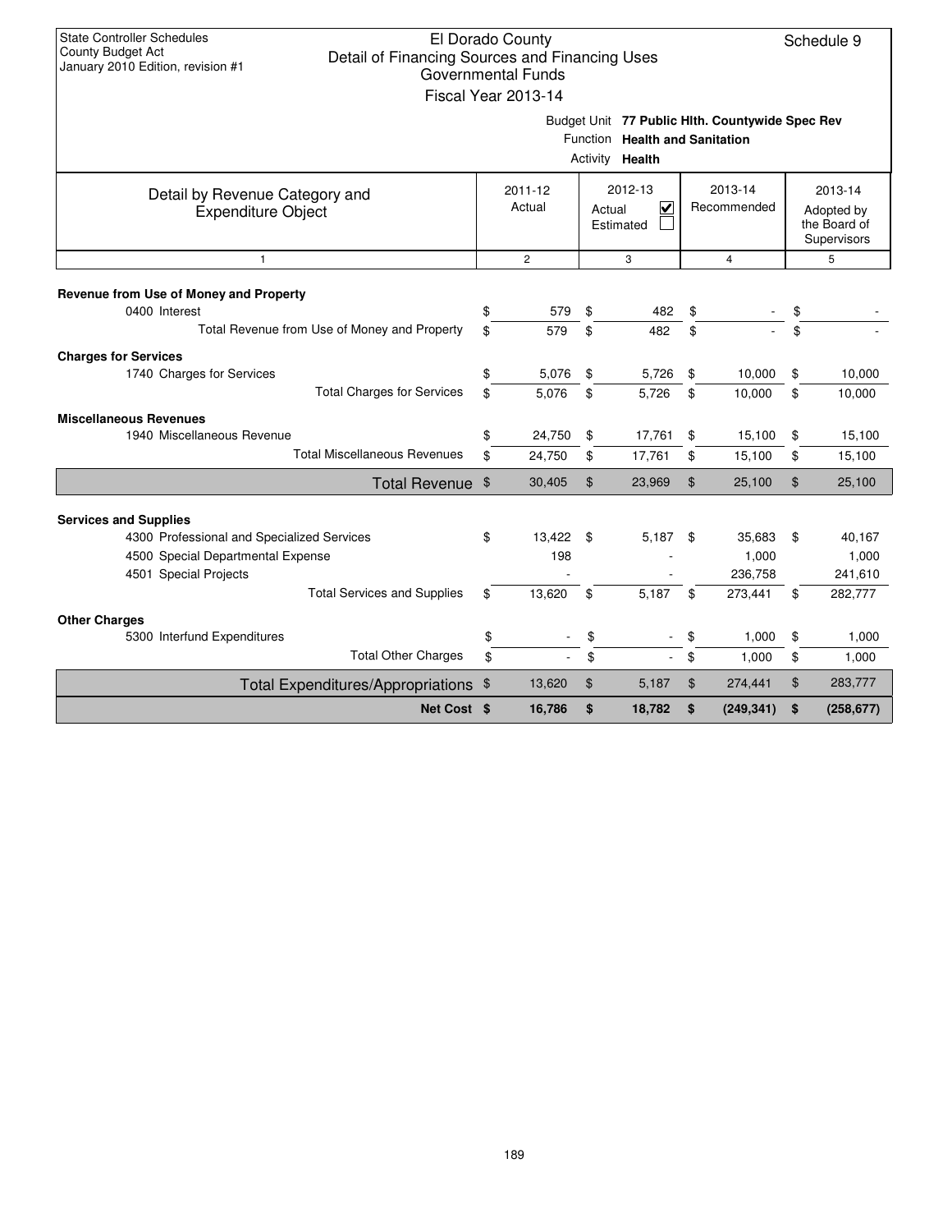State Controller Schedules
County Budget Act
January 2010 Edition, revision #1

# El Dorado County
## Detail of Financing Sources and Financing Uses
### Governmental Funds
### Fiscal Year 2013-14

Schedule 9

Budget Unit **77 Public Hlth. Countywide Spec Rev**
Function **Health and Sanitation**
Activity **Health**

| Detail by Revenue Category and Expenditure Object | 2011-12 Actual | 2012-13 Actual ☑ Estimated ☐ | 2013-14 Recommended | 2013-14 Adopted by the Board of Supervisors |
|---|---|---|---|---|
| 1 | 2 | 3 | 4 | 5 |
| **Revenue from Use of Money and Property** | | | | |
| 0400 Interest | $ 579 | $ 482 | $ - | $ - |
| Total Revenue from Use of Money and Property | $ 579 | $ 482 | $ - | $ - |
| **Charges for Services** | | | | |
| 1740 Charges for Services | $ 5,076 | $ 5,726 | $ 10,000 | $ 10,000 |
| Total Charges for Services | $ 5,076 | $ 5,726 | $ 10,000 | $ 10,000 |
| **Miscellaneous Revenues** | | | | |
| 1940 Miscellaneous Revenue | $ 24,750 | $ 17,761 | $ 15,100 | $ 15,100 |
| Total Miscellaneous Revenues | $ 24,750 | $ 17,761 | $ 15,100 | $ 15,100 |
| Total Revenue | $ 30,405 | $ 23,969 | $ 25,100 | $ 25,100 |
| **Services and Supplies** | | | | |
| 4300 Professional and Specialized Services | $ 13,422 | $ 5,187 | $ 35,683 | $ 40,167 |
| 4500 Special Departmental Expense | 198 | - | 1,000 | 1,000 |
| 4501 Special Projects | - | - | 236,758 | 241,610 |
| Total Services and Supplies | $ 13,620 | $ 5,187 | $ 273,441 | $ 282,777 |
| **Other Charges** | | | | |
| 5300 Interfund Expenditures | $ - | $ - | $ 1,000 | $ 1,000 |
| Total Other Charges | $ - | $ - | $ 1,000 | $ 1,000 |
| Total Expenditures/Appropriations | $ 13,620 | $ 5,187 | $ 274,441 | $ 283,777 |
| **Net Cost** | **$ 16,786** | **$ 18,782** | **$ (249,341)** | **$ (258,677)** |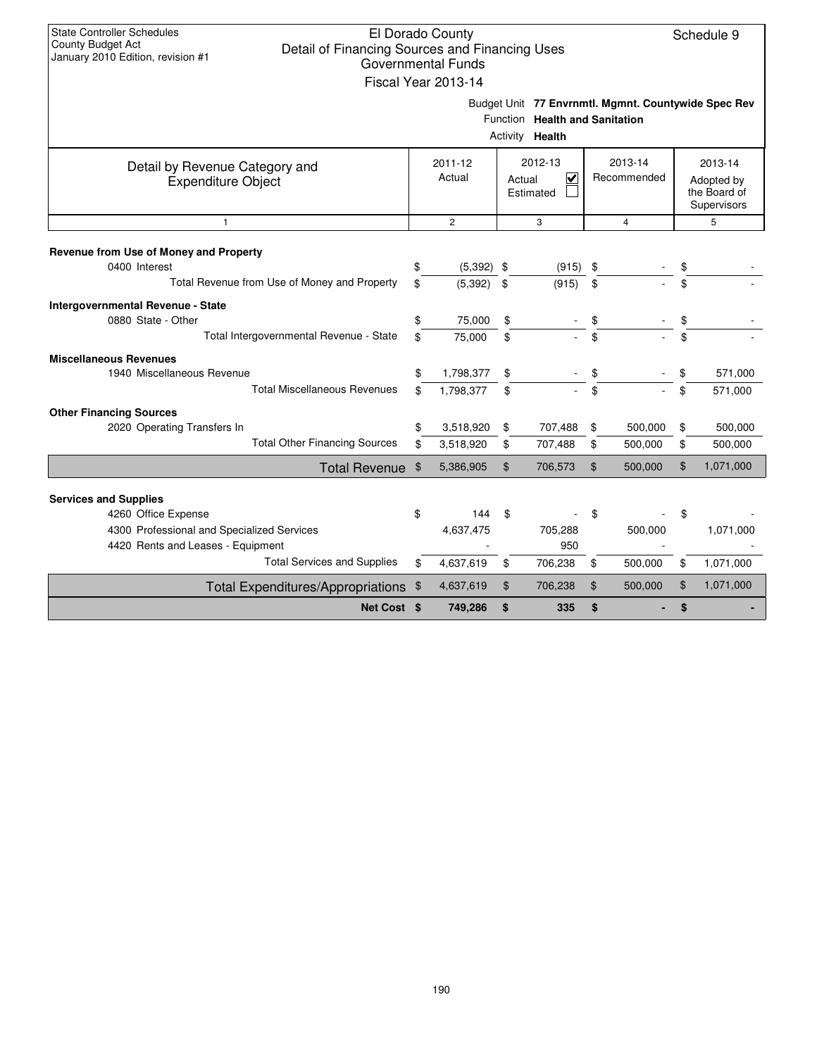State Controller Schedules
County Budget Act
January 2010 Edition, revision #1

# El Dorado County
## Detail of Financing Sources and Financing Uses
### Governmental Funds
### Fiscal Year 2013-14

Schedule 9

Budget Unit **77 Envrnmtl. Mgmnt. Countywide Spec Rev**
Function **Health and Sanitation**
Activity **Health**

| Detail by Revenue Category and Expenditure Object | 2011-12 Actual | 2012-13 Actual ☑ Estimated ☐ | 2013-14 Recommended | 2013-14 Adopted by the Board of Supervisors |
|---|---|---|---|---|
| 1 | 2 | 3 | 4 | 5 |
| **Revenue from Use of Money and Property** | | | | |
| 0400 Interest | $ (5,392) | $ (915) | $ - | $ - |
| Total Revenue from Use of Money and Property | $ (5,392) | $ (915) | $ - | $ - |
| **Intergovernmental Revenue - State** | | | | |
| 0880 State - Other | $ 75,000 | $ - | $ - | $ - |
| Total Intergovernmental Revenue - State | $ 75,000 | $ - | $ - | $ - |
| **Miscellaneous Revenues** | | | | |
| 1940 Miscellaneous Revenue | $ 1,798,377 | $ - | $ - | $ 571,000 |
| Total Miscellaneous Revenues | $ 1,798,377 | $ - | $ - | $ 571,000 |
| **Other Financing Sources** | | | | |
| 2020 Operating Transfers In | $ 3,518,920 | $ 707,488 | $ 500,000 | $ 500,000 |
| Total Other Financing Sources | $ 3,518,920 | $ 707,488 | $ 500,000 | $ 500,000 |
| **Total Revenue** | $ 5,386,905 | $ 706,573 | $ 500,000 | $ 1,071,000 |
| **Services and Supplies** | | | | |
| 4260 Office Expense | $ 144 | $ - | $ - | $ - |
| 4300 Professional and Specialized Services | 4,637,475 | 705,288 | 500,000 | 1,071,000 |
| 4420 Rents and Leases - Equipment | - | 950 | - | - |
| Total Services and Supplies | $ 4,637,619 | $ 706,238 | $ 500,000 | $ 1,071,000 |
| **Total Expenditures/Appropriations** | $ 4,637,619 | $ 706,238 | $ 500,000 | $ 1,071,000 |
| **Net Cost** | **$ 749,286** | **$ 335** | **$ -** | **$ -** |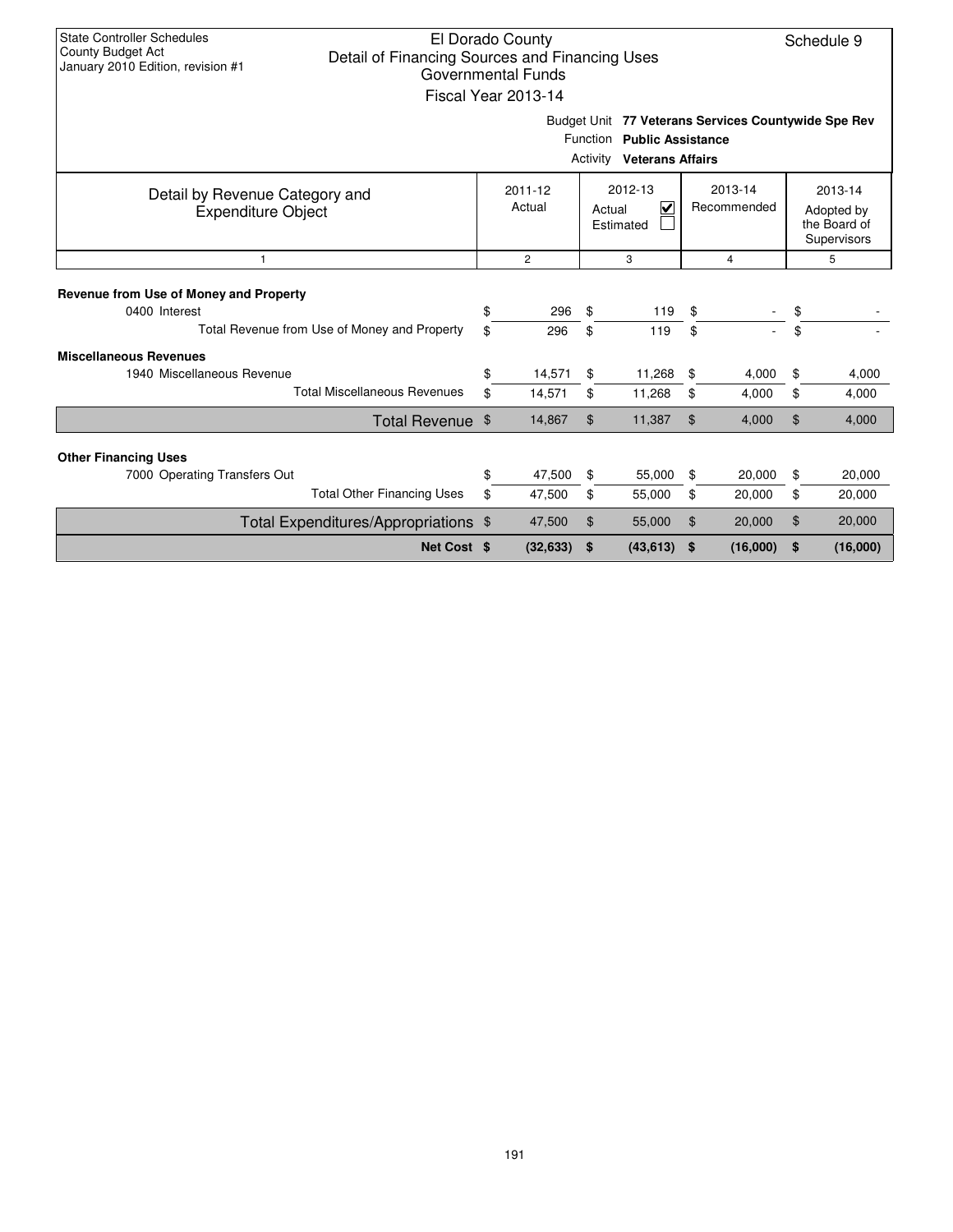State Controller Schedules
County Budget Act
January 2010 Edition, revision #1

# El Dorado County
## Detail of Financing Sources and Financing Uses
### Governmental Funds
### Fiscal Year 2013-14

Schedule 9

Budget Unit **77 Veterans Services Countywide Spe Rev**
Function **Public Assistance**
Activity **Veterans Affairs**

| Detail by Revenue Category and Expenditure Object | 2011-12 Actual | 2012-13 Actual ☑ Estimated ☐ | 2013-14 Recommended | 2013-14 Adopted by the Board of Supervisors |
|---|---|---|---|---|
| 1 | 2 | 3 | 4 | 5 |
| **Revenue from Use of Money and Property** | | | | |
| 0400 Interest | $ 296 | $ 119 | $ - | $ - |
| Total Revenue from Use of Money and Property | $ 296 | $ 119 | $ - | $ - |
| **Miscellaneous Revenues** | | | | |
| 1940 Miscellaneous Revenue | $ 14,571 | $ 11,268 | $ 4,000 | $ 4,000 |
| Total Miscellaneous Revenues | $ 14,571 | $ 11,268 | $ 4,000 | $ 4,000 |
| Total Revenue | $ 14,867 | $ 11,387 | $ 4,000 | $ 4,000 |
| **Other Financing Uses** | | | | |
| 7000 Operating Transfers Out | $ 47,500 | $ 55,000 | $ 20,000 | $ 20,000 |
| Total Other Financing Uses | $ 47,500 | $ 55,000 | $ 20,000 | $ 20,000 |
| Total Expenditures/Appropriations | $ 47,500 | $ 55,000 | $ 20,000 | $ 20,000 |
| **Net Cost** | **$ (32,633)** | **$ (43,613)** | **$ (16,000)** | **$ (16,000)** |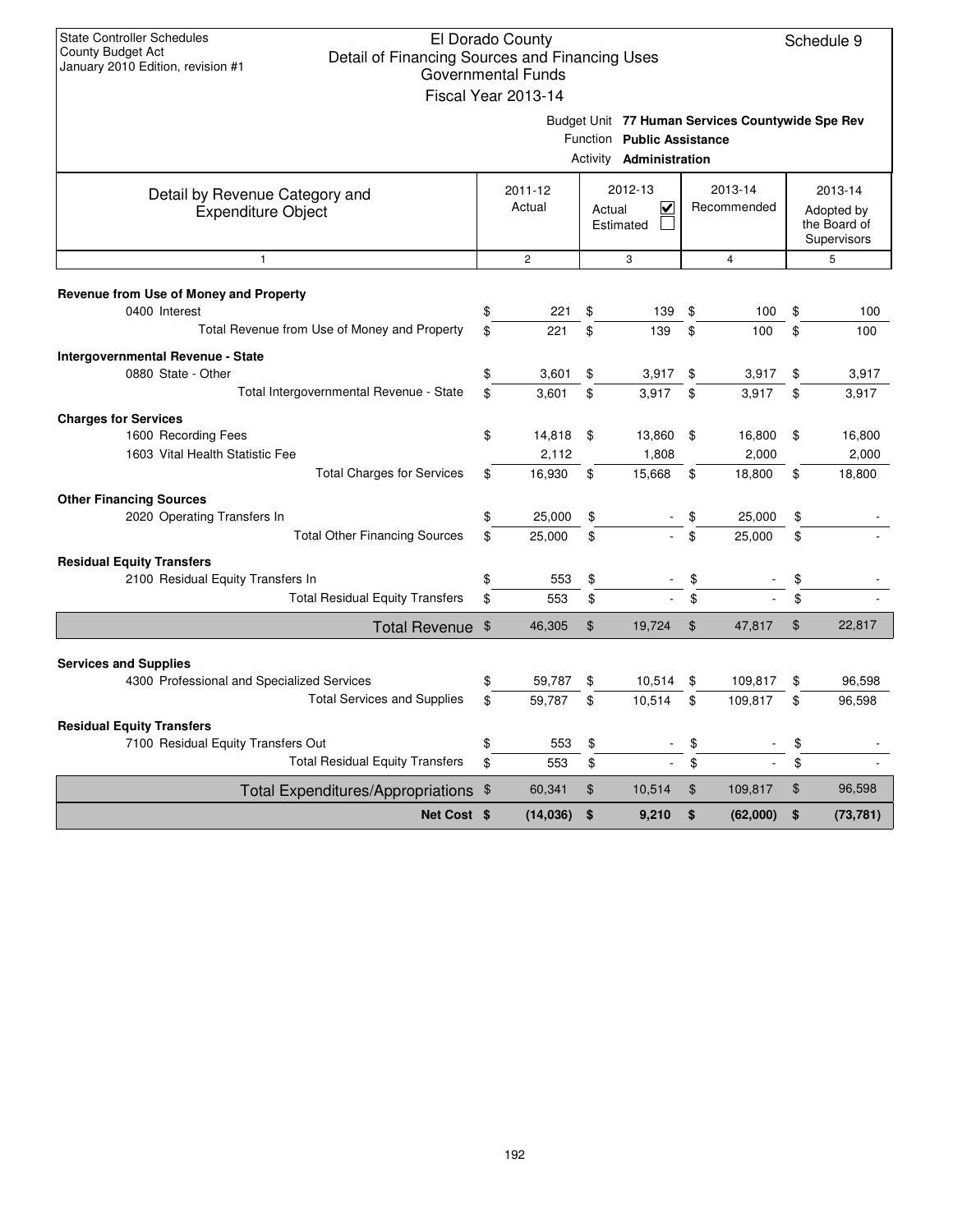State Controller Schedules
County Budget Act
January 2010 Edition, revision #1

# El Dorado County
## Detail of Financing Sources and Financing Uses
### Governmental Funds
### Fiscal Year 2013-14

Schedule 9

Budget Unit **77 Human Services Countywide Spe Rev**
Function **Public Assistance**
Activity **Administration**

| Detail by Revenue Category and Expenditure Object | 2011-12 Actual | 2012-13 Actual ☑ Estimated ☐ | 2013-14 Recommended | 2013-14 Adopted by the Board of Supervisors |
|---|---|---|---|---|
| 1 | 2 | 3 | 4 | 5 |
| **Revenue from Use of Money and Property** | | | | |
| 0400 Interest | $ 221 | $ 139 | $ 100 | $ 100 |
| Total Revenue from Use of Money and Property | $ 221 | $ 139 | $ 100 | $ 100 |
| **Intergovernmental Revenue - State** | | | | |
| 0880 State - Other | $ 3,601 | $ 3,917 | $ 3,917 | $ 3,917 |
| Total Intergovernmental Revenue - State | $ 3,601 | $ 3,917 | $ 3,917 | $ 3,917 |
| **Charges for Services** | | | | |
| 1600 Recording Fees | $ 14,818 | $ 13,860 | $ 16,800 | $ 16,800 |
| 1603 Vital Health Statistic Fee | 2,112 | 1,808 | 2,000 | 2,000 |
| Total Charges for Services | $ 16,930 | $ 15,668 | $ 18,800 | $ 18,800 |
| **Other Financing Sources** | | | | |
| 2020 Operating Transfers In | $ 25,000 | $ - | $ 25,000 | $ - |
| Total Other Financing Sources | $ 25,000 | $ - | $ 25,000 | $ - |
| **Residual Equity Transfers** | | | | |
| 2100 Residual Equity Transfers In | $ 553 | $ - | $ - | $ - |
| Total Residual Equity Transfers | $ 553 | $ - | $ - | $ - |
| **Total Revenue** | $ 46,305 | $ 19,724 | $ 47,817 | $ 22,817 |
| **Services and Supplies** | | | | |
| 4300 Professional and Specialized Services | $ 59,787 | $ 10,514 | $ 109,817 | $ 96,598 |
| Total Services and Supplies | $ 59,787 | $ 10,514 | $ 109,817 | $ 96,598 |
| **Residual Equity Transfers** | | | | |
| 7100 Residual Equity Transfers Out | $ 553 | $ - | $ - | $ - |
| Total Residual Equity Transfers | $ 553 | $ - | $ - | $ - |
| **Total Expenditures/Appropriations** | $ 60,341 | $ 10,514 | $ 109,817 | $ 96,598 |
| **Net Cost** | **$ (14,036)** | **$ 9,210** | **$ (62,000)** | **$ (73,781)** |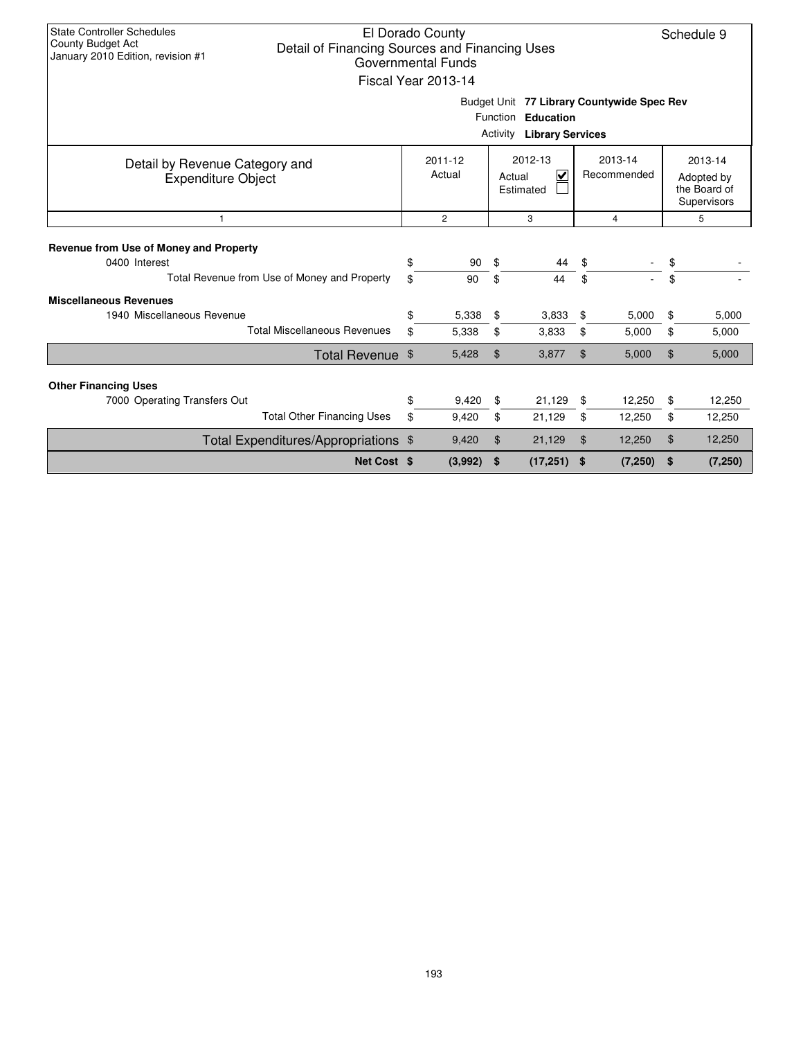State Controller Schedules
County Budget Act
January 2010 Edition, revision #1

# El Dorado County
## Detail of Financing Sources and Financing Uses
### Governmental Funds
### Fiscal Year 2013-14

Schedule 9

Budget Unit **77 Library Countywide Spec Rev**
Function **Education**
Activity **Library Services**

| Detail by Revenue Category and Expenditure Object | 2011-12 Actual | 2012-13 Actual ☑ Estimated ☐ | 2013-14 Recommended | 2013-14 Adopted by the Board of Supervisors |
|---|---|---|---|---|
| 1 | 2 | 3 | 4 | 5 |
| **Revenue from Use of Money and Property** | | | | |
| 0400 Interest | $ 90 | $ 44 | $ - | $ - |
| Total Revenue from Use of Money and Property | $ 90 | $ 44 | $ - | $ - |
| **Miscellaneous Revenues** | | | | |
| 1940 Miscellaneous Revenue | $ 5,338 | $ 3,833 | $ 5,000 | $ 5,000 |
| Total Miscellaneous Revenues | $ 5,338 | $ 3,833 | $ 5,000 | $ 5,000 |
| Total Revenue | $ 5,428 | $ 3,877 | $ 5,000 | $ 5,000 |
| **Other Financing Uses** | | | | |
| 7000 Operating Transfers Out | $ 9,420 | $ 21,129 | $ 12,250 | $ 12,250 |
| Total Other Financing Uses | $ 9,420 | $ 21,129 | $ 12,250 | $ 12,250 |
| Total Expenditures/Appropriations | $ 9,420 | $ 21,129 | $ 12,250 | $ 12,250 |
| **Net Cost** | **$ (3,992)** | **$ (17,251)** | **$ (7,250)** | **$ (7,250)** |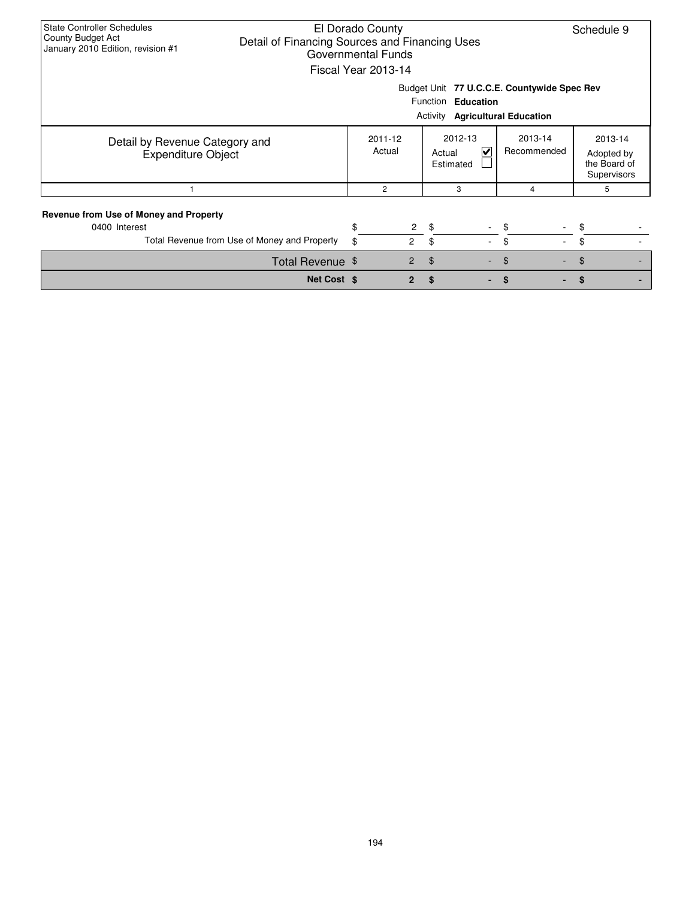State Controller Schedules
County Budget Act
January 2010 Edition, revision #1

# El Dorado County
## Detail of Financing Sources and Financing Uses
### Governmental Funds
### Fiscal Year 2013-14

Schedule 9

Budget Unit **77 U.C.C.E. Countywide Spec Rev**
Function **Education**
Activity **Agricultural Education**

| Detail by Revenue Category and Expenditure Object | 2011-12 Actual | 2012-13 Actual ☑ Estimated ☐ | 2013-14 Recommended | 2013-14 Adopted by the Board of Supervisors |
|---|---|---|---|---|
| 1 | 2 | 3 | 4 | 5 |
| **Revenue from Use of Money and Property** | | | | |
| 0400 Interest | $ 2 | $ - | $ - | $ - |
| Total Revenue from Use of Money and Property | $ 2 | $ - | $ - | $ - |
| Total Revenue | $ 2 | $ - | $ - | $ - |
| **Net Cost** | **$ 2** | **$ -** | **$ -** | **$ -** |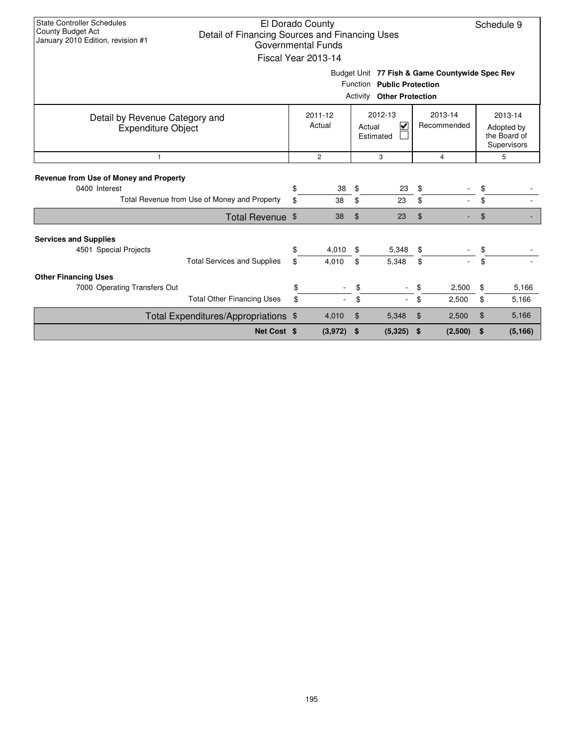State Controller Schedules
County Budget Act
January 2010 Edition, revision #1

# El Dorado County
## Detail of Financing Sources and Financing Uses
### Governmental Funds
### Fiscal Year 2013-14

Schedule 9

Budget Unit **77 Fish & Game Countywide Spec Rev**
Function **Public Protection**
Activity **Other Protection**

| Detail by Revenue Category and Expenditure Object | 2011-12 Actual | 2012-13 Actual ☑ Estimated ☐ | 2013-14 Recommended | 2013-14 Adopted by the Board of Supervisors |
|---|---|---|---|---|
| 1 | 2 | 3 | 4 | 5 |
| **Revenue from Use of Money and Property** | | | | |
| 0400 Interest | $ 38 | $ 23 | $ - | $ - |
| Total Revenue from Use of Money and Property | $ 38 | $ 23 | $ - | $ - |
| Total Revenue | $ 38 | $ 23 | $ - | $ - |
| **Services and Supplies** | | | | |
| 4501 Special Projects | $ 4,010 | $ 5,348 | $ - | $ - |
| Total Services and Supplies | $ 4,010 | $ 5,348 | $ - | $ - |
| **Other Financing Uses** | | | | |
| 7000 Operating Transfers Out | $ - | $ - | $ 2,500 | $ 5,166 |
| Total Other Financing Uses | $ - | $ - | $ 2,500 | $ 5,166 |
| Total Expenditures/Appropriations | $ 4,010 | $ 5,348 | $ 2,500 | $ 5,166 |
| **Net Cost** | **$ (3,972)** | **$ (5,325)** | **$ (2,500)** | **$ (5,166)** |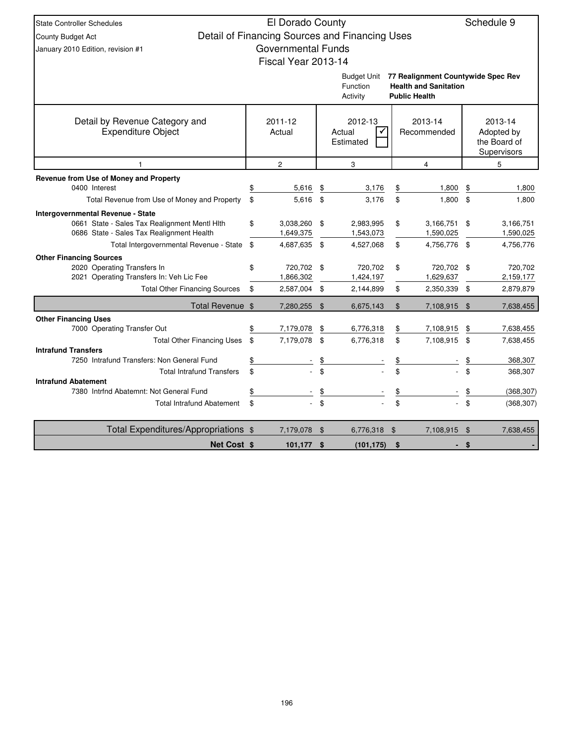State Controller Schedules
County Budget Act
January 2010 Edition, revision #1

# El Dorado County
## Detail of Financing Sources and Financing Uses
### Governmental Funds
### Fiscal Year 2013-14

Schedule 9

Budget Unit: **77 Realignment Countywide Spec Rev**
Function: **Health and Sanitation**
Activity: **Public Health**

| Detail by Revenue Category and Expenditure Object | 2011-12 Actual | 2012-13 Actual ☑ Estimated ☐ | 2013-14 Recommended | 2013-14 Adopted by the Board of Supervisors |
|---|---|---|---|---|
| 1 | 2 | 3 | 4 | 5 |
| **Revenue from Use of Money and Property** | | | | |
| 0400 Interest | $ 5,616 | $ 3,176 | $ 1,800 | $ 1,800 |
| Total Revenue from Use of Money and Property | $ 5,616 | $ 3,176 | $ 1,800 | $ 1,800 |
| **Intergovernmental Revenue - State** | | | | |
| 0661 State - Sales Tax Realignment Mentl Hlth | $ 3,038,260 | $ 2,983,995 | $ 3,166,751 | $ 3,166,751 |
| 0686 State - Sales Tax Realignment Health | 1,649,375 | 1,543,073 | 1,590,025 | 1,590,025 |
| Total Intergovernmental Revenue - State | $ 4,687,635 | $ 4,527,068 | $ 4,756,776 | $ 4,756,776 |
| **Other Financing Sources** | | | | |
| 2020 Operating Transfers In | $ 720,702 | $ 720,702 | $ 720,702 | $ 720,702 |
| 2021 Operating Transfers In: Veh Lic Fee | 1,866,302 | 1,424,197 | 1,629,637 | 2,159,177 |
| Total Other Financing Sources | $ 2,587,004 | $ 2,144,899 | $ 2,350,339 | $ 2,879,879 |
| Total Revenue | $ 7,280,255 | $ 6,675,143 | $ 7,108,915 | $ 7,638,455 |
| **Other Financing Uses** | | | | |
| 7000 Operating Transfer Out | $ 7,179,078 | $ 6,776,318 | $ 7,108,915 | $ 7,638,455 |
| Total Other Financing Uses | $ 7,179,078 | $ 6,776,318 | $ 7,108,915 | $ 7,638,455 |
| **Intrafund Transfers** | | | | |
| 7250 Intrafund Transfers: Non General Fund | $ - | $ - | $ - | $ 368,307 |
| Total Intrafund Transfers | $ - | $ - | $ - | $ 368,307 |
| **Intrafund Abatement** | | | | |
| 7380 Intrfnd Abatemnt: Not General Fund | $ - | $ - | $ - | $ (368,307) |
| Total Intrafund Abatement | $ - | $ - | $ - | $ (368,307) |
| Total Expenditures/Appropriations | $ 7,179,078 | $ 6,776,318 | $ 7,108,915 | $ 7,638,455 |
| **Net Cost** | **$ 101,177** | **$ (101,175)** | **$ -** | **$ -** |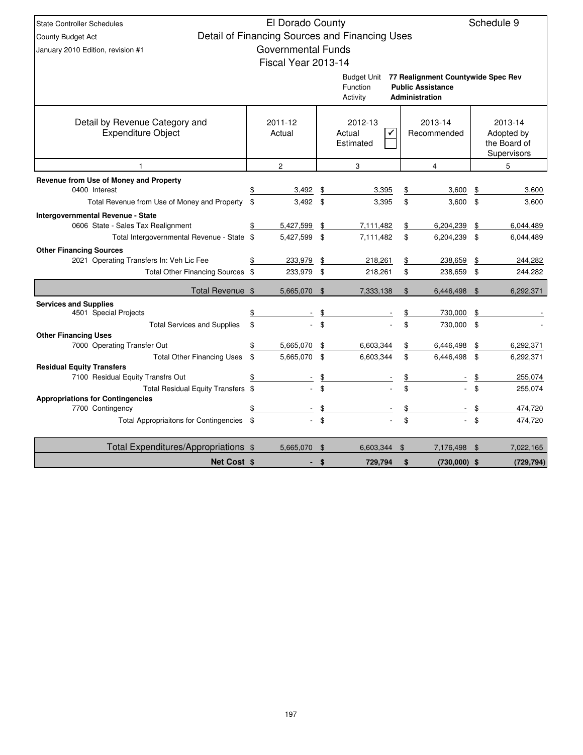State Controller Schedules
County Budget Act
January 2010 Edition, revision #1

# El Dorado County
## Detail of Financing Sources and Financing Uses
## Governmental Funds
## Fiscal Year 2013-14

Schedule 9

Budget Unit: **77 Realignment Countywide Spec Rev**
Function: **Public Assistance**
Activity: **Administration**

| Detail by Revenue Category and Expenditure Object | 2011-12 Actual | 2012-13 Actual ✓ / Estimated | 2013-14 Recommended | 2013-14 Adopted by the Board of Supervisors |
|---|---|---|---|---|
| 1 | 2 | 3 | 4 | 5 |
| **Revenue from Use of Money and Property** | | | | |
| 0400 Interest | $ 3,492 | $ 3,395 | $ 3,600 | $ 3,600 |
| Total Revenue from Use of Money and Property | $ 3,492 | $ 3,395 | $ 3,600 | $ 3,600 |
| **Intergovernmental Revenue - State** | | | | |
| 0606 State - Sales Tax Realignment | $ 5,427,599 | $ 7,111,482 | $ 6,204,239 | $ 6,044,489 |
| Total Intergovernmental Revenue - State | $ 5,427,599 | $ 7,111,482 | $ 6,204,239 | $ 6,044,489 |
| **Other Financing Sources** | | | | |
| 2021 Operating Transfers In: Veh Lic Fee | $ 233,979 | $ 218,261 | $ 238,659 | $ 244,282 |
| Total Other Financing Sources | $ 233,979 | $ 218,261 | $ 238,659 | $ 244,282 |
| Total Revenue | $ 5,665,070 | $ 7,333,138 | $ 6,446,498 | $ 6,292,371 |
| **Services and Supplies** | | | | |
| 4501 Special Projects | $ - | $ - | $ 730,000 | $ - |
| Total Services and Supplies | $ - | $ - | $ 730,000 | $ - |
| **Other Financing Uses** | | | | |
| 7000 Operating Transfer Out | $ 5,665,070 | $ 6,603,344 | $ 6,446,498 | $ 6,292,371 |
| Total Other Financing Uses | $ 5,665,070 | $ 6,603,344 | $ 6,446,498 | $ 6,292,371 |
| **Residual Equity Transfers** | | | | |
| 7100 Residual Equity Transfrs Out | $ - | $ - | $ - | $ 255,074 |
| Total Residual Equity Transfers | $ - | $ - | $ - | $ 255,074 |
| **Appropriations for Contingencies** | | | | |
| 7700 Contingency | $ - | $ - | $ - | $ 474,720 |
| Total Appropriaitons for Contingencies | $ - | $ - | $ - | $ 474,720 |
| Total Expenditures/Appropriations | $ 5,665,070 | $ 6,603,344 | $ 7,176,498 | $ 7,022,165 |
| **Net Cost** | **$ -** | **$ 729,794** | **$ (730,000)** | **$ (729,794)** |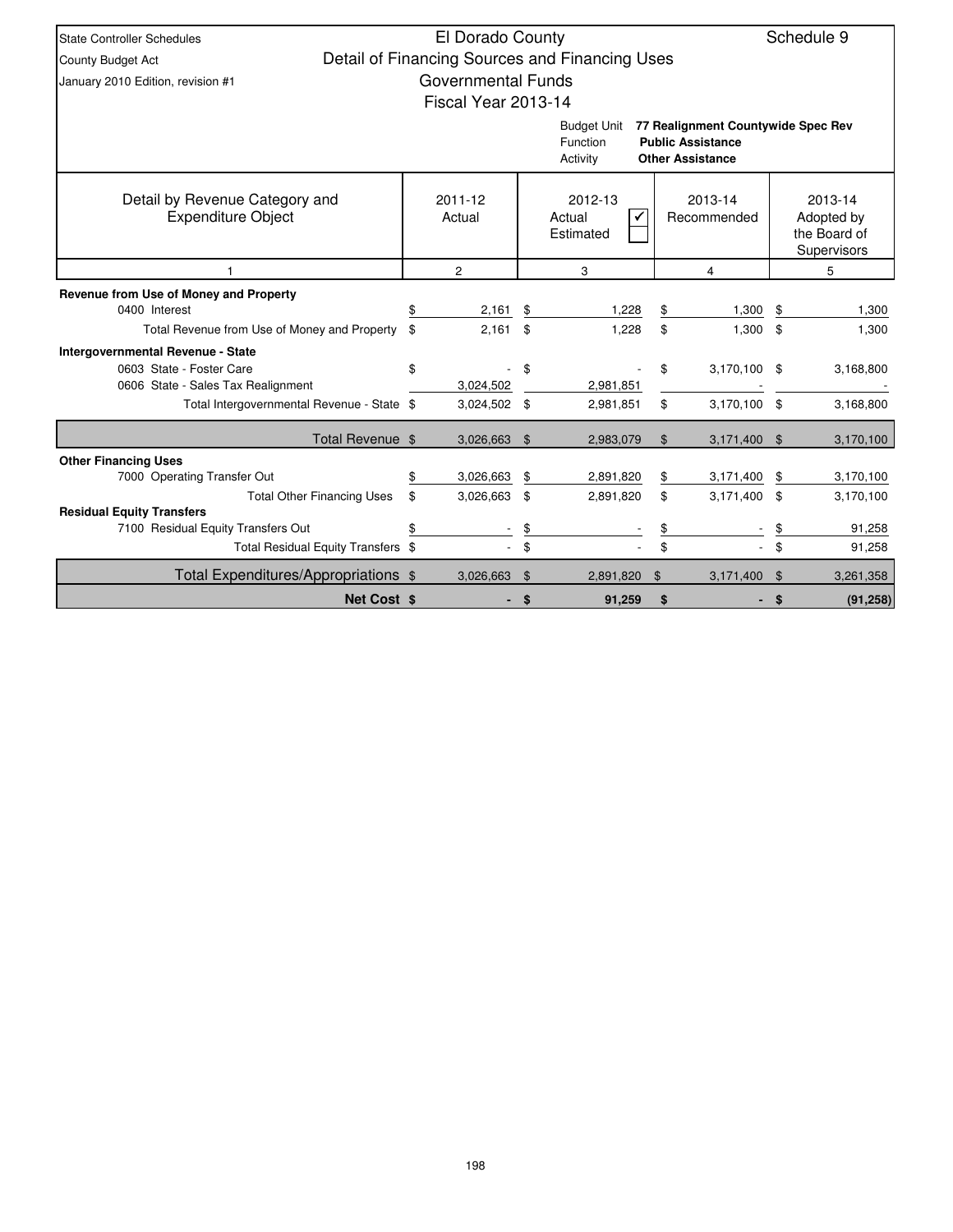State Controller Schedules
County Budget Act
January 2010 Edition, revision #1

# El Dorado County

## Detail of Financing Sources and Financing Uses

### Governmental Funds

### Fiscal Year 2013-14

Schedule 9

Budget Unit: **77 Realignment Countywide Spec Rev**
Function: **Public Assistance**
Activity: **Other Assistance**

| Detail by Revenue Category and Expenditure Object | 2011-12 Actual | 2012-13 Actual ✓ / Estimated | 2013-14 Recommended | 2013-14 Adopted by the Board of Supervisors |
|---|---|---|---|---|
| 1 | 2 | 3 | 4 | 5 |
| **Revenue from Use of Money and Property** | | | | |
| 0400 Interest | $ 2,161 | $ 1,228 | $ 1,300 | $ 1,300 |
| Total Revenue from Use of Money and Property | $ 2,161 | $ 1,228 | $ 1,300 | $ 1,300 |
| **Intergovernmental Revenue - State** | | | | |
| 0603 State - Foster Care | $ - | $ - | $ 3,170,100 | $ 3,168,800 |
| 0606 State - Sales Tax Realignment | 3,024,502 | 2,981,851 | - | - |
| Total Intergovernmental Revenue - State | $ 3,024,502 | $ 2,981,851 | $ 3,170,100 | $ 3,168,800 |
| Total Revenue | $ 3,026,663 | $ 2,983,079 | $ 3,171,400 | $ 3,170,100 |
| **Other Financing Uses** | | | | |
| 7000 Operating Transfer Out | $ 3,026,663 | $ 2,891,820 | $ 3,171,400 | $ 3,170,100 |
| Total Other Financing Uses | $ 3,026,663 | $ 2,891,820 | $ 3,171,400 | $ 3,170,100 |
| **Residual Equity Transfers** | | | | |
| 7100 Residual Equity Transfers Out | $ - | $ - | $ - | $ 91,258 |
| Total Residual Equity Transfers | $ - | $ - | $ - | $ 91,258 |
| Total Expenditures/Appropriations | $ 3,026,663 | $ 2,891,820 | $ 3,171,400 | $ 3,261,358 |
| **Net Cost** | **$ -** | **$ 91,259** | **$ -** | **$ (91,258)** |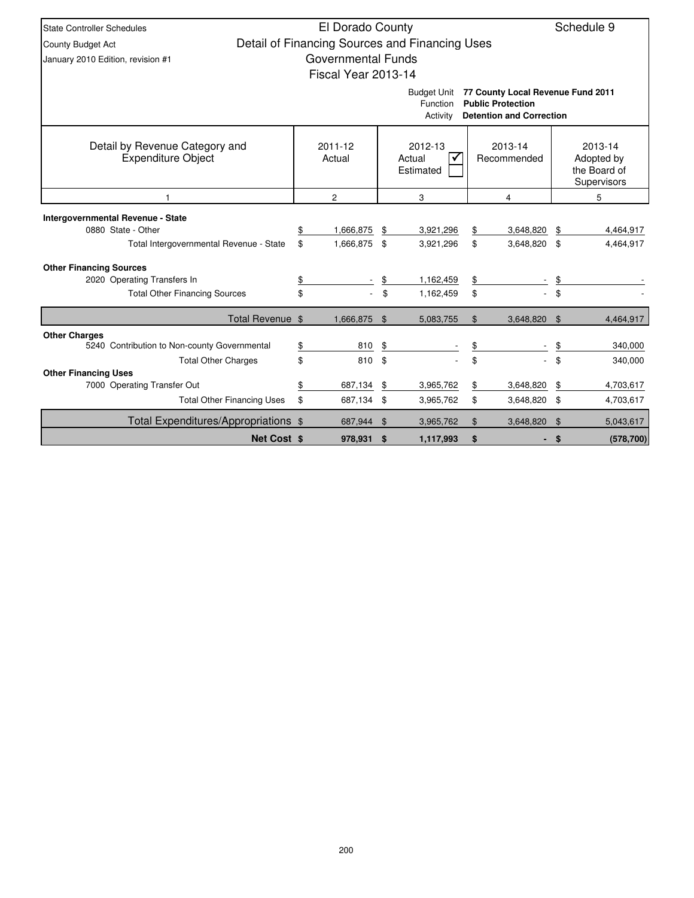State Controller Schedules
County Budget Act
January 2010 Edition, revision #1

# El Dorado County

## Detail of Financing Sources and Financing Uses

## Governmental Funds

## Fiscal Year 2013-14

Schedule 9

Budget Unit **77 County Local Revenue Fund 2011**
Function **Public Protection**
Activity **Detention and Correction**

| Detail by Revenue Category and Expenditure Object | 2011-12 Actual | 2012-13 Actual ☑ Estimated ☐ | 2013-14 Recommended | 2013-14 Adopted by the Board of Supervisors |
|---|---|---|---|---|
| 1 | 2 | 3 | 4 | 5 |
| **Intergovernmental Revenue - State** | | | | |
| 0880 State - Other | $ 1,666,875 | $ 3,921,296 | $ 3,648,820 | $ 4,464,917 |
| Total Intergovernmental Revenue - State | $ 1,666,875 | $ 3,921,296 | $ 3,648,820 | $ 4,464,917 |
| **Other Financing Sources** | | | | |
| 2020 Operating Transfers In | $ - | $ 1,162,459 | $ - | $ - |
| Total Other Financing Sources | $ - | $ 1,162,459 | $ - | $ - |
| Total Revenue | $ 1,666,875 | $ 5,083,755 | $ 3,648,820 | $ 4,464,917 |
| **Other Charges** | | | | |
| 5240 Contribution to Non-county Governmental | $ 810 | $ - | $ - | $ 340,000 |
| Total Other Charges | $ 810 | $ - | $ - | $ 340,000 |
| **Other Financing Uses** | | | | |
| 7000 Operating Transfer Out | $ 687,134 | $ 3,965,762 | $ 3,648,820 | $ 4,703,617 |
| Total Other Financing Uses | $ 687,134 | $ 3,965,762 | $ 3,648,820 | $ 4,703,617 |
| Total Expenditures/Appropriations | $ 687,944 | $ 3,965,762 | $ 3,648,820 | $ 5,043,617 |
| **Net Cost** | **$ 978,931** | **$ 1,117,993** | **$ -** | **$ (578,700)** |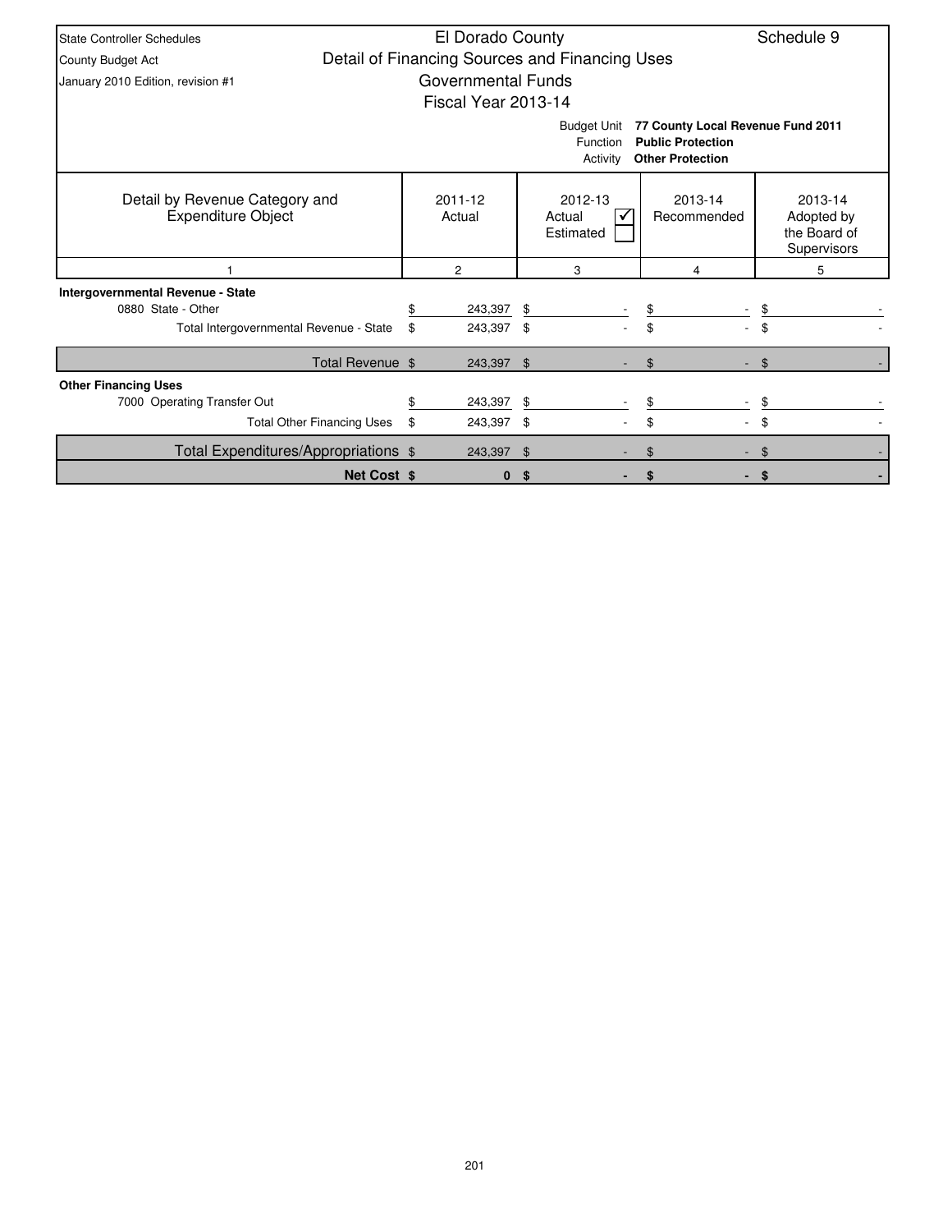State Controller Schedules
County Budget Act
January 2010 Edition, revision #1

# El Dorado County

## Detail of Financing Sources and Financing Uses

## Governmental Funds

## Fiscal Year 2013-14

Schedule 9

Budget Unit: **77 County Local Revenue Fund 2011**
Function: **Public Protection**
Activity: **Other Protection**

| Detail by Revenue Category and Expenditure Object | 2011-12 Actual | 2012-13 Actual ☑ Estimated ☐ | 2013-14 Recommended | 2013-14 Adopted by the Board of Supervisors |
|---|---|---|---|---|
| 1 | 2 | 3 | 4 | 5 |
| **Intergovernmental Revenue - State** | | | | |
| 0880 State - Other | $ 243,397 | $ - | $ - | $ - |
| Total Intergovernmental Revenue - State | $ 243,397 | $ - | $ - | $ - |
| Total Revenue | $ 243,397 | $ - | $ - | $ - |
| **Other Financing Uses** | | | | |
| 7000 Operating Transfer Out | $ 243,397 | $ - | $ - | $ - |
| Total Other Financing Uses | $ 243,397 | $ - | $ - | $ - |
| Total Expenditures/Appropriations | $ 243,397 | $ - | $ - | $ - |
| **Net Cost** | **$ 0** | **$ -** | **$ -** | **$ -** |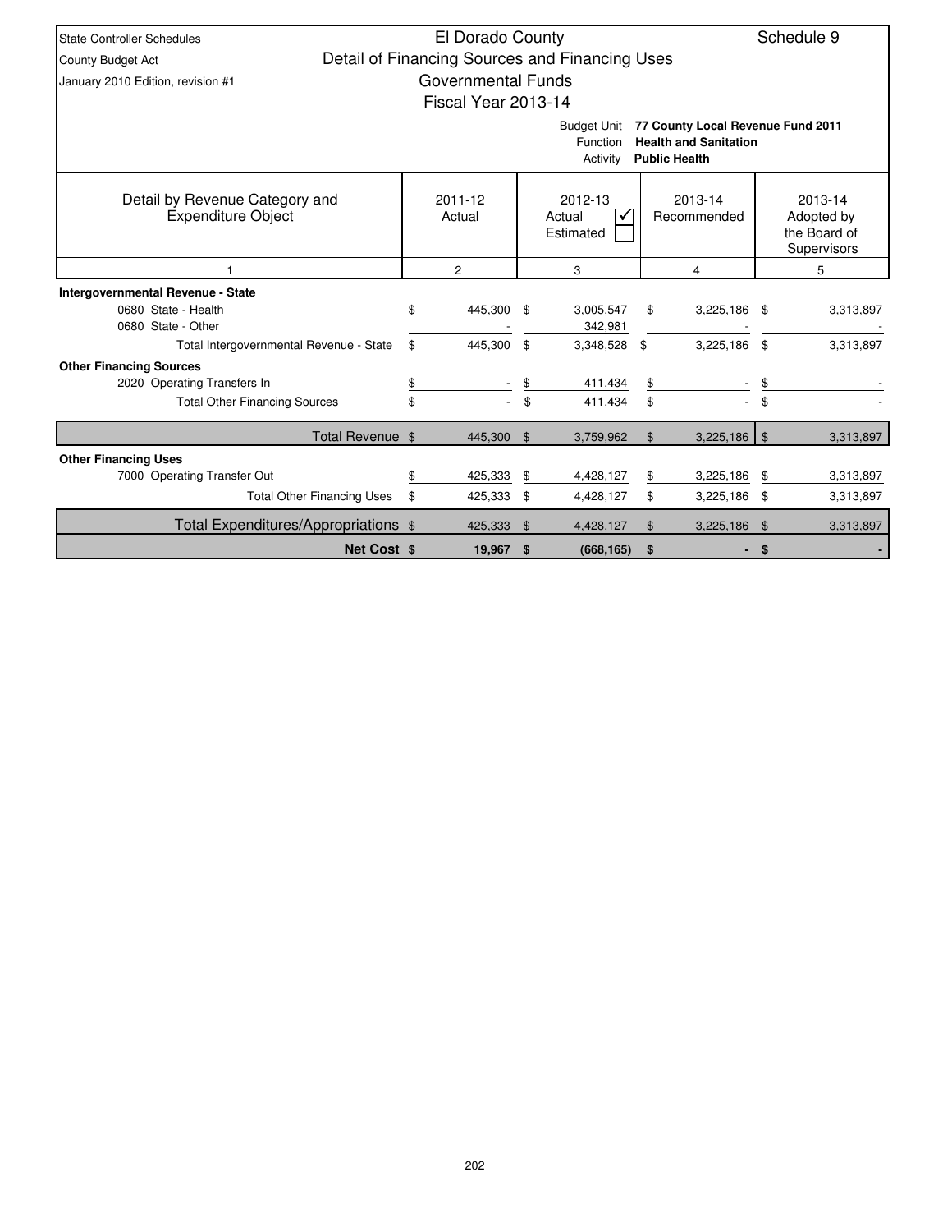State Controller Schedules
County Budget Act
January 2010 Edition, revision #1

# El Dorado County
## Detail of Financing Sources and Financing Uses
### Governmental Funds
### Fiscal Year 2013-14

Schedule 9

Budget Unit: **77 County Local Revenue Fund 2011**
Function: **Health and Sanitation**
Activity: **Public Health**

| Detail by Revenue Category and Expenditure Object | 2011-12 Actual | 2012-13 Actual ☑ Estimated ☐ | 2013-14 Recommended | 2013-14 Adopted by the Board of Supervisors |
|---|---|---|---|---|
| 1 | 2 | 3 | 4 | 5 |
| **Intergovernmental Revenue - State** | | | | |
| 0680 State - Health | $ 445,300 | $ 3,005,547 | $ 3,225,186 | $ 3,313,897 |
| 0680 State - Other | - | 342,981 | - | - |
| Total Intergovernmental Revenue - State | $ 445,300 | $ 3,348,528 | $ 3,225,186 | $ 3,313,897 |
| **Other Financing Sources** | | | | |
| 2020 Operating Transfers In | $ - | $ 411,434 | $ - | $ - |
| Total Other Financing Sources | $ - | $ 411,434 | $ - | $ - |
| Total Revenue | $ 445,300 | $ 3,759,962 | $ 3,225,186 | $ 3,313,897 |
| **Other Financing Uses** | | | | |
| 7000 Operating Transfer Out | $ 425,333 | $ 4,428,127 | $ 3,225,186 | $ 3,313,897 |
| Total Other Financing Uses | $ 425,333 | $ 4,428,127 | $ 3,225,186 | $ 3,313,897 |
| Total Expenditures/Appropriations | $ 425,333 | $ 4,428,127 | $ 3,225,186 | $ 3,313,897 |
| **Net Cost** | **$ 19,967** | **$ (668,165)** | **$ -** | **$ -** |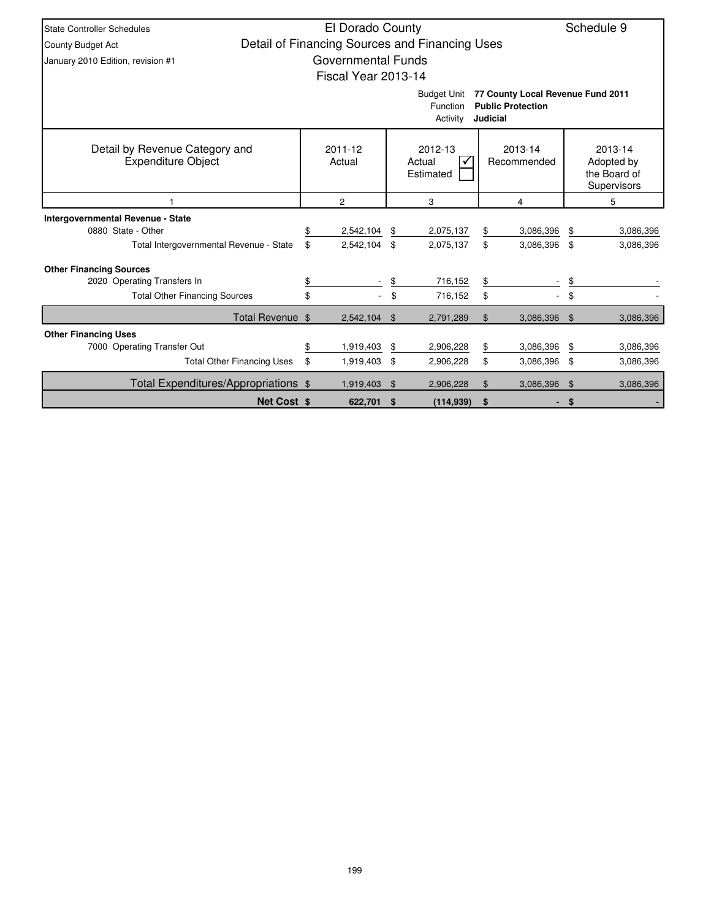State Controller Schedules
County Budget Act
January 2010 Edition, revision #1

# El Dorado County
## Detail of Financing Sources and Financing Uses
## Governmental Funds
## Fiscal Year 2013-14

Schedule 9

Budget Unit **77 County Local Revenue Fund 2011**
Function **Public Protection**
Activity **Judicial**

| Detail by Revenue Category and Expenditure Object | 2011-12 Actual | 2012-13 Actual ☑ Estimated ☐ | 2013-14 Recommended | 2013-14 Adopted by the Board of Supervisors |
|---|---|---|---|---|
| 1 | 2 | 3 | 4 | 5 |
| **Intergovernmental Revenue - State** | | | | |
| 0880 State - Other | $ 2,542,104 | $ 2,075,137 | $ 3,086,396 | $ 3,086,396 |
| Total Intergovernmental Revenue - State | $ 2,542,104 | $ 2,075,137 | $ 3,086,396 | $ 3,086,396 |
| **Other Financing Sources** | | | | |
| 2020 Operating Transfers In | $ - | $ 716,152 | $ - | $ - |
| Total Other Financing Sources | $ - | $ 716,152 | $ - | $ - |
| Total Revenue | $ 2,542,104 | $ 2,791,289 | $ 3,086,396 | $ 3,086,396 |
| **Other Financing Uses** | | | | |
| 7000 Operating Transfer Out | $ 1,919,403 | $ 2,906,228 | $ 3,086,396 | $ 3,086,396 |
| Total Other Financing Uses | $ 1,919,403 | $ 2,906,228 | $ 3,086,396 | $ 3,086,396 |
| Total Expenditures/Appropriations | $ 1,919,403 | $ 2,906,228 | $ 3,086,396 | $ 3,086,396 |
| **Net Cost** | **$ 622,701** | **$ (114,939)** | **$ -** | **$ -** |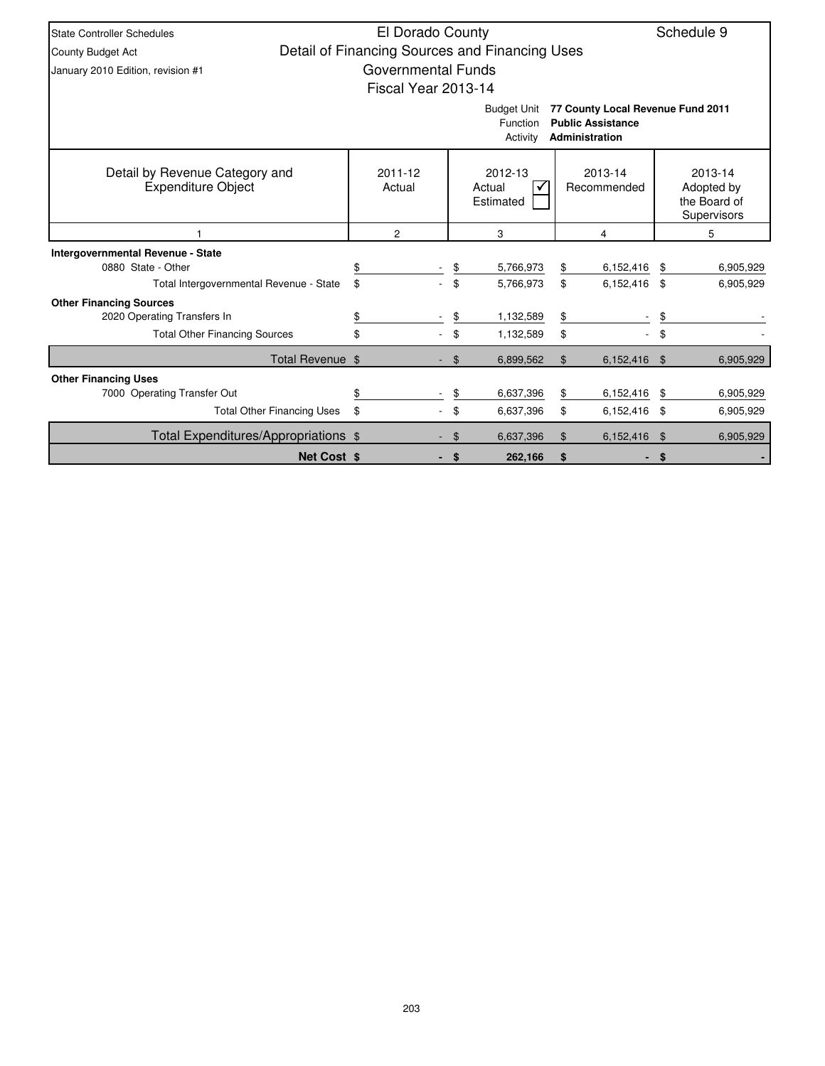State Controller Schedules
County Budget Act
January 2010 Edition, revision #1

# El Dorado County
## Detail of Financing Sources and Financing Uses
## Governmental Funds
## Fiscal Year 2013-14

Schedule 9

Budget Unit: **77 County Local Revenue Fund 2011**
Function: **Public Assistance**
Activity: **Administration**

| Detail by Revenue Category and Expenditure Object | 2011-12 Actual | 2012-13 Actual ☑ / Estimated ☐ | 2013-14 Recommended | 2013-14 Adopted by the Board of Supervisors |
|---|---|---|---|---|
| 1 | 2 | 3 | 4 | 5 |
| **Intergovernmental Revenue - State** | | | | |
| 0880 State - Other | $ - | $ 5,766,973 | $ 6,152,416 | $ 6,905,929 |
| Total Intergovernmental Revenue - State | $ - | $ 5,766,973 | $ 6,152,416 | $ 6,905,929 |
| **Other Financing Sources** | | | | |
| 2020 Operating Transfers In | $ - | $ 1,132,589 | $ - | $ - |
| Total Other Financing Sources | $ - | $ 1,132,589 | $ - | $ - |
| Total Revenue | $ - | $ 6,899,562 | $ 6,152,416 | $ 6,905,929 |
| **Other Financing Uses** | | | | |
| 7000 Operating Transfer Out | $ - | $ 6,637,396 | $ 6,152,416 | $ 6,905,929 |
| Total Other Financing Uses | $ - | $ 6,637,396 | $ 6,152,416 | $ 6,905,929 |
| Total Expenditures/Appropriations | $ - | $ 6,637,396 | $ 6,152,416 | $ 6,905,929 |
| **Net Cost** | **$ -** | **$ 262,166** | **$ -** | **$ -** |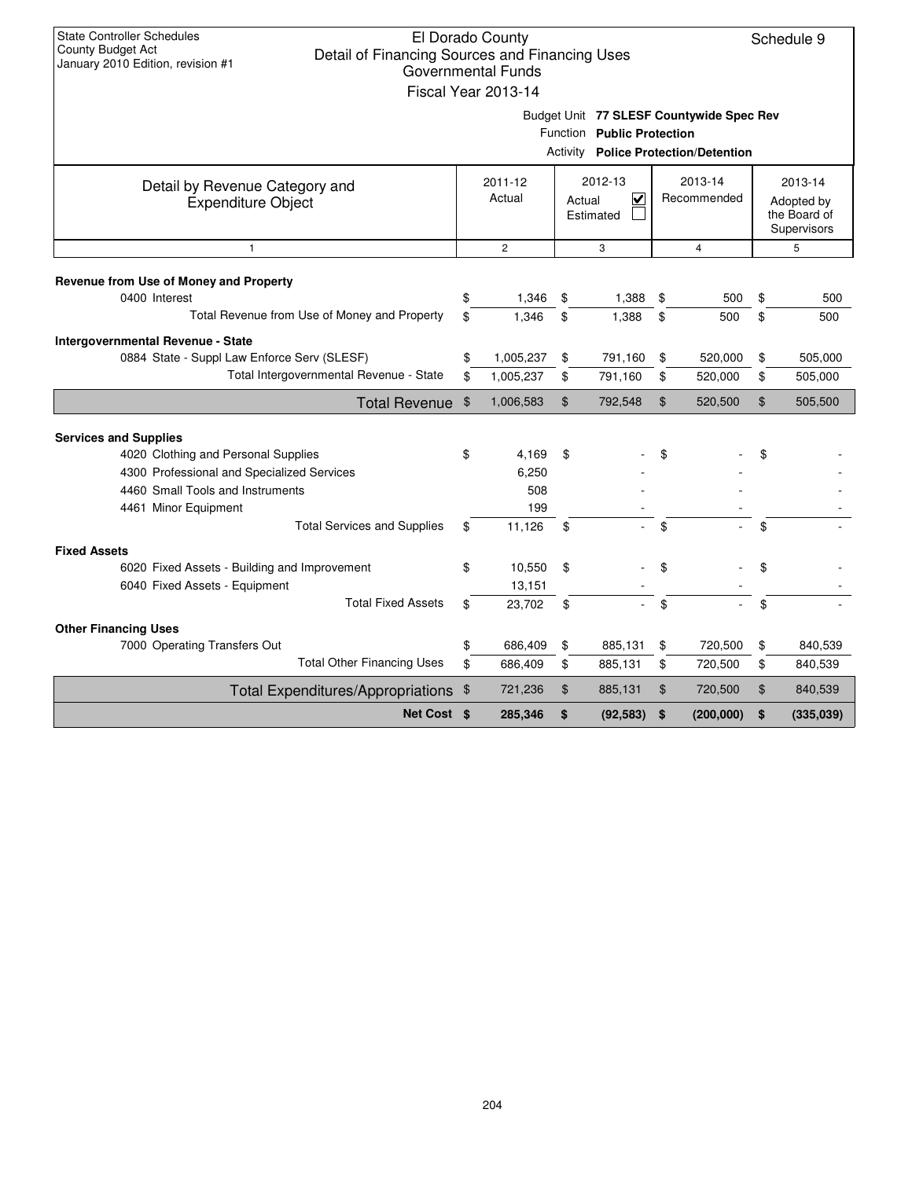State Controller Schedules
County Budget Act
January 2010 Edition, revision #1

# El Dorado County
## Detail of Financing Sources and Financing Uses
### Governmental Funds
### Fiscal Year 2013-14

Schedule 9

Budget Unit **77 SLESF Countywide Spec Rev**
Function **Public Protection**
Activity **Police Protection/Detention**

| Detail by Revenue Category and Expenditure Object | 2011-12 Actual | 2012-13 Actual ☑ Estimated ☐ | 2013-14 Recommended | 2013-14 Adopted by the Board of Supervisors |
|---|---|---|---|---|
| 1 | 2 | 3 | 4 | 5 |
| **Revenue from Use of Money and Property** | | | | |
| 0400 Interest | $ 1,346 | $ 1,388 | $ 500 | $ 500 |
| Total Revenue from Use of Money and Property | $ 1,346 | $ 1,388 | $ 500 | $ 500 |
| **Intergovernmental Revenue - State** | | | | |
| 0884 State - Suppl Law Enforce Serv (SLESF) | $ 1,005,237 | $ 791,160 | $ 520,000 | $ 505,000 |
| Total Intergovernmental Revenue - State | $ 1,005,237 | $ 791,160 | $ 520,000 | $ 505,000 |
| **Total Revenue** | $ 1,006,583 | $ 792,548 | $ 520,500 | $ 505,500 |
| **Services and Supplies** | | | | |
| 4020 Clothing and Personal Supplies | $ 4,169 | $ - | $ - | $ - |
| 4300 Professional and Specialized Services | 6,250 | - | - | - |
| 4460 Small Tools and Instruments | 508 | - | - | - |
| 4461 Minor Equipment | 199 | - | - | - |
| Total Services and Supplies | $ 11,126 | $ - | $ - | $ - |
| **Fixed Assets** | | | | |
| 6020 Fixed Assets - Building and Improvement | $ 10,550 | $ - | $ - | $ - |
| 6040 Fixed Assets - Equipment | 13,151 | - | - | - |
| Total Fixed Assets | $ 23,702 | $ - | $ - | $ - |
| **Other Financing Uses** | | | | |
| 7000 Operating Transfers Out | $ 686,409 | $ 885,131 | $ 720,500 | $ 840,539 |
| Total Other Financing Uses | $ 686,409 | $ 885,131 | $ 720,500 | $ 840,539 |
| **Total Expenditures/Appropriations** | $ 721,236 | $ 885,131 | $ 720,500 | $ 840,539 |
| **Net Cost** | **$ 285,346** | **$ (92,583)** | **$ (200,000)** | **$ (335,039)** |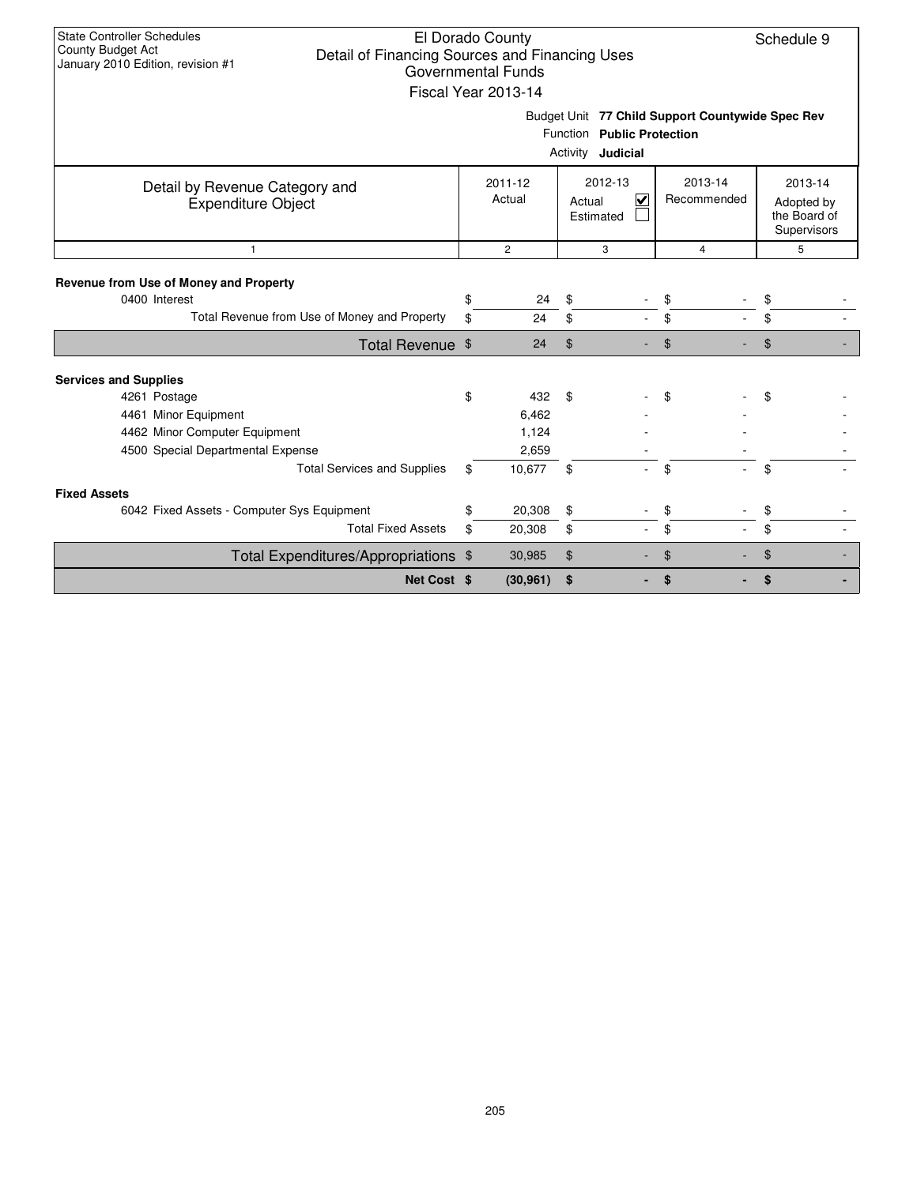State Controller Schedules
County Budget Act
January 2010 Edition, revision #1

# El Dorado County
## Detail of Financing Sources and Financing Uses
### Governmental Funds
### Fiscal Year 2013-14

Schedule 9

Budget Unit **77 Child Support Countywide Spec Rev**
Function **Public Protection**
Activity **Judicial**

| Detail by Revenue Category and Expenditure Object | 2011-12 Actual | 2012-13 Actual ☑ Estimated ☐ | 2013-14 Recommended | 2013-14 Adopted by the Board of Supervisors |
|---|---|---|---|---|
| 1 | 2 | 3 | 4 | 5 |
| **Revenue from Use of Money and Property** | | | | |
| 0400 Interest | $ 24 | $ - | $ - | $ - |
| Total Revenue from Use of Money and Property | $ 24 | $ - | $ - | $ - |
| **Total Revenue** | $ 24 | $ - | $ - | $ - |
| **Services and Supplies** | | | | |
| 4261 Postage | $ 432 | $ - | $ - | $ - |
| 4461 Minor Equipment | 6,462 | - | - | - |
| 4462 Minor Computer Equipment | 1,124 | - | - | - |
| 4500 Special Departmental Expense | 2,659 | - | - | - |
| Total Services and Supplies | $ 10,677 | $ - | $ - | $ - |
| **Fixed Assets** | | | | |
| 6042 Fixed Assets - Computer Sys Equipment | $ 20,308 | $ - | $ - | $ - |
| Total Fixed Assets | $ 20,308 | $ - | $ - | $ - |
| **Total Expenditures/Appropriations** | $ 30,985 | $ - | $ - | $ - |
| **Net Cost** | **$ (30,961)** | **$ -** | **$ -** | **$ -** |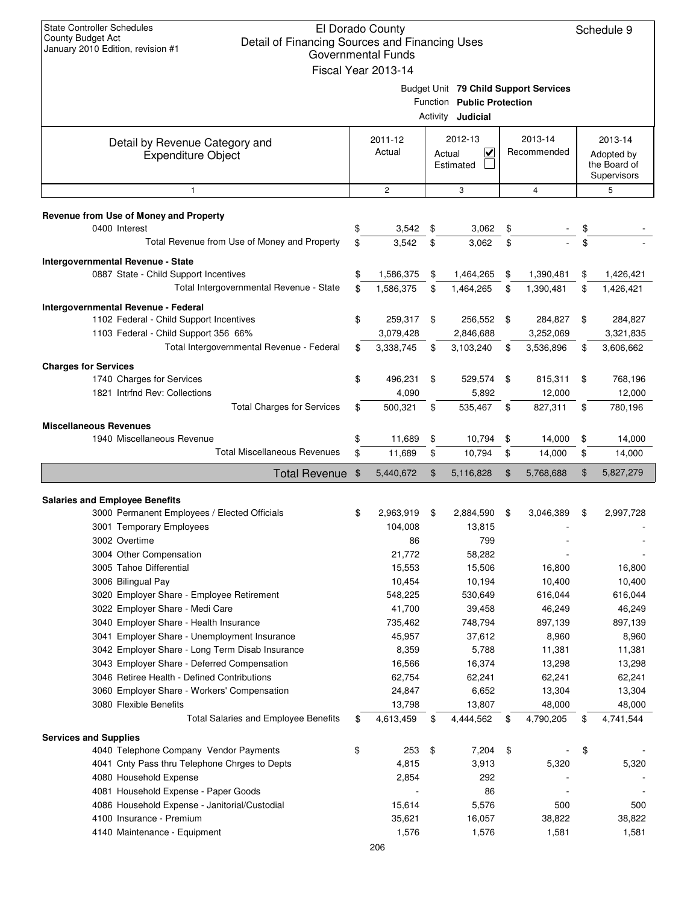State Controller Schedules
County Budget Act
January 2010 Edition, revision #1

# El Dorado County
## Detail of Financing Sources and Financing Uses
### Governmental Funds
### Fiscal Year 2013-14

Schedule 9

Budget Unit **79 Child Support Services**
Function **Public Protection**
Activity **Judicial**

| Detail by Revenue Category and Expenditure Object | 2011-12 Actual | 2012-13 Actual ☑ Estimated ☐ | 2013-14 Recommended | 2013-14 Adopted by the Board of Supervisors |
|---|---|---|---|---|
| 1 | 2 | 3 | 4 | 5 |
| **Revenue from Use of Money and Property** | | | | |
| 0400 Interest | $ 3,542 | $ 3,062 | $ - | $ - |
| Total Revenue from Use of Money and Property | $ 3,542 | $ 3,062 | $ - | $ - |
| **Intergovernmental Revenue - State** | | | | |
| 0887 State - Child Support Incentives | $ 1,586,375 | $ 1,464,265 | $ 1,390,481 | $ 1,426,421 |
| Total Intergovernmental Revenue - State | $ 1,586,375 | $ 1,464,265 | $ 1,390,481 | $ 1,426,421 |
| **Intergovernmental Revenue - Federal** | | | | |
| 1102 Federal - Child Support Incentives | $ 259,317 | $ 256,552 | $ 284,827 | $ 284,827 |
| 1103 Federal - Child Support 356 66% | 3,079,428 | 2,846,688 | 3,252,069 | 3,321,835 |
| Total Intergovernmental Revenue - Federal | $ 3,338,745 | $ 3,103,240 | $ 3,536,896 | $ 3,606,662 |
| **Charges for Services** | | | | |
| 1740 Charges for Services | $ 496,231 | $ 529,574 | $ 815,311 | $ 768,196 |
| 1821 Intrfnd Rev: Collections | 4,090 | 5,892 | 12,000 | 12,000 |
| Total Charges for Services | $ 500,321 | $ 535,467 | $ 827,311 | $ 780,196 |
| **Miscellaneous Revenues** | | | | |
| 1940 Miscellaneous Revenue | $ 11,689 | $ 10,794 | $ 14,000 | $ 14,000 |
| Total Miscellaneous Revenues | $ 11,689 | $ 10,794 | $ 14,000 | $ 14,000 |
| **Total Revenue** | $ 5,440,672 | $ 5,116,828 | $ 5,768,688 | $ 5,827,279 |
| **Salaries and Employee Benefits** | | | | |
| 3000 Permanent Employees / Elected Officials | $ 2,963,919 | $ 2,884,590 | $ 3,046,389 | $ 2,997,728 |
| 3001 Temporary Employees | 104,008 | 13,815 | - | - |
| 3002 Overtime | 86 | 799 | - | - |
| 3004 Other Compensation | 21,772 | 58,282 | - | - |
| 3005 Tahoe Differential | 15,553 | 15,506 | 16,800 | 16,800 |
| 3006 Bilingual Pay | 10,454 | 10,194 | 10,400 | 10,400 |
| 3020 Employer Share - Employee Retirement | 548,225 | 530,649 | 616,044 | 616,044 |
| 3022 Employer Share - Medi Care | 41,700 | 39,458 | 46,249 | 46,249 |
| 3040 Employer Share - Health Insurance | 735,462 | 748,794 | 897,139 | 897,139 |
| 3041 Employer Share - Unemployment Insurance | 45,957 | 37,612 | 8,960 | 8,960 |
| 3042 Employer Share - Long Term Disab Insurance | 8,359 | 5,788 | 11,381 | 11,381 |
| 3043 Employer Share - Deferred Compensation | 16,566 | 16,374 | 13,298 | 13,298 |
| 3046 Retiree Health - Defined Contributions | 62,754 | 62,241 | 62,241 | 62,241 |
| 3060 Employer Share - Workers' Compensation | 24,847 | 6,652 | 13,304 | 13,304 |
| 3080 Flexible Benefits | 13,798 | 13,807 | 48,000 | 48,000 |
| Total Salaries and Employee Benefits | $ 4,613,459 | $ 4,444,562 | $ 4,790,205 | $ 4,741,544 |
| **Services and Supplies** | | | | |
| 4040 Telephone Company Vendor Payments | $ 253 | $ 7,204 | $ - | $ - |
| 4041 Cnty Pass thru Telephone Chrges to Depts | 4,815 | 3,913 | 5,320 | 5,320 |
| 4080 Household Expense | 2,854 | 292 | - | - |
| 4081 Household Expense - Paper Goods | - | 86 | - | - |
| 4086 Household Expense - Janitorial/Custodial | 15,614 | 5,576 | 500 | 500 |
| 4100 Insurance - Premium | 35,621 | 16,057 | 38,822 | 38,822 |
| 4140 Maintenance - Equipment | 1,576 | 1,576 | 1,581 | 1,581 |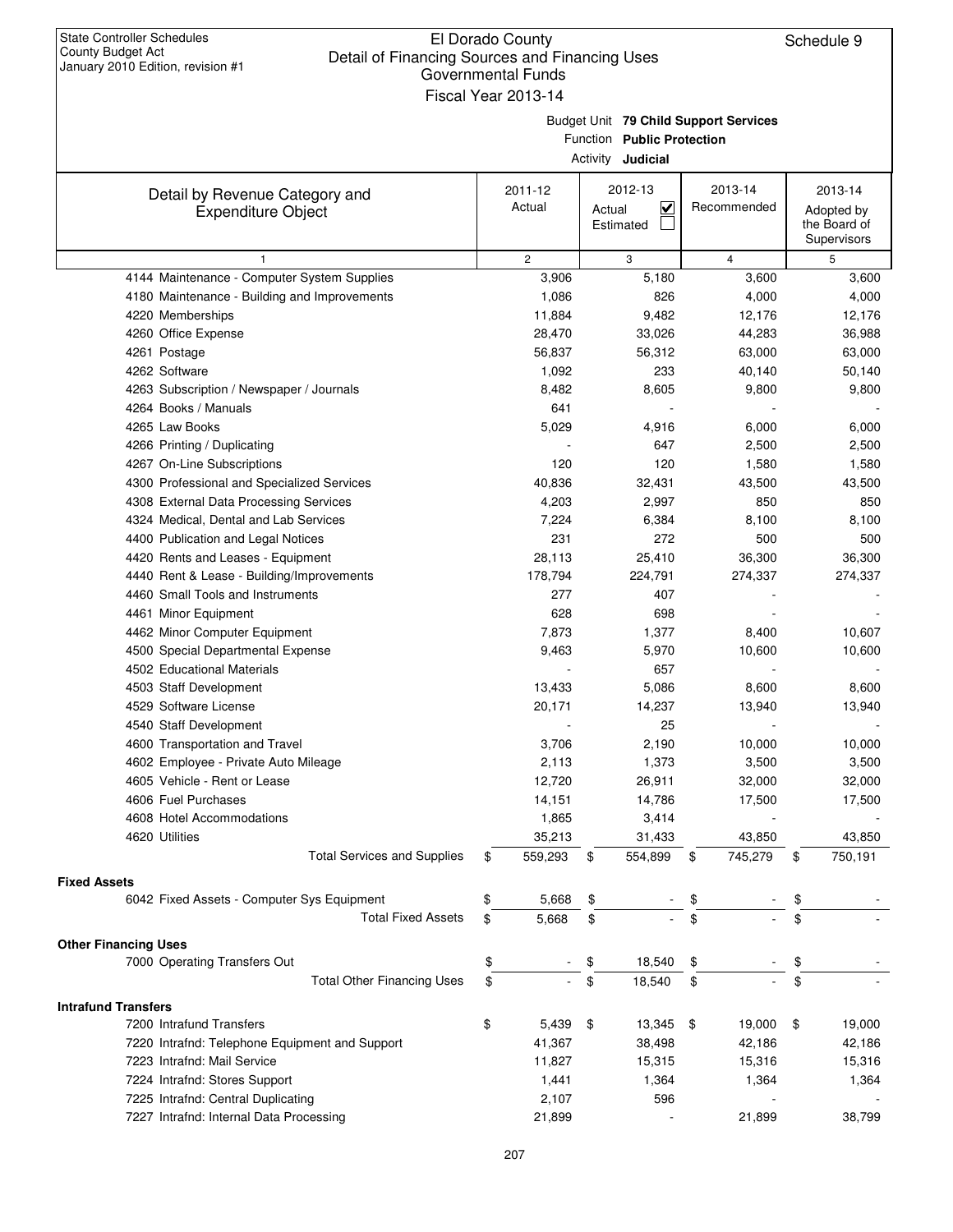State Controller Schedules
County Budget Act
January 2010 Edition, revision #1

# El Dorado County
## Detail of Financing Sources and Financing Uses
### Governmental Funds
### Fiscal Year 2013-14

Schedule 9

Budget Unit **79 Child Support Services**
Function **Public Protection**
Activity **Judicial**

| Detail by Revenue Category and Expenditure Object | 2011-12 Actual | 2012-13 Actual ☑ Estimated ☐ | 2013-14 Recommended | 2013-14 Adopted by the Board of Supervisors |
|---|---|---|---|---|
| 1 | 2 | 3 | 4 | 5 |
| 4144 Maintenance - Computer System Supplies | 3,906 | 5,180 | 3,600 | 3,600 |
| 4180 Maintenance - Building and Improvements | 1,086 | 826 | 4,000 | 4,000 |
| 4220 Memberships | 11,884 | 9,482 | 12,176 | 12,176 |
| 4260 Office Expense | 28,470 | 33,026 | 44,283 | 36,988 |
| 4261 Postage | 56,837 | 56,312 | 63,000 | 63,000 |
| 4262 Software | 1,092 | 233 | 40,140 | 50,140 |
| 4263 Subscription / Newspaper / Journals | 8,482 | 8,605 | 9,800 | 9,800 |
| 4264 Books / Manuals | 641 | - | - | - |
| 4265 Law Books | 5,029 | 4,916 | 6,000 | 6,000 |
| 4266 Printing / Duplicating | - | 647 | 2,500 | 2,500 |
| 4267 On-Line Subscriptions | 120 | 120 | 1,580 | 1,580 |
| 4300 Professional and Specialized Services | 40,836 | 32,431 | 43,500 | 43,500 |
| 4308 External Data Processing Services | 4,203 | 2,997 | 850 | 850 |
| 4324 Medical, Dental and Lab Services | 7,224 | 6,384 | 8,100 | 8,100 |
| 4400 Publication and Legal Notices | 231 | 272 | 500 | 500 |
| 4420 Rents and Leases - Equipment | 28,113 | 25,410 | 36,300 | 36,300 |
| 4440 Rent & Lease - Building/Improvements | 178,794 | 224,791 | 274,337 | 274,337 |
| 4460 Small Tools and Instruments | 277 | 407 | - | - |
| 4461 Minor Equipment | 628 | 698 | - | - |
| 4462 Minor Computer Equipment | 7,873 | 1,377 | 8,400 | 10,607 |
| 4500 Special Departmental Expense | 9,463 | 5,970 | 10,600 | 10,600 |
| 4502 Educational Materials | - | 657 | - | - |
| 4503 Staff Development | 13,433 | 5,086 | 8,600 | 8,600 |
| 4529 Software License | 20,171 | 14,237 | 13,940 | 13,940 |
| 4540 Staff Development | - | 25 | - | - |
| 4600 Transportation and Travel | 3,706 | 2,190 | 10,000 | 10,000 |
| 4602 Employee - Private Auto Mileage | 2,113 | 1,373 | 3,500 | 3,500 |
| 4605 Vehicle - Rent or Lease | 12,720 | 26,911 | 32,000 | 32,000 |
| 4606 Fuel Purchases | 14,151 | 14,786 | 17,500 | 17,500 |
| 4608 Hotel Accommodations | 1,865 | 3,414 | - | - |
| 4620 Utilities | 35,213 | 31,433 | 43,850 | 43,850 |
| Total Services and Supplies | $ 559,293 | $ 554,899 | $ 745,279 | $ 750,191 |
| **Fixed Assets** | | | | |
| 6042 Fixed Assets - Computer Sys Equipment | $ 5,668 | $ - | $ - | $ - |
| Total Fixed Assets | $ 5,668 | $ - | $ - | $ - |
| **Other Financing Uses** | | | | |
| 7000 Operating Transfers Out | $ - | $ 18,540 | $ - | $ - |
| Total Other Financing Uses | $ - | $ 18,540 | $ - | $ - |
| **Intrafund Transfers** | | | | |
| 7200 Intrafund Transfers | $ 5,439 | $ 13,345 | $ 19,000 | $ 19,000 |
| 7220 Intrafnd: Telephone Equipment and Support | 41,367 | 38,498 | 42,186 | 42,186 |
| 7223 Intrafnd: Mail Service | 11,827 | 15,315 | 15,316 | 15,316 |
| 7224 Intrafnd: Stores Support | 1,441 | 1,364 | 1,364 | 1,364 |
| 7225 Intrafnd: Central Duplicating | 2,107 | 596 | - | - |
| 7227 Intrafnd: Internal Data Processing | 21,899 | - | 21,899 | 38,799 |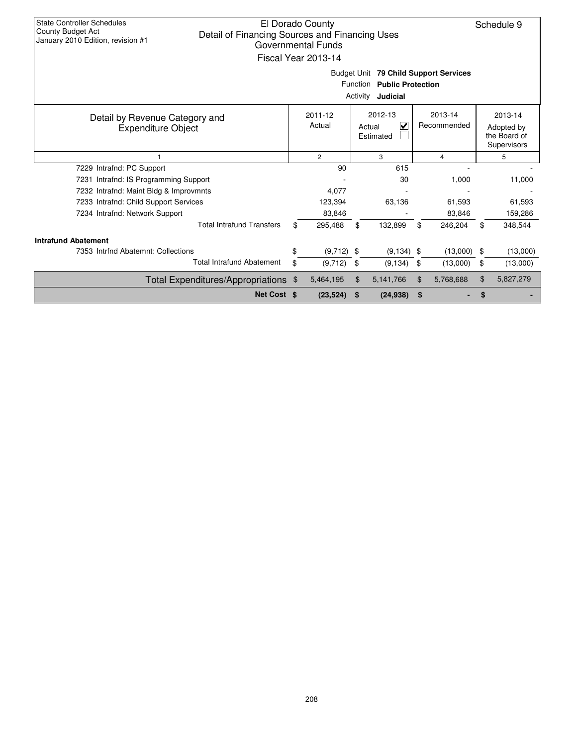State Controller Schedules
County Budget Act
January 2010 Edition, revision #1

# El Dorado County
## Detail of Financing Sources and Financing Uses
### Governmental Funds
### Fiscal Year 2013-14

Schedule 9

Budget Unit **79 Child Support Services**
Function **Public Protection**
Activity **Judicial**

| Detail by Revenue Category and Expenditure Object | 2011-12 Actual | 2012-13 Actual ☑ Estimated ☐ | 2013-14 Recommended | 2013-14 Adopted by the Board of Supervisors |
|---|---|---|---|---|
| 1 | 2 | 3 | 4 | 5 |
| 7229 Intrafnd: PC Support | 90 | 615 | - | - |
| 7231 Intrafnd: IS Programming Support | - | 30 | 1,000 | 11,000 |
| 7232 Intrafnd: Maint Bldg & Improvmnts | 4,077 | - | - | - |
| 7233 Intrafnd: Child Support Services | 123,394 | 63,136 | 61,593 | 61,593 |
| 7234 Intrafnd: Network Support | 83,846 | - | 83,846 | 159,286 |
| Total Intrafund Transfers | $ 295,488 | $ 132,899 | $ 246,204 | $ 348,544 |
| **Intrafund Abatement** | | | | |
| 7353 Intrfnd Abatemnt: Collections | $ (9,712) | $ (9,134) | $ (13,000) | $ (13,000) |
| Total Intrafund Abatement | $ (9,712) | $ (9,134) | $ (13,000) | $ (13,000) |
| Total Expenditures/Appropriations | $ 5,464,195 | $ 5,141,766 | $ 5,768,688 | $ 5,827,279 |
| **Net Cost** | **$ (23,524)** | **$ (24,938)** | **$ -** | **$ -** |